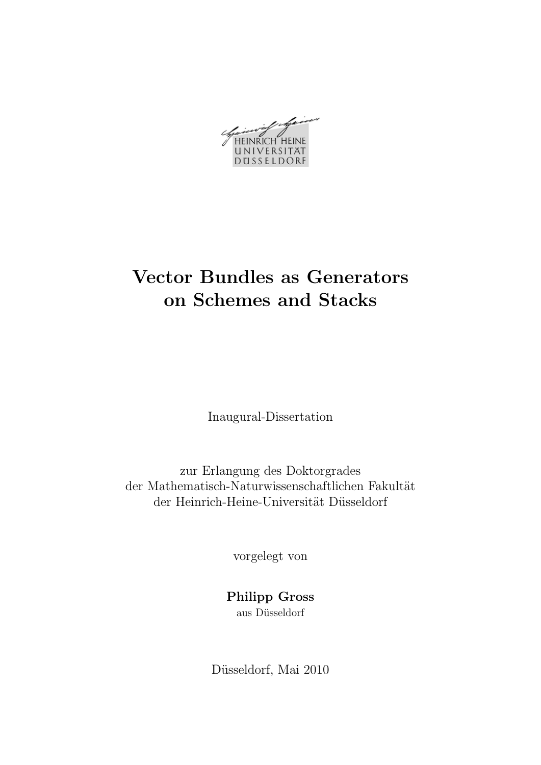HEINRICH HEINE
UNIVERSITÄT
DÜSSELDORF

# Vector Bundles as Generators on Schemes and Stacks

Inaugural-Dissertation

zur Erlangung des Doktorgrades
der Mathematisch-Naturwissenschaftlichen Fakultät
der Heinrich-Heine-Universität Düsseldorf

vorgelegt von

**Philipp Gross**
aus Düsseldorf

Düsseldorf, Mai 2010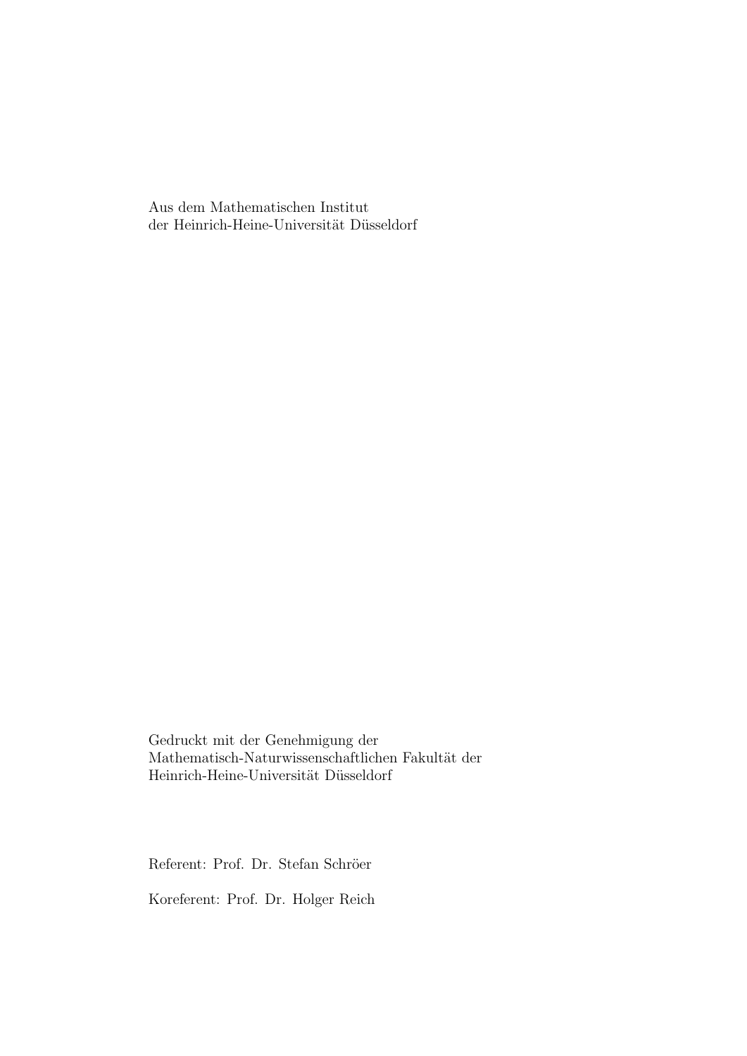Aus dem Mathematischen Institut
der Heinrich-Heine-Universität Düsseldorf

Gedruckt mit der Genehmigung der
Mathematisch-Naturwissenschaftlichen Fakultät der
Heinrich-Heine-Universität Düsseldorf

Referent: Prof. Dr. Stefan Schröer

Koreferent: Prof. Dr. Holger Reich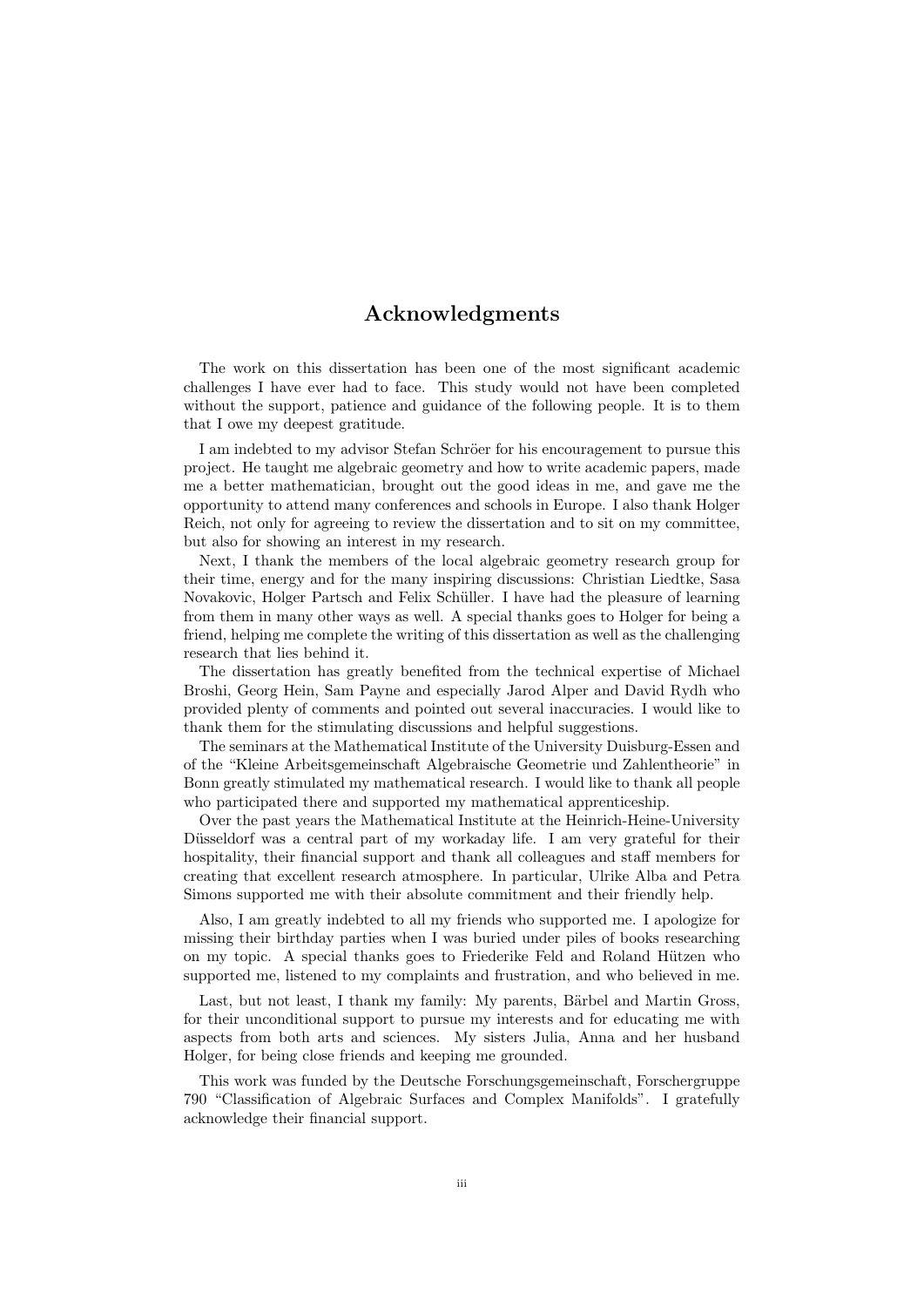# Acknowledgments

The work on this dissertation has been one of the most significant academic challenges I have ever had to face. This study would not have been completed without the support, patience and guidance of the following people. It is to them that I owe my deepest gratitude.

I am indebted to my advisor Stefan Schröer for his encouragement to pursue this project. He taught me algebraic geometry and how to write academic papers, made me a better mathematician, brought out the good ideas in me, and gave me the opportunity to attend many conferences and schools in Europe. I also thank Holger Reich, not only for agreeing to review the dissertation and to sit on my committee, but also for showing an interest in my research.

Next, I thank the members of the local algebraic geometry research group for their time, energy and for the many inspiring discussions: Christian Liedtke, Sasa Novakovic, Holger Partsch and Felix Schüller. I have had the pleasure of learning from them in many other ways as well. A special thanks goes to Holger for being a friend, helping me complete the writing of this dissertation as well as the challenging research that lies behind it.

The dissertation has greatly benefited from the technical expertise of Michael Broshi, Georg Hein, Sam Payne and especially Jarod Alper and David Rydh who provided plenty of comments and pointed out several inaccuracies. I would like to thank them for the stimulating discussions and helpful suggestions.

The seminars at the Mathematical Institute of the University Duisburg-Essen and of the "Kleine Arbeitsgemeinschaft Algebraische Geometrie und Zahlentheorie" in Bonn greatly stimulated my mathematical research. I would like to thank all people who participated there and supported my mathematical apprenticeship.

Over the past years the Mathematical Institute at the Heinrich-Heine-University Düsseldorf was a central part of my workaday life. I am very grateful for their hospitality, their financial support and thank all colleagues and staff members for creating that excellent research atmosphere. In particular, Ulrike Alba and Petra Simons supported me with their absolute commitment and their friendly help.

Also, I am greatly indebted to all my friends who supported me. I apologize for missing their birthday parties when I was buried under piles of books researching on my topic. A special thanks goes to Friederike Feld and Roland Hützen who supported me, listened to my complaints and frustration, and who believed in me.

Last, but not least, I thank my family: My parents, Bärbel and Martin Gross, for their unconditional support to pursue my interests and for educating me with aspects from both arts and sciences. My sisters Julia, Anna and her husband Holger, for being close friends and keeping me grounded.

This work was funded by the Deutsche Forschungsgemeinschaft, Forschergruppe 790 "Classification of Algebraic Surfaces and Complex Manifolds". I gratefully acknowledge their financial support.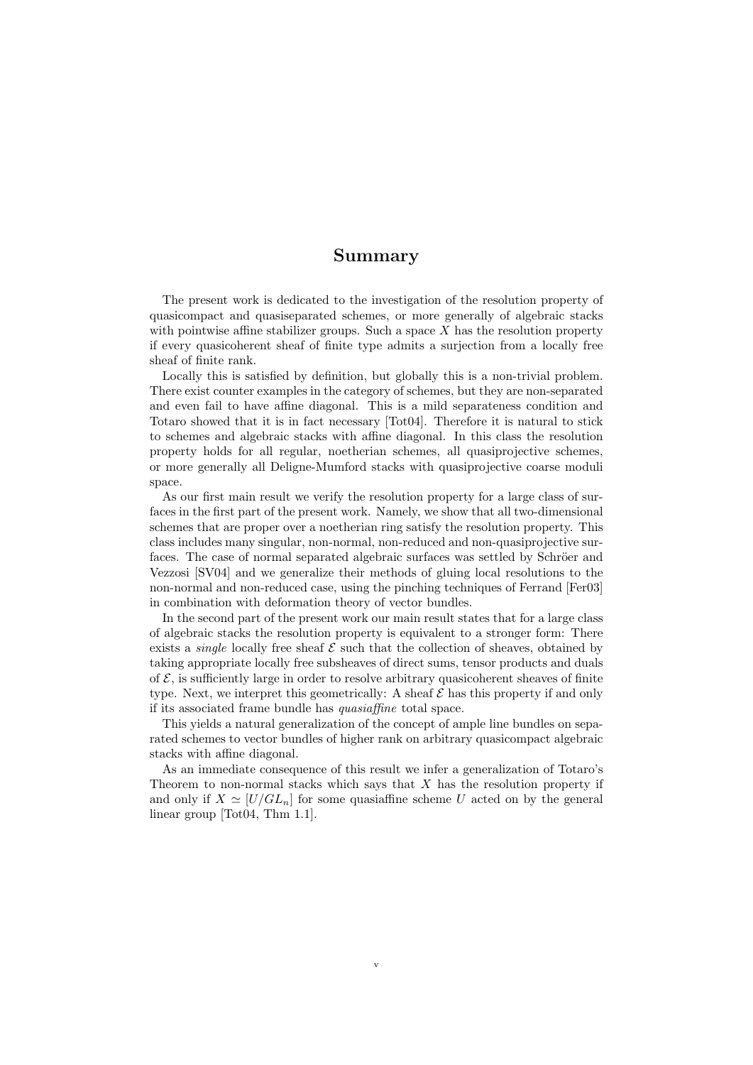# Summary

The present work is dedicated to the investigation of the resolution property of quasicompact and quasiseparated schemes, or more generally of algebraic stacks with pointwise affine stabilizer groups. Such a space $X$ has the resolution property if every quasicoherent sheaf of finite type admits a surjection from a locally free sheaf of finite rank.

Locally this is satisfied by definition, but globally this is a non-trivial problem. There exist counter examples in the category of schemes, but they are non-separated and even fail to have affine diagonal. This is a mild separateness condition and Totaro showed that it is in fact necessary [Tot04]. Therefore it is natural to stick to schemes and algebraic stacks with affine diagonal. In this class the resolution property holds for all regular, noetherian schemes, all quasiprojective schemes, or more generally all Deligne-Mumford stacks with quasiprojective coarse moduli space.

As our first main result we verify the resolution property for a large class of surfaces in the first part of the present work. Namely, we show that all two-dimensional schemes that are proper over a noetherian ring satisfy the resolution property. This class includes many singular, non-normal, non-reduced and non-quasiprojective surfaces. The case of normal separated algebraic surfaces was settled by Schröer and Vezzosi [SV04] and we generalize their methods of gluing local resolutions to the non-normal and non-reduced case, using the pinching techniques of Ferrand [Fer03] in combination with deformation theory of vector bundles.

In the second part of the present work our main result states that for a large class of algebraic stacks the resolution property is equivalent to a stronger form: There exists a *single* locally free sheaf $\mathcal{E}$ such that the collection of sheaves, obtained by taking appropriate locally free subsheaves of direct sums, tensor products and duals of $\mathcal{E}$, is sufficiently large in order to resolve arbitrary quasicoherent sheaves of finite type. Next, we interpret this geometrically: A sheaf $\mathcal{E}$ has this property if and only if its associated frame bundle has *quasiaffine* total space.

This yields a natural generalization of the concept of ample line bundles on separated schemes to vector bundles of higher rank on arbitrary quasicompact algebraic stacks with affine diagonal.

As an immediate consequence of this result we infer a generalization of Totaro's Theorem to non-normal stacks which says that $X$ has the resolution property if and only if $X \simeq [U/GL_n]$ for some quasiaffine scheme $U$ acted on by the general linear group [Tot04, Thm 1.1].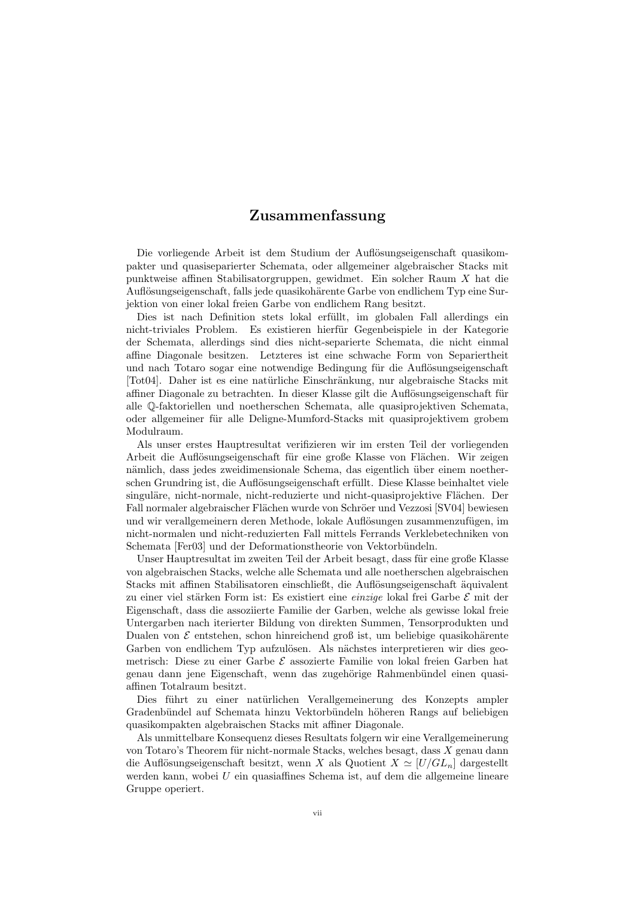# Zusammenfassung

Die vorliegende Arbeit ist dem Studium der Auflösungseigenschaft quasikompakter und quasiseparierter Schemata, oder allgemeiner algebraischer Stacks mit punktweise affinen Stabilisatorgruppen, gewidmet. Ein solcher Raum $X$ hat die Auflösungseigenschaft, falls jede quasikohärente Garbe von endlichem Typ eine Surjektion von einer lokal freien Garbe von endlichem Rang besitzt.

Dies ist nach Definition stets lokal erfüllt, im globalen Fall allerdings ein nicht-triviales Problem. Es existieren hierfür Gegenbeispiele in der Kategorie der Schemata, allerdings sind dies nicht-separierte Schemata, die nicht einmal affine Diagonale besitzen. Letzteres ist eine schwache Form von Separiertheit und nach Totaro sogar eine notwendige Bedingung für die Auflösungseigenschaft [Tot04]. Daher ist es eine natürliche Einschränkung, nur algebraische Stacks mit affiner Diagonale zu betrachten. In dieser Klasse gilt die Auflösungseigenschaft für alle $\mathbb{Q}$-faktoriellen und noetherschen Schemata, alle quasiprojektiven Schemata, oder allgemeiner für alle Deligne-Mumford-Stacks mit quasiprojektivem grobem Modulraum.

Als unser erstes Hauptresultat verifizieren wir im ersten Teil der vorliegenden Arbeit die Auflösungseigenschaft für eine große Klasse von Flächen. Wir zeigen nämlich, dass jedes zweidimensionale Schema, das eigentlich über einem noetherschen Grundring ist, die Auflösungseigenschaft erfüllt. Diese Klasse beinhaltet viele singuläre, nicht-normale, nicht-reduzierte und nicht-quasiprojektive Flächen. Der Fall normaler algebraischer Flächen wurde von Schröer und Vezzosi [SV04] bewiesen und wir verallgemeinern deren Methode, lokale Auflösungen zusammenzufügen, im nicht-normalen und nicht-reduzierten Fall mittels Ferrands Verklebetechniken von Schemata [Fer03] und der Deformationstheorie von Vektorbündeln.

Unser Hauptresultat im zweiten Teil der Arbeit besagt, dass für eine große Klasse von algebraischen Stacks, welche alle Schemata und alle noetherschen algebraischen Stacks mit affinen Stabilisatoren einschließt, die Auflösungseigenschaft äquivalent zu einer viel stärken Form ist: Es existiert eine *einzige* lokal frei Garbe $\mathcal{E}$ mit der Eigenschaft, dass die assoziierte Familie der Garben, welche als gewisse lokal freie Untergarben nach iterierter Bildung von direkten Summen, Tensorprodukten und Dualen von $\mathcal{E}$ entstehen, schon hinreichend groß ist, um beliebige quasikohärente Garben von endlichem Typ aufzulösen. Als nächstes interpretieren wir dies geometrisch: Diese zu einer Garbe $\mathcal{E}$ assozierte Familie von lokal freien Garben hat genau dann jene Eigenschaft, wenn das zugehörige Rahmenbündel einen quasiaffinen Totalraum besitzt.

Dies führt zu einer natürlichen Verallgemeinerung des Konzepts ampler Gradenbündel auf Schemata hinzu Vektorbündeln höheren Rangs auf beliebigen quasikompakten algebraischen Stacks mit affiner Diagonale.

Als unmittelbare Konsequenz dieses Resultats folgern wir eine Verallgemeinerung von Totaro's Theorem für nicht-normale Stacks, welches besagt, dass $X$ genau dann die Auflösungseigenschaft besitzt, wenn $X$ als Quotient $X \simeq [U/GL_n]$ dargestellt werden kann, wobei $U$ ein quasiaffines Schema ist, auf dem die allgemeine lineare Gruppe operiert.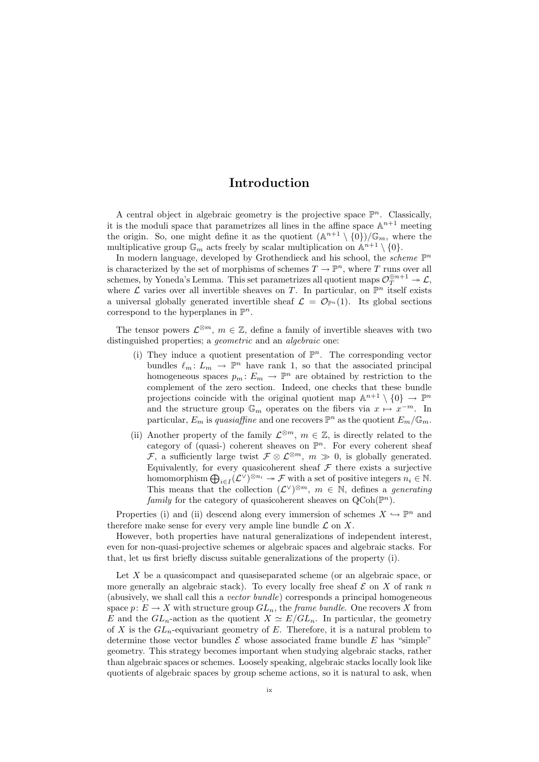# Introduction

A central object in algebraic geometry is the projective space $\mathbb{P}^n$. Classically, it is the moduli space that parametrizes all lines in the affine space $\mathbb{A}^{n+1}$ meeting the origin. So, one might define it as the quotient $(\mathbb{A}^{n+1} \setminus \{0\})/\mathbb{G}_m$, where the multiplicative group $\mathbb{G}_m$ acts freely by scalar multiplication on $\mathbb{A}^{n+1} \setminus \{0\}$.

In modern language, developed by Grothendieck and his school, the *scheme* $\mathbb{P}^n$ is characterized by the set of morphisms of schemes $T \to \mathbb{P}^n$, where $T$ runs over all schemes, by Yoneda's Lemma. This set parametrizes all quotient maps $\mathcal{O}_T^{\oplus n+1} \twoheadrightarrow \mathcal{L}$, where $\mathcal{L}$ varies over all invertible sheaves on $T$. In particular, on $\mathbb{P}^n$ itself exists a universal globally generated invertible sheaf $\mathcal{L} = \mathcal{O}_{\mathbb{P}^n}(1)$. Its global sections correspond to the hyperplanes in $\mathbb{P}^n$.

The tensor powers $\mathcal{L}^{\otimes m}$, $m \in \mathbb{Z}$, define a family of invertible sheaves with two distinguished properties; a *geometric* and an *algebraic* one:

(i) They induce a quotient presentation of $\mathbb{P}^n$. The corresponding vector bundles $\ell_m \colon L_m \to \mathbb{P}^n$ have rank 1, so that the associated principal homogeneous spaces $p_m \colon E_m \to \mathbb{P}^n$ are obtained by restriction to the complement of the zero section. Indeed, one checks that these bundle projections coincide with the original quotient map $\mathbb{A}^{n+1} \setminus \{0\} \to \mathbb{P}^n$ and the structure group $\mathbb{G}_m$ operates on the fibers via $x \mapsto x^{-m}$. In particular, $E_m$ is *quasiaffine* and one recovers $\mathbb{P}^n$ as the quotient $E_m/\mathbb{G}_m$.

(ii) Another property of the family $\mathcal{L}^{\otimes m}$, $m \in \mathbb{Z}$, is directly related to the category of (quasi-) coherent sheaves on $\mathbb{P}^n$. For every coherent sheaf $\mathcal{F}$, a sufficiently large twist $\mathcal{F} \otimes \mathcal{L}^{\otimes m}$, $m \gg 0$, is globally generated. Equivalently, for every quasicoherent sheaf $\mathcal{F}$ there exists a surjective homomorphism $\bigoplus_{i \in I} (\mathcal{L}^\vee)^{\otimes n_i} \twoheadrightarrow \mathcal{F}$ with a set of positive integers $n_i \in \mathbb{N}$. This means that the collection $(\mathcal{L}^\vee)^{\otimes m}$, $m \in \mathbb{N}$, defines a *generating family* for the category of quasicoherent sheaves on $\mathrm{QCoh}(\mathbb{P}^n)$.

Properties (i) and (ii) descend along every immersion of schemes $X \hookrightarrow \mathbb{P}^n$ and therefore make sense for every very ample line bundle $\mathcal{L}$ on $X$.

However, both properties have natural generalizations of independent interest, even for non-quasi-projective schemes or algebraic spaces and algebraic stacks. For that, let us first briefly discuss suitable generalizations of the property (i).

Let $X$ be a quasicompact and quasiseparated scheme (or an algebraic space, or more generally an algebraic stack). To every locally free sheaf $\mathcal{E}$ on $X$ of rank $n$ (abusively, we shall call this a *vector bundle*) corresponds a principal homogeneous space $p \colon E \to X$ with structure group $GL_n$, the *frame bundle*. One recovers $X$ from $E$ and the $GL_n$-action as the quotient $X \simeq E/GL_n$. In particular, the geometry of $X$ is the $GL_n$-equivariant geometry of $E$. Therefore, it is a natural problem to determine those vector bundles $\mathcal{E}$ whose associated frame bundle $E$ has "simple" geometry. This strategy becomes important when studying algebraic stacks, rather than algebraic spaces or schemes. Loosely speaking, algebraic stacks locally look like quotients of algebraic spaces by group scheme actions, so it is natural to ask, when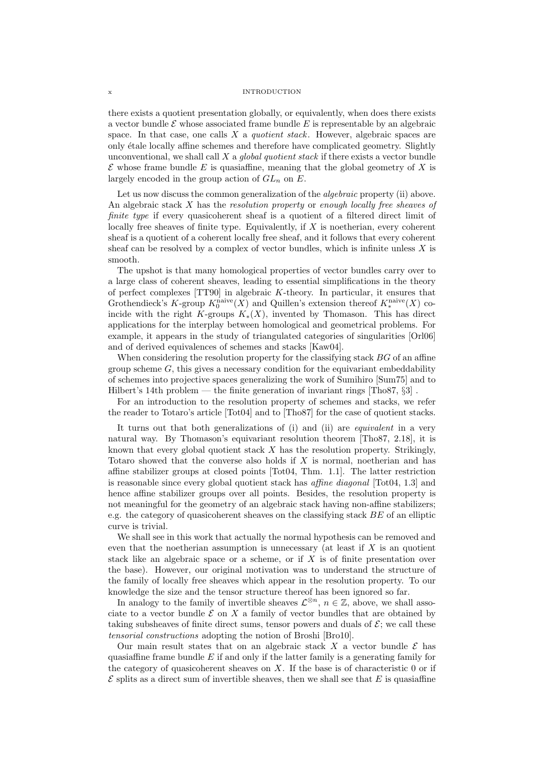there exists a quotient presentation globally, or equivalently, when does there exists a vector bundle $\mathcal{E}$ whose associated frame bundle $E$ is representable by an algebraic space. In that case, one calls $X$ a *quotient stack*. However, algebraic spaces are only étale locally affine schemes and therefore have complicated geometry. Slightly unconventional, we shall call $X$ a *global quotient stack* if there exists a vector bundle $\mathcal{E}$ whose frame bundle $E$ is quasiaffine, meaning that the global geometry of $X$ is largely encoded in the group action of $GL_n$ on $E$.

Let us now discuss the common generalization of the *algebraic* property (ii) above. An algebraic stack $X$ has the *resolution property* or *enough locally free sheaves of finite type* if every quasicoherent sheaf is a quotient of a filtered direct limit of locally free sheaves of finite type. Equivalently, if $X$ is noetherian, every coherent sheaf is a quotient of a coherent locally free sheaf, and it follows that every coherent sheaf can be resolved by a complex of vector bundles, which is infinite unless $X$ is smooth.

The upshot is that many homological properties of vector bundles carry over to a large class of coherent sheaves, leading to essential simplifications in the theory of perfect complexes [TT90] in algebraic $K$-theory. In particular, it ensures that Grothendieck's $K$-group $K_0^{\mathrm{naive}}(X)$ and Quillen's extension thereof $K_*^{\mathrm{naive}}(X)$ coincide with the right $K$-groups $K_*(X)$, invented by Thomason. This has direct applications for the interplay between homological and geometrical problems. For example, it appears in the study of triangulated categories of singularities [Orl06] and of derived equivalences of schemes and stacks [Kaw04].

When considering the resolution property for the classifying stack $BG$ of an affine group scheme $G$, this gives a necessary condition for the equivariant embeddability of schemes into projective spaces generalizing the work of Sumihiro [Sum75] and to Hilbert's 14th problem — the finite generation of invariant rings [Tho87, §3] .

For an introduction to the resolution property of schemes and stacks, we refer the reader to Totaro's article [Tot04] and to [Tho87] for the case of quotient stacks.

It turns out that both generalizations of (i) and (ii) are *equivalent* in a very natural way. By Thomason's equivariant resolution theorem [Tho87, 2.18], it is known that every global quotient stack $X$ has the resolution property. Strikingly, Totaro showed that the converse also holds if $X$ is normal, noetherian and has affine stabilizer groups at closed points [Tot04, Thm. 1.1]. The latter restriction is reasonable since every global quotient stack has *affine diagonal* [Tot04, 1.3] and hence affine stabilizer groups over all points. Besides, the resolution property is not meaningful for the geometry of an algebraic stack having non-affine stabilizers; e.g. the category of quasicoherent sheaves on the classifying stack $BE$ of an elliptic curve is trivial.

We shall see in this work that actually the normal hypothesis can be removed and even that the noetherian assumption is unnecessary (at least if $X$ is an quotient stack like an algebraic space or a scheme, or if $X$ is of finite presentation over the base). However, our original motivation was to understand the structure of the family of locally free sheaves which appear in the resolution property. To our knowledge the size and the tensor structure thereof has been ignored so far.

In analogy to the family of invertible sheaves $\mathcal{L}^{\otimes n}$, $n \in \mathbb{Z}$, above, we shall associate to a vector bundle $\mathcal{E}$ on $X$ a family of vector bundles that are obtained by taking subsheaves of finite direct sums, tensor powers and duals of $\mathcal{E}$; we call these *tensorial constructions* adopting the notion of Broshi [Bro10].

Our main result states that on an algebraic stack $X$ a vector bundle $\mathcal{E}$ has quasiaffine frame bundle $E$ if and only if the latter family is a generating family for the category of quasicoherent sheaves on $X$. If the base is of characteristic 0 or if $\mathcal{E}$ splits as a direct sum of invertible sheaves, then we shall see that $E$ is quasiaffine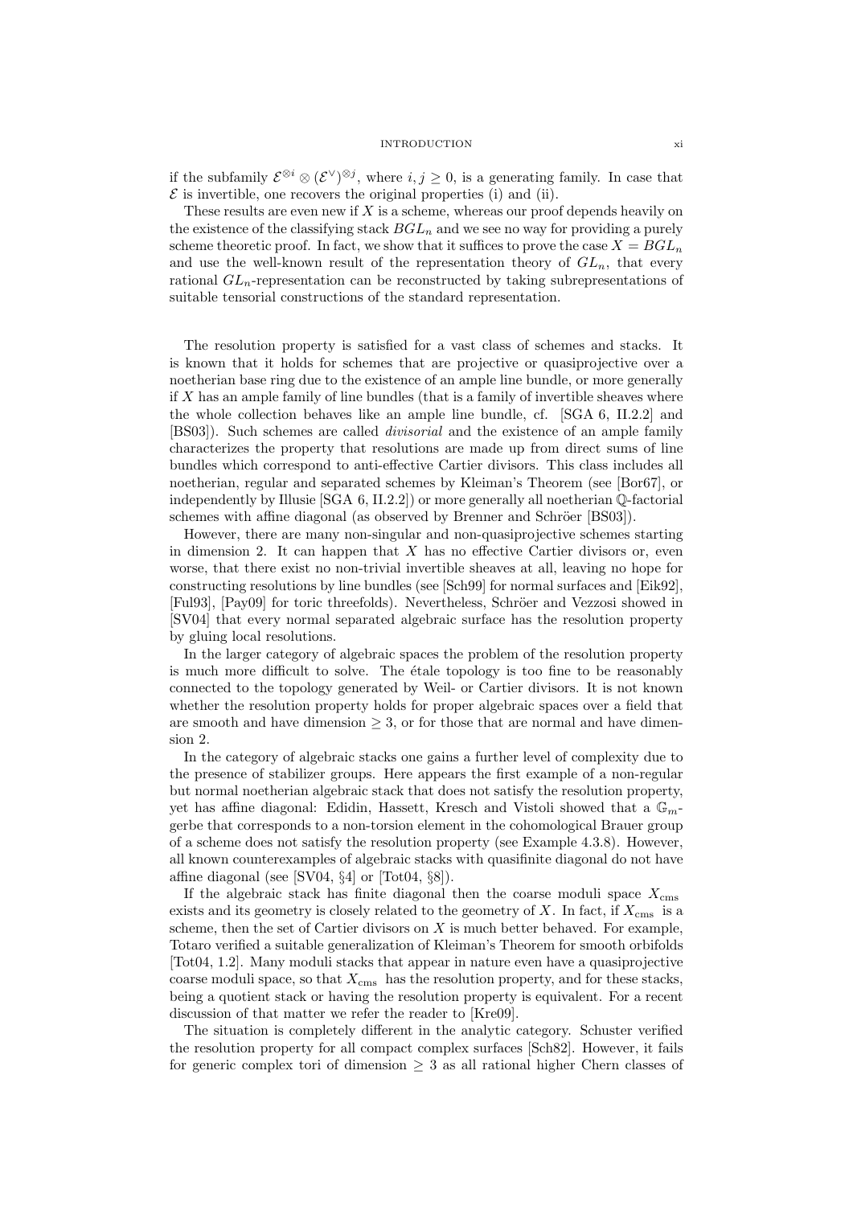if the subfamily $\mathcal{E}^{\otimes i} \otimes (\mathcal{E}^{\vee})^{\otimes j}$, where $i, j \geq 0$, is a generating family. In case that $\mathcal{E}$ is invertible, one recovers the original properties (i) and (ii).

These results are even new if $X$ is a scheme, whereas our proof depends heavily on the existence of the classifying stack $BGL_n$ and we see no way for providing a purely scheme theoretic proof. In fact, we show that it suffices to prove the case $X = BGL_n$ and use the well-known result of the representation theory of $GL_n$, that every rational $GL_n$-representation can be reconstructed by taking subrepresentations of suitable tensorial constructions of the standard representation.

The resolution property is satisfied for a vast class of schemes and stacks. It is known that it holds for schemes that are projective or quasiprojective over a noetherian base ring due to the existence of an ample line bundle, or more generally if $X$ has an ample family of line bundles (that is a family of invertible sheaves where the whole collection behaves like an ample line bundle, cf. [SGA 6, II.2.2] and [BS03]). Such schemes are called *divisorial* and the existence of an ample family characterizes the property that resolutions are made up from direct sums of line bundles which correspond to anti-effective Cartier divisors. This class includes all noetherian, regular and separated schemes by Kleiman's Theorem (see [Bor67], or independently by Illusie [SGA 6, II.2.2]) or more generally all noetherian $\mathbb{Q}$-factorial schemes with affine diagonal (as observed by Brenner and Schröer [BS03]).

However, there are many non-singular and non-quasiprojective schemes starting in dimension 2. It can happen that $X$ has no effective Cartier divisors or, even worse, that there exist no non-trivial invertible sheaves at all, leaving no hope for constructing resolutions by line bundles (see [Sch99] for normal surfaces and [Eik92], [Ful93], [Pay09] for toric threefolds). Nevertheless, Schröer and Vezzosi showed in [SV04] that every normal separated algebraic surface has the resolution property by gluing local resolutions.

In the larger category of algebraic spaces the problem of the resolution property is much more difficult to solve. The étale topology is too fine to be reasonably connected to the topology generated by Weil- or Cartier divisors. It is not known whether the resolution property holds for proper algebraic spaces over a field that are smooth and have dimension $\geq 3$, or for those that are normal and have dimension 2.

In the category of algebraic stacks one gains a further level of complexity due to the presence of stabilizer groups. Here appears the first example of a non-regular but normal noetherian algebraic stack that does not satisfy the resolution property, yet has affine diagonal: Edidin, Hassett, Kresch and Vistoli showed that a $\mathbb{G}_m$-gerbe that corresponds to a non-torsion element in the cohomological Brauer group of a scheme does not satisfy the resolution property (see Example 4.3.8). However, all known counterexamples of algebraic stacks with quasifinite diagonal do not have affine diagonal (see [SV04, §4] or [Tot04, §8]).

If the algebraic stack has finite diagonal then the coarse moduli space $X_{\mathrm{cms}}$ exists and its geometry is closely related to the geometry of $X$. In fact, if $X_{\mathrm{cms}}$ is a scheme, then the set of Cartier divisors on $X$ is much better behaved. For example, Totaro verified a suitable generalization of Kleiman's Theorem for smooth orbifolds [Tot04, 1.2]. Many moduli stacks that appear in nature even have a quasiprojective coarse moduli space, so that $X_{\mathrm{cms}}$ has the resolution property, and for these stacks, being a quotient stack or having the resolution property is equivalent. For a recent discussion of that matter we refer the reader to [Kre09].

The situation is completely different in the analytic category. Schuster verified the resolution property for all compact complex surfaces [Sch82]. However, it fails for generic complex tori of dimension $\geq 3$ as all rational higher Chern classes of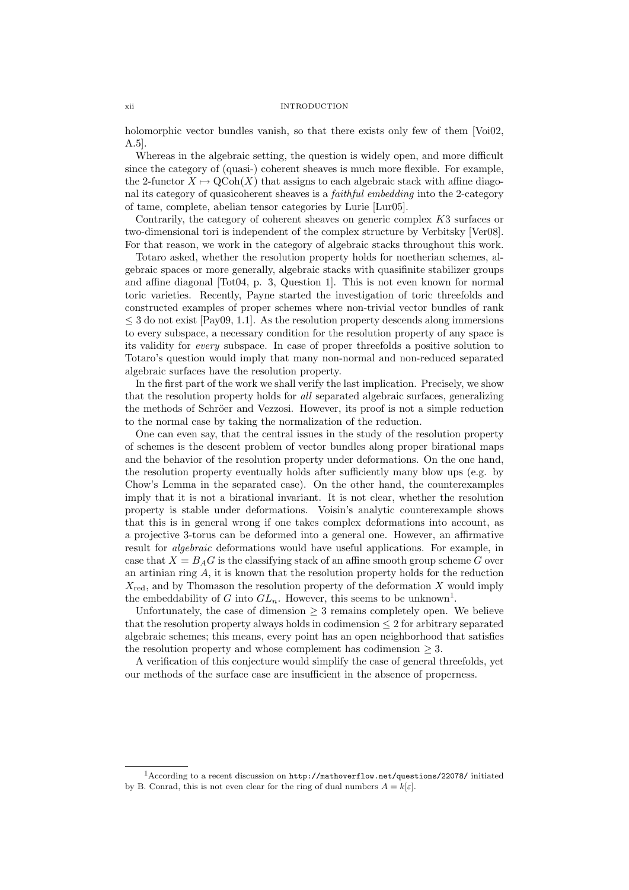holomorphic vector bundles vanish, so that there exists only few of them [Voi02, A.5].

Whereas in the algebraic setting, the question is widely open, and more difficult since the category of (quasi-) coherent sheaves is much more flexible. For example, the 2-functor $X \mapsto \mathrm{QCoh}(X)$ that assigns to each algebraic stack with affine diagonal its category of quasicoherent sheaves is a *faithful embedding* into the 2-category of tame, complete, abelian tensor categories by Lurie [Lur05].

Contrarily, the category of coherent sheaves on generic complex $K3$ surfaces or two-dimensional tori is independent of the complex structure by Verbitsky [Ver08]. For that reason, we work in the category of algebraic stacks throughout this work.

Totaro asked, whether the resolution property holds for noetherian schemes, algebraic spaces or more generally, algebraic stacks with quasifinite stabilizer groups and affine diagonal [Tot04, p. 3, Question 1]. This is not even known for normal toric varieties. Recently, Payne started the investigation of toric threefolds and constructed examples of proper schemes where non-trivial vector bundles of rank $\leq 3$ do not exist [Pay09, 1.1]. As the resolution property descends along immersions to every subspace, a necessary condition for the resolution property of any space is its validity for *every* subspace. In case of proper threefolds a positive solution to Totaro's question would imply that many non-normal and non-reduced separated algebraic surfaces have the resolution property.

In the first part of the work we shall verify the last implication. Precisely, we show that the resolution property holds for *all* separated algebraic surfaces, generalizing the methods of Schröer and Vezzosi. However, its proof is not a simple reduction to the normal case by taking the normalization of the reduction.

One can even say, that the central issues in the study of the resolution property of schemes is the descent problem of vector bundles along proper birational maps and the behavior of the resolution property under deformations. On the one hand, the resolution property eventually holds after sufficiently many blow ups (e.g. by Chow's Lemma in the separated case). On the other hand, the counterexamples imply that it is not a birational invariant. It is not clear, whether the resolution property is stable under deformations. Voisin's analytic counterexample shows that this is in general wrong if one takes complex deformations into account, as a projective 3-torus can be deformed into a general one. However, an affirmative result for *algebraic* deformations would have useful applications. For example, in case that $X = B_A G$ is the classifying stack of an affine smooth group scheme $G$ over an artinian ring $A$, it is known that the resolution property holds for the reduction $X_{\mathrm{red}}$, and by Thomason the resolution property of the deformation $X$ would imply the embeddability of $G$ into $GL_n$. However, this seems to be unknown[1].

Unfortunately, the case of dimension $\geq 3$ remains completely open. We believe that the resolution property always holds in codimension $\leq 2$ for arbitrary separated algebraic schemes; this means, every point has an open neighborhood that satisfies the resolution property and whose complement has codimension $\geq 3$.

A verification of this conjecture would simplify the case of general threefolds, yet our methods of the surface case are insufficient in the absence of properness.

[1] According to a recent discussion on http://mathoverflow.net/questions/22078/ initiated by B. Conrad, this is not even clear for the ring of dual numbers $A = k[\varepsilon]$.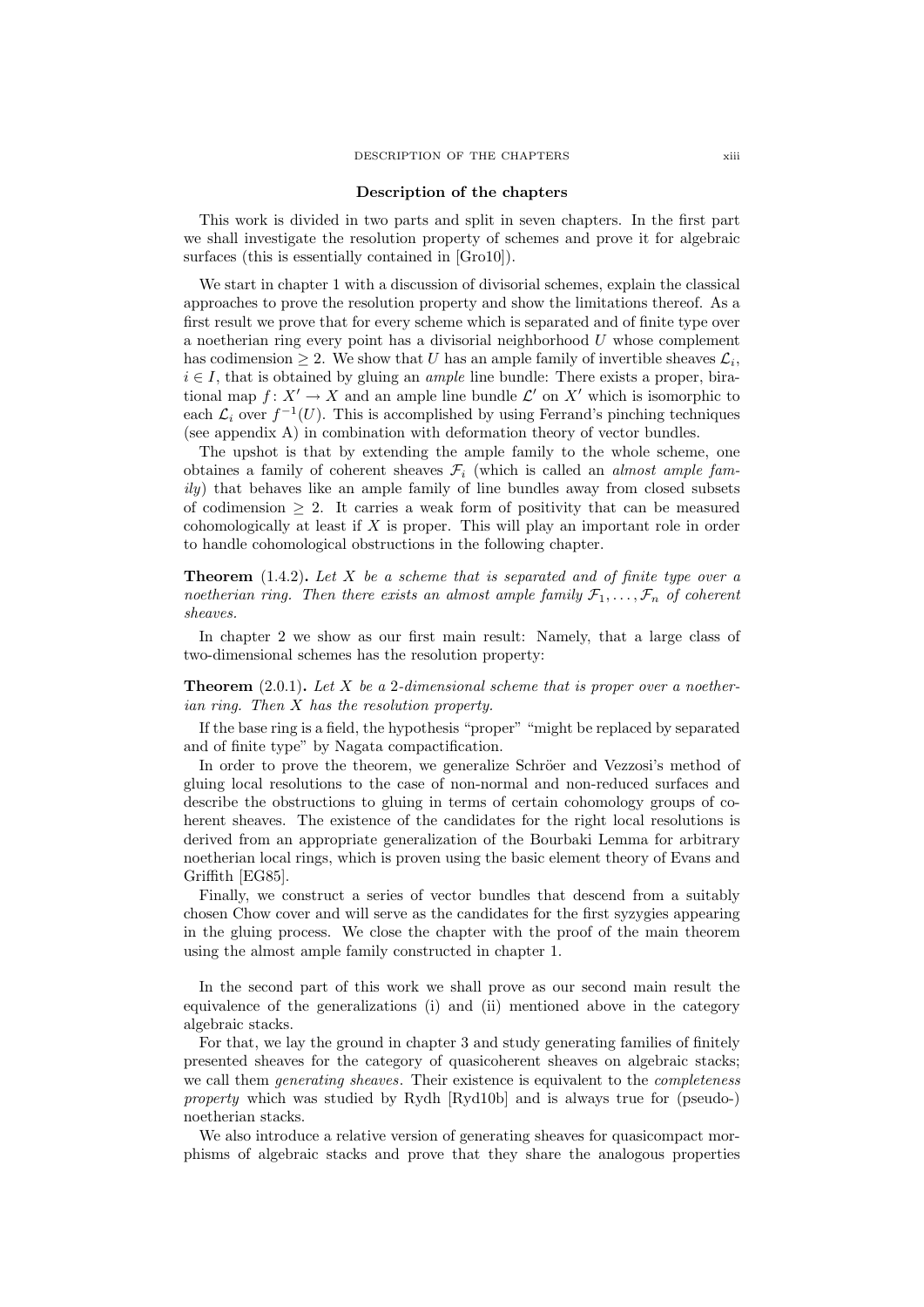## Description of the chapters

This work is divided in two parts and split in seven chapters. In the first part we shall investigate the resolution property of schemes and prove it for algebraic surfaces (this is essentially contained in [Gro10]).

We start in chapter 1 with a discussion of divisorial schemes, explain the classical approaches to prove the resolution property and show the limitations thereof. As a first result we prove that for every scheme which is separated and of finite type over a noetherian ring every point has a divisorial neighborhood $U$ whose complement has codimension $\geq 2$. We show that $U$ has an ample family of invertible sheaves $\mathcal{L}_i$, $i \in I$, that is obtained by gluing an *ample* line bundle: There exists a proper, birational map $f\colon X' \to X$ and an ample line bundle $\mathcal{L}'$ on $X'$ which is isomorphic to each $\mathcal{L}_i$ over $f^{-1}(U)$. This is accomplished by using Ferrand's pinching techniques (see appendix A) in combination with deformation theory of vector bundles.

The upshot is that by extending the ample family to the whole scheme, one obtaines a family of coherent sheaves $\mathcal{F}_i$ (which is called an *almost ample family*) that behaves like an ample family of line bundles away from closed subsets of codimension $\geq 2$. It carries a weak form of positivity that can be measured cohomologically at least if $X$ is proper. This will play an important role in order to handle cohomological obstructions in the following chapter.

**Theorem** (1.4.2)**.** *Let $X$ be a scheme that is separated and of finite type over a noetherian ring. Then there exists an almost ample family $\mathcal{F}_1, \ldots, \mathcal{F}_n$ of coherent sheaves.*

In chapter 2 we show as our first main result: Namely, that a large class of two-dimensional schemes has the resolution property:

**Theorem** (2.0.1)**.** *Let $X$ be a 2-dimensional scheme that is proper over a noetherian ring. Then $X$ has the resolution property.*

If the base ring is a field, the hypothesis "proper" "might be replaced by separated and of finite type" by Nagata compactification.

In order to prove the theorem, we generalize Schröer and Vezzosi's method of gluing local resolutions to the case of non-normal and non-reduced surfaces and describe the obstructions to gluing in terms of certain cohomology groups of coherent sheaves. The existence of the candidates for the right local resolutions is derived from an appropriate generalization of the Bourbaki Lemma for arbitrary noetherian local rings, which is proven using the basic element theory of Evans and Griffith [EG85].

Finally, we construct a series of vector bundles that descend from a suitably chosen Chow cover and will serve as the candidates for the first syzygies appearing in the gluing process. We close the chapter with the proof of the main theorem using the almost ample family constructed in chapter 1.

In the second part of this work we shall prove as our second main result the equivalence of the generalizations (i) and (ii) mentioned above in the category algebraic stacks.

For that, we lay the ground in chapter 3 and study generating families of finitely presented sheaves for the category of quasicoherent sheaves on algebraic stacks; we call them *generating sheaves*. Their existence is equivalent to the *completeness property* which was studied by Rydh [Ryd10b] and is always true for (pseudo-) noetherian stacks.

We also introduce a relative version of generating sheaves for quasicompact morphisms of algebraic stacks and prove that they share the analogous properties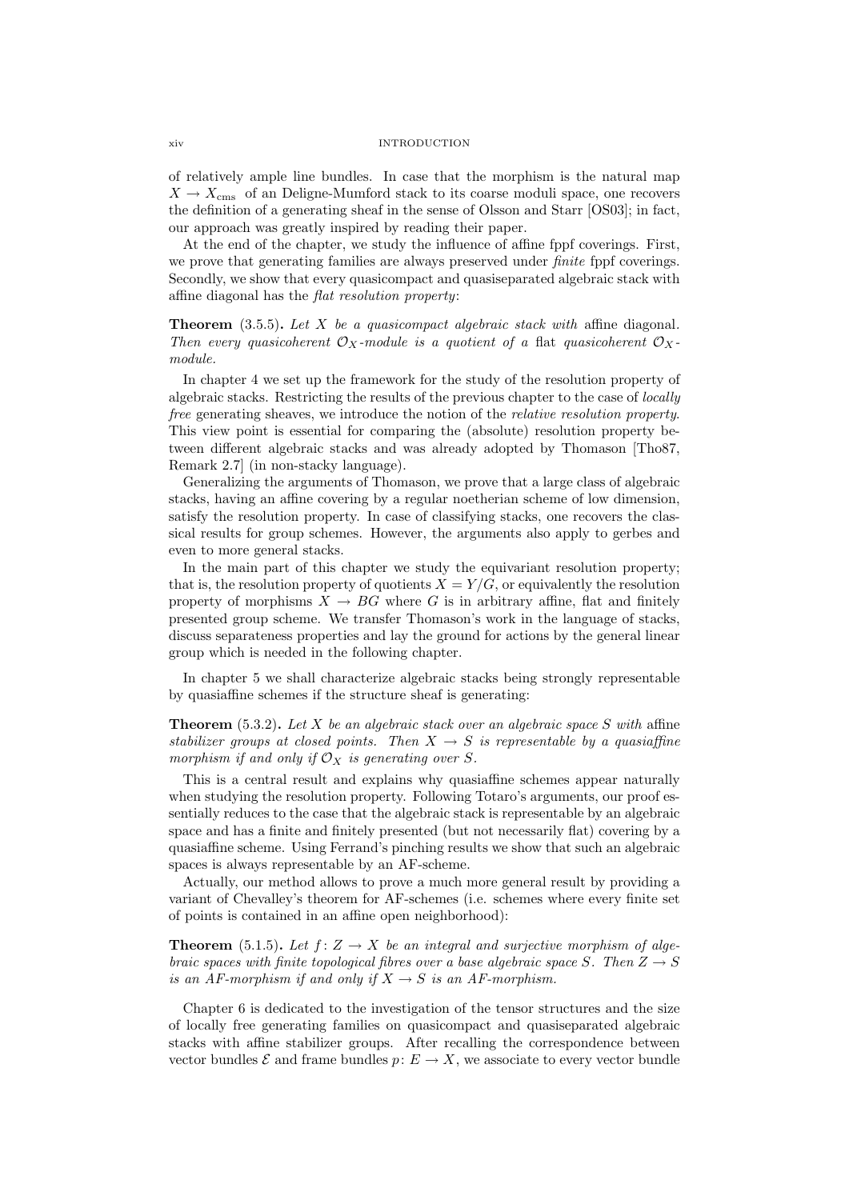of relatively ample line bundles. In case that the morphism is the natural map $X \to X_{\mathrm{cms}}$ of an Deligne-Mumford stack to its coarse moduli space, one recovers the definition of a generating sheaf in the sense of Olsson and Starr [OS03]; in fact, our approach was greatly inspired by reading their paper.

At the end of the chapter, we study the influence of affine fppf coverings. First, we prove that generating families are always preserved under *finite* fppf coverings. Secondly, we show that every quasicompact and quasiseparated algebraic stack with affine diagonal has the *flat resolution property*:

**Theorem** (3.5.5)**.** *Let $X$ be a quasicompact algebraic stack with* affine *diagonal. Then every quasicoherent $\mathcal{O}_X$-module is a quotient of a* flat *quasicoherent $\mathcal{O}_X$-module.*

In chapter 4 we set up the framework for the study of the resolution property of algebraic stacks. Restricting the results of the previous chapter to the case of *locally free* generating sheaves, we introduce the notion of the *relative resolution property*. This view point is essential for comparing the (absolute) resolution property between different algebraic stacks and was already adopted by Thomason [Tho87, Remark 2.7] (in non-stacky language).

Generalizing the arguments of Thomason, we prove that a large class of algebraic stacks, having an affine covering by a regular noetherian scheme of low dimension, satisfy the resolution property. In case of classifying stacks, one recovers the classical results for group schemes. However, the arguments also apply to gerbes and even to more general stacks.

In the main part of this chapter we study the equivariant resolution property; that is, the resolution property of quotients $X = Y/G$, or equivalently the resolution property of morphisms $X \to BG$ where $G$ is in arbitrary affine, flat and finitely presented group scheme. We transfer Thomason's work in the language of stacks, discuss separateness properties and lay the ground for actions by the general linear group which is needed in the following chapter.

In chapter 5 we shall characterize algebraic stacks being strongly representable by quasiaffine schemes if the structure sheaf is generating:

**Theorem** (5.3.2)**.** *Let $X$ be an algebraic stack over an algebraic space $S$ with* affine *stabilizer groups at closed points. Then $X \to S$ is representable by a quasiaffine morphism if and only if $\mathcal{O}_X$ is generating over $S$.*

This is a central result and explains why quasiaffine schemes appear naturally when studying the resolution property. Following Totaro's arguments, our proof essentially reduces to the case that the algebraic stack is representable by an algebraic space and has a finite and finitely presented (but not necessarily flat) covering by a quasiaffine scheme. Using Ferrand's pinching results we show that such an algebraic spaces is always representable by an AF-scheme.

Actually, our method allows to prove a much more general result by providing a variant of Chevalley's theorem for AF-schemes (i.e. schemes where every finite set of points is contained in an affine open neighborhood):

**Theorem** (5.1.5)**.** *Let $f : Z \to X$ be an integral and surjective morphism of algebraic spaces with finite topological fibres over a base algebraic space $S$. Then $Z \to S$ is an AF-morphism if and only if $X \to S$ is an AF-morphism.*

Chapter 6 is dedicated to the investigation of the tensor structures and the size of locally free generating families on quasicompact and quasiseparated algebraic stacks with affine stabilizer groups. After recalling the correspondence between vector bundles $\mathcal{E}$ and frame bundles $p : E \to X$, we associate to every vector bundle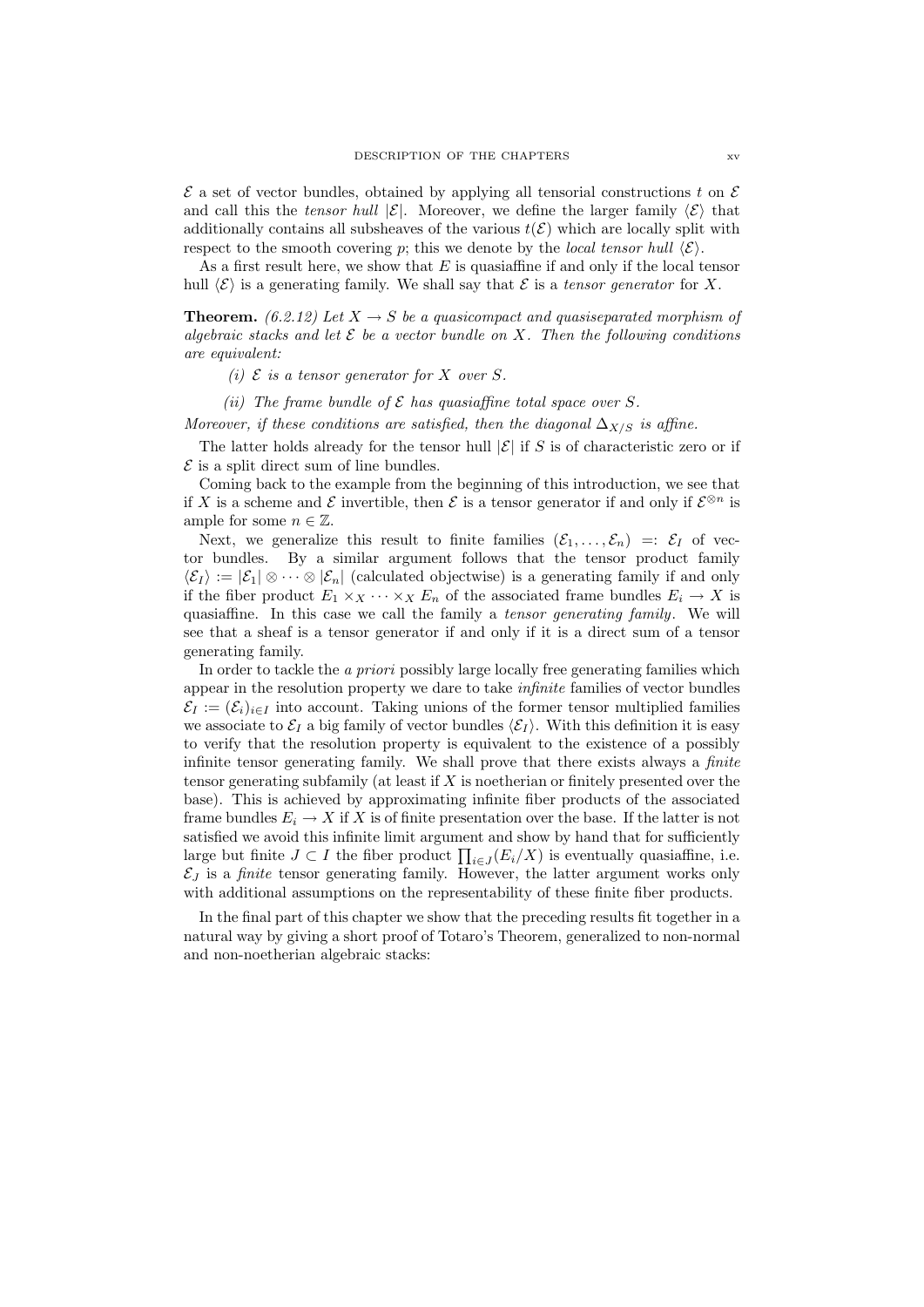$\mathcal{E}$ a set of vector bundles, obtained by applying all tensorial constructions $t$ on $\mathcal{E}$ and call this the *tensor hull* $|\mathcal{E}|$. Moreover, we define the larger family $\langle \mathcal{E} \rangle$ that additionally contains all subsheaves of the various $t(\mathcal{E})$ which are locally split with respect to the smooth covering $p$; this we denote by the *local tensor hull* $\langle \mathcal{E} \rangle$.

As a first result here, we show that $E$ is quasiaffine if and only if the local tensor hull $\langle \mathcal{E} \rangle$ is a generating family. We shall say that $\mathcal{E}$ is a *tensor generator* for $X$.

**Theorem.** *(6.2.12) Let $X \to S$ be a quasicompact and quasiseparated morphism of algebraic stacks and let $\mathcal{E}$ be a vector bundle on $X$. Then the following conditions are equivalent:*

*(i) $\mathcal{E}$ is a tensor generator for $X$ over $S$.*

*(ii) The frame bundle of $\mathcal{E}$ has quasiaffine total space over $S$.*

*Moreover, if these conditions are satisfied, then the diagonal $\Delta_{X/S}$ is affine.*

The latter holds already for the tensor hull $|\mathcal{E}|$ if $S$ is of characteristic zero or if $\mathcal{E}$ is a split direct sum of line bundles.

Coming back to the example from the beginning of this introduction, we see that if $X$ is a scheme and $\mathcal{E}$ invertible, then $\mathcal{E}$ is a tensor generator if and only if $\mathcal{E}^{\otimes n}$ is ample for some $n \in \mathbb{Z}$.

Next, we generalize this result to finite families $(\mathcal{E}_1, \ldots, \mathcal{E}_n) =: \mathcal{E}_I$ of vector bundles. By a similar argument follows that the tensor product family $\langle \mathcal{E}_I \rangle := |\mathcal{E}_1| \otimes \cdots \otimes |\mathcal{E}_n|$ (calculated objectwise) is a generating family if and only if the fiber product $E_1 \times_X \cdots \times_X E_n$ of the associated frame bundles $E_i \to X$ is quasiaffine. In this case we call the family a *tensor generating family*. We will see that a sheaf is a tensor generator if and only if it is a direct sum of a tensor generating family.

In order to tackle the *a priori* possibly large locally free generating families which appear in the resolution property we dare to take *infinite* families of vector bundles $\mathcal{E}_I := (\mathcal{E}_i)_{i \in I}$ into account. Taking unions of the former tensor multiplied families we associate to $\mathcal{E}_I$ a big family of vector bundles $\langle \mathcal{E}_I \rangle$. With this definition it is easy to verify that the resolution property is equivalent to the existence of a possibly infinite tensor generating family. We shall prove that there exists always a *finite* tensor generating subfamily (at least if $X$ is noetherian or finitely presented over the base). This is achieved by approximating infinite fiber products of the associated frame bundles $E_i \to X$ if $X$ is of finite presentation over the base. If the latter is not satisfied we avoid this infinite limit argument and show by hand that for sufficiently large but finite $J \subset I$ the fiber product $\prod_{i \in J}(E_i/X)$ is eventually quasiaffine, i.e. $\mathcal{E}_J$ is a *finite* tensor generating family. However, the latter argument works only with additional assumptions on the representability of these finite fiber products.

In the final part of this chapter we show that the preceding results fit together in a natural way by giving a short proof of Totaro's Theorem, generalized to non-normal and non-noetherian algebraic stacks: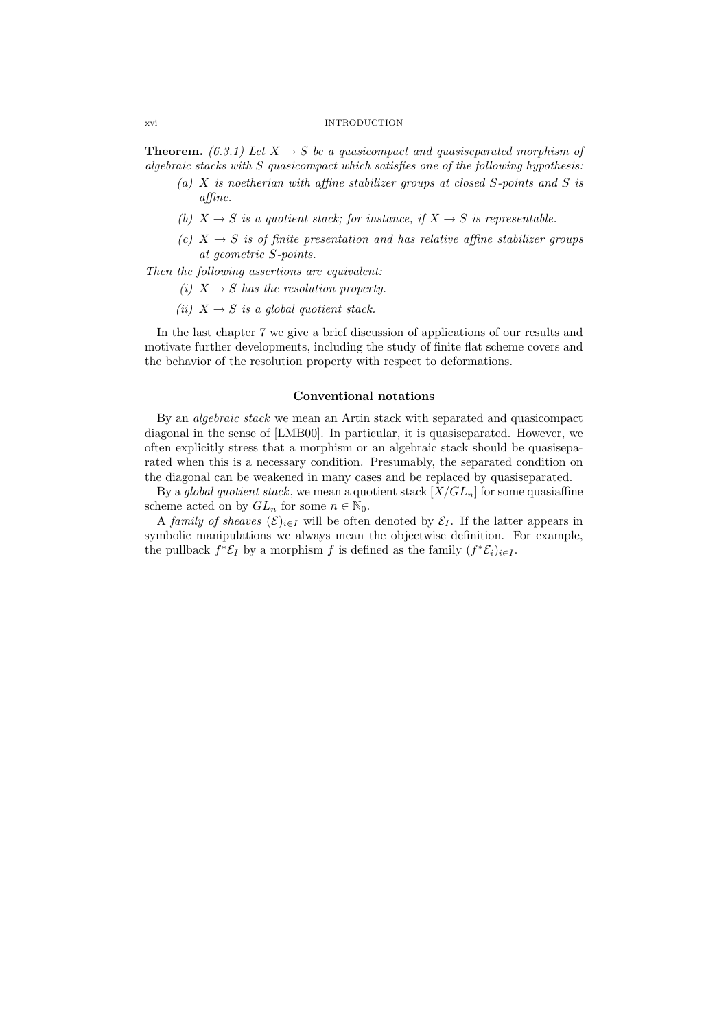**Theorem.** *(6.3.1) Let $X \to S$ be a quasicompact and quasiseparated morphism of algebraic stacks with $S$ quasicompact which satisfies one of the following hypothesis:*

- *(a) $X$ is noetherian with affine stabilizer groups at closed $S$-points and $S$ is affine.*
- *(b) $X \to S$ is a quotient stack; for instance, if $X \to S$ is representable.*
- *(c) $X \to S$ is of finite presentation and has relative affine stabilizer groups at geometric $S$-points.*

*Then the following assertions are equivalent:*

- *(i) $X \to S$ has the resolution property.*
- *(ii) $X \to S$ is a global quotient stack.*

In the last chapter 7 we give a brief discussion of applications of our results and motivate further developments, including the study of finite flat scheme covers and the behavior of the resolution property with respect to deformations.

### Conventional notations

By an *algebraic stack* we mean an Artin stack with separated and quasicompact diagonal in the sense of [LMB00]. In particular, it is quasiseparated. However, we often explicitly stress that a morphism or an algebraic stack should be quasiseparated when this is a necessary condition. Presumably, the separated condition on the diagonal can be weakened in many cases and be replaced by quasiseparated.

By a *global quotient stack*, we mean a quotient stack $[X/GL_n]$ for some quasiaffine scheme acted on by $GL_n$ for some $n \in \mathbb{N}_0$.

A *family of sheaves* $(\mathcal{E})_{i \in I}$ will be often denoted by $\mathcal{E}_I$. If the latter appears in symbolic manipulations we always mean the objectwise definition. For example, the pullback $f^*\mathcal{E}_I$ by a morphism $f$ is defined as the family $(f^*\mathcal{E}_i)_{i \in I}$.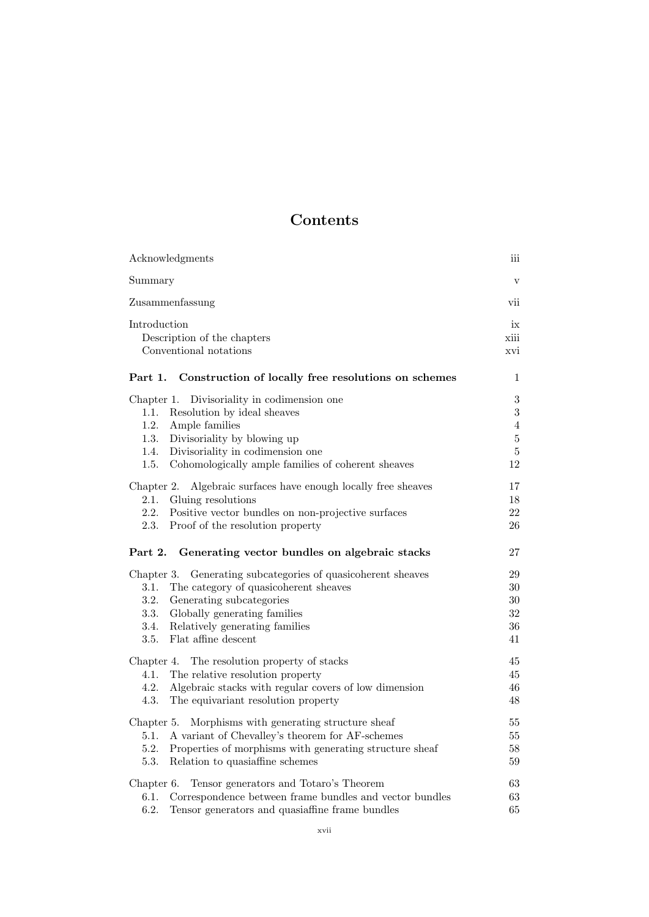# Contents

| | |
|---|---|
| Acknowledgments | iii |
| Summary | v |
| Zusammenfassung | vii |
| Introduction | ix |
| Description of the chapters | xiii |
| Conventional notations | xvi |
| **Part 1. Construction of locally free resolutions on schemes** | **1** |
| Chapter 1. Divisoriality in codimension one | 3 |
| 1.1. Resolution by ideal sheaves | 3 |
| 1.2. Ample families | 4 |
| 1.3. Divisoriality by blowing up | 5 |
| 1.4. Divisoriality in codimension one | 5 |
| 1.5. Cohomologically ample families of coherent sheaves | 12 |
| Chapter 2. Algebraic surfaces have enough locally free sheaves | 17 |
| 2.1. Gluing resolutions | 18 |
| 2.2. Positive vector bundles on non-projective surfaces | 22 |
| 2.3. Proof of the resolution property | 26 |
| **Part 2. Generating vector bundles on algebraic stacks** | **27** |
| Chapter 3. Generating subcategories of quasicoherent sheaves | 29 |
| 3.1. The category of quasicoherent sheaves | 30 |
| 3.2. Generating subcategories | 30 |
| 3.3. Globally generating families | 32 |
| 3.4. Relatively generating families | 36 |
| 3.5. Flat affine descent | 41 |
| Chapter 4. The resolution property of stacks | 45 |
| 4.1. The relative resolution property | 45 |
| 4.2. Algebraic stacks with regular covers of low dimension | 46 |
| 4.3. The equivariant resolution property | 48 |
| Chapter 5. Morphisms with generating structure sheaf | 55 |
| 5.1. A variant of Chevalley's theorem for AF-schemes | 55 |
| 5.2. Properties of morphisms with generating structure sheaf | 58 |
| 5.3. Relation to quasiaffine schemes | 59 |
| Chapter 6. Tensor generators and Totaro's Theorem | 63 |
| 6.1. Correspondence between frame bundles and vector bundles | 63 |
| 6.2. Tensor generators and quasiaffine frame bundles | 65 |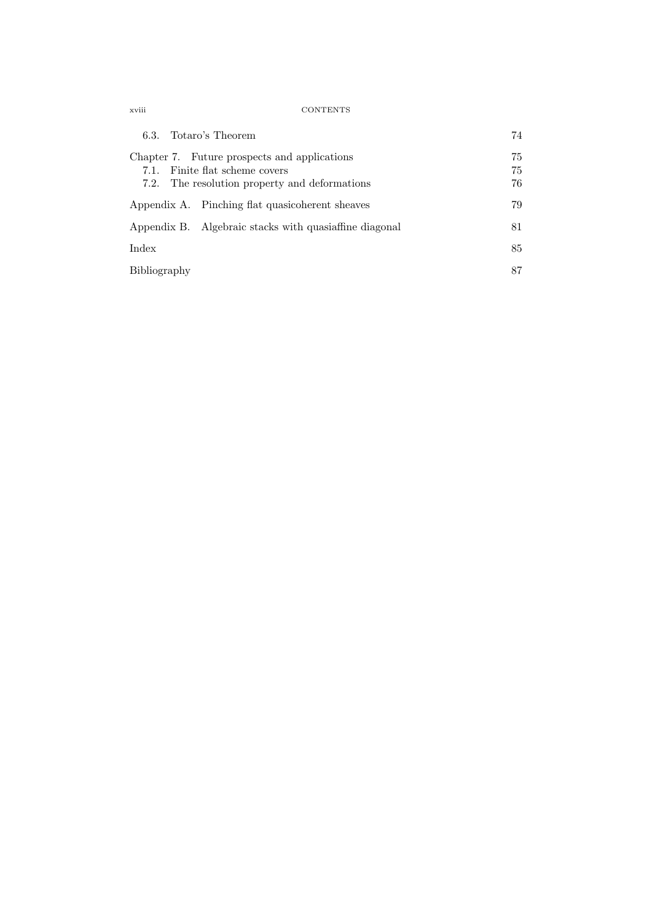6.3. Totaro's Theorem 74

Chapter 7. Future prospects and applications 75
- 7.1. Finite flat scheme covers 75
- 7.2. The resolution property and deformations 76

Appendix A. Pinching flat quasicoherent sheaves 79

Appendix B. Algebraic stacks with quasiaffine diagonal 81

Index 85

Bibliography 87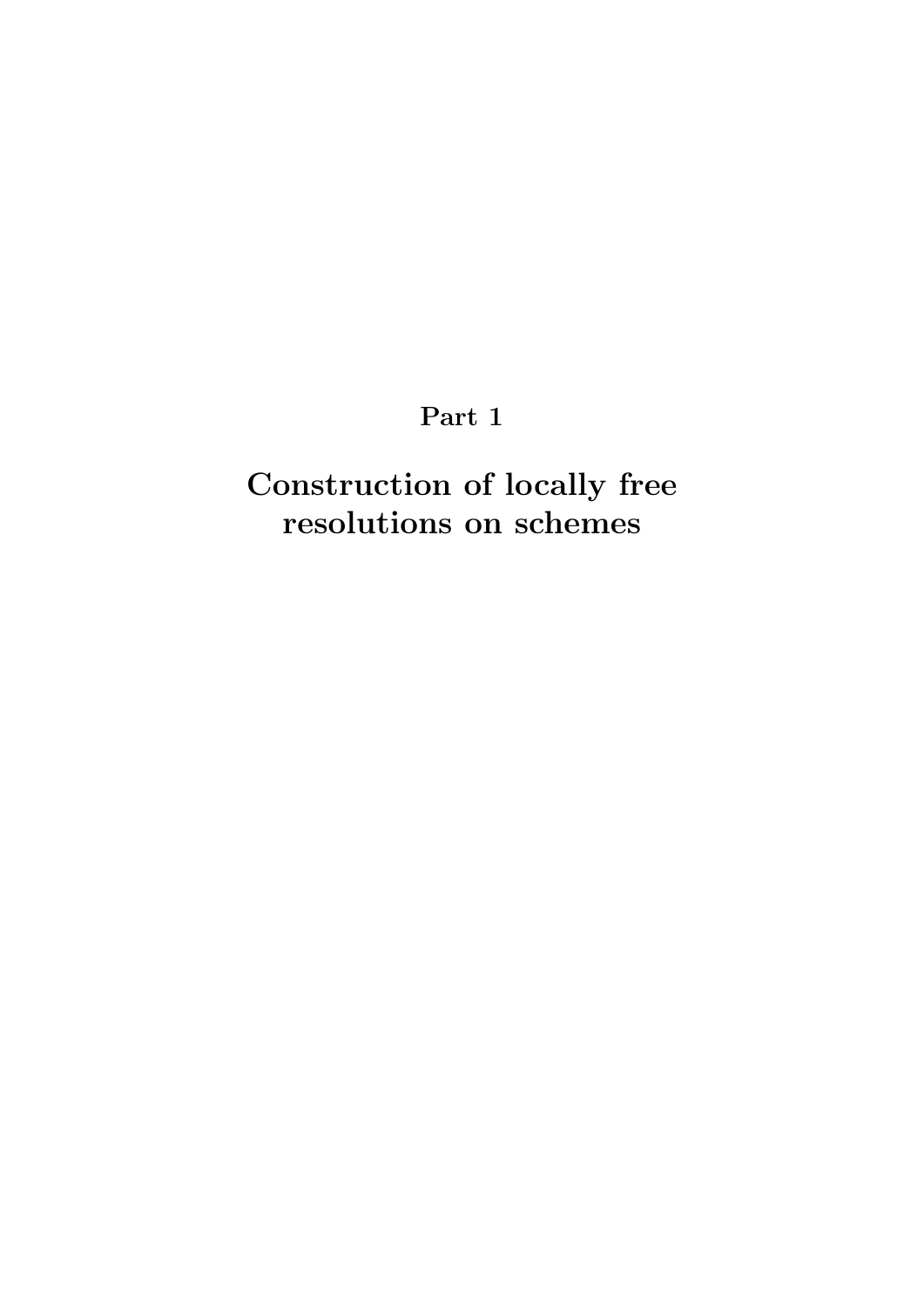# Part 1

# Construction of locally free resolutions on schemes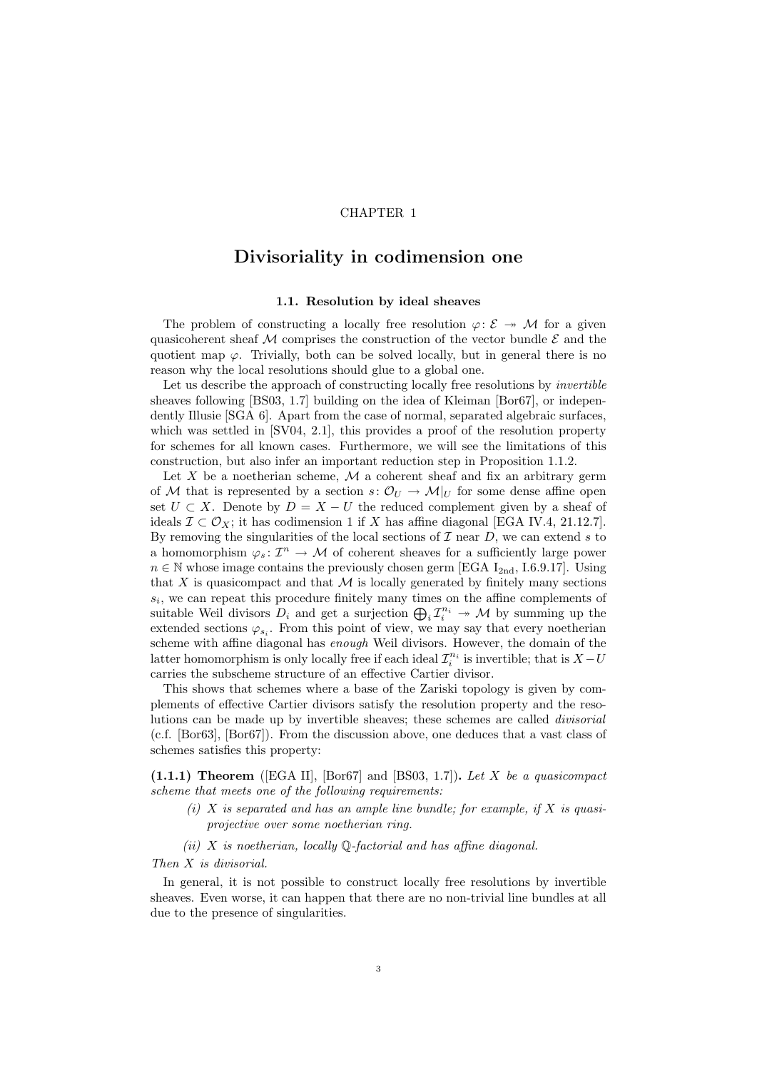CHAPTER 1

# Divisoriality in codimension one

## 1.1. Resolution by ideal sheaves

The problem of constructing a locally free resolution $\varphi\colon \mathcal{E} \twoheadrightarrow \mathcal{M}$ for a given quasicoherent sheaf $\mathcal{M}$ comprises the construction of the vector bundle $\mathcal{E}$ and the quotient map $\varphi$. Trivially, both can be solved locally, but in general there is no reason why the local resolutions should glue to a global one.

Let us describe the approach of constructing locally free resolutions by *invertible* sheaves following [BS03, 1.7] building on the idea of Kleiman [Bor67], or independently Illusie [SGA 6]. Apart from the case of normal, separated algebraic surfaces, which was settled in [SV04, 2.1], this provides a proof of the resolution property for schemes for all known cases. Furthermore, we will see the limitations of this construction, but also infer an important reduction step in Proposition 1.1.2.

Let $X$ be a noetherian scheme, $\mathcal{M}$ a coherent sheaf and fix an arbitrary germ of $\mathcal{M}$ that is represented by a section $s\colon \mathcal{O}_U \to \mathcal{M}|_U$ for some dense affine open set $U \subset X$. Denote by $D = X - U$ the reduced complement given by a sheaf of ideals $\mathcal{I} \subset \mathcal{O}_X$; it has codimension 1 if $X$ has affine diagonal [EGA IV.4, 21.12.7]. By removing the singularities of the local sections of $\mathcal{I}$ near $D$, we can extend $s$ to a homomorphism $\varphi_s\colon \mathcal{I}^n \to \mathcal{M}$ of coherent sheaves for a sufficiently large power $n \in \mathbb{N}$ whose image contains the previously chosen germ [EGA $\text{I}_{\text{2nd}}$, I.6.9.17]. Using that $X$ is quasicompact and that $\mathcal{M}$ is locally generated by finitely many sections $s_i$, we can repeat this procedure finitely many times on the affine complements of suitable Weil divisors $D_i$ and get a surjection $\bigoplus_i \mathcal{I}_i^{n_i} \twoheadrightarrow \mathcal{M}$ by summing up the extended sections $\varphi_{s_i}$. From this point of view, we may say that every noetherian scheme with affine diagonal has *enough* Weil divisors. However, the domain of the latter homomorphism is only locally free if each ideal $\mathcal{I}_i^{n_i}$ is invertible; that is $X - U$ carries the subscheme structure of an effective Cartier divisor.

This shows that schemes where a base of the Zariski topology is given by complements of effective Cartier divisors satisfy the resolution property and the resolutions can be made up by invertible sheaves; these schemes are called *divisorial* (c.f. [Bor63], [Bor67]). From the discussion above, one deduces that a vast class of schemes satisfies this property:

**(1.1.1) Theorem** ([EGA II], [Bor67] and [BS03, 1.7])**.** *Let $X$ be a quasicompact scheme that meets one of the following requirements:*

- *(i) $X$ is separated and has an ample line bundle; for example, if $X$ is quasi-projective over some noetherian ring.*
- *(ii) $X$ is noetherian, locally $\mathbb{Q}$-factorial and has affine diagonal.*

*Then $X$ is divisorial.*

In general, it is not possible to construct locally free resolutions by invertible sheaves. Even worse, it can happen that there are no non-trivial line bundles at all due to the presence of singularities.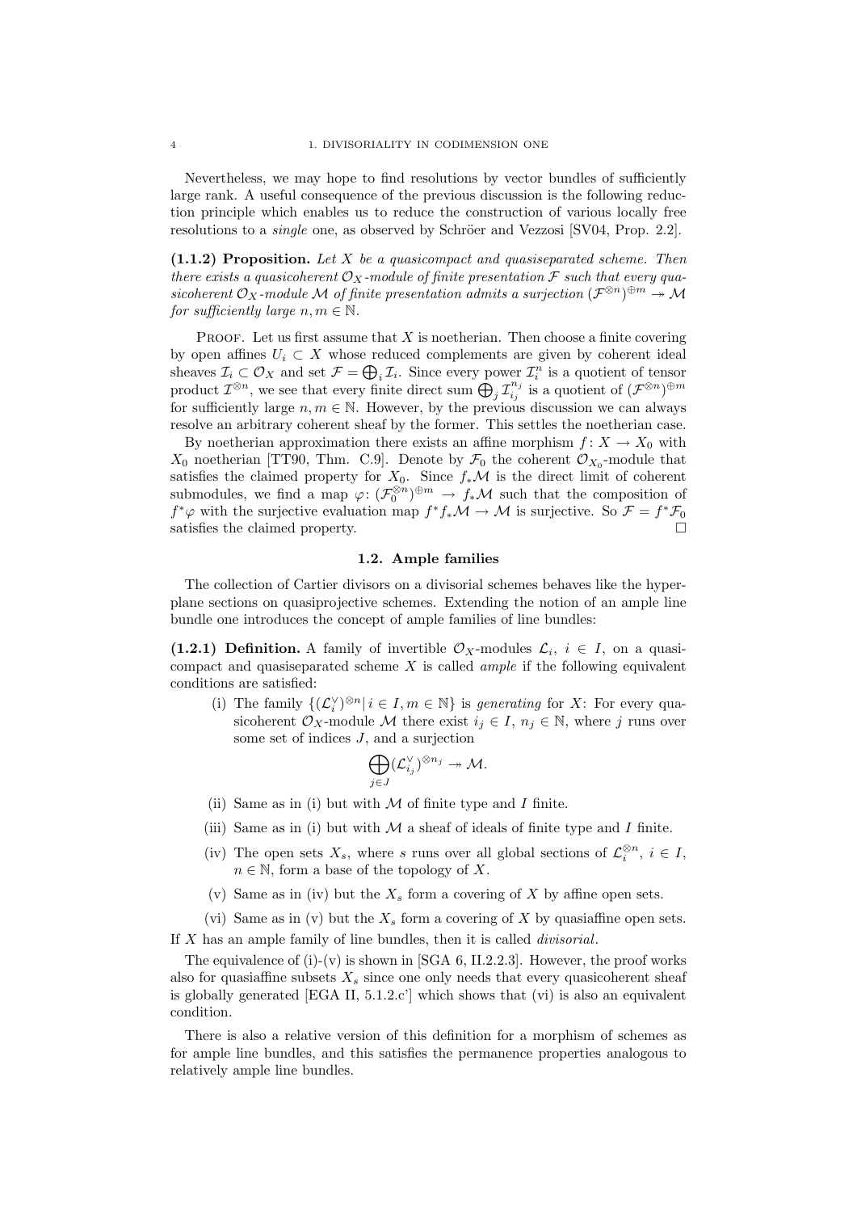Nevertheless, we may hope to find resolutions by vector bundles of sufficiently large rank. A useful consequence of the previous discussion is the following reduction principle which enables us to reduce the construction of various locally free resolutions to a *single* one, as observed by Schröer and Vezzosi [SV04, Prop. 2.2].

**(1.1.2) Proposition.** *Let $X$ be a quasicompact and quasiseparated scheme. Then there exists a quasicoherent $\mathcal{O}_X$-module of finite presentation $\mathcal{F}$ such that every quasicoherent $\mathcal{O}_X$-module $\mathcal{M}$ of finite presentation admits a surjection $(\mathcal{F}^{\otimes n})^{\oplus m} \twoheadrightarrow \mathcal{M}$ for sufficiently large $n, m \in \mathbb{N}$.*

Proof. Let us first assume that $X$ is noetherian. Then choose a finite covering by open affines $U_i \subset X$ whose reduced complements are given by coherent ideal sheaves $\mathcal{I}_i \subset \mathcal{O}_X$ and set $\mathcal{F} = \bigoplus_i \mathcal{I}_i$. Since every power $\mathcal{I}_i^n$ is a quotient of tensor product $\mathcal{I}^{\otimes n}$, we see that every finite direct sum $\bigoplus_j \mathcal{I}_{i_j}^{n_j}$ is a quotient of $(\mathcal{F}^{\otimes n})^{\oplus m}$ for sufficiently large $n, m \in \mathbb{N}$. However, by the previous discussion we can always resolve an arbitrary coherent sheaf by the former. This settles the noetherian case.

By noetherian approximation there exists an affine morphism $f\colon X \to X_0$ with $X_0$ noetherian [TT90, Thm. C.9]. Denote by $\mathcal{F}_0$ the coherent $\mathcal{O}_{X_0}$-module that satisfies the claimed property for $X_0$. Since $f_*\mathcal{M}$ is the direct limit of coherent submodules, we find a map $\varphi\colon (\mathcal{F}_0^{\otimes n})^{\oplus m} \to f_*\mathcal{M}$ such that the composition of $f^*\varphi$ with the surjective evaluation map $f^*f_*\mathcal{M} \to \mathcal{M}$ is surjective. So $\mathcal{F} = f^*\mathcal{F}_0$ satisfies the claimed property. $\square$

## 1.2. Ample families

The collection of Cartier divisors on a divisorial schemes behaves like the hyperplane sections on quasiprojective schemes. Extending the notion of an ample line bundle one introduces the concept of ample families of line bundles:

**(1.2.1) Definition.** A family of invertible $\mathcal{O}_X$-modules $\mathcal{L}_i$, $i \in I$, on a quasicompact and quasiseparated scheme $X$ is called *ample* if the following equivalent conditions are satisfied:

(i) The family $\{(\mathcal{L}_i^\vee)^{\otimes n} | \, i \in I, m \in \mathbb{N}\}$ is *generating* for $X$: For every quasicoherent $\mathcal{O}_X$-module $\mathcal{M}$ there exist $i_j \in I$, $n_j \in \mathbb{N}$, where $j$ runs over some set of indices $J$, and a surjection

$$\bigoplus_{j \in J} (\mathcal{L}_{i_j}^\vee)^{\otimes n_j} \twoheadrightarrow \mathcal{M}.$$

(ii) Same as in (i) but with $\mathcal{M}$ of finite type and $I$ finite.

(iii) Same as in (i) but with $\mathcal{M}$ a sheaf of ideals of finite type and $I$ finite.

(iv) The open sets $X_s$, where $s$ runs over all global sections of $\mathcal{L}_i^{\otimes n}$, $i \in I$, $n \in \mathbb{N}$, form a base of the topology of $X$.

(v) Same as in (iv) but the $X_s$ form a covering of $X$ by affine open sets.

(vi) Same as in (v) but the $X_s$ form a covering of $X$ by quasiaffine open sets.

If $X$ has an ample family of line bundles, then it is called *divisorial*.

The equivalence of (i)-(v) is shown in [SGA 6, II.2.2.3]. However, the proof works also for quasiaffine subsets $X_s$ since one only needs that every quasicoherent sheaf is globally generated [EGA II, 5.1.2.c'] which shows that (vi) is also an equivalent condition.

There is also a relative version of this definition for a morphism of schemes as for ample line bundles, and this satisfies the permanence properties analogous to relatively ample line bundles.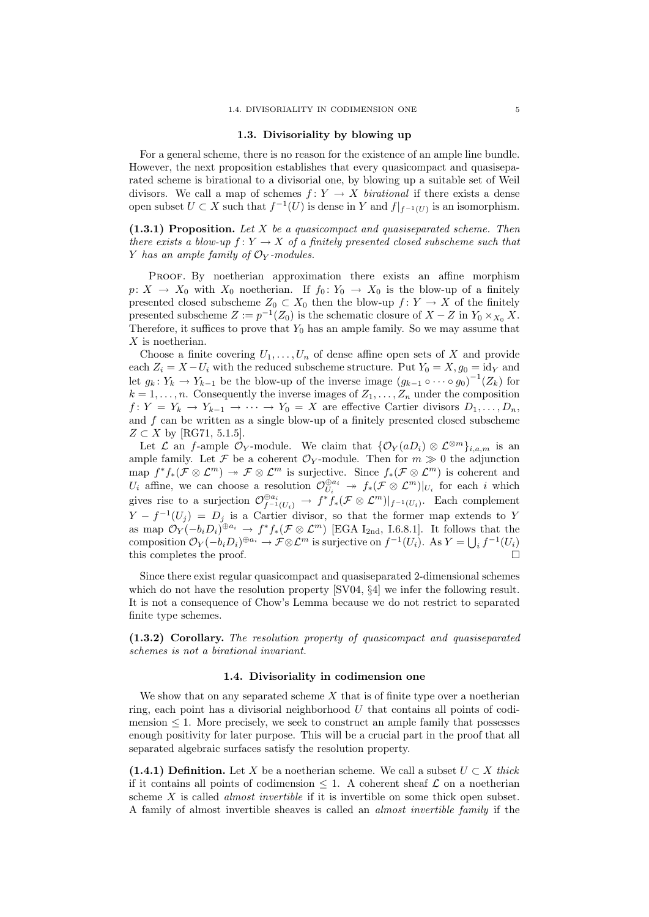## 1.3. Divisoriality by blowing up

For a general scheme, there is no reason for the existence of an ample line bundle. However, the next proposition establishes that every quasicompact and quasiseparated scheme is birational to a divisorial one, by blowing up a suitable set of Weil divisors. We call a map of schemes $f: Y \to X$ *birational* if there exists a dense open subset $U \subset X$ such that $f^{-1}(U)$ is dense in $Y$ and $f|_{f^{-1}(U)}$ is an isomorphism.

**(1.3.1) Proposition.** *Let $X$ be a quasicompact and quasiseparated scheme. Then there exists a blow-up $f: Y \to X$ of a finitely presented closed subscheme such that $Y$ has an ample family of $\mathcal{O}_Y$-modules.*

Proof. By noetherian approximation there exists an affine morphism $p: X \to X_0$ with $X_0$ noetherian. If $f_0: Y_0 \to X_0$ is the blow-up of a finitely presented closed subscheme $Z_0 \subset X_0$ then the blow-up $f: Y \to X$ of the finitely presented subscheme $Z := p^{-1}(Z_0)$ is the schematic closure of $X - Z$ in $Y_0 \times_{X_0} X$. Therefore, it suffices to prove that $Y_0$ has an ample family. So we may assume that $X$ is noetherian.

Choose a finite covering $U_1, \ldots, U_n$ of dense affine open sets of $X$ and provide each $Z_i = X - U_i$ with the reduced subscheme structure. Put $Y_0 = X, g_0 = \mathrm{id}_Y$ and let $g_k: Y_k \to Y_{k-1}$ be the blow-up of the inverse image $(g_{k-1} \circ \cdots \circ g_0)^{-1}(Z_k)$ for $k = 1, \ldots, n$. Consequently the inverse images of $Z_1, \ldots, Z_n$ under the composition $f: Y = Y_k \to Y_{k-1} \to \cdots \to Y_0 = X$ are effective Cartier divisors $D_1, \ldots, D_n$, and $f$ can be written as a single blow-up of a finitely presented closed subscheme $Z \subset X$ by [RG71, 5.1.5].

Let $\mathcal{L}$ an $f$-ample $\mathcal{O}_Y$-module. We claim that $\{\mathcal{O}_Y(aD_i) \otimes \mathcal{L}^{\otimes m}\}_{i,a,m}$ is an ample family. Let $\mathcal{F}$ be a coherent $\mathcal{O}_Y$-module. Then for $m \gg 0$ the adjunction map $f^*f_*(\mathcal{F} \otimes \mathcal{L}^m) \twoheadrightarrow \mathcal{F} \otimes \mathcal{L}^m$ is surjective. Since $f_*(\mathcal{F} \otimes \mathcal{L}^m)$ is coherent and $U_i$ affine, we can choose a resolution $\mathcal{O}_{U_i}^{\oplus a_i} \twoheadrightarrow f_*(\mathcal{F} \otimes \mathcal{L}^m)|_{U_i}$ for each $i$ which gives rise to a surjection $\mathcal{O}_{f^{-1}(U_i)}^{\oplus a_i} \to f^*f_*(\mathcal{F} \otimes \mathcal{L}^m)|_{f^{-1}(U_i)}$. Each complement $Y - f^{-1}(U_j) = D_j$ is a Cartier divisor, so that the former map extends to $Y$ as map $\mathcal{O}_Y(-b_iD_i)^{\oplus a_i} \to f^*f_*(\mathcal{F} \otimes \mathcal{L}^m)$ [EGA $\mathrm{I}_{2\mathrm{nd}}$, I.6.8.1]. It follows that the composition $\mathcal{O}_Y(-b_iD_i)^{\oplus a_i} \to \mathcal{F} \otimes \mathcal{L}^m$ is surjective on $f^{-1}(U_i)$. As $Y = \bigcup_i f^{-1}(U_i)$ this completes the proof. $\square$

Since there exist regular quasicompact and quasiseparated 2-dimensional schemes which do not have the resolution property [SV04, §4] we infer the following result. It is not a consequence of Chow's Lemma because we do not restrict to separated finite type schemes.

**(1.3.2) Corollary.** *The resolution property of quasicompact and quasiseparated schemes is not a birational invariant.*

## 1.4. Divisoriality in codimension one

We show that on any separated scheme $X$ that is of finite type over a noetherian ring, each point has a divisorial neighborhood $U$ that contains all points of codimension $\leq 1$. More precisely, we seek to construct an ample family that possesses enough positivity for later purpose. This will be a crucial part in the proof that all separated algebraic surfaces satisfy the resolution property.

**(1.4.1) Definition.** Let $X$ be a noetherian scheme. We call a subset $U \subset X$ *thick* if it contains all points of codimension $\leq 1$. A coherent sheaf $\mathcal{L}$ on a noetherian scheme $X$ is called *almost invertible* if it is invertible on some thick open subset. A family of almost invertible sheaves is called an *almost invertible family* if the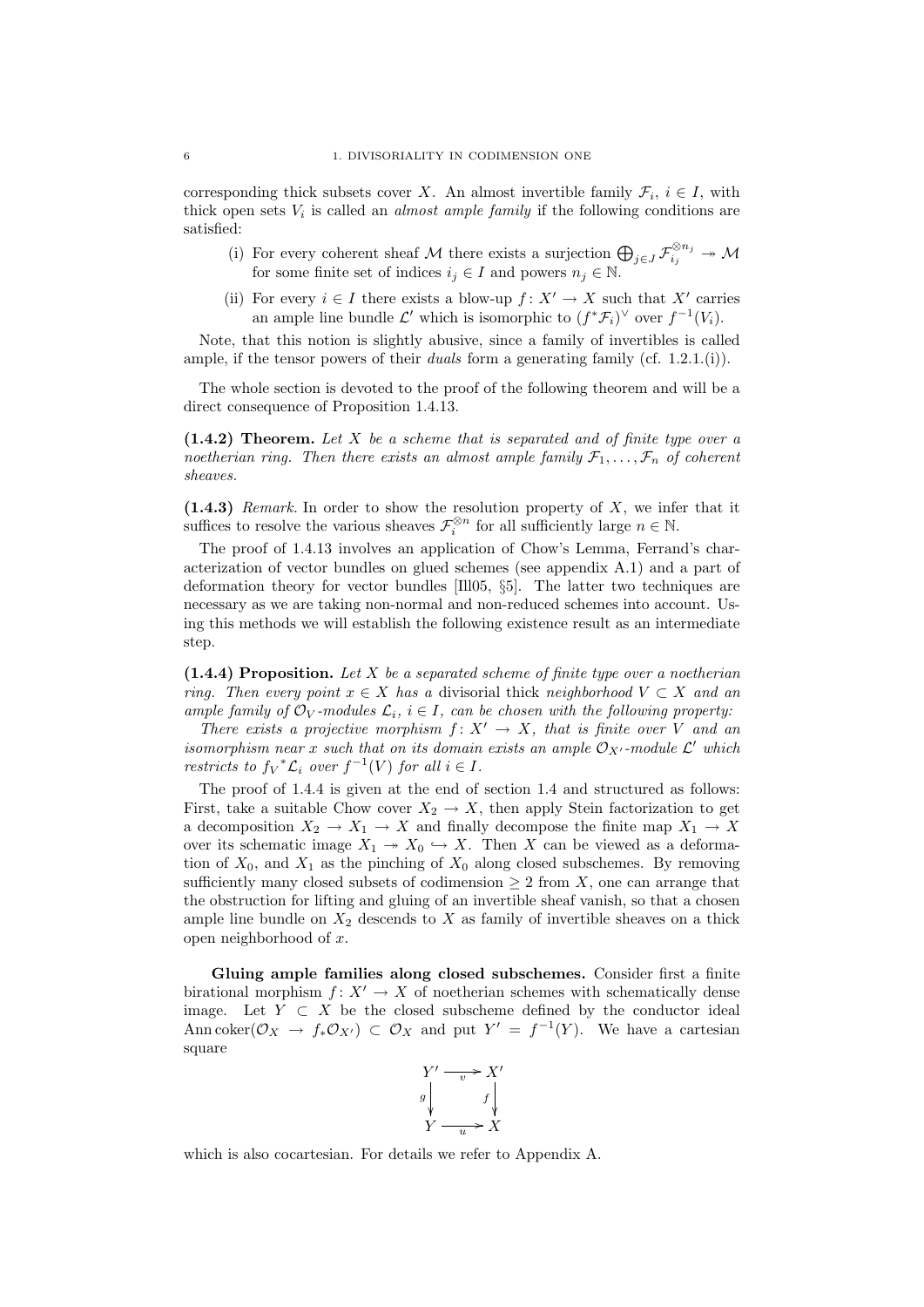corresponding thick subsets cover $X$. An almost invertible family $\mathcal{F}_i$, $i \in I$, with thick open sets $V_i$ is called an *almost ample family* if the following conditions are satisfied:

(i) For every coherent sheaf $\mathcal{M}$ there exists a surjection $\bigoplus_{j\in J} \mathcal{F}_{i_j}^{\otimes n_j} \twoheadrightarrow \mathcal{M}$ for some finite set of indices $i_j \in I$ and powers $n_j \in \mathbb{N}$.

(ii) For every $i \in I$ there exists a blow-up $f\colon X' \to X$ such that $X'$ carries an ample line bundle $\mathcal{L}'$ which is isomorphic to $(f^*\mathcal{F}_i)^\vee$ over $f^{-1}(V_i)$.

Note, that this notion is slightly abusive, since a family of invertibles is called ample, if the tensor powers of their *duals* form a generating family (cf. 1.2.1.(i)).

The whole section is devoted to the proof of the following theorem and will be a direct consequence of Proposition 1.4.13.

**(1.4.2) Theorem.** *Let $X$ be a scheme that is separated and of finite type over a noetherian ring. Then there exists an almost ample family $\mathcal{F}_1, \ldots, \mathcal{F}_n$ of coherent sheaves.*

**(1.4.3)** *Remark.* In order to show the resolution property of $X$, we infer that it suffices to resolve the various sheaves $\mathcal{F}_i^{\otimes n}$ for all sufficiently large $n \in \mathbb{N}$.

The proof of 1.4.13 involves an application of Chow's Lemma, Ferrand's characterization of vector bundles on glued schemes (see appendix A.1) and a part of deformation theory for vector bundles [Ill05, §5]. The latter two techniques are necessary as we are taking non-normal and non-reduced schemes into account. Using this methods we will establish the following existence result as an intermediate step.

**(1.4.4) Proposition.** *Let $X$ be a separated scheme of finite type over a noetherian ring. Then every point $x \in X$ has a* divisorial thick *neighborhood $V \subset X$ and an ample family of $\mathcal{O}_V$-modules $\mathcal{L}_i$, $i \in I$, can be chosen with the following property:*

*There exists a projective morphism $f\colon X' \to X$, that is finite over $V$ and an isomorphism near $x$ such that on its domain exists an ample $\mathcal{O}_{X'}$-module $\mathcal{L}'$ which restricts to ${f_V}^*\mathcal{L}_i$ over $f^{-1}(V)$ for all $i \in I$.*

The proof of 1.4.4 is given at the end of section 1.4 and structured as follows: First, take a suitable Chow cover $X_2 \to X$, then apply Stein factorization to get a decomposition $X_2 \to X_1 \to X$ and finally decompose the finite map $X_1 \to X$ over its schematic image $X_1 \twoheadrightarrow X_0 \hookrightarrow X$. Then $X$ can be viewed as a deformation of $X_0$, and $X_1$ as the pinching of $X_0$ along closed subschemes. By removing sufficiently many closed subsets of codimension $\geq 2$ from $X$, one can arrange that the obstruction for lifting and gluing of an invertible sheaf vanish, so that a chosen ample line bundle on $X_2$ descends to $X$ as family of invertible sheaves on a thick open neighborhood of $x$.

**Gluing ample families along closed subschemes.** Consider first a finite birational morphism $f\colon X' \to X$ of noetherian schemes with schematically dense image. Let $Y \subset X$ be the closed subscheme defined by the conductor ideal $\operatorname{Ann}\operatorname{coker}(\mathcal{O}_X \to f_*\mathcal{O}_{X'}) \subset \mathcal{O}_X$ and put $Y' = f^{-1}(Y)$. We have a cartesian square

$$\begin{array}{ccc} Y' & \xrightarrow{v} & X' \\ {\scriptstyle g}\downarrow & & \downarrow{\scriptstyle f} \\ Y & \xrightarrow{u} & X \end{array}$$

which is also cocartesian. For details we refer to Appendix A.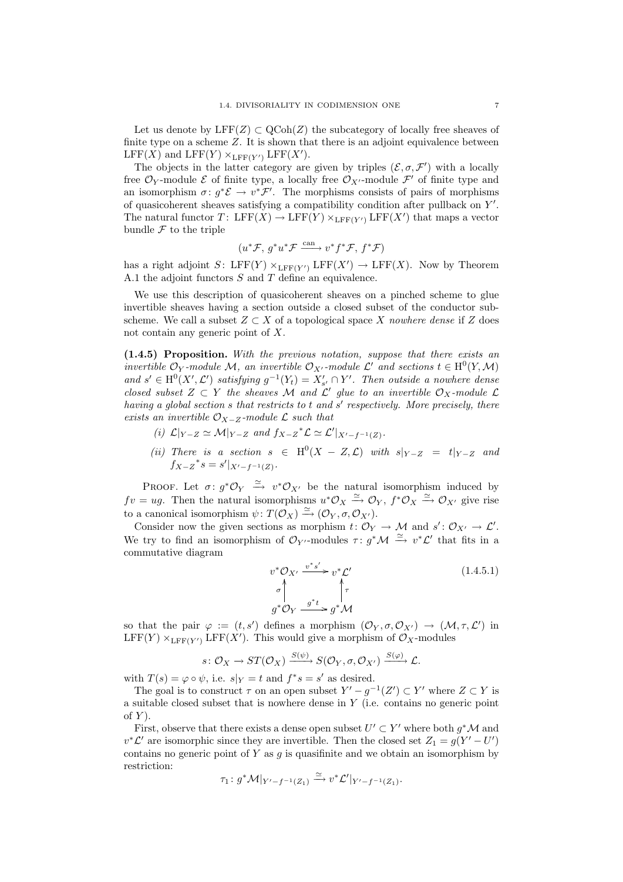Let us denote by $\mathrm{LFF}(Z) \subset \mathrm{QCoh}(Z)$ the subcategory of locally free sheaves of finite type on a scheme $Z$. It is shown that there is an adjoint equivalence between $\mathrm{LFF}(X)$ and $\mathrm{LFF}(Y) \times_{\mathrm{LFF}(Y')} \mathrm{LFF}(X')$.

The objects in the latter category are given by triples $(\mathcal{E}, \sigma, \mathcal{F}')$ with a locally free $\mathcal{O}_Y$-module $\mathcal{E}$ of finite type, a locally free $\mathcal{O}_{X'}$-module $\mathcal{F}'$ of finite type and an isomorphism $\sigma \colon g^*\mathcal{E} \to v^*\mathcal{F}'$. The morphisms consists of pairs of morphisms of quasicoherent sheaves satisfying a compatibility condition after pullback on $Y'$. The natural functor $T \colon \mathrm{LFF}(X) \to \mathrm{LFF}(Y) \times_{\mathrm{LFF}(Y')} \mathrm{LFF}(X')$ that maps a vector bundle $\mathcal{F}$ to the triple

$$(u^*\mathcal{F},\, g^*u^*\mathcal{F} \xrightarrow{\mathrm{can}} v^*f^*\mathcal{F},\, f^*\mathcal{F})$$

has a right adjoint $S \colon \mathrm{LFF}(Y) \times_{\mathrm{LFF}(Y')} \mathrm{LFF}(X') \to \mathrm{LFF}(X)$. Now by Theorem A.1 the adjoint functors $S$ and $T$ define an equivalence.

We use this description of quasicoherent sheaves on a pinched scheme to glue invertible sheaves having a section outside a closed subset of the conductor subscheme. We call a subset $Z \subset X$ of a topological space $X$ *nowhere dense* if $Z$ does not contain any generic point of $X$.

**(1.4.5) Proposition.** *With the previous notation, suppose that there exists an invertible $\mathcal{O}_Y$-module $\mathcal{M}$, an invertible $\mathcal{O}_{X'}$-module $\mathcal{L}'$ and sections $t \in \mathrm{H}^0(Y, \mathcal{M})$ and $s' \in \mathrm{H}^0(X', \mathcal{L}')$ satisfying $g^{-1}(Y_t) = X'_{s'} \cap Y'$. Then outside a nowhere dense closed subset $Z \subset Y$ the sheaves $\mathcal{M}$ and $\mathcal{L}'$ glue to an invertible $\mathcal{O}_X$-module $\mathcal{L}$ having a global section $s$ that restricts to $t$ and $s'$ respectively. More precisely, there exists an invertible $\mathcal{O}_{X-Z}$-module $\mathcal{L}$ such that*

*(i) $\mathcal{L}|_{Y-Z} \simeq \mathcal{M}|_{Y-Z}$ and ${f_{X-Z}}^*\mathcal{L} \simeq \mathcal{L}'|_{X'-f^{-1}(Z)}$.*

*(ii) There is a section $s \in \mathrm{H}^0(X - Z, \mathcal{L})$ with $s|_{Y-Z} = t|_{Y-Z}$ and ${f_{X-Z}}^*s = s'|_{X'-f^{-1}(Z)}$.*

Proof. Let $\sigma \colon g^*\mathcal{O}_Y \xrightarrow{\simeq} v^*\mathcal{O}_{X'}$ be the natural isomorphism induced by $fv = ug$. Then the natural isomorphisms $u^*\mathcal{O}_X \xrightarrow{\simeq} \mathcal{O}_Y$, $f^*\mathcal{O}_X \xrightarrow{\simeq} \mathcal{O}_{X'}$ give rise to a canonical isomorphism $\psi \colon T(\mathcal{O}_X) \xrightarrow{\simeq} (\mathcal{O}_Y, \sigma, \mathcal{O}_{X'})$.

Consider now the given sections as morphism $t \colon \mathcal{O}_Y \to \mathcal{M}$ and $s' \colon \mathcal{O}_{X'} \to \mathcal{L}'$. We try to find an isomorphism of $\mathcal{O}_{Y'}$-modules $\tau \colon g^*\mathcal{M} \xrightarrow{\simeq} v^*\mathcal{L}'$ that fits in a commutative diagram

$$\begin{array}{ccc} v^*\mathcal{O}_{X'} & \xrightarrow{v^*s'} & v^*\mathcal{L}' \\ \sigma \uparrow & & \uparrow \tau \\ g^*\mathcal{O}_Y & \xrightarrow{g^*t} & g^*\mathcal{M} \end{array} \qquad (1.4.5.1)$$

so that the pair $\varphi := (t, s')$ defines a morphism $(\mathcal{O}_Y, \sigma, \mathcal{O}_{X'}) \to (\mathcal{M}, \tau, \mathcal{L}')$ in $\mathrm{LFF}(Y) \times_{\mathrm{LFF}(Y')} \mathrm{LFF}(X')$. This would give a morphism of $\mathcal{O}_X$-modules

$$s \colon \mathcal{O}_X \to ST(\mathcal{O}_X) \xrightarrow{S(\psi)} S(\mathcal{O}_Y, \sigma, \mathcal{O}_{X'}) \xrightarrow{S(\varphi)} \mathcal{L}.$$

with $T(s) = \varphi \circ \psi$, i.e. $s|_Y = t$ and $f^*s = s'$ as desired.

The goal is to construct $\tau$ on an open subset $Y' - g^{-1}(Z') \subset Y'$ where $Z \subset Y$ is a suitable closed subset that is nowhere dense in $Y$ (i.e. contains no generic point of $Y$).

First, observe that there exists a dense open subset $U' \subset Y'$ where both $g^*\mathcal{M}$ and $v^*\mathcal{L}'$ are isomorphic since they are invertible. Then the closed set $Z_1 = g(Y' - U')$ contains no generic point of $Y$ as $g$ is quasifinite and we obtain an isomorphism by restriction:

$$\tau_1 \colon g^*\mathcal{M}|_{Y'-f^{-1}(Z_1)} \xrightarrow{\simeq} v^*\mathcal{L}'|_{Y'-f^{-1}(Z_1)}.$$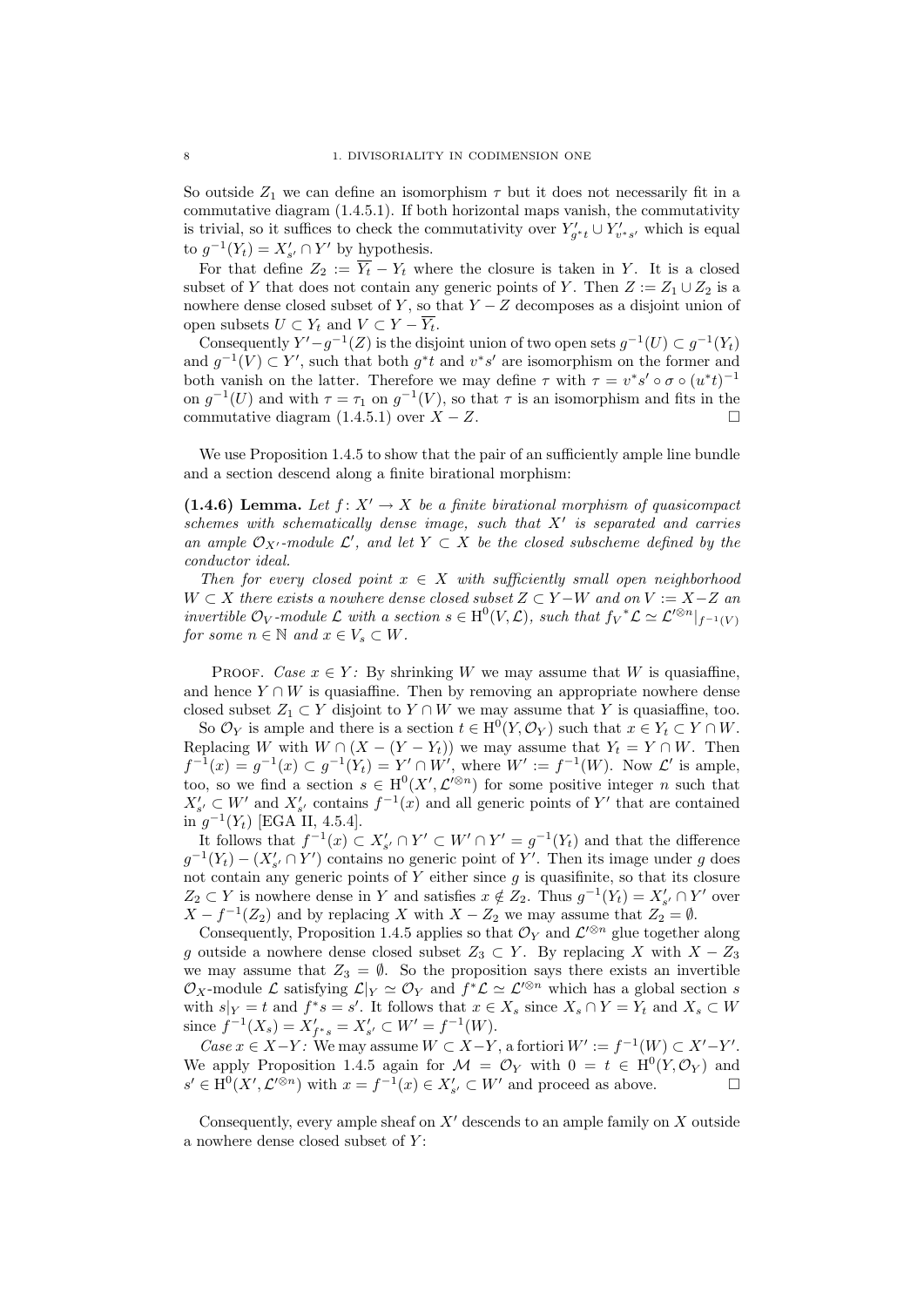So outside $Z_1$ we can define an isomorphism $\tau$ but it does not necessarily fit in a commutative diagram (1.4.5.1). If both horizontal maps vanish, the commutativity is trivial, so it suffices to check the commutativity over $Y'_{g^*t} \cup Y'_{v^*s'}$ which is equal to $g^{-1}(Y_t) = X'_{s'} \cap Y'$ by hypothesis.

For that define $Z_2 := \overline{Y_t} - Y_t$ where the closure is taken in $Y$. It is a closed subset of $Y$ that does not contain any generic points of $Y$. Then $Z := Z_1 \cup Z_2$ is a nowhere dense closed subset of $Y$, so that $Y - Z$ decomposes as a disjoint union of open subsets $U \subset Y_t$ and $V \subset Y - \overline{Y_t}$.

Consequently $Y' - g^{-1}(Z)$ is the disjoint union of two open sets $g^{-1}(U) \subset g^{-1}(Y_t)$ and $g^{-1}(V) \subset Y'$, such that both $g^*t$ and $v^*s'$ are isomorphism on the former and both vanish on the latter. Therefore we may define $\tau$ with $\tau = v^*s' \circ \sigma \circ (u^*t)^{-1}$ on $g^{-1}(U)$ and with $\tau = \tau_1$ on $g^{-1}(V)$, so that $\tau$ is an isomorphism and fits in the commutative diagram (1.4.5.1) over $X - Z$. □

We use Proposition 1.4.5 to show that the pair of an sufficiently ample line bundle and a section descend along a finite birational morphism:

**(1.4.6) Lemma.** *Let $f\colon X' \to X$ be a finite birational morphism of quasicompact schemes with schematically dense image, such that $X'$ is separated and carries an ample $\mathcal{O}_{X'}$-module $\mathcal{L}'$, and let $Y \subset X$ be the closed subscheme defined by the conductor ideal.*

*Then for every closed point $x \in X$ with sufficiently small open neighborhood $W \subset X$ there exists a nowhere dense closed subset $Z \subset Y - W$ and on $V := X - Z$ an invertible $\mathcal{O}_V$-module $\mathcal{L}$ with a section $s \in \mathrm{H}^0(V, \mathcal{L})$, such that $f_V{}^*\mathcal{L} \simeq \mathcal{L}'^{\otimes n}|_{f^{-1}(V)}$ for some $n \in \mathbb{N}$ and $x \in V_s \subset W$.*

Proof. *Case $x \in Y$:* By shrinking $W$ we may assume that $W$ is quasiaffine, and hence $Y \cap W$ is quasiaffine. Then by removing an appropriate nowhere dense closed subset $Z_1 \subset Y$ disjoint to $Y \cap W$ we may assume that $Y$ is quasiaffine, too.

So $\mathcal{O}_Y$ is ample and there is a section $t \in \mathrm{H}^0(Y, \mathcal{O}_Y)$ such that $x \in Y_t \subset Y \cap W$. Replacing $W$ with $W \cap (X - (Y - Y_t))$ we may assume that $Y_t = Y \cap W$. Then $f^{-1}(x) = g^{-1}(x) \subset g^{-1}(Y_t) = Y' \cap W'$, where $W' := f^{-1}(W)$. Now $\mathcal{L}'$ is ample, too, so we find a section $s \in \mathrm{H}^0(X', \mathcal{L}'^{\otimes n})$ for some positive integer $n$ such that $X'_{s'} \subset W'$ and $X'_{s'}$ contains $f^{-1}(x)$ and all generic points of $Y'$ that are contained in $g^{-1}(Y_t)$ [EGA II, 4.5.4].

It follows that $f^{-1}(x) \subset X'_{s'} \cap Y' \subset W' \cap Y' = g^{-1}(Y_t)$ and that the difference $g^{-1}(Y_t) - (X'_{s'} \cap Y')$ contains no generic point of $Y'$. Then its image under $g$ does not contain any generic points of $Y$ either since $g$ is quasifinite, so that its closure $Z_2 \subset Y$ is nowhere dense in $Y$ and satisfies $x \notin Z_2$. Thus $g^{-1}(Y_t) = X'_{s'} \cap Y'$ over $X - f^{-1}(Z_2)$ and by replacing $X$ with $X - Z_2$ we may assume that $Z_2 = \emptyset$.

Consequently, Proposition 1.4.5 applies so that $\mathcal{O}_Y$ and $\mathcal{L}'^{\otimes n}$ glue together along $g$ outside a nowhere dense closed subset $Z_3 \subset Y$. By replacing $X$ with $X - Z_3$ we may assume that $Z_3 = \emptyset$. So the proposition says there exists an invertible $\mathcal{O}_X$-module $\mathcal{L}$ satisfying $\mathcal{L}|_Y \simeq \mathcal{O}_Y$ and $f^*\mathcal{L} \simeq \mathcal{L}'^{\otimes n}$ which has a global section $s$ with $s|_Y = t$ and $f^*s = s'$. It follows that $x \in X_s$ since $X_s \cap Y = Y_t$ and $X_s \subset W$ since $f^{-1}(X_s) = X'_{f^*s} = X'_{s'} \subset W' = f^{-1}(W)$.

*Case $x \in X - Y$:* We may assume $W \subset X - Y$, a fortiori $W' := f^{-1}(W) \subset X' - Y'$. We apply Proposition 1.4.5 again for $\mathcal{M} = \mathcal{O}_Y$ with $0 = t \in \mathrm{H}^0(Y, \mathcal{O}_Y)$ and $s' \in \mathrm{H}^0(X', \mathcal{L}'^{\otimes n})$ with $x = f^{-1}(x) \in X'_{s'} \subset W'$ and proceed as above. □

Consequently, every ample sheaf on $X'$ descends to an ample family on $X$ outside a nowhere dense closed subset of $Y$: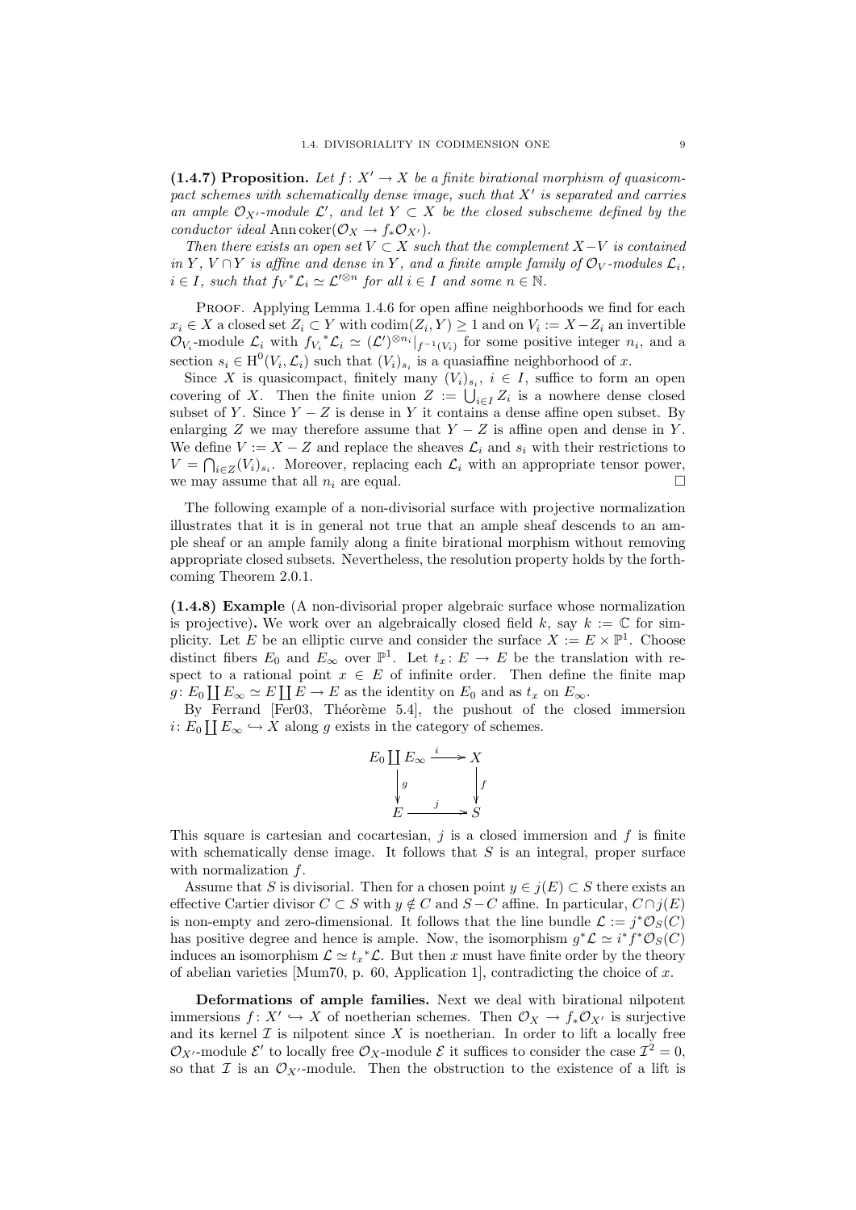**(1.4.7) Proposition.** *Let $f\colon X' \to X$ be a finite birational morphism of quasicompact schemes with schematically dense image, such that $X'$ is separated and carries an ample $\mathcal{O}_{X'}$-module $\mathcal{L}'$, and let $Y \subset X$ be the closed subscheme defined by the conductor ideal* $\operatorname{Ann}\operatorname{coker}(\mathcal{O}_X \to f_*\mathcal{O}_{X'})$.

*Then there exists an open set $V \subset X$ such that the complement $X - V$ is contained in $Y$, $V \cap Y$ is affine and dense in $Y$, and a finite ample family of $\mathcal{O}_V$-modules $\mathcal{L}_i$, $i \in I$, such that $f_V{}^*\mathcal{L}_i \simeq \mathcal{L}'^{\otimes n}$ for all $i \in I$ and some $n \in \mathbb{N}$.*

Proof. Applying Lemma 1.4.6 for open affine neighborhoods we find for each $x_i \in X$ a closed set $Z_i \subset Y$ with $\operatorname{codim}(Z_i, Y) \geq 1$ and on $V_i := X - Z_i$ an invertible $\mathcal{O}_{V_i}$-module $\mathcal{L}_i$ with $f_{V_i}{}^*\mathcal{L}_i \simeq (\mathcal{L}')^{\otimes n_i}|_{f^{-1}(V_i)}$ for some positive integer $n_i$, and a section $s_i \in \mathrm{H}^0(V_i, \mathcal{L}_i)$ such that $(V_i)_{s_i}$ is a quasiaffine neighborhood of $x$.

Since $X$ is quasicompact, finitely many $(V_i)_{s_i}$, $i \in I$, suffice to form an open covering of $X$. Then the finite union $Z := \bigcup_{i \in I} Z_i$ is a nowhere dense closed subset of $Y$. Since $Y - Z$ is dense in $Y$ it contains a dense affine open subset. By enlarging $Z$ we may therefore assume that $Y - Z$ is affine open and dense in $Y$. We define $V := X - Z$ and replace the sheaves $\mathcal{L}_i$ and $s_i$ with their restrictions to $V = \bigcap_{i \in Z}(V_i)_{s_i}$. Moreover, replacing each $\mathcal{L}_i$ with an appropriate tensor power, we may assume that all $n_i$ are equal. $\square$

The following example of a non-divisorial surface with projective normalization illustrates that it is in general not true that an ample sheaf descends to an ample sheaf or an ample family along a finite birational morphism without removing appropriate closed subsets. Nevertheless, the resolution property holds by the forthcoming Theorem 2.0.1.

**(1.4.8) Example** (A non-divisorial proper algebraic surface whose normalization is projective)**.** We work over an algebraically closed field $k$, say $k := \mathbb{C}$ for simplicity. Let $E$ be an elliptic curve and consider the surface $X := E \times \mathbb{P}^1$. Choose distinct fibers $E_0$ and $E_\infty$ over $\mathbb{P}^1$. Let $t_x\colon E \to E$ be the translation with respect to a rational point $x \in E$ of infinite order. Then define the finite map $g\colon E_0 \coprod E_\infty \simeq E \coprod E \to E$ as the identity on $E_0$ and as $t_x$ on $E_\infty$.

By Ferrand [Fer03, Théorème 5.4], the pushout of the closed immersion $i\colon E_0 \coprod E_\infty \hookrightarrow X$ along $g$ exists in the category of schemes.

$$
\begin{array}{ccc}
E_0 \coprod E_\infty & \xrightarrow{\;i\;} & X \\
\Big\downarrow{\scriptstyle g} & & \Big\downarrow{\scriptstyle f} \\
E & \xrightarrow{\;j\;} & S
\end{array}
$$

This square is cartesian and cocartesian, $j$ is a closed immersion and $f$ is finite with schematically dense image. It follows that $S$ is an integral, proper surface with normalization $f$.

Assume that $S$ is divisorial. Then for a chosen point $y \in j(E) \subset S$ there exists an effective Cartier divisor $C \subset S$ with $y \notin C$ and $S - C$ affine. In particular, $C \cap j(E)$ is non-empty and zero-dimensional. It follows that the line bundle $\mathcal{L} := j^*\mathcal{O}_S(C)$ has positive degree and hence is ample. Now, the isomorphism $g^*\mathcal{L} \simeq i^*f^*\mathcal{O}_S(C)$ induces an isomorphism $\mathcal{L} \simeq t_x{}^*\mathcal{L}$. But then $x$ must have finite order by the theory of abelian varieties [Mum70, p. 60, Application 1], contradicting the choice of $x$.

**Deformations of ample families.** Next we deal with birational nilpotent immersions $f\colon X' \hookrightarrow X$ of noetherian schemes. Then $\mathcal{O}_X \to f_*\mathcal{O}_{X'}$ is surjective and its kernel $\mathcal{I}$ is nilpotent since $X$ is noetherian. In order to lift a locally free $\mathcal{O}_{X'}$-module $\mathcal{E}'$ to locally free $\mathcal{O}_X$-module $\mathcal{E}$ it suffices to consider the case $\mathcal{I}^2 = 0$, so that $\mathcal{I}$ is an $\mathcal{O}_{X'}$-module. Then the obstruction to the existence of a lift is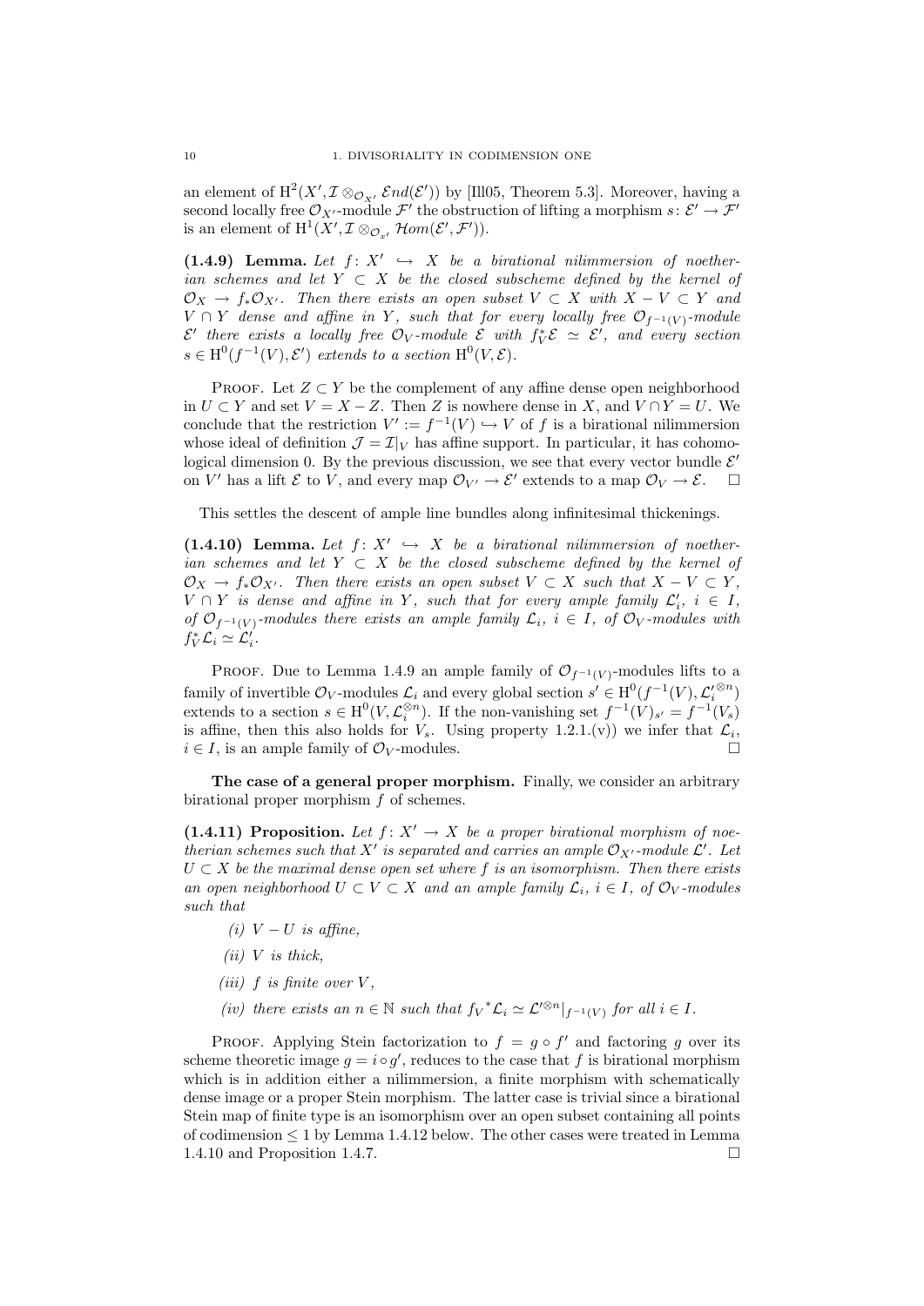an element of $\mathrm{H}^2(X', \mathcal{I} \otimes_{\mathcal{O}_{X'}} \mathcal{E}nd(\mathcal{E}'))$ by [Ill05, Theorem 5.3]. Moreover, having a second locally free $\mathcal{O}_{X'}$-module $\mathcal{F}'$ the obstruction of lifting a morphism $s\colon \mathcal{E}' \to \mathcal{F}'$ is an element of $\mathrm{H}^1(X', \mathcal{I} \otimes_{\mathcal{O}_{x'}} \mathcal{H}om(\mathcal{E}', \mathcal{F}'))$.

**(1.4.9) Lemma.** *Let $f\colon X' \hookrightarrow X$ be a birational nilimmersion of noetherian schemes and let $Y \subset X$ be the closed subscheme defined by the kernel of $\mathcal{O}_X \to f_*\mathcal{O}_{X'}$. Then there exists an open subset $V \subset X$ with $X - V \subset Y$ and $V \cap Y$ dense and affine in $Y$, such that for every locally free $\mathcal{O}_{f^{-1}(V)}$-module $\mathcal{E}'$ there exists a locally free $\mathcal{O}_V$-module $\mathcal{E}$ with $f_V^*\mathcal{E} \simeq \mathcal{E}'$, and every section $s \in \mathrm{H}^0(f^{-1}(V), \mathcal{E}')$ extends to a section $\mathrm{H}^0(V, \mathcal{E})$.*

Proof. Let $Z \subset Y$ be the complement of any affine dense open neighborhood in $U \subset Y$ and set $V = X - Z$. Then $Z$ is nowhere dense in $X$, and $V \cap Y = U$. We conclude that the restriction $V' := f^{-1}(V) \hookrightarrow V$ of $f$ is a birational nilimmersion whose ideal of definition $\mathcal{J} = \mathcal{I}|_V$ has affine support. In particular, it has cohomological dimension 0. By the previous discussion, we see that every vector bundle $\mathcal{E}'$ on $V'$ has a lift $\mathcal{E}$ to $V$, and every map $\mathcal{O}_{V'} \to \mathcal{E}'$ extends to a map $\mathcal{O}_V \to \mathcal{E}$. □

This settles the descent of ample line bundles along infinitesimal thickenings.

**(1.4.10) Lemma.** *Let $f\colon X' \hookrightarrow X$ be a birational nilimmersion of noetherian schemes and let $Y \subset X$ be the closed subscheme defined by the kernel of $\mathcal{O}_X \to f_*\mathcal{O}_{X'}$. Then there exists an open subset $V \subset X$ such that $X - V \subset Y$, $V \cap Y$ is dense and affine in $Y$, such that for every ample family $\mathcal{L}'_i$, $i \in I$, of $\mathcal{O}_{f^{-1}(V)}$-modules there exists an ample family $\mathcal{L}_i$, $i \in I$, of $\mathcal{O}_V$-modules with $f_V^*\mathcal{L}_i \simeq \mathcal{L}'_i$.*

Proof. Due to Lemma 1.4.9 an ample family of $\mathcal{O}_{f^{-1}(V)}$-modules lifts to a family of invertible $\mathcal{O}_V$-modules $\mathcal{L}_i$ and every global section $s' \in \mathrm{H}^0(f^{-1}(V), \mathcal{L}_i'^{\otimes n})$ extends to a section $s \in \mathrm{H}^0(V, \mathcal{L}_i^{\otimes n})$. If the non-vanishing set $f^{-1}(V)_{s'} = f^{-1}(V_s)$ is affine, then this also holds for $V_s$. Using property 1.2.1.(v)) we infer that $\mathcal{L}_i$, $i \in I$, is an ample family of $\mathcal{O}_V$-modules. □

**The case of a general proper morphism.** Finally, we consider an arbitrary birational proper morphism $f$ of schemes.

**(1.4.11) Proposition.** *Let $f\colon X' \to X$ be a proper birational morphism of noetherian schemes such that $X'$ is separated and carries an ample $\mathcal{O}_{X'}$-module $\mathcal{L}'$. Let $U \subset X$ be the maximal dense open set where $f$ is an isomorphism. Then there exists an open neighborhood $U \subset V \subset X$ and an ample family $\mathcal{L}_i$, $i \in I$, of $\mathcal{O}_V$-modules such that*

*(i) $V - U$ is affine,*

*(ii) $V$ is thick,*

*(iii) $f$ is finite over $V$,*

*(iv) there exists an $n \in \mathbb{N}$ such that ${f_V}^*\mathcal{L}_i \simeq \mathcal{L}'^{\otimes n}|_{f^{-1}(V)}$ for all $i \in I$.*

Proof. Applying Stein factorization to $f = g \circ f'$ and factoring $g$ over its scheme theoretic image $g = i \circ g'$, reduces to the case that $f$ is birational morphism which is in addition either a nilimmersion, a finite morphism with schematically dense image or a proper Stein morphism. The latter case is trivial since a birational Stein map of finite type is an isomorphism over an open subset containing all points of codimension $\leq 1$ by Lemma 1.4.12 below. The other cases were treated in Lemma 1.4.10 and Proposition 1.4.7. □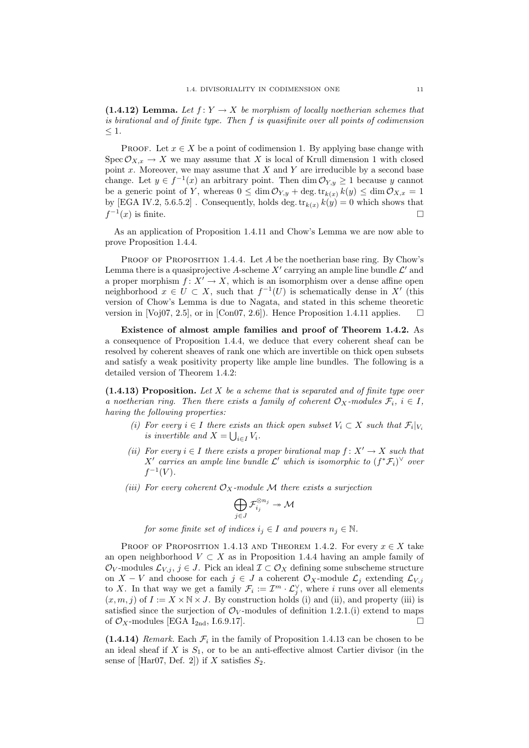**(1.4.12) Lemma.** *Let $f\colon Y \to X$ be morphism of locally noetherian schemes that is birational and of finite type. Then $f$ is quasifinite over all points of codimension $\leq 1$.*

Proof. Let $x \in X$ be a point of codimension 1. By applying base change with $\operatorname{Spec} \mathcal{O}_{X,x} \to X$ we may assume that $X$ is local of Krull dimension 1 with closed point $x$. Moreover, we may assume that $X$ and $Y$ are irreducible by a second base change. Let $y \in f^{-1}(x)$ an arbitrary point. Then $\dim \mathcal{O}_{Y,y} \geq 1$ because $y$ cannot be a generic point of $Y$, whereas $0 \leq \dim \mathcal{O}_{Y,y} + \deg.\operatorname{tr}_{k(x)} k(y) \leq \dim \mathcal{O}_{X,x} = 1$ by [EGA IV.2, 5.6.5.2] . Consequently, holds $\deg.\operatorname{tr}_{k(x)} k(y) = 0$ which shows that $f^{-1}(x)$ is finite. □

As an application of Proposition 1.4.11 and Chow's Lemma we are now able to prove Proposition 1.4.4.

Proof of Proposition 1.4.4. Let $A$ be the noetherian base ring. By Chow's Lemma there is a quasiprojective $A$-scheme $X'$ carrying an ample line bundle $\mathcal{L}'$ and a proper morphism $f\colon X' \to X$, which is an isomorphism over a dense affine open neighborhood $x \in U \subset X$, such that $f^{-1}(U)$ is schematically dense in $X'$ (this version of Chow's Lemma is due to Nagata, and stated in this scheme theoretic version in [Voj07, 2.5], or in [Con07, 2.6]). Hence Proposition 1.4.11 applies. □

**Existence of almost ample families and proof of Theorem 1.4.2.** As a consequence of Proposition 1.4.4, we deduce that every coherent sheaf can be resolved by coherent sheaves of rank one which are invertible on thick open subsets and satisfy a weak positivity property like ample line bundles. The following is a detailed version of Theorem 1.4.2:

**(1.4.13) Proposition.** *Let $X$ be a scheme that is separated and of finite type over a noetherian ring. Then there exists a family of coherent $\mathcal{O}_X$-modules $\mathcal{F}_i$, $i \in I$, having the following properties:*

- *(i) For every $i \in I$ there exists an thick open subset $V_i \subset X$ such that $\mathcal{F}_i|_{V_i}$ is invertible and $X = \bigcup_{i \in I} V_i$.*
- *(ii) For every $i \in I$ there exists a proper birational map $f\colon X' \to X$ such that $X'$ carries an ample line bundle $\mathcal{L}'$ which is isomorphic to $(f^*\mathcal{F}_i)^\vee$ over $f^{-1}(V)$.*
- *(iii) For every coherent $\mathcal{O}_X$-module $\mathcal{M}$ there exists a surjection*

$$\bigoplus_{j \in J} \mathcal{F}_{i_j}^{\otimes n_j} \twoheadrightarrow \mathcal{M}$$

  *for some finite set of indices $i_j \in I$ and powers $n_j \in \mathbb{N}$.*

Proof of Proposition 1.4.13 and Theorem 1.4.2. For every $x \in X$ take an open neighborhood $V \subset X$ as in Proposition 1.4.4 having an ample family of $\mathcal{O}_V$-modules $\mathcal{L}_{V,j}$, $j \in J$. Pick an ideal $\mathcal{I} \subset \mathcal{O}_X$ defining some subscheme structure on $X - V$ and choose for each $j \in J$ a coherent $\mathcal{O}_X$-module $\mathcal{L}_j$ extending $\mathcal{L}_{V,j}$ to $X$. In that way we get a family $\mathcal{F}_i := \mathcal{I}^m \cdot \mathcal{L}_j^\vee$, where $i$ runs over all elements $(x, m, j)$ of $I := X \times \mathbb{N} \times J$. By construction holds (i) and (ii), and property (iii) is satisfied since the surjection of $\mathcal{O}_V$-modules of definition 1.2.1.(i) extend to maps of $\mathcal{O}_X$-modules [EGA $\mathrm{I}_{2\mathrm{nd}}$, I.6.9.17]. □

**(1.4.14)** *Remark.* Each $\mathcal{F}_i$ in the family of Proposition 1.4.13 can be chosen to be an ideal sheaf if $X$ is $S_1$, or to be an anti-effective almost Cartier divisor (in the sense of [Har07, Def. 2]) if $X$ satisfies $S_2$.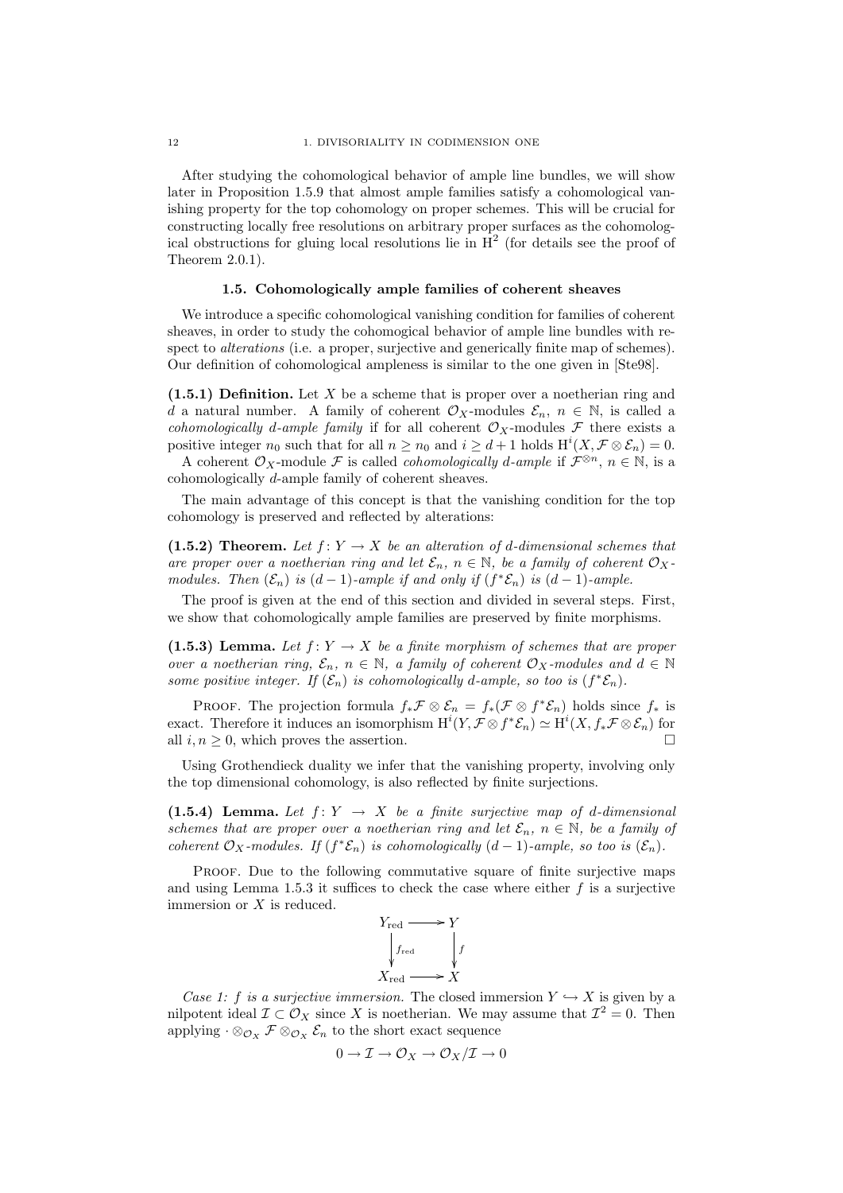After studying the cohomological behavior of ample line bundles, we will show later in Proposition 1.5.9 that almost ample families satisfy a cohomological vanishing property for the top cohomology on proper schemes. This will be crucial for constructing locally free resolutions on arbitrary proper surfaces as the cohomological obstructions for gluing local resolutions lie in $\mathrm{H}^2$ (for details see the proof of Theorem 2.0.1).

### 1.5. Cohomologically ample families of coherent sheaves

We introduce a specific cohomological vanishing condition for families of coherent sheaves, in order to study the cohomological behavior of ample line bundles with respect to *alterations* (i.e. a proper, surjective and generically finite map of schemes). Our definition of cohomological ampleness is similar to the one given in [Ste98].

**(1.5.1) Definition.** Let $X$ be a scheme that is proper over a noetherian ring and $d$ a natural number. A family of coherent $\mathcal{O}_X$-modules $\mathcal{E}_n$, $n \in \mathbb{N}$, is called a *cohomologically $d$-ample family* if for all coherent $\mathcal{O}_X$-modules $\mathcal{F}$ there exists a positive integer $n_0$ such that for all $n \geq n_0$ and $i \geq d+1$ holds $\mathrm{H}^i(X, \mathcal{F} \otimes \mathcal{E}_n) = 0$.

A coherent $\mathcal{O}_X$-module $\mathcal{F}$ is called *cohomologically $d$-ample* if $\mathcal{F}^{\otimes n}$, $n \in \mathbb{N}$, is a cohomologically $d$-ample family of coherent sheaves.

The main advantage of this concept is that the vanishing condition for the top cohomology is preserved and reflected by alterations:

**(1.5.2) Theorem.** *Let $f\colon Y \to X$ be an alteration of $d$-dimensional schemes that are proper over a noetherian ring and let $\mathcal{E}_n$, $n \in \mathbb{N}$, be a family of coherent $\mathcal{O}_X$-modules. Then $(\mathcal{E}_n)$ is $(d-1)$-ample if and only if $(f^*\mathcal{E}_n)$ is $(d-1)$-ample.*

The proof is given at the end of this section and divided in several steps. First, we show that cohomologically ample families are preserved by finite morphisms.

**(1.5.3) Lemma.** *Let $f\colon Y \to X$ be a finite morphism of schemes that are proper over a noetherian ring, $\mathcal{E}_n$, $n \in \mathbb{N}$, a family of coherent $\mathcal{O}_X$-modules and $d \in \mathbb{N}$ some positive integer. If $(\mathcal{E}_n)$ is cohomologically $d$-ample, so too is $(f^*\mathcal{E}_n)$.*

Proof. The projection formula $f_*\mathcal{F} \otimes \mathcal{E}_n = f_*(\mathcal{F} \otimes f^*\mathcal{E}_n)$ holds since $f_*$ is exact. Therefore it induces an isomorphism $\mathrm{H}^i(Y, \mathcal{F} \otimes f^*\mathcal{E}_n) \simeq \mathrm{H}^i(X, f_*\mathcal{F} \otimes \mathcal{E}_n)$ for all $i, n \geq 0$, which proves the assertion. □

Using Grothendieck duality we infer that the vanishing property, involving only the top dimensional cohomology, is also reflected by finite surjections.

**(1.5.4) Lemma.** *Let $f\colon Y \to X$ be a finite surjective map of $d$-dimensional schemes that are proper over a noetherian ring and let $\mathcal{E}_n$, $n \in \mathbb{N}$, be a family of coherent $\mathcal{O}_X$-modules. If $(f^*\mathcal{E}_n)$ is cohomologically $(d-1)$-ample, so too is $(\mathcal{E}_n)$.*

Proof. Due to the following commutative square of finite surjective maps and using Lemma 1.5.3 it suffices to check the case where either $f$ is a surjective immersion or $X$ is reduced.

$$\begin{array}{ccc} Y_{\mathrm{red}} & \longrightarrow & Y \\ \downarrow{\scriptstyle f_{\mathrm{red}}} & & \downarrow{\scriptstyle f} \\ X_{\mathrm{red}} & \longrightarrow & X \end{array}$$

*Case 1: $f$ is a surjective immersion.* The closed immersion $Y \hookrightarrow X$ is given by a nilpotent ideal $\mathcal{I} \subset \mathcal{O}_X$ since $X$ is noetherian. We may assume that $\mathcal{I}^2 = 0$. Then applying $\cdot \otimes_{\mathcal{O}_X} \mathcal{F} \otimes_{\mathcal{O}_X} \mathcal{E}_n$ to the short exact sequence

$$0 \to \mathcal{I} \to \mathcal{O}_X \to \mathcal{O}_X/\mathcal{I} \to 0$$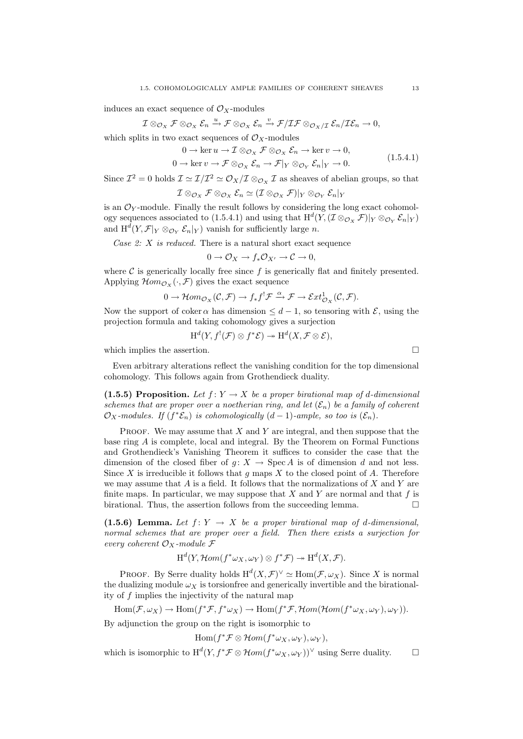induces an exact sequence of $\mathcal{O}_X$-modules

$$\mathcal{I} \otimes_{\mathcal{O}_X} \mathcal{F} \otimes_{\mathcal{O}_X} \mathcal{E}_n \xrightarrow{u} \mathcal{F} \otimes_{\mathcal{O}_X} \mathcal{E}_n \xrightarrow{v} \mathcal{F}/\mathcal{I}\mathcal{F} \otimes_{\mathcal{O}_X/\mathcal{I}} \mathcal{E}_n/\mathcal{I}\mathcal{E}_n \to 0,$$

which splits in two exact sequences of $\mathcal{O}_X$-modules

$$\begin{aligned} 0 \to \ker u \to \mathcal{I} \otimes_{\mathcal{O}_X} \mathcal{F} \otimes_{\mathcal{O}_X} \mathcal{E}_n \to \ker v \to 0, \\ 0 \to \ker v \to \mathcal{F} \otimes_{\mathcal{O}_X} \mathcal{E}_n \to \mathcal{F}|_Y \otimes_{\mathcal{O}_Y} \mathcal{E}_n|_Y \to 0. \end{aligned} \tag{1.5.4.1}$$

Since $\mathcal{I}^2 = 0$ holds $\mathcal{I} \simeq \mathcal{I}/\mathcal{I}^2 \simeq \mathcal{O}_X/\mathcal{I} \otimes_{\mathcal{O}_X} \mathcal{I}$ as sheaves of abelian groups, so that

$$\mathcal{I} \otimes_{\mathcal{O}_X} \mathcal{F} \otimes_{\mathcal{O}_X} \mathcal{E}_n \simeq (\mathcal{I} \otimes_{\mathcal{O}_X} \mathcal{F})|_Y \otimes_{\mathcal{O}_Y} \mathcal{E}_n|_Y$$

is an $\mathcal{O}_Y$-module. Finally the result follows by considering the long exact cohomology sequences associated to (1.5.4.1) and using that $\mathrm{H}^d(Y, (\mathcal{I} \otimes_{\mathcal{O}_X} \mathcal{F})|_Y \otimes_{\mathcal{O}_Y} \mathcal{E}_n|_Y)$ and $\mathrm{H}^d(Y, \mathcal{F}|_Y \otimes_{\mathcal{O}_Y} \mathcal{E}_n|_Y)$ vanish for sufficiently large $n$.

*Case 2: $X$ is reduced.* There is a natural short exact sequence

$$0 \to \mathcal{O}_X \to f_*\mathcal{O}_{X'} \to \mathcal{C} \to 0,$$

where $\mathcal{C}$ is generically locally free since $f$ is generically flat and finitely presented. Applying $\mathcal{H}om_{\mathcal{O}_X}(\cdot, \mathcal{F})$ gives the exact sequence

$$0 \to \mathcal{H}om_{\mathcal{O}_X}(\mathcal{C}, \mathcal{F}) \to f_*f^!\mathcal{F} \xrightarrow{\alpha} \mathcal{F} \to \mathcal{E}xt^1_{\mathcal{O}_X}(\mathcal{C}, \mathcal{F}).$$

Now the support of $\operatorname{coker} \alpha$ has dimension $\leq d-1$, so tensoring with $\mathcal{E}$, using the projection formula and taking cohomology gives a surjection

$$\mathrm{H}^d(Y, f^!(\mathcal{F}) \otimes f^*\mathcal{E}) \twoheadrightarrow \mathrm{H}^d(X, \mathcal{F} \otimes \mathcal{E}),$$

which implies the assertion. □

Even arbitrary alterations reflect the vanishing condition for the top dimensional cohomology. This follows again from Grothendieck duality.

**(1.5.5) Proposition.** *Let $f \colon Y \to X$ be a proper birational map of $d$-dimensional schemes that are proper over a noetherian ring, and let $(\mathcal{E}_n)$ be a family of coherent $\mathcal{O}_X$-modules. If $(f^*\mathcal{E}_n)$ is cohomologically $(d-1)$-ample, so too is $(\mathcal{E}_n)$.*

Proof. We may assume that $X$ and $Y$ are integral, and then suppose that the base ring $A$ is complete, local and integral. By the Theorem on Formal Functions and Grothendieck's Vanishing Theorem it suffices to consider the case that the dimension of the closed fiber of $g \colon X \to \operatorname{Spec} A$ is of dimension $d$ and not less. Since $X$ is irreducible it follows that $g$ maps $X$ to the closed point of $A$. Therefore we may assume that $A$ is a field. It follows that the normalizations of $X$ and $Y$ are finite maps. In particular, we may suppose that $X$ and $Y$ are normal and that $f$ is birational. Thus, the assertion follows from the succeeding lemma. □

**(1.5.6) Lemma.** *Let $f \colon Y \to X$ be a proper birational map of $d$-dimensional, normal schemes that are proper over a field. Then there exists a surjection for every coherent $\mathcal{O}_X$-module $\mathcal{F}$*

$$\mathrm{H}^d(Y, \mathcal{H}om(f^*\omega_X, \omega_Y) \otimes f^*\mathcal{F}) \twoheadrightarrow \mathrm{H}^d(X, \mathcal{F}).$$

Proof. By Serre duality holds $\mathrm{H}^d(X, \mathcal{F})^\vee \simeq \operatorname{Hom}(\mathcal{F}, \omega_X)$. Since $X$ is normal the dualizing module $\omega_X$ is torsionfree and generically invertible and the birationality of $f$ implies the injectivity of the natural map

$$\operatorname{Hom}(\mathcal{F}, \omega_X) \to \operatorname{Hom}(f^*\mathcal{F}, f^*\omega_X) \to \operatorname{Hom}(f^*\mathcal{F}, \mathcal{H}om(\mathcal{H}om(f^*\omega_X, \omega_Y), \omega_Y)).$$

By adjunction the group on the right is isomorphic to

$$\operatorname{Hom}(f^*\mathcal{F} \otimes \mathcal{H}om(f^*\omega_X, \omega_Y), \omega_Y),$$

which is isomorphic to $\mathrm{H}^d(Y, f^*\mathcal{F} \otimes \mathcal{H}om(f^*\omega_X, \omega_Y))^\vee$ using Serre duality. □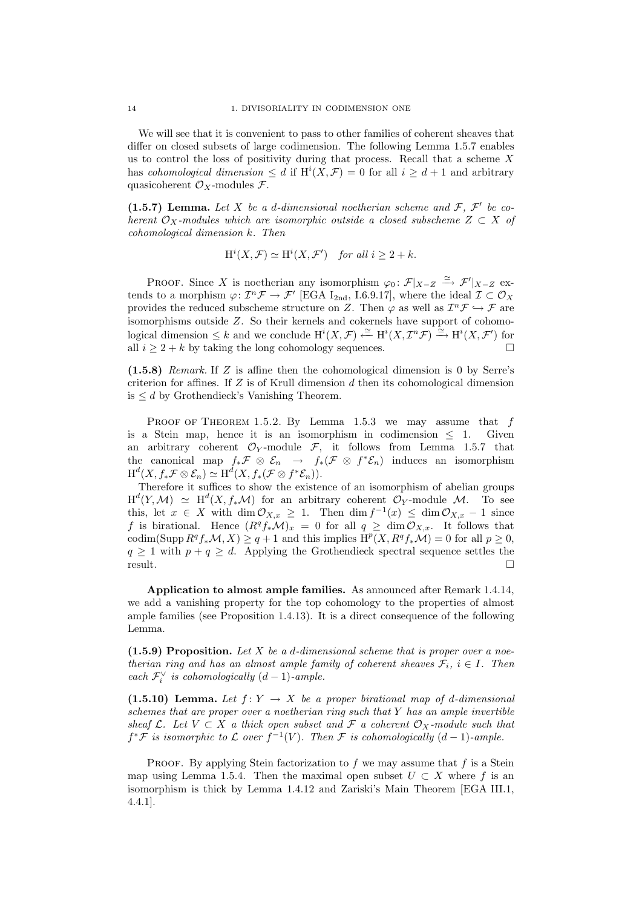We will see that it is convenient to pass to other families of coherent sheaves that differ on closed subsets of large codimension. The following Lemma 1.5.7 enables us to control the loss of positivity during that process. Recall that a scheme $X$ has *cohomological dimension* $\leq d$ if $\mathrm{H}^i(X, \mathcal{F}) = 0$ for all $i \geq d+1$ and arbitrary quasicoherent $\mathcal{O}_X$-modules $\mathcal{F}$.

**(1.5.7) Lemma.** *Let $X$ be a $d$-dimensional noetherian scheme and $\mathcal{F}$, $\mathcal{F}'$ be coherent $\mathcal{O}_X$-modules which are isomorphic outside a closed subscheme $Z \subset X$ of cohomological dimension $k$. Then*

$$\mathrm{H}^i(X, \mathcal{F}) \simeq \mathrm{H}^i(X, \mathcal{F}') \quad \textit{for all } i \geq 2+k.$$

Proof. Since $X$ is noetherian any isomorphism $\varphi_0 \colon \mathcal{F}|_{X-Z} \xrightarrow{\simeq} \mathcal{F}'|_{X-Z}$ extends to a morphism $\varphi \colon \mathcal{I}^n \mathcal{F} \to \mathcal{F}'$ [EGA $\mathrm{I}_{\mathrm{2nd}}$, I.6.9.17], where the ideal $\mathcal{I} \subset \mathcal{O}_X$ provides the reduced subscheme structure on $Z$. Then $\varphi$ as well as $\mathcal{I}^n \mathcal{F} \hookrightarrow \mathcal{F}$ are isomorphisms outside $Z$. So their kernels and cokernels have support of cohomological dimension $\leq k$ and we conclude $\mathrm{H}^i(X, \mathcal{F}) \xleftarrow{\simeq} \mathrm{H}^i(X, \mathcal{I}^n\mathcal{F}) \xrightarrow{\simeq} \mathrm{H}^i(X, \mathcal{F}')$ for all $i \geq 2+k$ by taking the long cohomology sequences. □

**(1.5.8)** *Remark.* If $Z$ is affine then the cohomological dimension is 0 by Serre's criterion for affines. If $Z$ is of Krull dimension $d$ then its cohomological dimension is $\leq d$ by Grothendieck's Vanishing Theorem.

Proof of Theorem 1.5.2. By Lemma 1.5.3 we may assume that $f$ is a Stein map, hence it is an isomorphism in codimension $\leq 1$. Given an arbitrary coherent $\mathcal{O}_Y$-module $\mathcal{F}$, it follows from Lemma 1.5.7 that the canonical map $f_*\mathcal{F} \otimes \mathcal{E}_n \to f_*(\mathcal{F} \otimes f^*\mathcal{E}_n)$ induces an isomorphism $\mathrm{H}^d(X, f_*\mathcal{F} \otimes \mathcal{E}_n) \simeq \mathrm{H}^d(X, f_*(\mathcal{F} \otimes f^*\mathcal{E}_n))$.

Therefore it suffices to show the existence of an isomorphism of abelian groups $\mathrm{H}^d(Y, \mathcal{M}) \simeq \mathrm{H}^d(X, f_*\mathcal{M})$ for an arbitrary coherent $\mathcal{O}_Y$-module $\mathcal{M}$. To see this, let $x \in X$ with $\dim \mathcal{O}_{X,x} \geq 1$. Then $\dim f^{-1}(x) \leq \dim \mathcal{O}_{X,x} - 1$ since $f$ is birational. Hence $(R^q f_*\mathcal{M})_x = 0$ for all $q \geq \dim \mathcal{O}_{X,x}$. It follows that $\operatorname{codim}(\operatorname{Supp} R^q f_*\mathcal{M}, X) \geq q+1$ and this implies $\mathrm{H}^p(X, R^q f_*\mathcal{M}) = 0$ for all $p \geq 0$, $q \geq 1$ with $p + q \geq d$. Applying the Grothendieck spectral sequence settles the result. □

**Application to almost ample families.** As announced after Remark 1.4.14, we add a vanishing property for the top cohomology to the properties of almost ample families (see Proposition 1.4.13). It is a direct consequence of the following Lemma.

**(1.5.9) Proposition.** *Let $X$ be a $d$-dimensional scheme that is proper over a noetherian ring and has an almost ample family of coherent sheaves $\mathcal{F}_i$, $i \in I$. Then each $\mathcal{F}_i^\vee$ is cohomologically $(d-1)$-ample.*

**(1.5.10) Lemma.** *Let $f \colon Y \to X$ be a proper birational map of $d$-dimensional schemes that are proper over a noetherian ring such that $Y$ has an ample invertible sheaf $\mathcal{L}$. Let $V \subset X$ a thick open subset and $\mathcal{F}$ a coherent $\mathcal{O}_X$-module such that $f^*\mathcal{F}$ is isomorphic to $\mathcal{L}$ over $f^{-1}(V)$. Then $\mathcal{F}$ is cohomologically $(d-1)$-ample.*

Proof. By applying Stein factorization to $f$ we may assume that $f$ is a Stein map using Lemma 1.5.4. Then the maximal open subset $U \subset X$ where $f$ is an isomorphism is thick by Lemma 1.4.12 and Zariski's Main Theorem [EGA III.1, 4.4.1].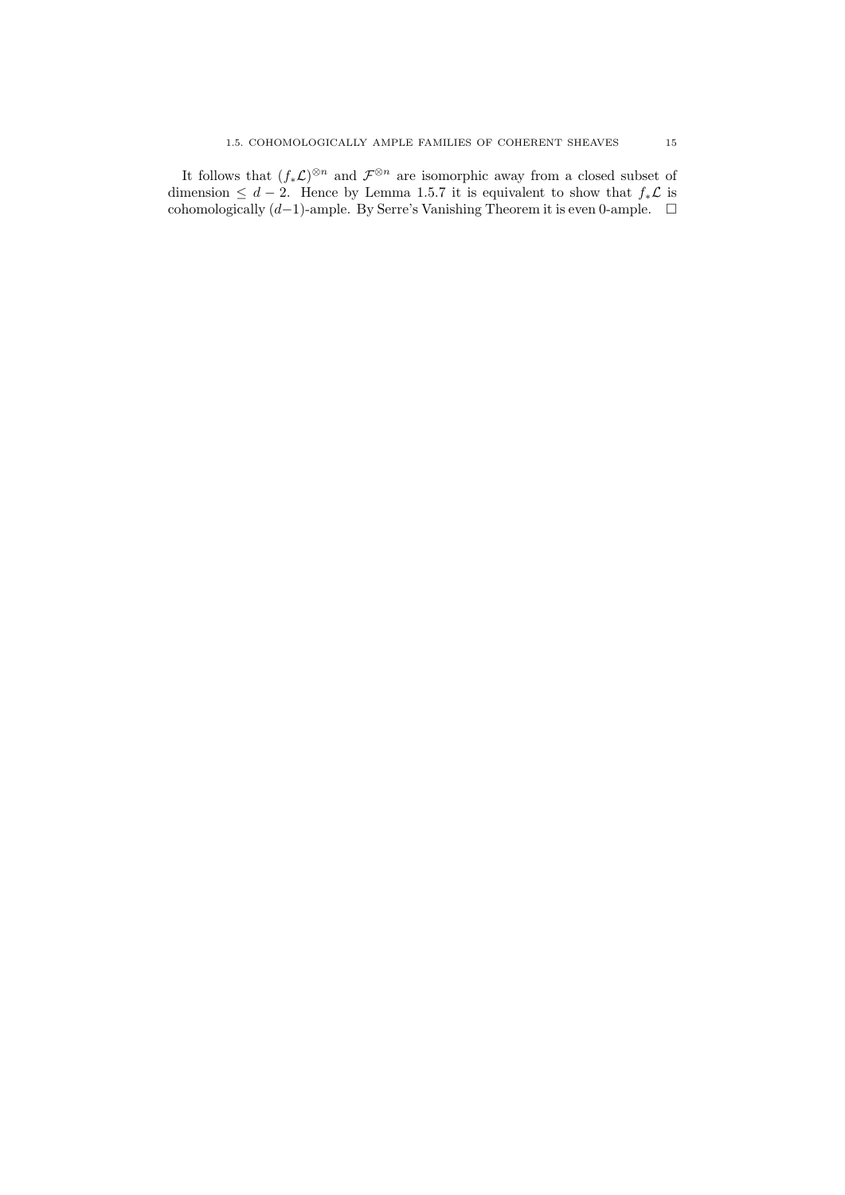It follows that $(f_*\mathcal{L})^{\otimes n}$ and $\mathcal{F}^{\otimes n}$ are isomorphic away from a closed subset of dimension $\leq d-2$. Hence by Lemma 1.5.7 it is equivalent to show that $f_*\mathcal{L}$ is cohomologically $(d-1)$-ample. By Serre's Vanishing Theorem it is even 0-ample. $\square$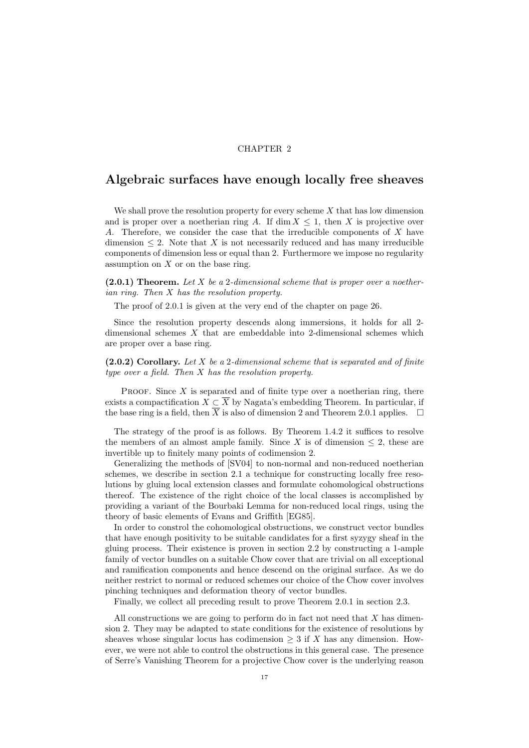CHAPTER 2

# Algebraic surfaces have enough locally free sheaves

We shall prove the resolution property for every scheme $X$ that has low dimension and is proper over a noetherian ring $A$. If $\dim X \leq 1$, then $X$ is projective over $A$. Therefore, we consider the case that the irreducible components of $X$ have dimension $\leq 2$. Note that $X$ is not necessarily reduced and has many irreducible components of dimension less or equal than 2. Furthermore we impose no regularity assumption on $X$ or on the base ring.

**(2.0.1) Theorem.** *Let $X$ be a 2-dimensional scheme that is proper over a noetherian ring. Then $X$ has the resolution property.*

The proof of 2.0.1 is given at the very end of the chapter on page 26.

Since the resolution property descends along immersions, it holds for all 2-dimensional schemes $X$ that are embeddable into 2-dimensional schemes which are proper over a base ring.

**(2.0.2) Corollary.** *Let $X$ be a 2-dimensional scheme that is separated and of finite type over a field. Then $X$ has the resolution property.*

Proof. Since $X$ is separated and of finite type over a noetherian ring, there exists a compactification $X \subset \overline{X}$ by Nagata's embedding Theorem. In particular, if the base ring is a field, then $\overline{X}$ is also of dimension 2 and Theorem 2.0.1 applies. □

The strategy of the proof is as follows. By Theorem 1.4.2 it suffices to resolve the members of an almost ample family. Since $X$ is of dimension $\leq 2$, these are invertible up to finitely many points of codimension 2.

Generalizing the methods of [SV04] to non-normal and non-reduced noetherian schemes, we describe in section 2.1 a technique for constructing locally free resolutions by gluing local extension classes and formulate cohomological obstructions thereof. The existence of the right choice of the local classes is accomplished by providing a variant of the Bourbaki Lemma for non-reduced local rings, using the theory of basic elements of Evans and Griffith [EG85].

In order to constrol the cohomological obstructions, we construct vector bundles that have enough positivity to be suitable candidates for a first syzygy sheaf in the gluing process. Their existence is proven in section 2.2 by constructing a 1-ample family of vector bundles on a suitable Chow cover that are trivial on all exceptional and ramification components and hence descend on the original surface. As we do neither restrict to normal or reduced schemes our choice of the Chow cover involves pinching techniques and deformation theory of vector bundles.

Finally, we collect all preceding result to prove Theorem 2.0.1 in section 2.3.

All constructions we are going to perform do in fact not need that $X$ has dimension 2. They may be adapted to state conditions for the existence of resolutions by sheaves whose singular locus has codimension $\geq 3$ if $X$ has any dimension. However, we were not able to control the obstructions in this general case. The presence of Serre's Vanishing Theorem for a projective Chow cover is the underlying reason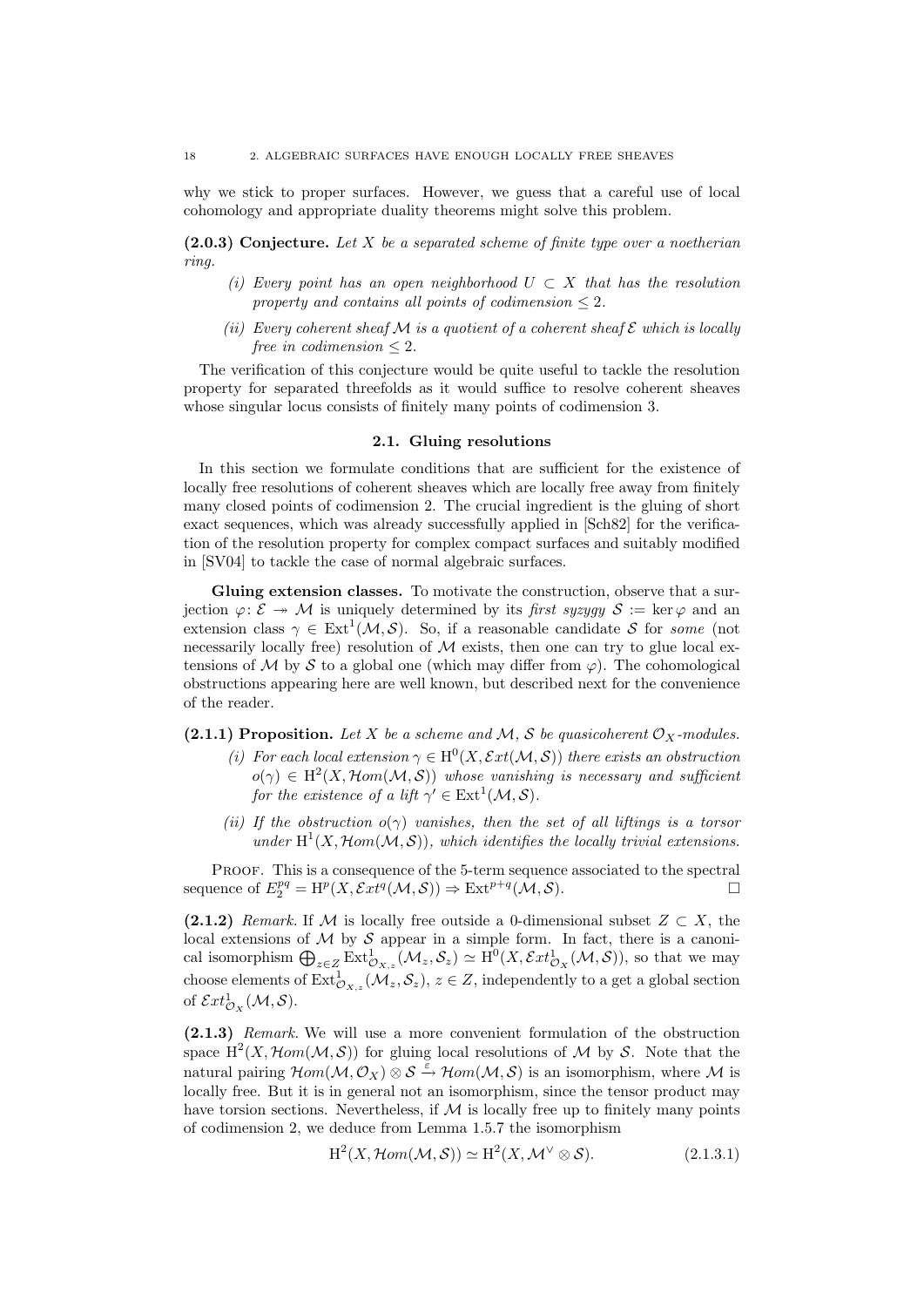why we stick to proper surfaces. However, we guess that a careful use of local cohomology and appropriate duality theorems might solve this problem.

**(2.0.3) Conjecture.** *Let $X$ be a separated scheme of finite type over a noetherian ring.*

- *(i) Every point has an open neighborhood $U \subset X$ that has the resolution property and contains all points of codimension $\leq 2$.*
- *(ii) Every coherent sheaf $\mathcal{M}$ is a quotient of a coherent sheaf $\mathcal{E}$ which is locally free in codimension $\leq 2$.*

The verification of this conjecture would be quite useful to tackle the resolution property for separated threefolds as it would suffice to resolve coherent sheaves whose singular locus consists of finitely many points of codimension 3.

## 2.1. Gluing resolutions

In this section we formulate conditions that are sufficient for the existence of locally free resolutions of coherent sheaves which are locally free away from finitely many closed points of codimension 2. The crucial ingredient is the gluing of short exact sequences, which was already successfully applied in [Sch82] for the verification of the resolution property for complex compact surfaces and suitably modified in [SV04] to tackle the case of normal algebraic surfaces.

**Gluing extension classes.** To motivate the construction, observe that a surjection $\varphi\colon \mathcal{E} \twoheadrightarrow \mathcal{M}$ is uniquely determined by its *first syzygy* $\mathcal{S} := \ker \varphi$ and an extension class $\gamma \in \operatorname{Ext}^1(\mathcal{M}, \mathcal{S})$. So, if a reasonable candidate $\mathcal{S}$ for *some* (not necessarily locally free) resolution of $\mathcal{M}$ exists, then one can try to glue local extensions of $\mathcal{M}$ by $\mathcal{S}$ to a global one (which may differ from $\varphi$). The cohomological obstructions appearing here are well known, but described next for the convenience of the reader.

**(2.1.1) Proposition.** *Let $X$ be a scheme and $\mathcal{M}$, $\mathcal{S}$ be quasicoherent $\mathcal{O}_X$-modules.*

- *(i) For each local extension $\gamma \in \mathrm{H}^0(X, \mathcal{E}xt(\mathcal{M}, \mathcal{S}))$ there exists an obstruction $o(\gamma) \in \mathrm{H}^2(X, \mathcal{H}om(\mathcal{M}, \mathcal{S}))$ whose vanishing is necessary and sufficient for the existence of a lift $\gamma' \in \operatorname{Ext}^1(\mathcal{M}, \mathcal{S})$.*
- *(ii) If the obstruction $o(\gamma)$ vanishes, then the set of all liftings is a torsor under $\mathrm{H}^1(X, \mathcal{H}om(\mathcal{M}, \mathcal{S}))$, which identifies the locally trivial extensions.*

Proof. This is a consequence of the 5-term sequence associated to the spectral sequence of $E_2^{pq} = \mathrm{H}^p(X, \mathcal{E}xt^q(\mathcal{M}, \mathcal{S})) \Rightarrow \operatorname{Ext}^{p+q}(\mathcal{M}, \mathcal{S})$. □

**(2.1.2)** *Remark.* If $\mathcal{M}$ is locally free outside a 0-dimensional subset $Z \subset X$, the local extensions of $\mathcal{M}$ by $\mathcal{S}$ appear in a simple form. In fact, there is a canonical isomorphism $\bigoplus_{z \in Z} \operatorname{Ext}^1_{\mathcal{O}_{X,z}}(\mathcal{M}_z, \mathcal{S}_z) \simeq \mathrm{H}^0(X, \mathcal{E}xt^1_{\mathcal{O}_X}(\mathcal{M}, \mathcal{S}))$, so that we may choose elements of $\operatorname{Ext}^1_{\mathcal{O}_{X,z}}(\mathcal{M}_z, \mathcal{S}_z)$, $z \in Z$, independently to a get a global section of $\mathcal{E}xt^1_{\mathcal{O}_X}(\mathcal{M}, \mathcal{S})$.

**(2.1.3)** *Remark.* We will use a more convenient formulation of the obstruction space $\mathrm{H}^2(X, \mathcal{H}om(\mathcal{M}, \mathcal{S}))$ for gluing local resolutions of $\mathcal{M}$ by $\mathcal{S}$. Note that the natural pairing $\mathcal{H}om(\mathcal{M}, \mathcal{O}_X) \otimes \mathcal{S} \xrightarrow{\varepsilon} \mathcal{H}om(\mathcal{M}, \mathcal{S})$ is an isomorphism, where $\mathcal{M}$ is locally free. But it is in general not an isomorphism, since the tensor product may have torsion sections. Nevertheless, if $\mathcal{M}$ is locally free up to finitely many points of codimension 2, we deduce from Lemma 1.5.7 the isomorphism

$$\mathrm{H}^2(X, \mathcal{H}om(\mathcal{M}, \mathcal{S})) \simeq \mathrm{H}^2(X, \mathcal{M}^\vee \otimes \mathcal{S}). \tag{2.1.3.1}$$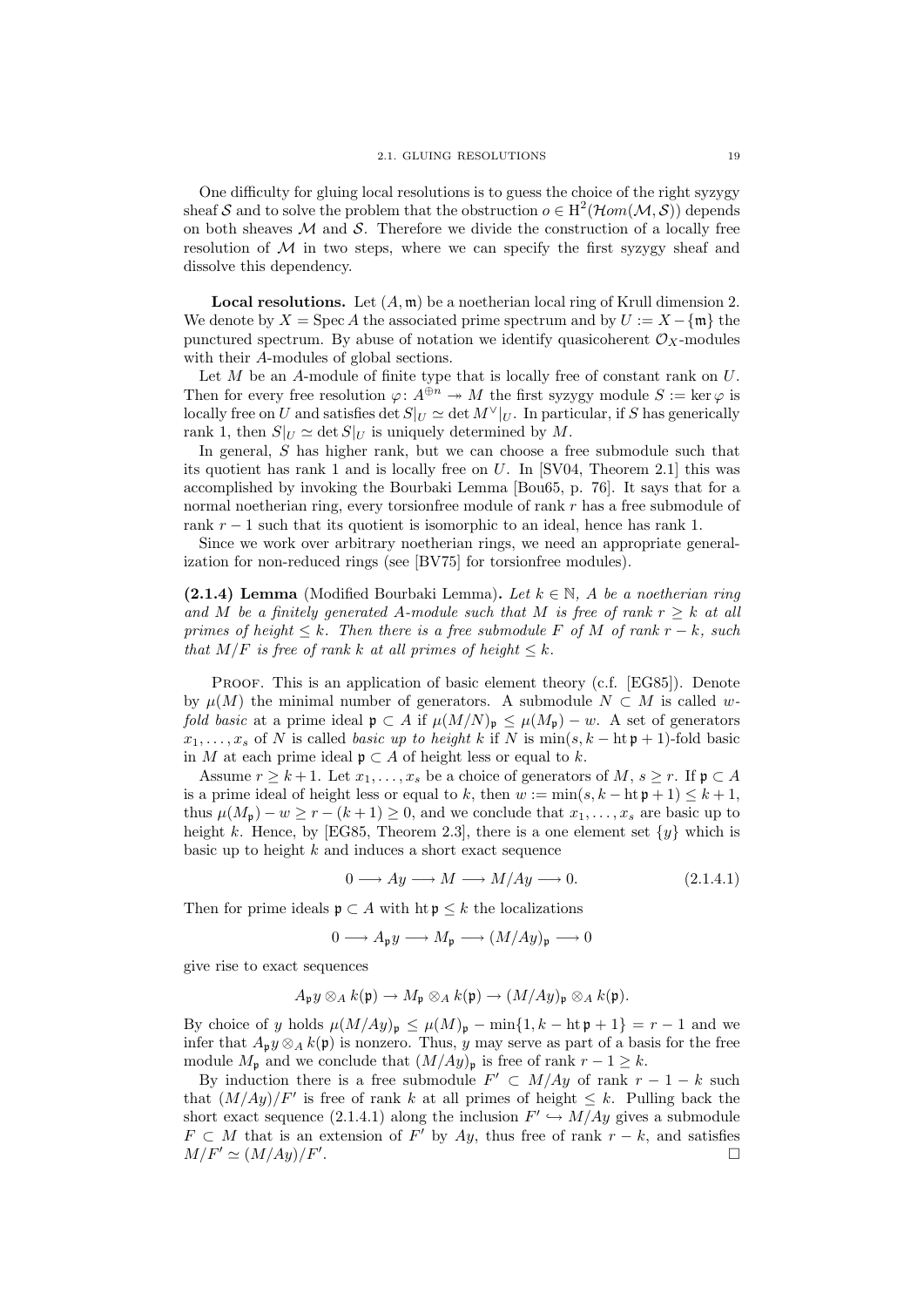One difficulty for gluing local resolutions is to guess the choice of the right syzygy sheaf $\mathcal{S}$ and to solve the problem that the obstruction $o \in \mathrm{H}^2(\mathcal{H}om(\mathcal{M}, \mathcal{S}))$ depends on both sheaves $\mathcal{M}$ and $\mathcal{S}$. Therefore we divide the construction of a locally free resolution of $\mathcal{M}$ in two steps, where we can specify the first syzygy sheaf and dissolve this dependency.

**Local resolutions.** Let $(A, \mathfrak{m})$ be a noetherian local ring of Krull dimension 2. We denote by $X = \operatorname{Spec} A$ the associated prime spectrum and by $U := X - \{\mathfrak{m}\}$ the punctured spectrum. By abuse of notation we identify quasicoherent $\mathcal{O}_X$-modules with their $A$-modules of global sections.

Let $M$ be an $A$-module of finite type that is locally free of constant rank on $U$. Then for every free resolution $\varphi\colon A^{\oplus n} \twoheadrightarrow M$ the first syzygy module $S := \ker \varphi$ is locally free on $U$ and satisfies $\det S|_U \simeq \det M^\vee|_U$. In particular, if $S$ has generically rank 1, then $S|_U \simeq \det S|_U$ is uniquely determined by $M$.

In general, $S$ has higher rank, but we can choose a free submodule such that its quotient has rank 1 and is locally free on $U$. In [SV04, Theorem 2.1] this was accomplished by invoking the Bourbaki Lemma [Bou65, p. 76]. It says that for a normal noetherian ring, every torsionfree module of rank $r$ has a free submodule of rank $r-1$ such that its quotient is isomorphic to an ideal, hence has rank 1.

Since we work over arbitrary noetherian rings, we need an appropriate generalization for non-reduced rings (see [BV75] for torsionfree modules).

**(2.1.4) Lemma** (Modified Bourbaki Lemma)**.** *Let $k \in \mathbb{N}$, $A$ be a noetherian ring and $M$ be a finitely generated $A$-module such that $M$ is free of rank $r \geq k$ at all primes of height $\leq k$. Then there is a free submodule $F$ of $M$ of rank $r - k$, such that $M/F$ is free of rank $k$ at all primes of height $\leq k$.*

Proof. This is an application of basic element theory (c.f. [EG85]). Denote by $\mu(M)$ the minimal number of generators. A submodule $N \subset M$ is called *$w$-fold basic* at a prime ideal $\mathfrak{p} \subset A$ if $\mu(M/N)_\mathfrak{p} \leq \mu(M_\mathfrak{p}) - w$. A set of generators $x_1, \ldots, x_s$ of $N$ is called *basic up to height* $k$ if $N$ is $\min(s, k - \operatorname{ht} \mathfrak{p} + 1)$-fold basic in $M$ at each prime ideal $\mathfrak{p} \subset A$ of height less or equal to $k$.

Assume $r \geq k+1$. Let $x_1, \ldots, x_s$ be a choice of generators of $M$, $s \geq r$. If $\mathfrak{p} \subset A$ is a prime ideal of height less or equal to $k$, then $w := \min(s, k - \operatorname{ht} \mathfrak{p} + 1) \leq k+1$, thus $\mu(M_\mathfrak{p}) - w \geq r - (k+1) \geq 0$, and we conclude that $x_1, \ldots, x_s$ are basic up to height $k$. Hence, by [EG85, Theorem 2.3], there is a one element set $\{y\}$ which is basic up to height $k$ and induces a short exact sequence

$$0 \longrightarrow Ay \longrightarrow M \longrightarrow M/Ay \longrightarrow 0. \tag{2.1.4.1}$$

Then for prime ideals $\mathfrak{p} \subset A$ with $\operatorname{ht} \mathfrak{p} \leq k$ the localizations

$$0 \longrightarrow A_\mathfrak{p} y \longrightarrow M_\mathfrak{p} \longrightarrow (M/Ay)_\mathfrak{p} \longrightarrow 0$$

give rise to exact sequences

$$A_\mathfrak{p} y \otimes_A k(\mathfrak{p}) \to M_\mathfrak{p} \otimes_A k(\mathfrak{p}) \to (M/Ay)_\mathfrak{p} \otimes_A k(\mathfrak{p}).$$

By choice of $y$ holds $\mu(M/Ay)_\mathfrak{p} \leq \mu(M)_\mathfrak{p} - \min\{1, k - \operatorname{ht} \mathfrak{p} + 1\} = r - 1$ and we infer that $A_\mathfrak{p} y \otimes_A k(\mathfrak{p})$ is nonzero. Thus, $y$ may serve as part of a basis for the free module $M_\mathfrak{p}$ and we conclude that $(M/Ay)_\mathfrak{p}$ is free of rank $r - 1 \geq k$.

By induction there is a free submodule $F' \subset M/Ay$ of rank $r - 1 - k$ such that $(M/Ay)/F'$ is free of rank $k$ at all primes of height $\leq k$. Pulling back the short exact sequence (2.1.4.1) along the inclusion $F' \hookrightarrow M/Ay$ gives a submodule $F \subset M$ that is an extension of $F'$ by $Ay$, thus free of rank $r - k$, and satisfies $M/F' \simeq (M/Ay)/F'$. $\square$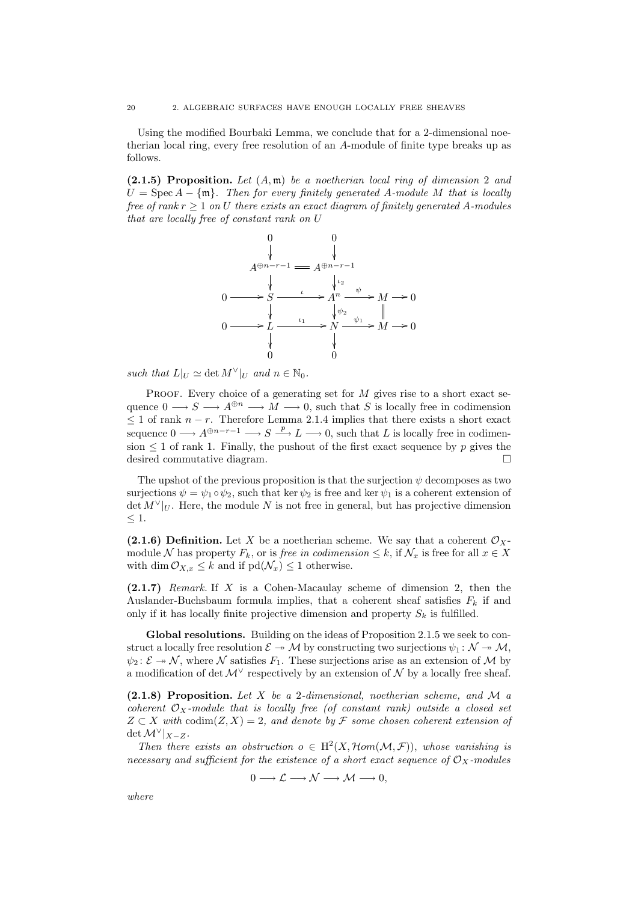Using the modified Bourbaki Lemma, we conclude that for a 2-dimensional noetherian local ring, every free resolution of an $A$-module of finite type breaks up as follows.

**(2.1.5) Proposition.** *Let $(A,\mathfrak{m})$ be a noetherian local ring of dimension 2 and $U = \operatorname{Spec} A - \{\mathfrak{m}\}$. Then for every finitely generated $A$-module $M$ that is locally free of rank $r \geq 1$ on $U$ there exists an exact diagram of finitely generated $A$-modules that are locally free of constant rank on $U$*

$$
\begin{array}{ccccccccc}
 & & 0 & & 0 & & & & \\
 & & \downarrow & & \downarrow & & & & \\
 & & A^{\oplus n-r-1} & = & A^{\oplus n-r-1} & & & & \\
 & & \downarrow & & \downarrow{\scriptstyle \iota_2} & & & & \\
0 & \longrightarrow & S & \xrightarrow{\iota} & A^n & \xrightarrow{\psi} & M & \longrightarrow & 0 \\
 & & \downarrow & & \downarrow{\scriptstyle \psi_2} & & \| & & \\
0 & \longrightarrow & L & \xrightarrow{\iota_1} & N & \xrightarrow{\psi_1} & M & \longrightarrow & 0 \\
 & & \downarrow & & \downarrow & & & & \\
 & & 0 & & 0 & & & &
\end{array}
$$

*such that $L|_U \simeq \det M^\vee|_U$ and $n \in \mathbb{N}_0$.*

Proof. Every choice of a generating set for $M$ gives rise to a short exact sequence $0 \longrightarrow S \longrightarrow A^{\oplus n} \longrightarrow M \longrightarrow 0$, such that $S$ is locally free in codimension $\leq 1$ of rank $n-r$. Therefore Lemma 2.1.4 implies that there exists a short exact sequence $0 \longrightarrow A^{\oplus n-r-1} \longrightarrow S \xrightarrow{p} L \longrightarrow 0$, such that $L$ is locally free in codimension $\leq 1$ of rank 1. Finally, the pushout of the first exact sequence by $p$ gives the desired commutative diagram. □

The upshot of the previous proposition is that the surjection $\psi$ decomposes as two surjections $\psi = \psi_1 \circ \psi_2$, such that $\ker \psi_2$ is free and $\ker \psi_1$ is a coherent extension of $\det M^\vee|_U$. Here, the module $N$ is not free in general, but has projective dimension $\leq 1$.

**(2.1.6) Definition.** Let $X$ be a noetherian scheme. We say that a coherent $\mathcal{O}_X$-module $\mathcal{N}$ has property $F_k$, or is *free in codimension* $\leq k$, if $\mathcal{N}_x$ is free for all $x \in X$ with $\dim \mathcal{O}_{X,x} \leq k$ and if $\operatorname{pd}(\mathcal{N}_x) \leq 1$ otherwise.

**(2.1.7)** *Remark.* If $X$ is a Cohen-Macaulay scheme of dimension 2, then the Auslander-Buchsbaum formula implies, that a coherent sheaf satisfies $F_k$ if and only if it has locally finite projective dimension and property $S_k$ is fulfilled.

**Global resolutions.** Building on the ideas of Proposition 2.1.5 we seek to construct a locally free resolution $\mathcal{E} \twoheadrightarrow \mathcal{M}$ by constructing two surjections $\psi_1 \colon \mathcal{N} \twoheadrightarrow \mathcal{M}$, $\psi_2 \colon \mathcal{E} \twoheadrightarrow \mathcal{N}$, where $\mathcal{N}$ satisfies $F_1$. These surjections arise as an extension of $\mathcal{M}$ by a modification of $\det \mathcal{M}^\vee$ respectively by an extension of $\mathcal{N}$ by a locally free sheaf.

**(2.1.8) Proposition.** *Let $X$ be a 2-dimensional, noetherian scheme, and $\mathcal{M}$ a coherent $\mathcal{O}_X$-module that is locally free (of constant rank) outside a closed set $Z \subset X$ with $\operatorname{codim}(Z,X) = 2$, and denote by $\mathcal{F}$ some chosen coherent extension of $\det \mathcal{M}^\vee|_{X-Z}$.*

*Then there exists an obstruction $o \in \mathrm{H}^2(X, \mathcal{H}om(\mathcal{M},\mathcal{F}))$, whose vanishing is necessary and sufficient for the existence of a short exact sequence of $\mathcal{O}_X$-modules*

$$0 \longrightarrow \mathcal{L} \longrightarrow \mathcal{N} \longrightarrow \mathcal{M} \longrightarrow 0,$$

*where*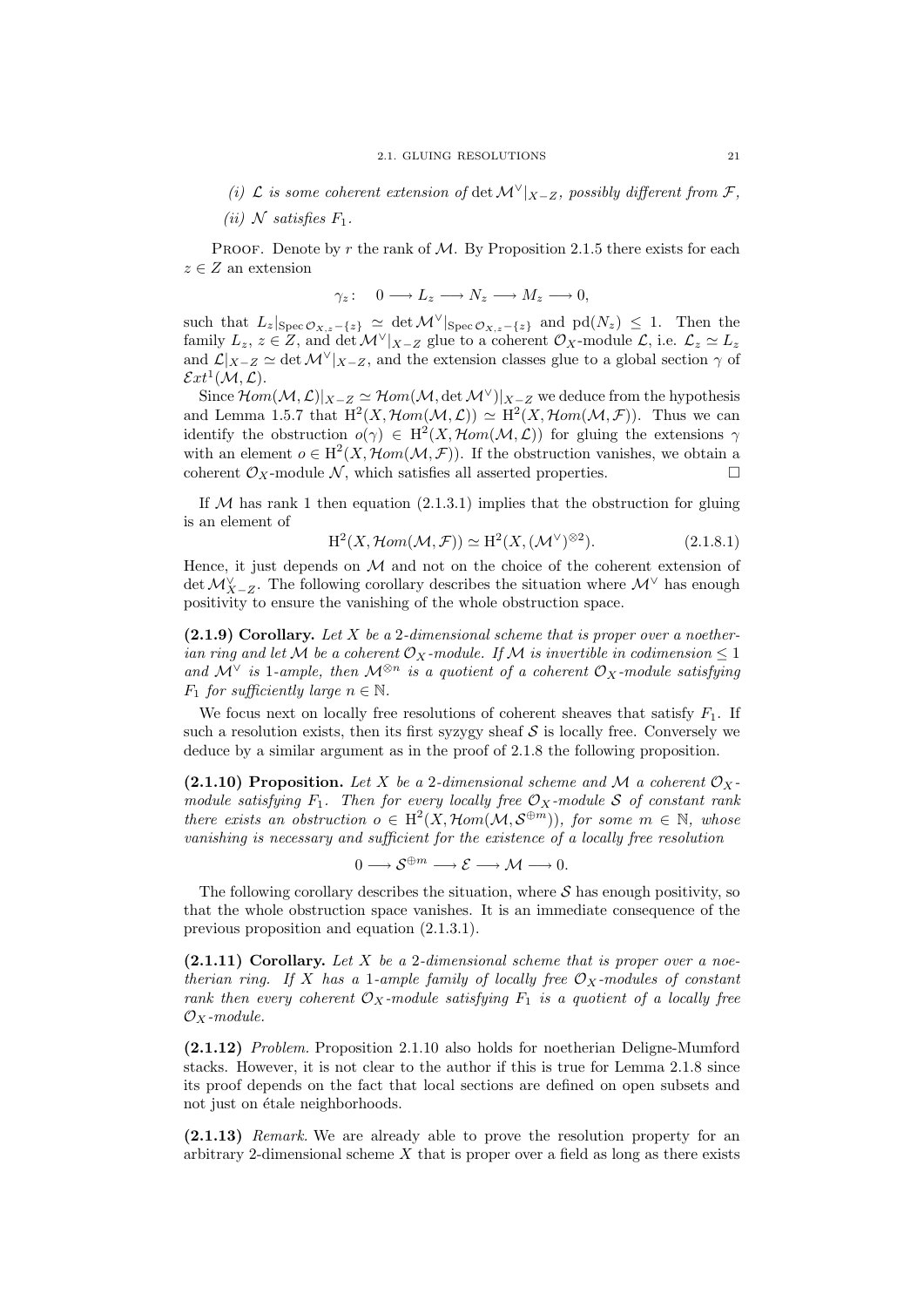*(i) $\mathcal{L}$ is some coherent extension of $\det \mathcal{M}^\vee|_{X-Z}$, possibly different from $\mathcal{F}$,*

*(ii) $\mathcal{N}$ satisfies $F_1$.*

Proof. Denote by $r$ the rank of $\mathcal{M}$. By Proposition 2.1.5 there exists for each $z \in Z$ an extension

$$\gamma_z : \quad 0 \longrightarrow L_z \longrightarrow N_z \longrightarrow M_z \longrightarrow 0,$$

such that $L_z|_{\operatorname{Spec} \mathcal{O}_{X,z}-\{z\}} \simeq \det \mathcal{M}^\vee|_{\operatorname{Spec} \mathcal{O}_{X,z}-\{z\}}$ and $\operatorname{pd}(N_z) \leq 1$. Then the family $L_z$, $z \in Z$, and $\det \mathcal{M}^\vee|_{X-Z}$ glue to a coherent $\mathcal{O}_X$-module $\mathcal{L}$, i.e. $\mathcal{L}_z \simeq L_z$ and $\mathcal{L}|_{X-Z} \simeq \det \mathcal{M}^\vee|_{X-Z}$, and the extension classes glue to a global section $\gamma$ of $\mathcal{E}xt^1(\mathcal{M}, \mathcal{L})$.

Since $\mathcal{H}om(\mathcal{M}, \mathcal{L})|_{X-Z} \simeq \mathcal{H}om(\mathcal{M}, \det \mathcal{M}^\vee)|_{X-Z}$ we deduce from the hypothesis and Lemma 1.5.7 that $\mathrm{H}^2(X, \mathcal{H}om(\mathcal{M}, \mathcal{L})) \simeq \mathrm{H}^2(X, \mathcal{H}om(\mathcal{M}, \mathcal{F}))$. Thus we can identify the obstruction $o(\gamma) \in \mathrm{H}^2(X, \mathcal{H}om(\mathcal{M}, \mathcal{L}))$ for gluing the extensions $\gamma$ with an element $o \in \mathrm{H}^2(X, \mathcal{H}om(\mathcal{M}, \mathcal{F}))$. If the obstruction vanishes, we obtain a coherent $\mathcal{O}_X$-module $\mathcal{N}$, which satisfies all asserted properties. $\square$

If $\mathcal{M}$ has rank 1 then equation (2.1.3.1) implies that the obstruction for gluing is an element of

$$\mathrm{H}^2(X, \mathcal{H}om(\mathcal{M}, \mathcal{F})) \simeq \mathrm{H}^2(X, (\mathcal{M}^\vee)^{\otimes 2}). \tag{2.1.8.1}$$

Hence, it just depends on $\mathcal{M}$ and not on the choice of the coherent extension of $\det \mathcal{M}^\vee_{X-Z}$. The following corollary describes the situation where $\mathcal{M}^\vee$ has enough positivity to ensure the vanishing of the whole obstruction space.

**(2.1.9) Corollary.** *Let $X$ be a 2-dimensional scheme that is proper over a noetherian ring and let $\mathcal{M}$ be a coherent $\mathcal{O}_X$-module. If $\mathcal{M}$ is invertible in codimension $\leq 1$ and $\mathcal{M}^\vee$ is 1-ample, then $\mathcal{M}^{\otimes n}$ is a quotient of a coherent $\mathcal{O}_X$-module satisfying $F_1$ for sufficiently large $n \in \mathbb{N}$.*

We focus next on locally free resolutions of coherent sheaves that satisfy $F_1$. If such a resolution exists, then its first syzygy sheaf $\mathcal{S}$ is locally free. Conversely we deduce by a similar argument as in the proof of 2.1.8 the following proposition.

**(2.1.10) Proposition.** *Let $X$ be a 2-dimensional scheme and $\mathcal{M}$ a coherent $\mathcal{O}_X$-module satisfying $F_1$. Then for every locally free $\mathcal{O}_X$-module $\mathcal{S}$ of constant rank there exists an obstruction $o \in \mathrm{H}^2(X, \mathcal{H}om(\mathcal{M}, \mathcal{S}^{\oplus m}))$, for some $m \in \mathbb{N}$, whose vanishing is necessary and sufficient for the existence of a locally free resolution*

$$0 \longrightarrow \mathcal{S}^{\oplus m} \longrightarrow \mathcal{E} \longrightarrow \mathcal{M} \longrightarrow 0.$$

The following corollary describes the situation, where $\mathcal{S}$ has enough positivity, so that the whole obstruction space vanishes. It is an immediate consequence of the previous proposition and equation (2.1.3.1).

**(2.1.11) Corollary.** *Let $X$ be a 2-dimensional scheme that is proper over a noetherian ring. If $X$ has a 1-ample family of locally free $\mathcal{O}_X$-modules of constant rank then every coherent $\mathcal{O}_X$-module satisfying $F_1$ is a quotient of a locally free $\mathcal{O}_X$-module.*

**(2.1.12)** *Problem.* Proposition 2.1.10 also holds for noetherian Deligne-Mumford stacks. However, it is not clear to the author if this is true for Lemma 2.1.8 since its proof depends on the fact that local sections are defined on open subsets and not just on étale neighborhoods.

**(2.1.13)** *Remark.* We are already able to prove the resolution property for an arbitrary 2-dimensional scheme $X$ that is proper over a field as long as there exists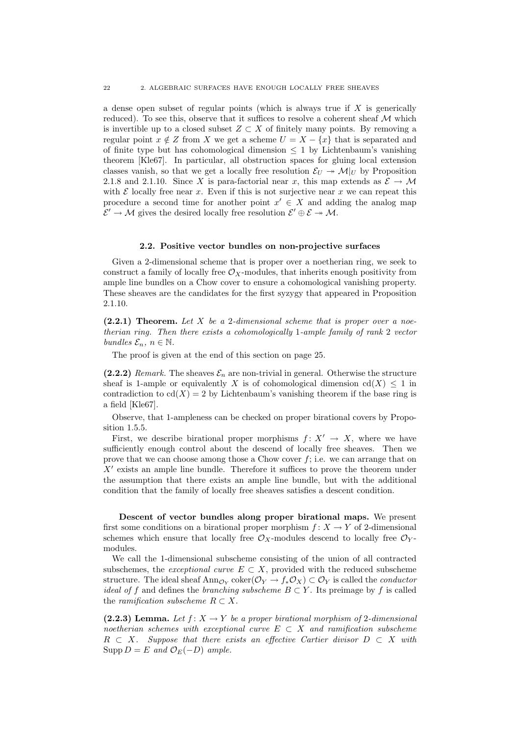a dense open subset of regular points (which is always true if $X$ is generically reduced). To see this, observe that it suffices to resolve a coherent sheaf $\mathcal{M}$ which is invertible up to a closed subset $Z \subset X$ of finitely many points. By removing a regular point $x \notin Z$ from $X$ we get a scheme $U = X - \{x\}$ that is separated and of finite type but has cohomological dimension $\leq 1$ by Lichtenbaum's vanishing theorem [Kle67]. In particular, all obstruction spaces for gluing local extension classes vanish, so that we get a locally free resolution $\mathcal{E}_U \twoheadrightarrow \mathcal{M}|_U$ by Proposition 2.1.8 and 2.1.10. Since $X$ is para-factorial near $x$, this map extends as $\mathcal{E} \to \mathcal{M}$ with $\mathcal{E}$ locally free near $x$. Even if this is not surjective near $x$ we can repeat this procedure a second time for another point $x' \in X$ and adding the analog map $\mathcal{E}' \to \mathcal{M}$ gives the desired locally free resolution $\mathcal{E}' \oplus \mathcal{E} \twoheadrightarrow \mathcal{M}$.

## 2.2. Positive vector bundles on non-projective surfaces

Given a 2-dimensional scheme that is proper over a noetherian ring, we seek to construct a family of locally free $\mathcal{O}_X$-modules, that inherits enough positivity from ample line bundles on a Chow cover to ensure a cohomological vanishing property. These sheaves are the candidates for the first syzygy that appeared in Proposition 2.1.10.

**(2.2.1) Theorem.** *Let $X$ be a 2-dimensional scheme that is proper over a noetherian ring. Then there exists a cohomologically 1-ample family of rank 2 vector bundles $\mathcal{E}_n$, $n \in \mathbb{N}$.*

The proof is given at the end of this section on page 25.

**(2.2.2)** *Remark.* The sheaves $\mathcal{E}_n$ are non-trivial in general. Otherwise the structure sheaf is 1-ample or equivalently $X$ is of cohomological dimension $\mathrm{cd}(X) \leq 1$ in contradiction to $\mathrm{cd}(X) = 2$ by Lichtenbaum's vanishing theorem if the base ring is a field [Kle67].

Observe, that 1-ampleness can be checked on proper birational covers by Proposition 1.5.5.

First, we describe birational proper morphisms $f\colon X' \to X$, where we have sufficiently enough control about the descend of locally free sheaves. Then we prove that we can choose among those a Chow cover $f$; i.e. we can arrange that on $X'$ exists an ample line bundle. Therefore it suffices to prove the theorem under the assumption that there exists an ample line bundle, but with the additional condition that the family of locally free sheaves satisfies a descent condition.

**Descent of vector bundles along proper birational maps.** We present first some conditions on a birational proper morphism $f\colon X \to Y$ of 2-dimensional schemes which ensure that locally free $\mathcal{O}_X$-modules descend to locally free $\mathcal{O}_Y$-modules.

We call the 1-dimensional subscheme consisting of the union of all contracted subschemes, the *exceptional curve* $E \subset X$, provided with the reduced subscheme structure. The ideal sheaf $\mathrm{Ann}_{\mathcal{O}_Y} \mathrm{coker}(\mathcal{O}_Y \to f_*\mathcal{O}_X) \subset \mathcal{O}_Y$ is called the *conductor ideal of* $f$ and defines the *branching subscheme* $B \subset Y$. Its preimage by $f$ is called the *ramification subscheme* $R \subset X$.

**(2.2.3) Lemma.** *Let $f\colon X \to Y$ be a proper birational morphism of 2-dimensional noetherian schemes with exceptional curve $E \subset X$ and ramification subscheme $R \subset X$. Suppose that there exists an effective Cartier divisor $D \subset X$ with $\mathrm{Supp}\, D = E$ and $\mathcal{O}_E(-D)$ ample.*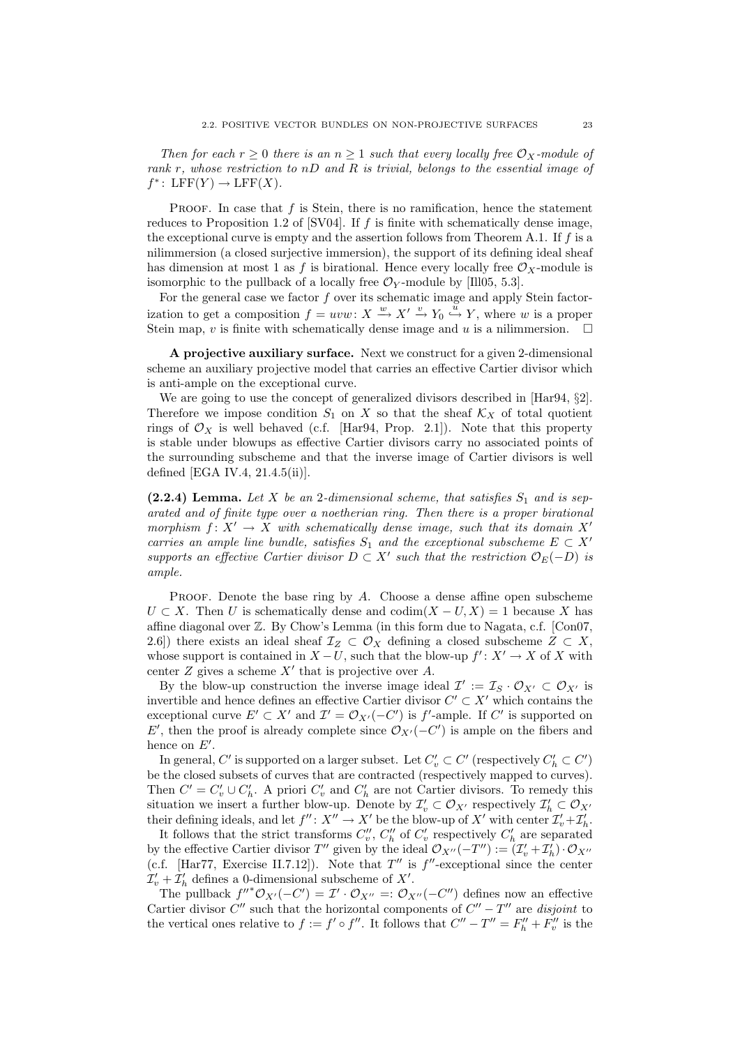*Then for each $r \geq 0$ there is an $n \geq 1$ such that every locally free $\mathcal{O}_X$-module of rank $r$, whose restriction to $nD$ and $R$ is trivial, belongs to the essential image of $f^*\colon \operatorname{LFF}(Y) \to \operatorname{LFF}(X)$.*

Proof. In case that $f$ is Stein, there is no ramification, hence the statement reduces to Proposition 1.2 of [SV04]. If $f$ is finite with schematically dense image, the exceptional curve is empty and the assertion follows from Theorem A.1. If $f$ is a nilimmersion (a closed surjective immersion), the support of its defining ideal sheaf has dimension at most 1 as $f$ is birational. Hence every locally free $\mathcal{O}_X$-module is isomorphic to the pullback of a locally free $\mathcal{O}_Y$-module by [Ill05, 5.3].

For the general case we factor $f$ over its schematic image and apply Stein factorization to get a composition $f = uvw\colon X \xrightarrow{w} X' \xrightarrow{v} Y_0 \xhookrightarrow{u} Y$, where $w$ is a proper Stein map, $v$ is finite with schematically dense image and $u$ is a nilimmersion. $\square$

**A projective auxiliary surface.** Next we construct for a given 2-dimensional scheme an auxiliary projective model that carries an effective Cartier divisor which is anti-ample on the exceptional curve.

We are going to use the concept of generalized divisors described in [Har94, §2]. Therefore we impose condition $S_1$ on $X$ so that the sheaf $\mathcal{K}_X$ of total quotient rings of $\mathcal{O}_X$ is well behaved (c.f. [Har94, Prop. 2.1]). Note that this property is stable under blowups as effective Cartier divisors carry no associated points of the surrounding subscheme and that the inverse image of Cartier divisors is well defined [EGA IV.4, 21.4.5(ii)].

**(2.2.4) Lemma.** *Let $X$ be an 2-dimensional scheme, that satisfies $S_1$ and is separated and of finite type over a noetherian ring. Then there is a proper birational morphism $f\colon X' \to X$ with schematically dense image, such that its domain $X'$ carries an ample line bundle, satisfies $S_1$ and the exceptional subscheme $E \subset X'$ supports an effective Cartier divisor $D \subset X'$ such that the restriction $\mathcal{O}_E(-D)$ is ample.*

Proof. Denote the base ring by $A$. Choose a dense affine open subscheme $U \subset X$. Then $U$ is schematically dense and $\operatorname{codim}(X - U, X) = 1$ because $X$ has affine diagonal over $\mathbb{Z}$. By Chow's Lemma (in this form due to Nagata, c.f. [Con07, 2.6]) there exists an ideal sheaf $\mathcal{I}_Z \subset \mathcal{O}_X$ defining a closed subscheme $Z \subset X$, whose support is contained in $X - U$, such that the blow-up $f'\colon X' \to X$ of $X$ with center $Z$ gives a scheme $X'$ that is projective over $A$.

By the blow-up construction the inverse image ideal $\mathcal{I}' := \mathcal{I}_S \cdot \mathcal{O}_{X'} \subset \mathcal{O}_{X'}$ is invertible and hence defines an effective Cartier divisor $C' \subset X'$ which contains the exceptional curve $E' \subset X'$ and $\mathcal{I}' = \mathcal{O}_{X'}(-C')$ is $f'$-ample. If $C'$ is supported on $E'$, then the proof is already complete since $\mathcal{O}_{X'}(-C')$ is ample on the fibers and hence on $E'$.

In general, $C'$ is supported on a larger subset. Let $C'_v \subset C'$ (respectively $C'_h \subset C'$) be the closed subsets of curves that are contracted (respectively mapped to curves). Then $C' = C'_v \cup C'_h$. A priori $C'_v$ and $C'_h$ are not Cartier divisors. To remedy this situation we insert a further blow-up. Denote by $\mathcal{I}'_v \subset \mathcal{O}_{X'}$ respectively $\mathcal{I}'_h \subset \mathcal{O}_{X'}$ their defining ideals, and let $f''\colon X'' \to X'$ be the blow-up of $X'$ with center $\mathcal{I}'_v + \mathcal{I}'_h$.

It follows that the strict transforms $C''_v$, $C''_h$ of $C'_v$ respectively $C'_h$ are separated by the effective Cartier divisor $T''$ given by the ideal $\mathcal{O}_{X''}(-T'') := (\mathcal{I}'_v + \mathcal{I}'_h) \cdot \mathcal{O}_{X''}$ (c.f. [Har77, Exercise II.7.12]). Note that $T''$ is $f''$-exceptional since the center $\mathcal{I}'_v + \mathcal{I}'_h$ defines a 0-dimensional subscheme of $X'$.

The pullback $f''^*\mathcal{O}_{X'}(-C') = \mathcal{I}' \cdot \mathcal{O}_{X''} =: \mathcal{O}_{X''}(-C'')$ defines now an effective Cartier divisor $C''$ such that the horizontal components of $C'' - T''$ are *disjoint* to the vertical ones relative to $f := f' \circ f''$. It follows that $C'' - T'' = F''_h + F''_v$ is the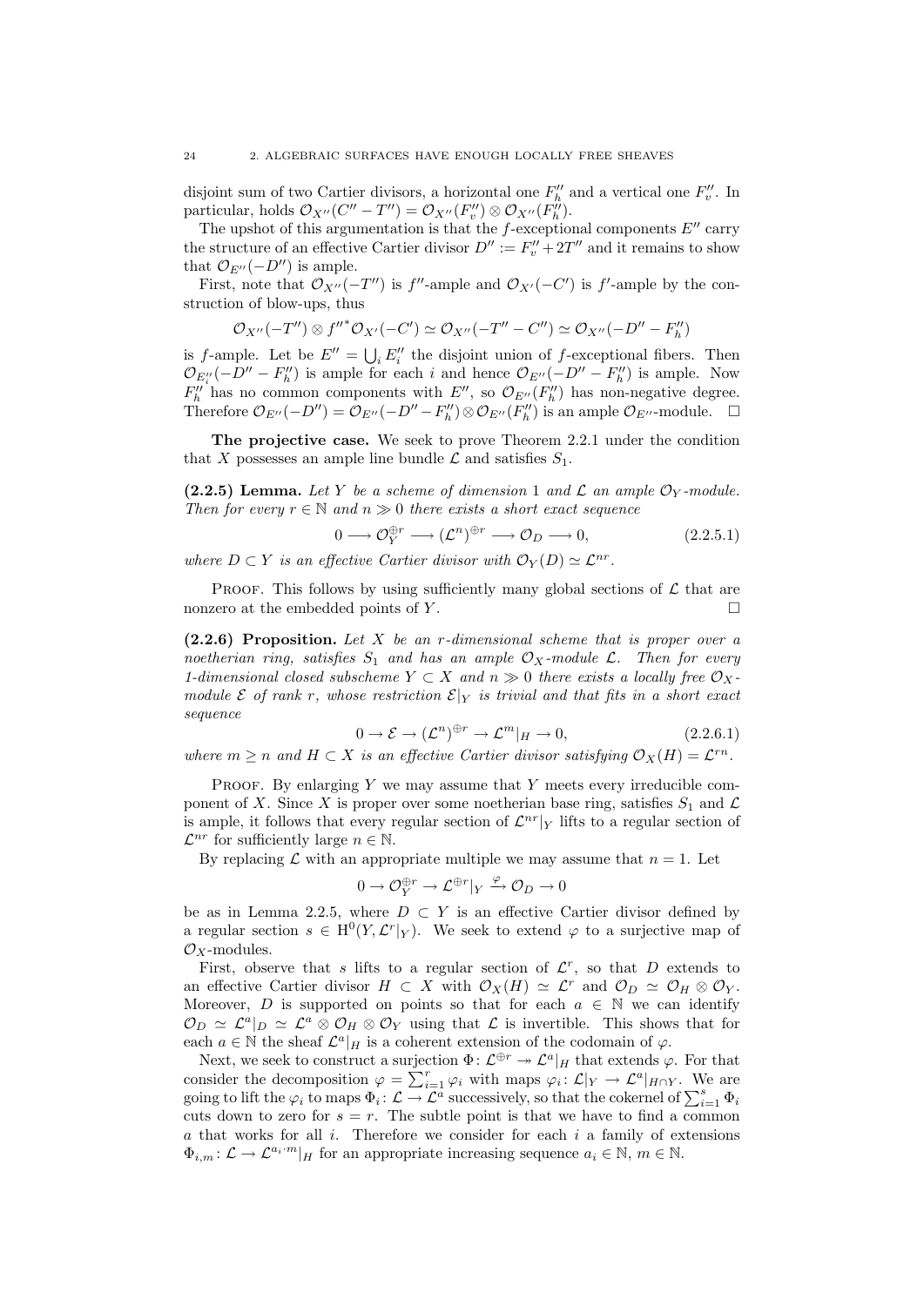disjoint sum of two Cartier divisors, a horizontal one $F''_h$ and a vertical one $F''_v$. In particular, holds $\mathcal{O}_{X''}(C'' - T'') = \mathcal{O}_{X''}(F''_v) \otimes \mathcal{O}_{X''}(F''_h)$.

The upshot of this argumentation is that the $f$-exceptional components $E''$ carry the structure of an effective Cartier divisor $D'' := F''_v + 2T''$ and it remains to show that $\mathcal{O}_{E''}(-D'')$ is ample.

First, note that $\mathcal{O}_{X''}(-T'')$ is $f''$-ample and $\mathcal{O}_{X'}(-C')$ is $f'$-ample by the construction of blow-ups, thus

$$\mathcal{O}_{X''}(-T'') \otimes f''^*\mathcal{O}_{X'}(-C') \simeq \mathcal{O}_{X''}(-T'' - C'') \simeq \mathcal{O}_{X''}(-D'' - F''_h)$$

is $f$-ample. Let be $E'' = \bigcup_i E''_i$ the disjoint union of $f$-exceptional fibers. Then $\mathcal{O}_{E''_i}(-D'' - F''_h)$ is ample for each $i$ and hence $\mathcal{O}_{E''}(-D'' - F''_h)$ is ample. Now $F''_h$ has no common components with $E''$, so $\mathcal{O}_{E''}(F''_h)$ has non-negative degree. Therefore $\mathcal{O}_{E''}(-D'') = \mathcal{O}_{E''}(-D'' - F''_h) \otimes \mathcal{O}_{E''}(F''_h)$ is an ample $\mathcal{O}_{E''}$-module. $\square$

**The projective case.** We seek to prove Theorem 2.2.1 under the condition that $X$ possesses an ample line bundle $\mathcal{L}$ and satisfies $S_1$.

**(2.2.5) Lemma.** *Let $Y$ be a scheme of dimension 1 and $\mathcal{L}$ an ample $\mathcal{O}_Y$-module. Then for every $r \in \mathbb{N}$ and $n \gg 0$ there exists a short exact sequence*

$$0 \longrightarrow \mathcal{O}_Y^{\oplus r} \longrightarrow (\mathcal{L}^n)^{\oplus r} \longrightarrow \mathcal{O}_D \longrightarrow 0, \tag{2.2.5.1}$$

*where $D \subset Y$ is an effective Cartier divisor with $\mathcal{O}_Y(D) \simeq \mathcal{L}^{nr}$.*

Proof. This follows by using sufficiently many global sections of $\mathcal{L}$ that are nonzero at the embedded points of $Y$. $\square$

**(2.2.6) Proposition.** *Let $X$ be an $r$-dimensional scheme that is proper over a noetherian ring, satisfies $S_1$ and has an ample $\mathcal{O}_X$-module $\mathcal{L}$. Then for every 1-dimensional closed subscheme $Y \subset X$ and $n \gg 0$ there exists a locally free $\mathcal{O}_X$-module $\mathcal{E}$ of rank $r$, whose restriction $\mathcal{E}|_Y$ is trivial and that fits in a short exact sequence*

$$0 \to \mathcal{E} \to (\mathcal{L}^n)^{\oplus r} \to \mathcal{L}^m|_H \to 0, \tag{2.2.6.1}$$

*where $m \geq n$ and $H \subset X$ is an effective Cartier divisor satisfying $\mathcal{O}_X(H) = \mathcal{L}^{rn}$.*

Proof. By enlarging $Y$ we may assume that $Y$ meets every irreducible component of $X$. Since $X$ is proper over some noetherian base ring, satisfies $S_1$ and $\mathcal{L}$ is ample, it follows that every regular section of $\mathcal{L}^{nr}|_Y$ lifts to a regular section of $\mathcal{L}^{nr}$ for sufficiently large $n \in \mathbb{N}$.

By replacing $\mathcal{L}$ with an appropriate multiple we may assume that $n = 1$. Let

$$0 \to \mathcal{O}_Y^{\oplus r} \to \mathcal{L}^{\oplus r}|_Y \xrightarrow{\varphi} \mathcal{O}_D \to 0$$

be as in Lemma 2.2.5, where $D \subset Y$ is an effective Cartier divisor defined by a regular section $s \in \mathrm{H}^0(Y, \mathcal{L}^r|_Y)$. We seek to extend $\varphi$ to a surjective map of $\mathcal{O}_X$-modules.

First, observe that $s$ lifts to a regular section of $\mathcal{L}^r$, so that $D$ extends to an effective Cartier divisor $H \subset X$ with $\mathcal{O}_X(H) \simeq \mathcal{L}^r$ and $\mathcal{O}_D \simeq \mathcal{O}_H \otimes \mathcal{O}_Y$. Moreover, $D$ is supported on points so that for each $a \in \mathbb{N}$ we can identify $\mathcal{O}_D \simeq \mathcal{L}^a|_D \simeq \mathcal{L}^a \otimes \mathcal{O}_H \otimes \mathcal{O}_Y$ using that $\mathcal{L}$ is invertible. This shows that for each $a \in \mathbb{N}$ the sheaf $\mathcal{L}^a|_H$ is a coherent extension of the codomain of $\varphi$.

Next, we seek to construct a surjection $\Phi\colon \mathcal{L}^{\oplus r} \twoheadrightarrow \mathcal{L}^a|_H$ that extends $\varphi$. For that consider the decomposition $\varphi = \sum_{i=1}^r \varphi_i$ with maps $\varphi_i\colon \mathcal{L}|_Y \to \mathcal{L}^a|_{H\cap Y}$. We are going to lift the $\varphi_i$ to maps $\Phi_i\colon \mathcal{L} \to \mathcal{L}^a$ successively, so that the cokernel of $\sum_{i=1}^s \Phi_i$ cuts down to zero for $s = r$. The subtle point is that we have to find a common $a$ that works for all $i$. Therefore we consider for each $i$ a family of extensions $\Phi_{i,m}\colon \mathcal{L} \to \mathcal{L}^{a_i \cdot m}|_H$ for an appropriate increasing sequence $a_i \in \mathbb{N}$, $m \in \mathbb{N}$.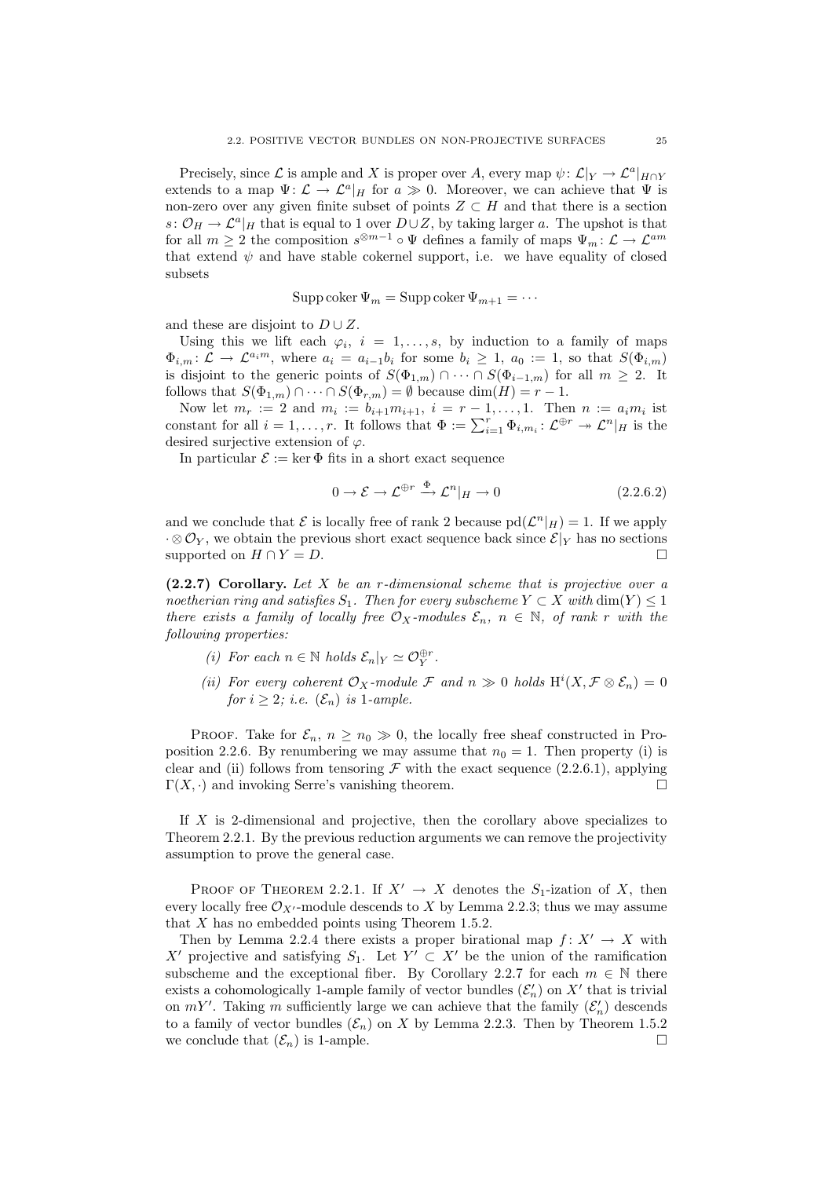Precisely, since $\mathcal{L}$ is ample and $X$ is proper over $A$, every map $\psi\colon \mathcal{L}|_Y \to \mathcal{L}^a|_{H\cap Y}$ extends to a map $\Psi\colon \mathcal{L} \to \mathcal{L}^a|_H$ for $a \gg 0$. Moreover, we can achieve that $\Psi$ is non-zero over any given finite subset of points $Z \subset H$ and that there is a section $s\colon \mathcal{O}_H \to \mathcal{L}^a|_H$ that is equal to 1 over $D \cup Z$, by taking larger $a$. The upshot is that for all $m \geq 2$ the composition $s^{\otimes m-1} \circ \Psi$ defines a family of maps $\Psi_m\colon \mathcal{L} \to \mathcal{L}^{am}$ that extend $\psi$ and have stable cokernel support, i.e. we have equality of closed subsets

$$\operatorname{Supp}\operatorname{coker}\Psi_m = \operatorname{Supp}\operatorname{coker}\Psi_{m+1} = \cdots$$

and these are disjoint to $D \cup Z$.

Using this we lift each $\varphi_i$, $i = 1, \ldots, s$, by induction to a family of maps $\Phi_{i,m}\colon \mathcal{L} \to \mathcal{L}^{a_i m}$, where $a_i = a_{i-1} b_i$ for some $b_i \geq 1$, $a_0 := 1$, so that $S(\Phi_{i,m})$ is disjoint to the generic points of $S(\Phi_{1,m}) \cap \cdots \cap S(\Phi_{i-1,m})$ for all $m \geq 2$. It follows that $S(\Phi_{1,m}) \cap \cdots \cap S(\Phi_{r,m}) = \emptyset$ because $\dim(H) = r-1$.

Now let $m_r := 2$ and $m_i := b_{i+1} m_{i+1}$, $i = r-1, \ldots, 1$. Then $n := a_i m_i$ ist constant for all $i = 1, \ldots, r$. It follows that $\Phi := \sum_{i=1}^r \Phi_{i,m_i}\colon \mathcal{L}^{\oplus r} \twoheadrightarrow \mathcal{L}^n|_H$ is the desired surjective extension of $\varphi$.

In particular $\mathcal{E} := \ker \Phi$ fits in a short exact sequence

$$0 \to \mathcal{E} \to \mathcal{L}^{\oplus r} \xrightarrow{\Phi} \mathcal{L}^n|_H \to 0 \tag{2.2.6.2}$$

and we conclude that $\mathcal{E}$ is locally free of rank 2 because $\operatorname{pd}(\mathcal{L}^n|_H) = 1$. If we apply $\cdot \otimes \mathcal{O}_Y$, we obtain the previous short exact sequence back since $\mathcal{E}|_Y$ has no sections supported on $H \cap Y = D$. $\square$

**(2.2.7) Corollary.** *Let $X$ be an $r$-dimensional scheme that is projective over a noetherian ring and satisfies $S_1$. Then for every subscheme $Y \subset X$ with $\dim(Y) \leq 1$ there exists a family of locally free $\mathcal{O}_X$-modules $\mathcal{E}_n$, $n \in \mathbb{N}$, of rank $r$ with the following properties:*

- *(i) For each $n \in \mathbb{N}$ holds $\mathcal{E}_n|_Y \simeq \mathcal{O}_Y^{\oplus r}$.*
- *(ii) For every coherent $\mathcal{O}_X$-module $\mathcal{F}$ and $n \gg 0$ holds $\mathrm{H}^i(X, \mathcal{F} \otimes \mathcal{E}_n) = 0$ for $i \geq 2$; i.e. $(\mathcal{E}_n)$ is 1-ample.*

Proof. Take for $\mathcal{E}_n$, $n \geq n_0 \gg 0$, the locally free sheaf constructed in Proposition 2.2.6. By renumbering we may assume that $n_0 = 1$. Then property (i) is clear and (ii) follows from tensoring $\mathcal{F}$ with the exact sequence (2.2.6.1), applying $\Gamma(X, \cdot)$ and invoking Serre's vanishing theorem. $\square$

If $X$ is 2-dimensional and projective, then the corollary above specializes to Theorem 2.2.1. By the previous reduction arguments we can remove the projectivity assumption to prove the general case.

Proof of Theorem 2.2.1. If $X' \to X$ denotes the $S_1$-ization of $X$, then every locally free $\mathcal{O}_{X'}$-module descends to $X$ by Lemma 2.2.3; thus we may assume that $X$ has no embedded points using Theorem 1.5.2.

Then by Lemma 2.2.4 there exists a proper birational map $f\colon X' \to X$ with $X'$ projective and satisfying $S_1$. Let $Y' \subset X'$ be the union of the ramification subscheme and the exceptional fiber. By Corollary 2.2.7 for each $m \in \mathbb{N}$ there exists a cohomologically 1-ample family of vector bundles $(\mathcal{E}'_n)$ on $X'$ that is trivial on $mY'$. Taking $m$ sufficiently large we can achieve that the family $(\mathcal{E}'_n)$ descends to a family of vector bundles $(\mathcal{E}_n)$ on $X$ by Lemma 2.2.3. Then by Theorem 1.5.2 we conclude that $(\mathcal{E}_n)$ is 1-ample. $\square$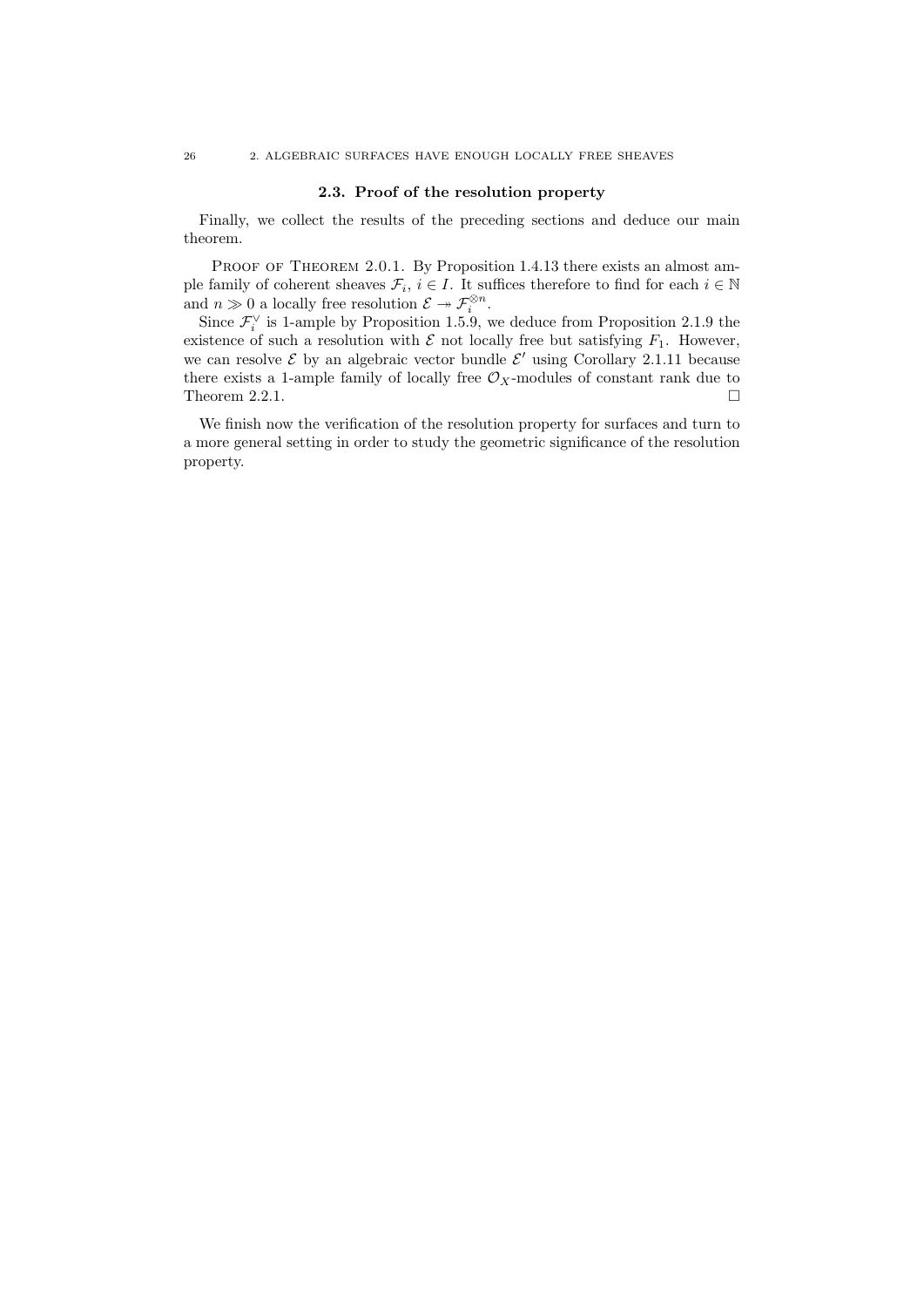## 2.3. Proof of the resolution property

Finally, we collect the results of the preceding sections and deduce our main theorem.

Proof of Theorem 2.0.1. By Proposition 1.4.13 there exists an almost ample family of coherent sheaves $\mathcal{F}_i$, $i \in I$. It suffices therefore to find for each $i \in \mathbb{N}$ and $n \gg 0$ a locally free resolution $\mathcal{E} \twoheadrightarrow \mathcal{F}_i^{\otimes n}$.

Since $\mathcal{F}_i^{\vee}$ is 1-ample by Proposition 1.5.9, we deduce from Proposition 2.1.9 the existence of such a resolution with $\mathcal{E}$ not locally free but satisfying $F_1$. However, we can resolve $\mathcal{E}$ by an algebraic vector bundle $\mathcal{E}'$ using Corollary 2.1.11 because there exists a 1-ample family of locally free $\mathcal{O}_X$-modules of constant rank due to Theorem 2.2.1. □

We finish now the verification of the resolution property for surfaces and turn to a more general setting in order to study the geometric significance of the resolution property.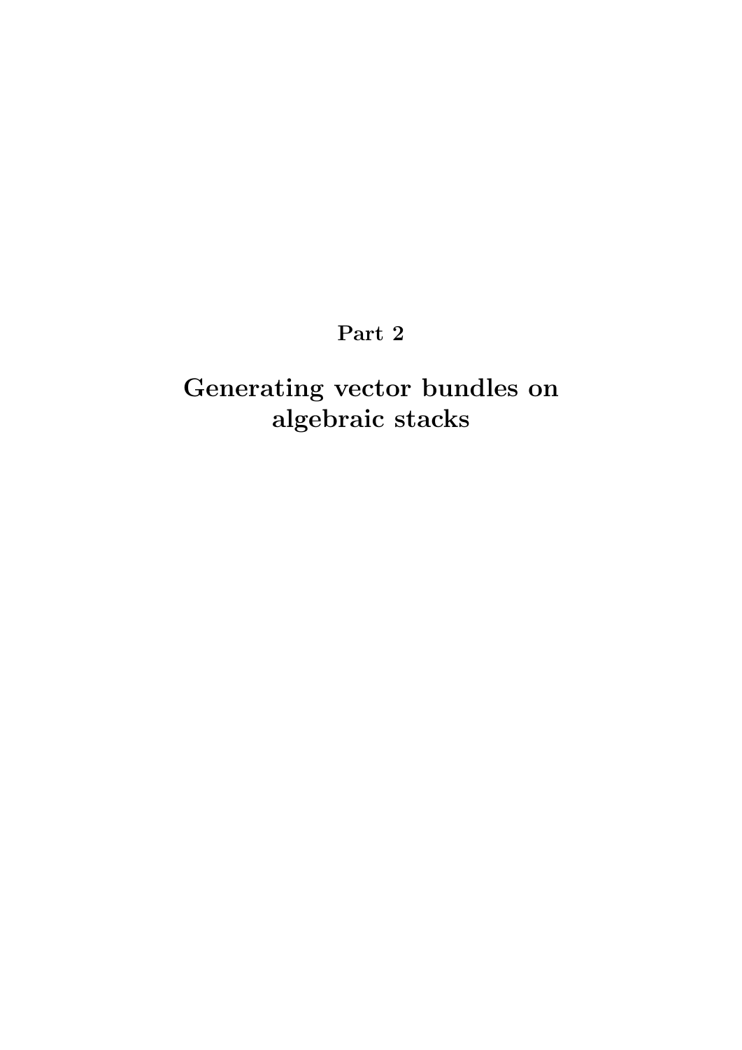# Part 2

# Generating vector bundles on algebraic stacks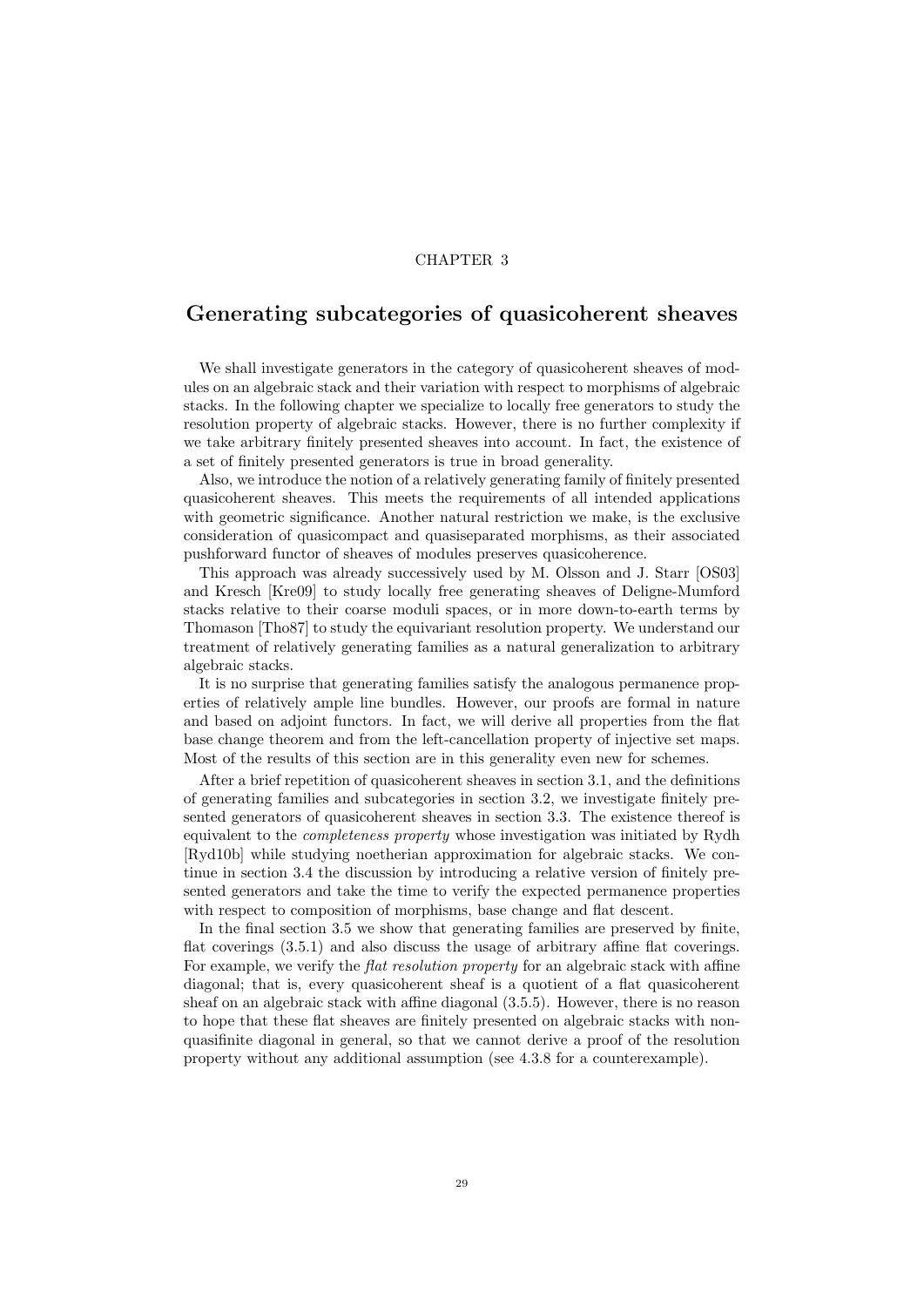CHAPTER 3

# Generating subcategories of quasicoherent sheaves

We shall investigate generators in the category of quasicoherent sheaves of modules on an algebraic stack and their variation with respect to morphisms of algebraic stacks. In the following chapter we specialize to locally free generators to study the resolution property of algebraic stacks. However, there is no further complexity if we take arbitrary finitely presented sheaves into account. In fact, the existence of a set of finitely presented generators is true in broad generality.

Also, we introduce the notion of a relatively generating family of finitely presented quasicoherent sheaves. This meets the requirements of all intended applications with geometric significance. Another natural restriction we make, is the exclusive consideration of quasicompact and quasiseparated morphisms, as their associated pushforward functor of sheaves of modules preserves quasicoherence.

This approach was already successively used by M. Olsson and J. Starr [OS03] and Kresch [Kre09] to study locally free generating sheaves of Deligne-Mumford stacks relative to their coarse moduli spaces, or in more down-to-earth terms by Thomason [Tho87] to study the equivariant resolution property. We understand our treatment of relatively generating families as a natural generalization to arbitrary algebraic stacks.

It is no surprise that generating families satisfy the analogous permanence properties of relatively ample line bundles. However, our proofs are formal in nature and based on adjoint functors. In fact, we will derive all properties from the flat base change theorem and from the left-cancellation property of injective set maps. Most of the results of this section are in this generality even new for schemes.

After a brief repetition of quasicoherent sheaves in section 3.1, and the definitions of generating families and subcategories in section 3.2, we investigate finitely presented generators of quasicoherent sheaves in section 3.3. The existence thereof is equivalent to the *completeness property* whose investigation was initiated by Rydh [Ryd10b] while studying noetherian approximation for algebraic stacks. We continue in section 3.4 the discussion by introducing a relative version of finitely presented generators and take the time to verify the expected permanence properties with respect to composition of morphisms, base change and flat descent.

In the final section 3.5 we show that generating families are preserved by finite, flat coverings (3.5.1) and also discuss the usage of arbitrary affine flat coverings. For example, we verify the *flat resolution property* for an algebraic stack with affine diagonal; that is, every quasicoherent sheaf is a quotient of a flat quasicoherent sheaf on an algebraic stack with affine diagonal (3.5.5). However, there is no reason to hope that these flat sheaves are finitely presented on algebraic stacks with non-quasifinite diagonal in general, so that we cannot derive a proof of the resolution property without any additional assumption (see 4.3.8 for a counterexample).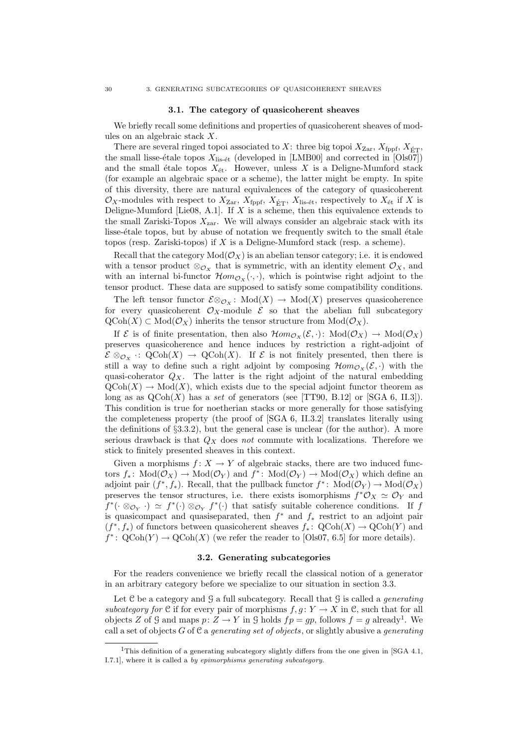### 3.1. The category of quasicoherent sheaves

We briefly recall some definitions and properties of quasicoherent sheaves of modules on an algebraic stack $X$.

There are several ringed topoi associated to $X$: three big topoi $X_{\mathrm{Zar}}$, $X_{\mathrm{fppf}}$, $X_{\mathrm{ÉT}}$, the small lisse-étale topos $X_{\text{lis-ét}}$ (developed in [LMB00] and corrected in [Ols07]) and the small étale topos $X_{\text{ét}}$. However, unless $X$ is a Deligne-Mumford stack (for example an algebraic space or a scheme), the latter might be empty. In spite of this diversity, there are natural equivalences of the category of quasicoherent $\mathcal{O}_X$-modules with respect to $X_{\mathrm{Zar}}$, $X_{\mathrm{fppf}}$, $X_{\mathrm{ÉT}}$, $X_{\text{lis-ét}}$, respectively to $X_{\text{ét}}$ if $X$ is Deligne-Mumford [Lie08, A.1]. If $X$ is a scheme, then this equivalence extends to the small Zariski-Topos $X_{\mathrm{zar}}$. We will always consider an algebraic stack with its lisse-étale topos, but by abuse of notation we frequently switch to the small étale topos (resp. Zariski-topos) if $X$ is a Deligne-Mumford stack (resp. a scheme).

Recall that the category $\mathrm{Mod}(\mathcal{O}_X)$ is an abelian tensor category; i.e. it is endowed with a tensor product $\otimes_{\mathcal{O}_X}$ that is symmetric, with an identity element $\mathcal{O}_X$, and with an internal bi-functor $\mathcal{H}om_{\mathcal{O}_X}(\cdot,\cdot)$, which is pointwise right adjoint to the tensor product. These data are supposed to satisfy some compatibility conditions.

The left tensor functor $\mathcal{E}\otimes_{\mathcal{O}_X}: \mathrm{Mod}(X) \to \mathrm{Mod}(X)$ preserves quasicoherence for every quasicoherent $\mathcal{O}_X$-module $\mathcal{E}$ so that the abelian full subcategory $\mathrm{QCoh}(X) \subset \mathrm{Mod}(\mathcal{O}_X)$ inherits the tensor structure from $\mathrm{Mod}(\mathcal{O}_X)$.

If $\mathcal{E}$ is of finite presentation, then also $\mathcal{H}om_{\mathcal{O}_X}(\mathcal{E},\cdot): \mathrm{Mod}(\mathcal{O}_X) \to \mathrm{Mod}(\mathcal{O}_X)$ preserves quasicoherence and hence induces by restriction a right-adjoint of $\mathcal{E}\otimes_{\mathcal{O}_X}\cdot: \mathrm{QCoh}(X) \to \mathrm{QCoh}(X)$. If $\mathcal{E}$ is not finitely presented, then there is still a way to define such a right adjoint by composing $\mathcal{H}om_{\mathcal{O}_X}(\mathcal{E},\cdot)$ with the quasi-coherator $Q_X$. The latter is the right adjoint of the natural embedding $\mathrm{QCoh}(X) \to \mathrm{Mod}(X)$, which exists due to the special adjoint functor theorem as long as as $\mathrm{QCoh}(X)$ has a *set* of generators (see [TT90, B.12] or [SGA 6, II.3]). This condition is true for noetherian stacks or more generally for those satisfying the completeness property (the proof of [SGA 6, II.3.2] translates literally using the definitions of §3.3.2), but the general case is unclear (for the author). A more serious drawback is that $Q_X$ does *not* commute with localizations. Therefore we stick to finitely presented sheaves in this context.

Given a morphisms $f: X \to Y$ of algebraic stacks, there are two induced functors $f_*: \mathrm{Mod}(\mathcal{O}_X) \to \mathrm{Mod}(\mathcal{O}_Y)$ and $f^*: \mathrm{Mod}(\mathcal{O}_Y) \to \mathrm{Mod}(\mathcal{O}_X)$ which define an adjoint pair $(f^*, f_*)$. Recall, that the pullback functor $f^*: \mathrm{Mod}(\mathcal{O}_Y) \to \mathrm{Mod}(\mathcal{O}_X)$ preserves the tensor structures, i.e. there exists isomorphisms $f^*\mathcal{O}_X \simeq \mathcal{O}_Y$ and $f^*(\cdot \otimes_{\mathcal{O}_Y} \cdot) \simeq f^*(\cdot) \otimes_{\mathcal{O}_Y} f^*(\cdot)$ that satisfy suitable coherence conditions. If $f$ is quasicompact and quasiseparated, then $f^*$ and $f_*$ restrict to an adjoint pair $(f^*, f_*)$ of functors between quasicoherent sheaves $f_*: \mathrm{QCoh}(X) \to \mathrm{QCoh}(Y)$ and $f^*: \mathrm{QCoh}(Y) \to \mathrm{QCoh}(X)$ (we refer the reader to [Ols07, 6.5] for more details).

### 3.2. Generating subcategories

For the readers convenience we briefly recall the classical notion of a generator in an arbitrary category before we specialize to our situation in section 3.3.

Let $\mathcal{C}$ be a category and $\mathcal{G}$ a full subcategory. Recall that $\mathcal{G}$ is called a *generating subcategory for* $\mathcal{C}$ if for every pair of morphisms $f, g: Y \to X$ in $\mathcal{C}$, such that for all objects $Z$ of $\mathcal{G}$ and maps $p: Z \to Y$ in $\mathcal{G}$ holds $fp = gp$, follows $f = g$ already[1]. We call a set of objects $G$ of $\mathcal{C}$ a *generating set of objects*, or slightly abusive a *generating*

[1] This definition of a generating subcategory slightly differs from the one given in [SGA 4.1, I.7.1], where it is called a *by epimorphisms generating subcategory*.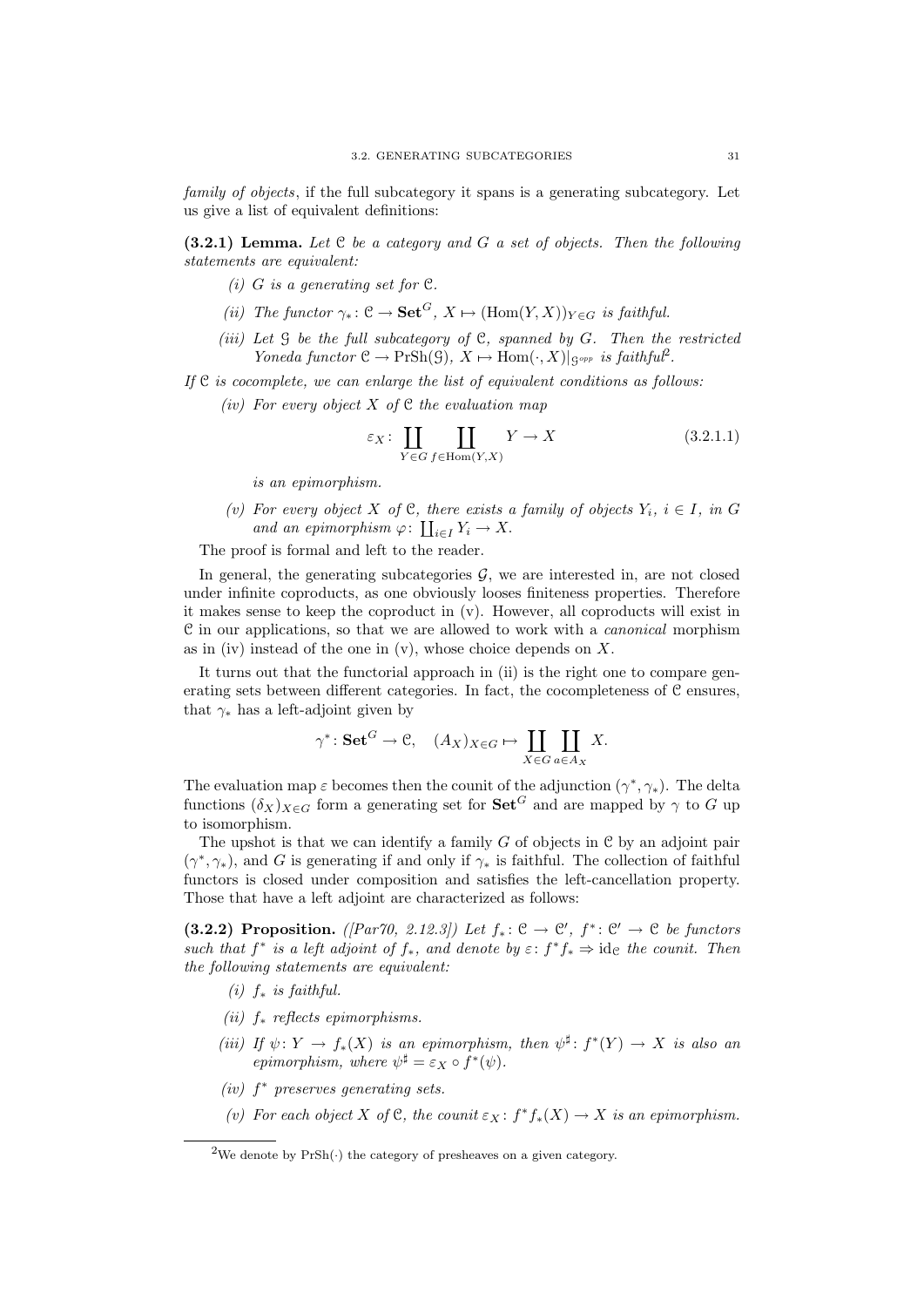*family of objects*, if the full subcategory it spans is a generating subcategory. Let us give a list of equivalent definitions:

**(3.2.1) Lemma.** *Let $\mathcal{C}$ be a category and $G$ a set of objects. Then the following statements are equivalent:*

*(i) $G$ is a generating set for $\mathcal{C}$.*

*(ii) The functor $\gamma_*\colon \mathcal{C} \to \mathbf{Set}^G$, $X \mapsto (\operatorname{Hom}(Y,X))_{Y\in G}$ is faithful.*

*(iii) Let $\mathcal{G}$ be the full subcategory of $\mathcal{C}$, spanned by $G$. Then the restricted Yoneda functor $\mathcal{C} \to \operatorname{PrSh}(\mathcal{G})$, $X \mapsto \operatorname{Hom}(\cdot, X)|_{\mathcal{G}^{opp}}$ is faithful*[2]*.*

*If $\mathcal{C}$ is cocomplete, we can enlarge the list of equivalent conditions as follows:*

*(iv) For every object $X$ of $\mathcal{C}$ the evaluation map*

$$\varepsilon_X\colon \coprod_{Y\in G}\ \coprod_{f\in \operatorname{Hom}(Y,X)} Y \to X \tag{3.2.1.1}$$

*is an epimorphism.*

*(v) For every object $X$ of $\mathcal{C}$, there exists a family of objects $Y_i$, $i \in I$, in $G$ and an epimorphism $\varphi\colon \coprod_{i\in I} Y_i \to X$.*

The proof is formal and left to the reader.

In general, the generating subcategories $\mathcal{G}$, we are interested in, are not closed under infinite coproducts, as one obviously looses finiteness properties. Therefore it makes sense to keep the coproduct in (v). However, all coproducts will exist in $\mathcal{C}$ in our applications, so that we are allowed to work with a *canonical* morphism as in (iv) instead of the one in (v), whose choice depends on $X$.

It turns out that the functorial approach in (ii) is the right one to compare generating sets between different categories. In fact, the cocompleteness of $\mathcal{C}$ ensures, that $\gamma_*$ has a left-adjoint given by

$$\gamma^*\colon \mathbf{Set}^G \to \mathcal{C}, \quad (A_X)_{X\in G} \mapsto \coprod_{X\in G}\ \coprod_{a\in A_X} X.$$

The evaluation map $\varepsilon$ becomes then the counit of the adjunction $(\gamma^*, \gamma_*)$. The delta functions $(\delta_X)_{X\in G}$ form a generating set for $\mathbf{Set}^G$ and are mapped by $\gamma$ to $G$ up to isomorphism.

The upshot is that we can identify a family $G$ of objects in $\mathcal{C}$ by an adjoint pair $(\gamma^*, \gamma_*)$, and $G$ is generating if and only if $\gamma_*$ is faithful. The collection of faithful functors is closed under composition and satisfies the left-cancellation property. Those that have a left adjoint are characterized as follows:

**(3.2.2) Proposition.** *([Par70, 2.12.3]) Let $f_*\colon \mathcal{C} \to \mathcal{C}'$, $f^*\colon \mathcal{C}' \to \mathcal{C}$ be functors such that $f^*$ is a left adjoint of $f_*$, and denote by $\varepsilon\colon f^*f_* \Rightarrow \operatorname{id}_{\mathcal{C}}$ the counit. Then the following statements are equivalent:*

*(i) $f_*$ is faithful.*

*(ii) $f_*$ reflects epimorphisms.*

*(iii) If $\psi\colon Y \to f_*(X)$ is an epimorphism, then $\psi^\sharp\colon f^*(Y) \to X$ is also an epimorphism, where $\psi^\sharp = \varepsilon_X \circ f^*(\psi)$.*

*(iv) $f^*$ preserves generating sets.*

*(v) For each object $X$ of $\mathcal{C}$, the counit $\varepsilon_X\colon f^*f_*(X) \to X$ is an epimorphism.*

---

[2] We denote by $\operatorname{PrSh}(\cdot)$ the category of presheaves on a given category.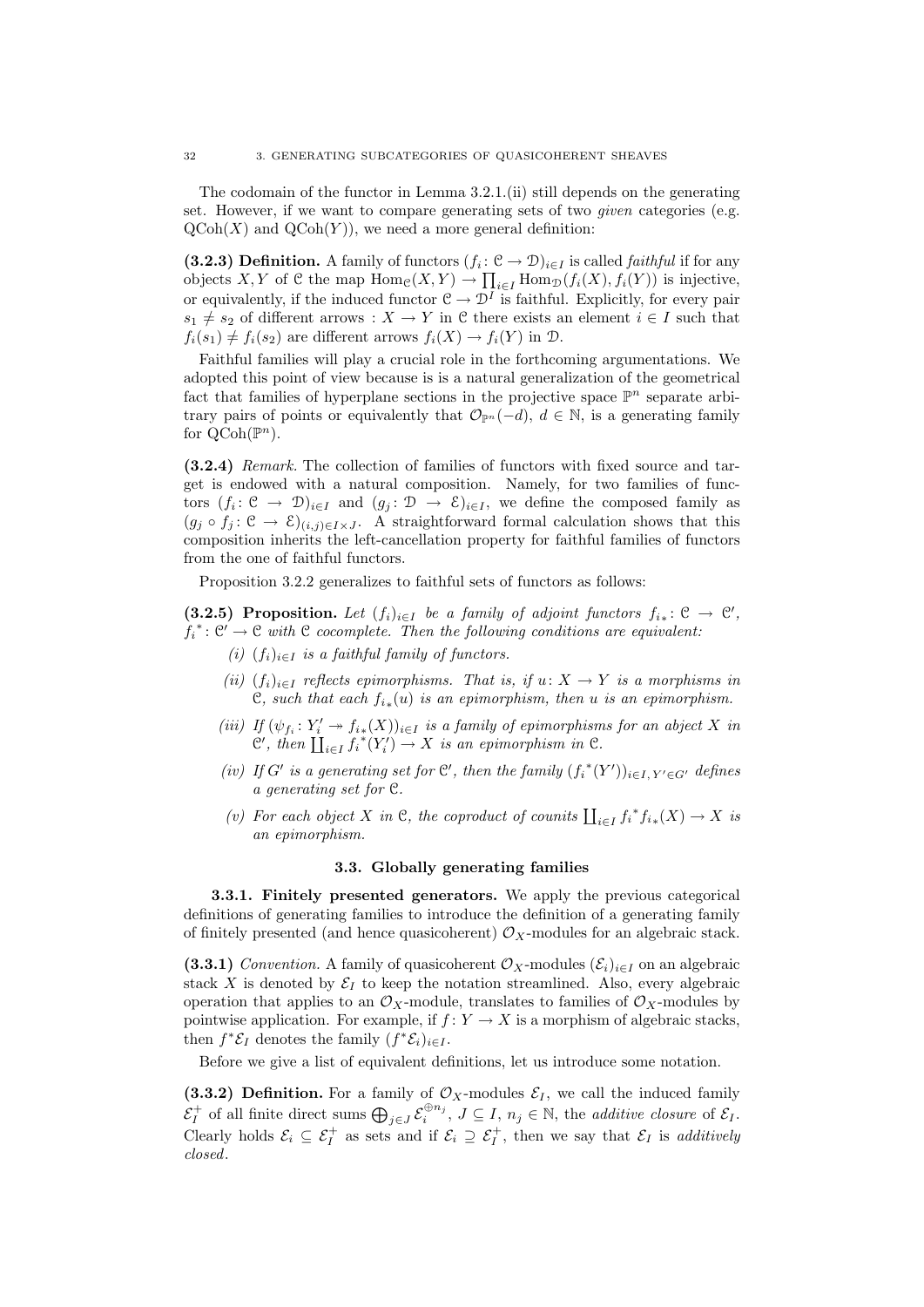The codomain of the functor in Lemma 3.2.1.(ii) still depends on the generating set. However, if we want to compare generating sets of two *given* categories (e.g. $\mathrm{QCoh}(X)$ and $\mathrm{QCoh}(Y)$), we need a more general definition:

**(3.2.3) Definition.** A family of functors $(f_i \colon \mathcal{C} \to \mathcal{D})_{i \in I}$ is called *faithful* if for any objects $X, Y$ of $\mathcal{C}$ the map $\mathrm{Hom}_{\mathcal{C}}(X,Y) \to \prod_{i \in I} \mathrm{Hom}_{\mathcal{D}}(f_i(X), f_i(Y))$ is injective, or equivalently, if the induced functor $\mathcal{C} \to \mathcal{D}^I$ is faithful. Explicitly, for every pair $s_1 \neq s_2$ of different arrows $: X \to Y$ in $\mathcal{C}$ there exists an element $i \in I$ such that $f_i(s_1) \neq f_i(s_2)$ are different arrows $f_i(X) \to f_i(Y)$ in $\mathcal{D}$.

Faithful families will play a crucial role in the forthcoming argumentations. We adopted this point of view because is is a natural generalization of the geometrical fact that families of hyperplane sections in the projective space $\mathbb{P}^n$ separate arbitrary pairs of points or equivalently that $\mathcal{O}_{\mathbb{P}^n}(-d)$, $d \in \mathbb{N}$, is a generating family for $\mathrm{QCoh}(\mathbb{P}^n)$.

**(3.2.4)** *Remark.* The collection of families of functors with fixed source and target is endowed with a natural composition. Namely, for two families of functors $(f_i \colon \mathcal{C} \to \mathcal{D})_{i \in I}$ and $(g_j \colon \mathcal{D} \to \mathcal{E})_{i \in I}$, we define the composed family as $(g_j \circ f_j \colon \mathcal{C} \to \mathcal{E})_{(i,j) \in I \times J}$. A straightforward formal calculation shows that this composition inherits the left-cancellation property for faithful families of functors from the one of faithful functors.

Proposition 3.2.2 generalizes to faithful sets of functors as follows:

**(3.2.5) Proposition.** *Let $(f_i)_{i \in I}$ be a family of adjoint functors $f_{i*} \colon \mathcal{C} \to \mathcal{C}'$, $f_i^* \colon \mathcal{C}' \to \mathcal{C}$ with $\mathcal{C}$ cocomplete. Then the following conditions are equivalent:*

- *(i) $(f_i)_{i \in I}$ is a faithful family of functors.*
- *(ii) $(f_i)_{i \in I}$ reflects epimorphisms. That is, if $u \colon X \to Y$ is a morphisms in $\mathcal{C}$, such that each $f_{i*}(u)$ is an epimorphism, then $u$ is an epimorphism.*
- *(iii) If $(\psi_{f_i} \colon Y_i' \twoheadrightarrow f_{i*}(X))_{i \in I}$ is a family of epimorphisms for an object $X$ in $\mathcal{C}'$, then $\coprod_{i \in I} f_i^*(Y_i') \to X$ is an epimorphism in $\mathcal{C}$.*
- *(iv) If $G'$ is a generating set for $\mathcal{C}'$, then the family $(f_i^*(Y'))_{i \in I, Y' \in G'}$ defines a generating set for $\mathcal{C}$.*
- *(v) For each object $X$ in $\mathcal{C}$, the coproduct of counits $\coprod_{i \in I} f_i^* f_{i*}(X) \to X$ is an epimorphism.*

## 3.3. Globally generating families

**3.3.1. Finitely presented generators.** We apply the previous categorical definitions of generating families to introduce the definition of a generating family of finitely presented (and hence quasicoherent) $\mathcal{O}_X$-modules for an algebraic stack.

**(3.3.1)** *Convention.* A family of quasicoherent $\mathcal{O}_X$-modules $(\mathcal{E}_i)_{i \in I}$ on an algebraic stack $X$ is denoted by $\mathcal{E}_I$ to keep the notation streamlined. Also, every algebraic operation that applies to an $\mathcal{O}_X$-module, translates to families of $\mathcal{O}_X$-modules by pointwise application. For example, if $f \colon Y \to X$ is a morphism of algebraic stacks, then $f^*\mathcal{E}_I$ denotes the family $(f^*\mathcal{E}_i)_{i \in I}$.

Before we give a list of equivalent definitions, let us introduce some notation.

**(3.3.2) Definition.** For a family of $\mathcal{O}_X$-modules $\mathcal{E}_I$, we call the induced family $\mathcal{E}_I^+$ of all finite direct sums $\bigoplus_{j \in J} \mathcal{E}_i^{\oplus n_j}$, $J \subseteq I$, $n_j \in \mathbb{N}$, the *additive closure* of $\mathcal{E}_I$. Clearly holds $\mathcal{E}_i \subseteq \mathcal{E}_I^+$ as sets and if $\mathcal{E}_i \supseteq \mathcal{E}_I^+$, then we say that $\mathcal{E}_I$ is *additively closed*.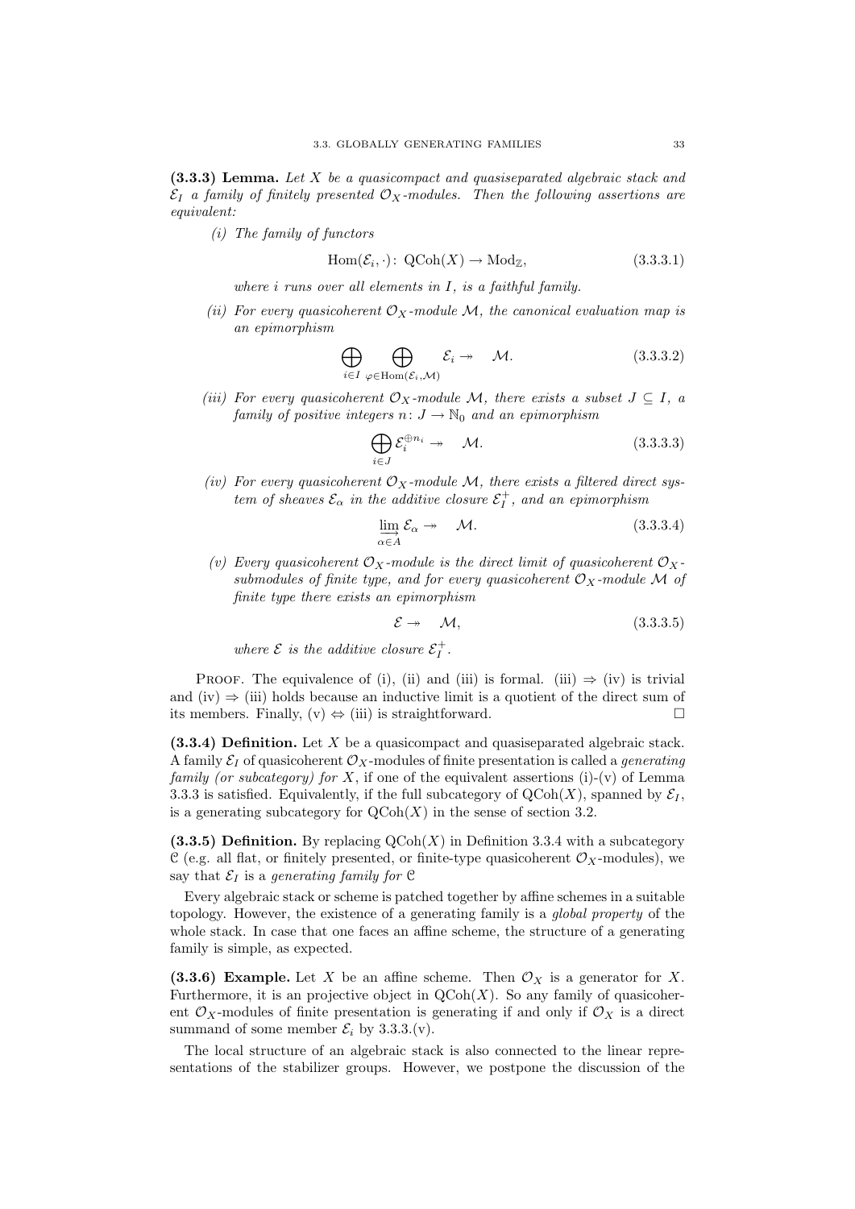**(3.3.3) Lemma.** *Let $X$ be a quasicompact and quasiseparated algebraic stack and $\mathcal{E}_I$ a family of finitely presented $\mathcal{O}_X$-modules. Then the following assertions are equivalent:*

*(i) The family of functors*

$$\mathrm{Hom}(\mathcal{E}_i, \cdot)\colon\ \mathrm{QCoh}(X) \to \mathrm{Mod}_{\mathbb{Z}}, \tag{3.3.3.1}$$

*where $i$ runs over all elements in $I$, is a faithful family.*

*(ii) For every quasicoherent $\mathcal{O}_X$-module $\mathcal{M}$, the canonical evaluation map is an epimorphism*

$$\bigoplus_{i\in I} \bigoplus_{\varphi\in\mathrm{Hom}(\mathcal{E}_i,\mathcal{M})} \mathcal{E}_i \twoheadrightarrow \quad \mathcal{M}. \tag{3.3.3.2}$$

*(iii) For every quasicoherent $\mathcal{O}_X$-module $\mathcal{M}$, there exists a subset $J \subseteq I$, a family of positive integers $n\colon J \to \mathbb{N}_0$ and an epimorphism*

$$\bigoplus_{i\in J} \mathcal{E}_i^{\oplus n_i} \twoheadrightarrow \quad \mathcal{M}. \tag{3.3.3.3}$$

*(iv) For every quasicoherent $\mathcal{O}_X$-module $\mathcal{M}$, there exists a filtered direct system of sheaves $\mathcal{E}_\alpha$ in the additive closure $\mathcal{E}_I^+$, and an epimorphism*

$$\varinjlim_{\alpha\in A} \mathcal{E}_\alpha \twoheadrightarrow \quad \mathcal{M}. \tag{3.3.3.4}$$

*(v) Every quasicoherent $\mathcal{O}_X$-module is the direct limit of quasicoherent $\mathcal{O}_X$-submodules of finite type, and for every quasicoherent $\mathcal{O}_X$-module $\mathcal{M}$ of finite type there exists an epimorphism*

$$\mathcal{E} \twoheadrightarrow \quad \mathcal{M}, \tag{3.3.3.5}$$

*where $\mathcal{E}$ is the additive closure $\mathcal{E}_I^+$.*

Proof. The equivalence of (i), (ii) and (iii) is formal. (iii) $\Rightarrow$ (iv) is trivial and (iv) $\Rightarrow$ (iii) holds because an inductive limit is a quotient of the direct sum of its members. Finally, (v) $\Leftrightarrow$ (iii) is straightforward. $\square$

**(3.3.4) Definition.** Let $X$ be a quasicompact and quasiseparated algebraic stack. A family $\mathcal{E}_I$ of quasicoherent $\mathcal{O}_X$-modules of finite presentation is called a *generating family (or subcategory) for $X$*, if one of the equivalent assertions (i)-(v) of Lemma 3.3.3 is satisfied. Equivalently, if the full subcategory of $\mathrm{QCoh}(X)$, spanned by $\mathcal{E}_I$, is a generating subcategory for $\mathrm{QCoh}(X)$ in the sense of section 3.2.

**(3.3.5) Definition.** By replacing $\mathrm{QCoh}(X)$ in Definition 3.3.4 with a subcategory $\mathcal{C}$ (e.g. all flat, or finitely presented, or finite-type quasicoherent $\mathcal{O}_X$-modules), we say that $\mathcal{E}_I$ is a *generating family for* $\mathcal{C}$

Every algebraic stack or scheme is patched together by affine schemes in a suitable topology. However, the existence of a generating family is a *global property* of the whole stack. In case that one faces an affine scheme, the structure of a generating family is simple, as expected.

**(3.3.6) Example.** Let $X$ be an affine scheme. Then $\mathcal{O}_X$ is a generator for $X$. Furthermore, it is an projective object in $\mathrm{QCoh}(X)$. So any family of quasicoherent $\mathcal{O}_X$-modules of finite presentation is generating if and only if $\mathcal{O}_X$ is a direct summand of some member $\mathcal{E}_i$ by 3.3.3.(v).

The local structure of an algebraic stack is also connected to the linear representations of the stabilizer groups. However, we postpone the discussion of the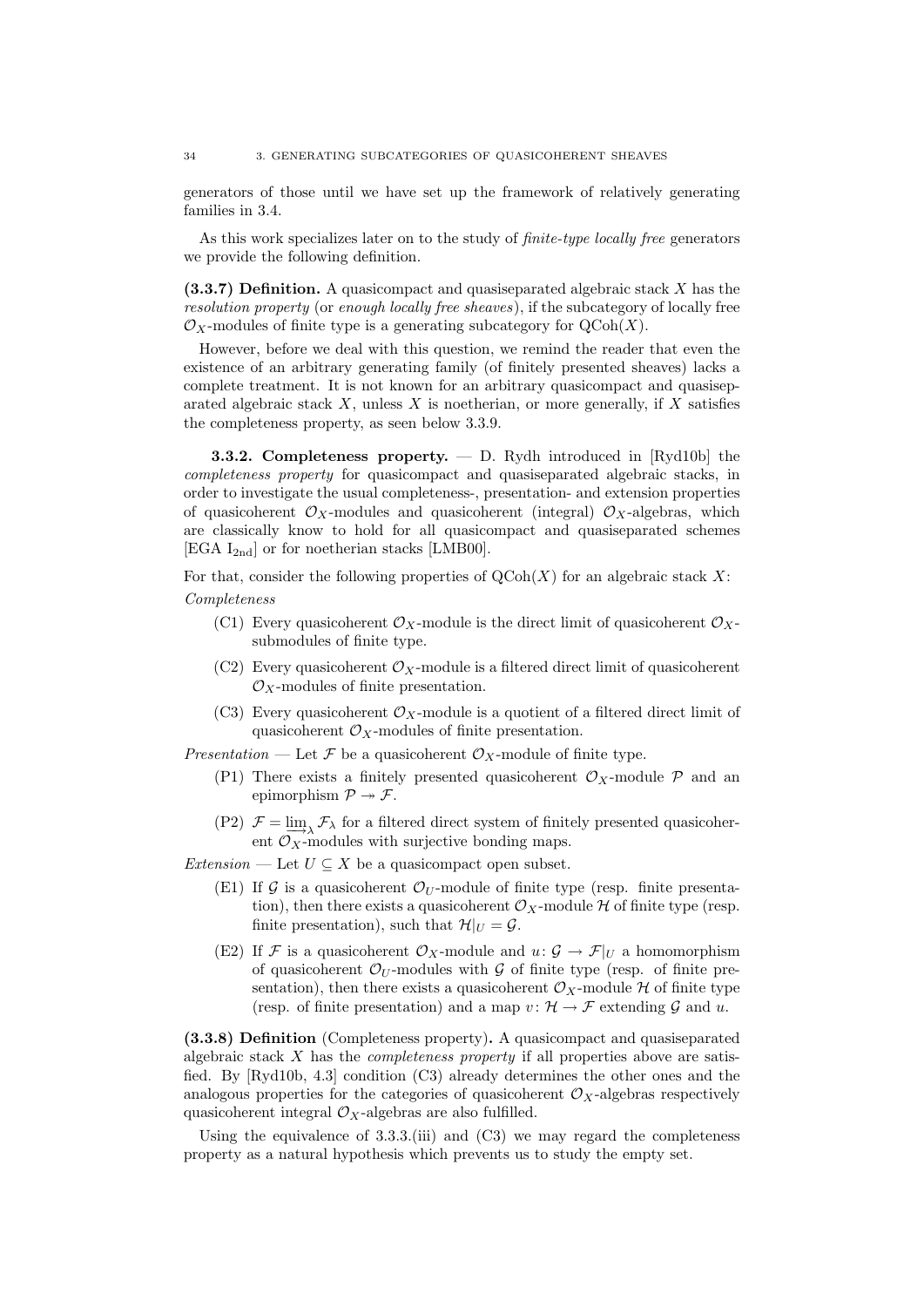generators of those until we have set up the framework of relatively generating families in 3.4.

As this work specializes later on to the study of *finite-type locally free* generators we provide the following definition.

**(3.3.7) Definition.** A quasicompact and quasiseparated algebraic stack $X$ has the *resolution property* (or *enough locally free sheaves*), if the subcategory of locally free $\mathcal{O}_X$-modules of finite type is a generating subcategory for $\mathrm{QCoh}(X)$.

However, before we deal with this question, we remind the reader that even the existence of an arbitrary generating family (of finitely presented sheaves) lacks a complete treatment. It is not known for an arbitrary quasicompact and quasiseparated algebraic stack $X$, unless $X$ is noetherian, or more generally, if $X$ satisfies the completeness property, as seen below 3.3.9.

### 3.3.2. Completeness property.

— D. Rydh introduced in [Ryd10b] the *completeness property* for quasicompact and quasiseparated algebraic stacks, in order to investigate the usual completeness-, presentation- and extension properties of quasicoherent $\mathcal{O}_X$-modules and quasicoherent (integral) $\mathcal{O}_X$-algebras, which are classically know to hold for all quasicompact and quasiseparated schemes [EGA $\mathrm{I}_{\mathrm{2nd}}$] or for noetherian stacks [LMB00].

For that, consider the following properties of $\mathrm{QCoh}(X)$ for an algebraic stack $X$:

*Completeness*

- (C1) Every quasicoherent $\mathcal{O}_X$-module is the direct limit of quasicoherent $\mathcal{O}_X$-submodules of finite type.
- (C2) Every quasicoherent $\mathcal{O}_X$-module is a filtered direct limit of quasicoherent $\mathcal{O}_X$-modules of finite presentation.
- (C3) Every quasicoherent $\mathcal{O}_X$-module is a quotient of a filtered direct limit of quasicoherent $\mathcal{O}_X$-modules of finite presentation.

*Presentation* — Let $\mathcal{F}$ be a quasicoherent $\mathcal{O}_X$-module of finite type.

- (P1) There exists a finitely presented quasicoherent $\mathcal{O}_X$-module $\mathcal{P}$ and an epimorphism $\mathcal{P} \twoheadrightarrow \mathcal{F}$.
- (P2) $\mathcal{F} = \varinjlim_\lambda \mathcal{F}_\lambda$ for a filtered direct system of finitely presented quasicoherent $\mathcal{O}_X$-modules with surjective bonding maps.

*Extension* — Let $U \subseteq X$ be a quasicompact open subset.

- (E1) If $\mathcal{G}$ is a quasicoherent $\mathcal{O}_U$-module of finite type (resp. finite presentation), then there exists a quasicoherent $\mathcal{O}_X$-module $\mathcal{H}$ of finite type (resp. finite presentation), such that $\mathcal{H}|_U = \mathcal{G}$.
- (E2) If $\mathcal{F}$ is a quasicoherent $\mathcal{O}_X$-module and $u \colon \mathcal{G} \to \mathcal{F}|_U$ a homomorphism of quasicoherent $\mathcal{O}_U$-modules with $\mathcal{G}$ of finite type (resp. of finite presentation), then there exists a quasicoherent $\mathcal{O}_X$-module $\mathcal{H}$ of finite type (resp. of finite presentation) and a map $v \colon \mathcal{H} \to \mathcal{F}$ extending $\mathcal{G}$ and $u$.

**(3.3.8) Definition** (Completeness property)**.** A quasicompact and quasiseparated algebraic stack $X$ has the *completeness property* if all properties above are satisfied. By [Ryd10b, 4.3] condition (C3) already determines the other ones and the analogous properties for the categories of quasicoherent $\mathcal{O}_X$-algebras respectively quasicoherent integral $\mathcal{O}_X$-algebras are also fulfilled.

Using the equivalence of 3.3.3.(iii) and (C3) we may regard the completeness property as a natural hypothesis which prevents us to study the empty set.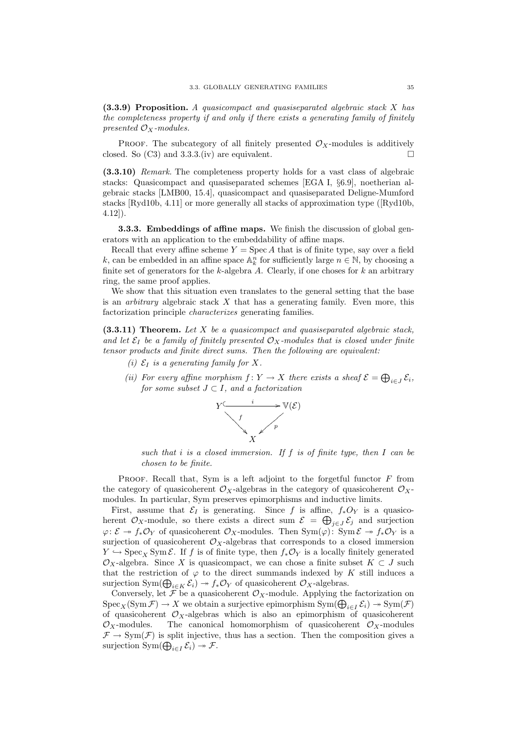**(3.3.9) Proposition.** *A quasicompact and quasiseparated algebraic stack $X$ has the completeness property if and only if there exists a generating family of finitely presented $\mathcal{O}_X$-modules.*

Proof. The subcategory of all finitely presented $\mathcal{O}_X$-modules is additively closed. So (C3) and 3.3.3.(iv) are equivalent. □

**(3.3.10)** *Remark.* The completeness property holds for a vast class of algebraic stacks: Quasicompact and quasiseparated schemes [EGA I, §6.9], noetherian algebraic stacks [LMB00, 15.4], quasicompact and quasiseparated Deligne-Mumford stacks [Ryd10b, 4.11] or more generally all stacks of approximation type ([Ryd10b, 4.12]).

### 3.3.3. Embeddings of affine maps.

We finish the discussion of global generators with an application to the embeddability of affine maps.

Recall that every affine scheme $Y = \operatorname{Spec} A$ that is of finite type, say over a field $k$, can be embedded in an affine space $\mathbb{A}^n_k$ for sufficiently large $n \in \mathbb{N}$, by choosing a finite set of generators for the $k$-algebra $A$. Clearly, if one choses for $k$ an arbitrary ring, the same proof applies.

We show that this situation even translates to the general setting that the base is an *arbitrary* algebraic stack $X$ that has a generating family. Even more, this factorization principle *characterizes* generating families.

**(3.3.11) Theorem.** *Let $X$ be a quasicompact and quasiseparated algebraic stack, and let $\mathcal{E}_I$ be a family of finitely presented $\mathcal{O}_X$-modules that is closed under finite tensor products and finite direct sums. Then the following are equivalent:*

*(i) $\mathcal{E}_I$ is a generating family for $X$.*

*(ii) For every affine morphism $f\colon Y \to X$ there exists a sheaf $\mathcal{E} = \bigoplus_{i\in J}\mathcal{E}_i$, for some subset $J \subset I$, and a factorization*

$$\begin{array}{ccc} Y & \xhookrightarrow{\quad i \quad} & \mathbb{V}(\mathcal{E}) \\ & {\scriptstyle f}\searrow \quad \swarrow{\scriptstyle p} & \\ & X & \end{array}$$

*such that $i$ is a closed immersion. If $f$ is of finite type, then $I$ can be chosen to be finite.*

Proof. Recall that, Sym is a left adjoint to the forgetful functor $F$ from the category of quasicoherent $\mathcal{O}_X$-algebras in the category of quasicoherent $\mathcal{O}_X$-modules. In particular, Sym preserves epimorphisms and inductive limits.

First, assume that $\mathcal{E}_I$ is generating. Since $f$ is affine, $f_*O_Y$ is a quasicoherent $\mathcal{O}_X$-module, so there exists a direct sum $\mathcal{E} = \bigoplus_{j\in J}\mathcal{E}_j$ and surjection $\varphi\colon \mathcal{E} \twoheadrightarrow f_*\mathcal{O}_Y$ of quasicoherent $\mathcal{O}_X$-modules. Then $\operatorname{Sym}(\varphi)\colon \operatorname{Sym}\mathcal{E} \twoheadrightarrow f_*\mathcal{O}_Y$ is a surjection of quasicoherent $\mathcal{O}_X$-algebras that corresponds to a closed immersion $Y \hookrightarrow \operatorname{Spec}_X \operatorname{Sym}\mathcal{E}$. If $f$ is of finite type, then $f_*\mathcal{O}_Y$ is a locally finitely generated $\mathcal{O}_X$-algebra. Since $X$ is quasicompact, we can chose a finite subset $K \subset J$ such that the restriction of $\varphi$ to the direct summands indexed by $K$ still induces a surjection $\operatorname{Sym}(\bigoplus_{i\in K}\mathcal{E}_i) \twoheadrightarrow f_*\mathcal{O}_Y$ of quasicoherent $\mathcal{O}_X$-algebras.

Conversely, let $\mathcal{F}$ be a quasicoherent $\mathcal{O}_X$-module. Applying the factorization on $\operatorname{Spec}_X(\operatorname{Sym}\mathcal{F}) \to X$ we obtain a surjective epimorphism $\operatorname{Sym}(\bigoplus_{i\in I}\mathcal{E}_i) \twoheadrightarrow \operatorname{Sym}(\mathcal{F})$ of quasicoherent $\mathcal{O}_X$-algebras which is also an epimorphism of quasicoherent $\mathcal{O}_X$-modules. The canonical homomorphism of quasicoherent $\mathcal{O}_X$-modules $\mathcal{F} \to \operatorname{Sym}(\mathcal{F})$ is split injective, thus has a section. Then the composition gives a surjection $\operatorname{Sym}(\bigoplus_{i\in I}\mathcal{E}_i) \twoheadrightarrow \mathcal{F}$.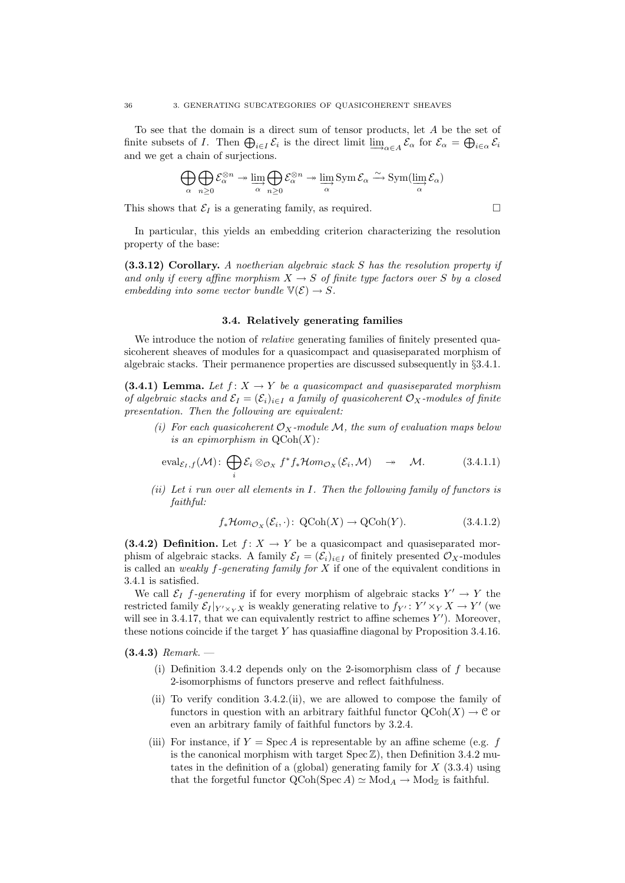To see that the domain is a direct sum of tensor products, let $A$ be the set of finite subsets of $I$. Then $\bigoplus_{i \in I} \mathcal{E}_i$ is the direct limit $\varinjlim_{\alpha \in A} \mathcal{E}_\alpha$ for $\mathcal{E}_\alpha = \bigoplus_{i \in \alpha} \mathcal{E}_i$ and we get a chain of surjections.

$$\bigoplus_{\alpha} \bigoplus_{n \geq 0} \mathcal{E}_\alpha^{\otimes n} \twoheadrightarrow \varinjlim_{\alpha} \bigoplus_{n \geq 0} \mathcal{E}_\alpha^{\otimes n} \twoheadrightarrow \varinjlim_{\alpha} \operatorname{Sym} \mathcal{E}_\alpha \xrightarrow{\sim} \operatorname{Sym}(\varinjlim_{\alpha} \mathcal{E}_\alpha)$$

This shows that $\mathcal{E}_I$ is a generating family, as required. □

In particular, this yields an embedding criterion characterizing the resolution property of the base:

**(3.3.12) Corollary.** *A noetherian algebraic stack $S$ has the resolution property if and only if every affine morphism $X \to S$ of finite type factors over $S$ by a closed embedding into some vector bundle $\mathbb{V}(\mathcal{E}) \to S$.*

### 3.4. Relatively generating families

We introduce the notion of *relative* generating families of finitely presented quasicoherent sheaves of modules for a quasicompact and quasiseparated morphism of algebraic stacks. Their permanence properties are discussed subsequently in §3.4.1.

**(3.4.1) Lemma.** *Let $f \colon X \to Y$ be a quasicompact and quasiseparated morphism of algebraic stacks and $\mathcal{E}_I = (\mathcal{E}_i)_{i \in I}$ a family of quasicoherent $\mathcal{O}_X$-modules of finite presentation. Then the following are equivalent:*

*(i) For each quasicoherent $\mathcal{O}_X$-module $\mathcal{M}$, the sum of evaluation maps below is an epimorphism in $\operatorname{QCoh}(X)$:*

$$\operatorname{eval}_{\mathcal{E}_I, f}(\mathcal{M}) \colon \bigoplus_i \mathcal{E}_i \otimes_{\mathcal{O}_X} f^* f_* \mathcal{H}om_{\mathcal{O}_X}(\mathcal{E}_i, \mathcal{M}) \quad \twoheadrightarrow \quad \mathcal{M}. \tag{3.4.1.1}$$

*(ii) Let $i$ run over all elements in $I$. Then the following family of functors is faithful:*

$$f_* \mathcal{H}om_{\mathcal{O}_X}(\mathcal{E}_i, \cdot) \colon \operatorname{QCoh}(X) \to \operatorname{QCoh}(Y). \tag{3.4.1.2}$$

**(3.4.2) Definition.** Let $f \colon X \to Y$ be a quasicompact and quasiseparated morphism of algebraic stacks. A family $\mathcal{E}_I = (\mathcal{E}_i)_{i \in I}$ of finitely presented $\mathcal{O}_X$-modules is called an *weakly $f$-generating family for $X$* if one of the equivalent conditions in 3.4.1 is satisfied.

We call $\mathcal{E}_I$ *$f$-generating* if for every morphism of algebraic stacks $Y' \to Y$ the restricted family $\mathcal{E}_I|_{Y' \times_Y X}$ is weakly generating relative to $f_{Y'} \colon Y' \times_Y X \to Y'$ (we will see in 3.4.17, that we can equivalently restrict to affine schemes $Y'$). Moreover, these notions coincide if the target $Y$ has quasiaffine diagonal by Proposition 3.4.16.

**(3.4.3)** *Remark.* —

(i) Definition 3.4.2 depends only on the 2-isomorphism class of $f$ because 2-isomorphisms of functors preserve and reflect faithfulness.

(ii) To verify condition 3.4.2.(ii), we are allowed to compose the family of functors in question with an arbitrary faithful functor $\operatorname{QCoh}(X) \to \mathcal{C}$ or even an arbitrary family of faithful functors by 3.2.4.

(iii) For instance, if $Y = \operatorname{Spec} A$ is representable by an affine scheme (e.g. $f$ is the canonical morphism with target $\operatorname{Spec} \mathbb{Z}$), then Definition 3.4.2 mutates in the definition of a (global) generating family for $X$ (3.3.4) using that the forgetful functor $\operatorname{QCoh}(\operatorname{Spec} A) \simeq \operatorname{Mod}_A \to \operatorname{Mod}_{\mathbb{Z}}$ is faithful.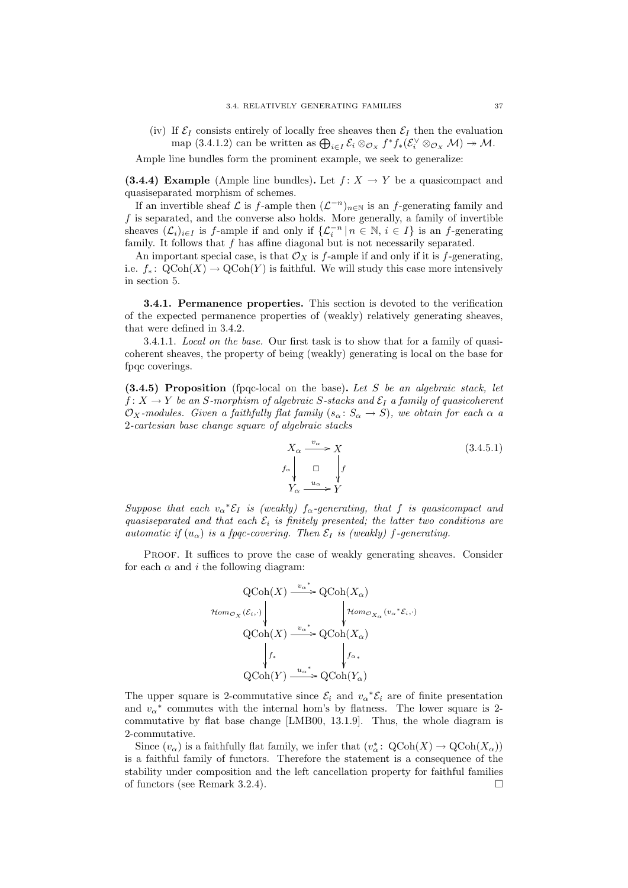(iv) If $\mathcal{E}_I$ consists entirely of locally free sheaves then $\mathcal{E}_I$ then the evaluation map (3.4.1.2) can be written as $\bigoplus_{i\in I} \mathcal{E}_i \otimes_{\mathcal{O}_X} f^*f_*(\mathcal{E}_i^\vee \otimes_{\mathcal{O}_X} \mathcal{M}) \twoheadrightarrow \mathcal{M}$.

Ample line bundles form the prominent example, we seek to generalize:

**(3.4.4) Example** (Ample line bundles)**.** Let $f\colon X \to Y$ be a quasicompact and quasiseparated morphism of schemes.

If an invertible sheaf $\mathcal{L}$ is $f$-ample then $(\mathcal{L}^{-n})_{n\in\mathbb{N}}$ is an $f$-generating family and $f$ is separated, and the converse also holds. More generally, a family of invertible sheaves $(\mathcal{L}_i)_{i\in I}$ is $f$-ample if and only if $\{\mathcal{L}_i^{-n} \,|\, n \in \mathbb{N},\, i \in I\}$ is an $f$-generating family. It follows that $f$ has affine diagonal but is not necessarily separated.

An important special case, is that $\mathcal{O}_X$ is $f$-ample if and only if it is $f$-generating, i.e. $f_*\colon \mathrm{QCoh}(X) \to \mathrm{QCoh}(Y)$ is faithful. We will study this case more intensively in section 5.

### 3.4.1. Permanence properties.

This section is devoted to the verification of the expected permanence properties of (weakly) relatively generating sheaves, that were defined in 3.4.2.

3.4.1.1. *Local on the base.* Our first task is to show that for a family of quasi-coherent sheaves, the property of being (weakly) generating is local on the base for fpqc coverings.

**(3.4.5) Proposition** (fpqc-local on the base)**.** *Let $S$ be an algebraic stack, let $f\colon X \to Y$ be an $S$-morphism of algebraic $S$-stacks and $\mathcal{E}_I$ a family of quasicoherent $\mathcal{O}_X$-modules. Given a faithfully flat family $(s_\alpha\colon S_\alpha \to S)$, we obtain for each $\alpha$ a 2-cartesian base change square of algebraic stacks*

$$\begin{array}{ccc} X_\alpha & \xrightarrow{v_\alpha} & X \\ {\scriptstyle f_\alpha}\downarrow & \square & \downarrow{\scriptstyle f} \\ Y_\alpha & \xrightarrow{u_\alpha} & Y \end{array} \tag{3.4.5.1}$$

*Suppose that each ${v_\alpha}^*\mathcal{E}_I$ is (weakly) $f_\alpha$-generating, that $f$ is quasicompact and quasiseparated and that each $\mathcal{E}_i$ is finitely presented; the latter two conditions are automatic if $(u_\alpha)$ is a fpqc-covering. Then $\mathcal{E}_I$ is (weakly) $f$-generating.*

Proof. It suffices to prove the case of weakly generating sheaves. Consider for each $\alpha$ and $i$ the following diagram:

$$\begin{array}{ccc} \mathrm{QCoh}(X) & \xrightarrow{{v_\alpha}^*} & \mathrm{QCoh}(X_\alpha) \\ {\scriptstyle \mathcal{H}om_{\mathcal{O}_X}(\mathcal{E}_i,\cdot)}\downarrow & & \downarrow{\scriptstyle \mathcal{H}om_{\mathcal{O}_{X_\alpha}}({v_\alpha}^*\mathcal{E}_i,\cdot)} \\ \mathrm{QCoh}(X) & \xrightarrow{{v_\alpha}^*} & \mathrm{QCoh}(X_\alpha) \\ {\scriptstyle f_*}\downarrow & & \downarrow{\scriptstyle {f_\alpha}_*} \\ \mathrm{QCoh}(Y) & \xrightarrow{{u_\alpha}^*} & \mathrm{QCoh}(Y_\alpha) \end{array}$$

The upper square is 2-commutative since $\mathcal{E}_i$ and ${v_\alpha}^*\mathcal{E}_i$ are of finite presentation and ${v_\alpha}^*$ commutes with the internal hom's by flatness. The lower square is 2-commutative by flat base change [LMB00, 13.1.9]. Thus, the whole diagram is 2-commutative.

Since $(v_\alpha)$ is a faithfully flat family, we infer that $(v_\alpha^*\colon \mathrm{QCoh}(X) \to \mathrm{QCoh}(X_\alpha))$ is a faithful family of functors. Therefore the statement is a consequence of the stability under composition and the left cancellation property for faithful families of functors (see Remark 3.2.4). □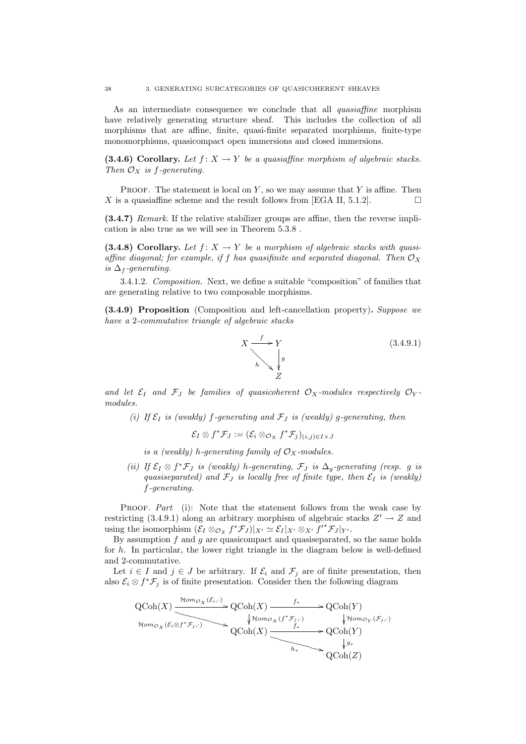As an intermediate consequence we conclude that all *quasiaffine* morphism have relatively generating structure sheaf. This includes the collection of all morphisms that are affine, finite, quasi-finite separated morphisms, finite-type monomorphisms, quasicompact open immersions and closed immersions.

**(3.4.6) Corollary.** *Let $f\colon X \to Y$ be a quasiaffine morphism of algebraic stacks. Then $\mathcal{O}_X$ is $f$-generating.*

Proof. The statement is local on $Y$, so we may assume that $Y$ is affine. Then $X$ is a quasiaffine scheme and the result follows from [EGA II, 5.1.2]. □

**(3.4.7)** *Remark.* If the relative stabilizer groups are affine, then the reverse implication is also true as we will see in Theorem 5.3.8 .

**(3.4.8) Corollary.** *Let $f\colon X \to Y$ be a morphism of algebraic stacks with quasiaffine diagonal; for example, if $f$ has quasifinite and separated diagonal. Then $\mathcal{O}_X$ is $\Delta_f$-generating.*

3.4.1.2. *Composition.* Next, we define a suitable "composition" of families that are generating relative to two composable morphisms.

**(3.4.9) Proposition** (Composition and left-cancellation property)**.** *Suppose we have a 2-commutative triangle of algebraic stacks*

$$\begin{array}{ccc} X & \xrightarrow{f} & Y \\ & \searrow^{h} & \downarrow{\scriptstyle g} \\ & & Z \end{array} \qquad (3.4.9.1)$$

*and let $\mathcal{E}_I$ and $\mathcal{F}_J$ be families of quasicoherent $\mathcal{O}_X$-modules respectively $\mathcal{O}_Y$-modules.*

*(i) If $\mathcal{E}_I$ is (weakly) $f$-generating and $\mathcal{F}_J$ is (weakly) $g$-generating, then*

$$\mathcal{E}_I \otimes f^*\mathcal{F}_J := (\mathcal{E}_i \otimes_{\mathcal{O}_X} f^*\mathcal{F}_j)_{(i,j)\in I\times J}$$

*is a (weakly) $h$-generating family of $\mathcal{O}_X$-modules.*

*(ii) If $\mathcal{E}_I \otimes f^*\mathcal{F}_J$ is (weakly) $h$-generating, $\mathcal{F}_J$ is $\Delta_g$-generating (resp. $g$ is quasiseparated) and $\mathcal{F}_J$ is locally free of finite type, then $\mathcal{E}_I$ is (weakly) $f$-generating.*

Proof. *Part* (i): Note that the statement follows from the weak case by restricting (3.4.9.1) along an arbitrary morphism of algebraic stacks $Z' \to Z$ and using the isomorphism $(\mathcal{E}_I \otimes_{\mathcal{O}_X} f^*\mathcal{F}_J)|_{X'} \simeq \mathcal{E}_I|_{X'} \otimes_{X'} f'^*\mathcal{F}_J|_{Y'}$.

By assumption $f$ and $g$ are quasicompact and quasiseparated, so the same holds for $h$. In particular, the lower right triangle in the diagram below is well-defined and 2-commutative.

Let $i \in I$ and $j \in J$ be arbitrary. If $\mathcal{E}_i$ and $\mathcal{F}_j$ are of finite presentation, then also $\mathcal{E}_i \otimes f^*\mathcal{F}_j$ is of finite presentation. Consider then the following diagram

$$\begin{array}{ccccc} \mathrm{QCoh}(X) & \xrightarrow{\mathcal{H}om_{\mathcal{O}_X}(\mathcal{E}_i,\cdot)} & \mathrm{QCoh}(X) & \xrightarrow{f_*} & \mathrm{QCoh}(Y) \\ & \searrow_{\mathcal{H}om_{\mathcal{O}_X}(\mathcal{E}_i\otimes f^*\mathcal{F}_j,\cdot)} & \downarrow{\scriptstyle \mathcal{H}om_{\mathcal{O}_X}(f^*\mathcal{F}_j,\cdot)} & & \downarrow{\scriptstyle \mathcal{H}om_{\mathcal{O}_Y}(\mathcal{F}_j,\cdot)} \\ & & \mathrm{QCoh}(X) & \xrightarrow{f_*} & \mathrm{QCoh}(Y) \\ & & & \searrow_{h_*} & \downarrow{\scriptstyle g_*} \\ & & & & \mathrm{QCoh}(Z) \end{array}$$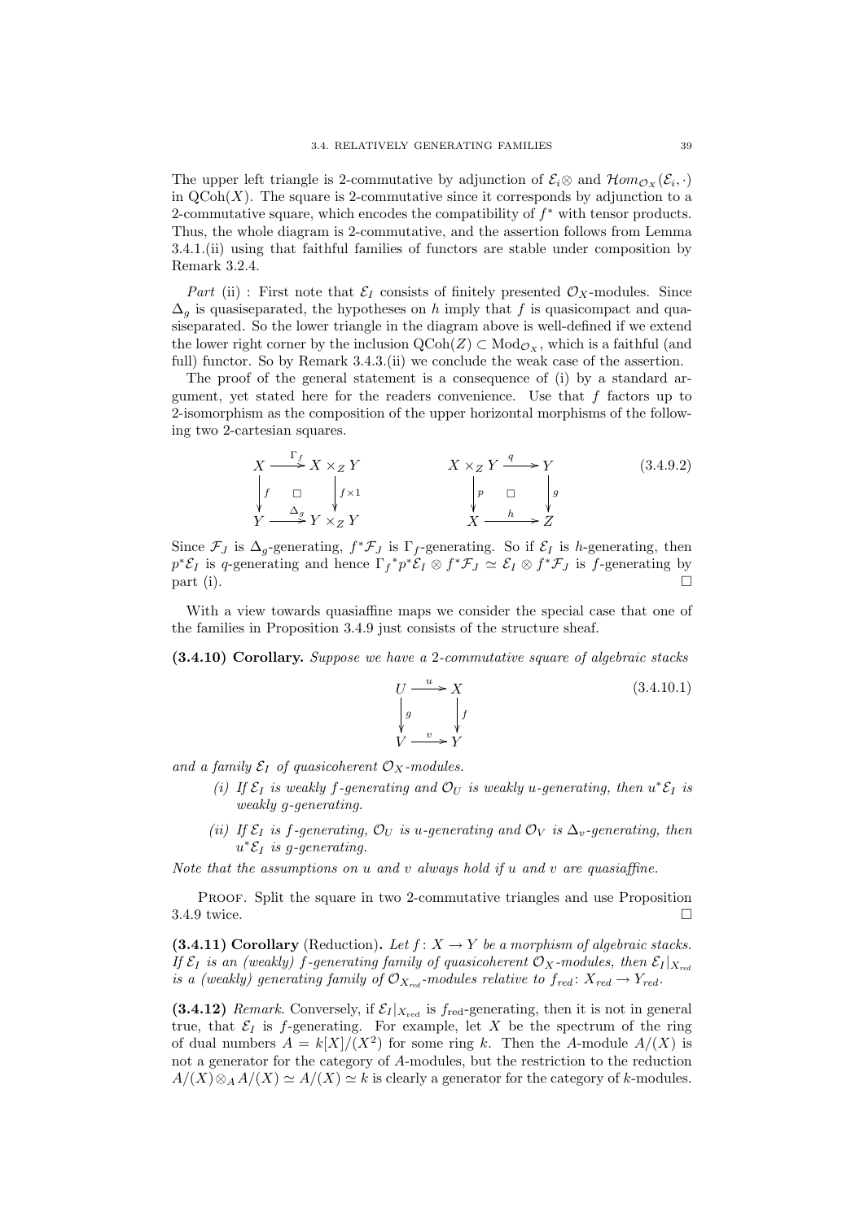The upper left triangle is 2-commutative by adjunction of $\mathcal{E}_i\otimes$ and $\mathcal{H}om_{\mathcal{O}_X}(\mathcal{E}_i,\cdot)$ in $\mathrm{QCoh}(X)$. The square is 2-commutative since it corresponds by adjunction to a 2-commutative square, which encodes the compatibility of $f^*$ with tensor products. Thus, the whole diagram is 2-commutative, and the assertion follows from Lemma 3.4.1.(ii) using that faithful families of functors are stable under composition by Remark 3.2.4.

*Part* (ii) : First note that $\mathcal{E}_I$ consists of finitely presented $\mathcal{O}_X$-modules. Since $\Delta_g$ is quasiseparated, the hypotheses on $h$ imply that $f$ is quasicompact and quasiseparated. So the lower triangle in the diagram above is well-defined if we extend the lower right corner by the inclusion $\mathrm{QCoh}(Z) \subset \mathrm{Mod}_{\mathcal{O}_X}$, which is a faithful (and full) functor. So by Remark 3.4.3.(ii) we conclude the weak case of the assertion.

The proof of the general statement is a consequence of (i) by a standard argument, yet stated here for the readers convenience. Use that $f$ factors up to 2-isomorphism as the composition of the upper horizontal morphisms of the following two 2-cartesian squares.

$$
\begin{array}{ccc}
X & \xrightarrow{\Gamma_f} & X \times_Z Y \\
\downarrow f & \square & \downarrow f\times 1 \\
Y & \xrightarrow{\Delta_g} & Y \times_Z Y
\end{array}
\qquad\qquad
\begin{array}{ccc}
X \times_Z Y & \xrightarrow{q} & Y \\
\downarrow p & \square & \downarrow g \\
X & \xrightarrow{h} & Z
\end{array}
\tag{3.4.9.2}
$$

Since $\mathcal{F}_J$ is $\Delta_g$-generating, $f^*\mathcal{F}_J$ is $\Gamma_f$-generating. So if $\mathcal{E}_I$ is $h$-generating, then $p^*\mathcal{E}_I$ is $q$-generating and hence ${\Gamma_f}^* p^*\mathcal{E}_I \otimes f^*\mathcal{F}_J \simeq \mathcal{E}_I \otimes f^*\mathcal{F}_J$ is $f$-generating by part (i). $\square$

With a view towards quasiaffine maps we consider the special case that one of the families in Proposition 3.4.9 just consists of the structure sheaf.

**(3.4.10) Corollary.** *Suppose we have a 2-commutative square of algebraic stacks*

$$
\begin{array}{ccc}
U & \xrightarrow{u} & X \\
\downarrow g & & \downarrow f \\
V & \xrightarrow{v} & Y
\end{array}
\tag{3.4.10.1}
$$

*and a family $\mathcal{E}_I$ of quasicoherent $\mathcal{O}_X$-modules.*

*(i) If $\mathcal{E}_I$ is weakly $f$-generating and $\mathcal{O}_U$ is weakly $u$-generating, then $u^*\mathcal{E}_I$ is weakly $g$-generating.*

*(ii) If $\mathcal{E}_I$ is $f$-generating, $\mathcal{O}_U$ is $u$-generating and $\mathcal{O}_V$ is $\Delta_v$-generating, then $u^*\mathcal{E}_I$ is $g$-generating.*

*Note that the assumptions on $u$ and $v$ always hold if $u$ and $v$ are quasiaffine.*

Proof. Split the square in two 2-commutative triangles and use Proposition 3.4.9 twice. $\square$

**(3.4.11) Corollary** (Reduction)**.** *Let $f\colon X \to Y$ be a morphism of algebraic stacks. If $\mathcal{E}_I$ is an (weakly) $f$-generating family of quasicoherent $\mathcal{O}_X$-modules, then $\mathcal{E}_I|_{X_{red}}$ is a (weakly) generating family of $\mathcal{O}_{X_{red}}$-modules relative to $f_{red}\colon X_{red} \to Y_{red}$.*

**(3.4.12)** *Remark.* Conversely, if $\mathcal{E}_I|_{X_{\mathrm{red}}}$ is $f_{\mathrm{red}}$-generating, then it is not in general true, that $\mathcal{E}_I$ is $f$-generating. For example, let $X$ be the spectrum of the ring of dual numbers $A = k[X]/(X^2)$ for some ring $k$. Then the $A$-module $A/(X)$ is not a generator for the category of $A$-modules, but the restriction to the reduction $A/(X)\otimes_A A/(X) \simeq A/(X) \simeq k$ is clearly a generator for the category of $k$-modules.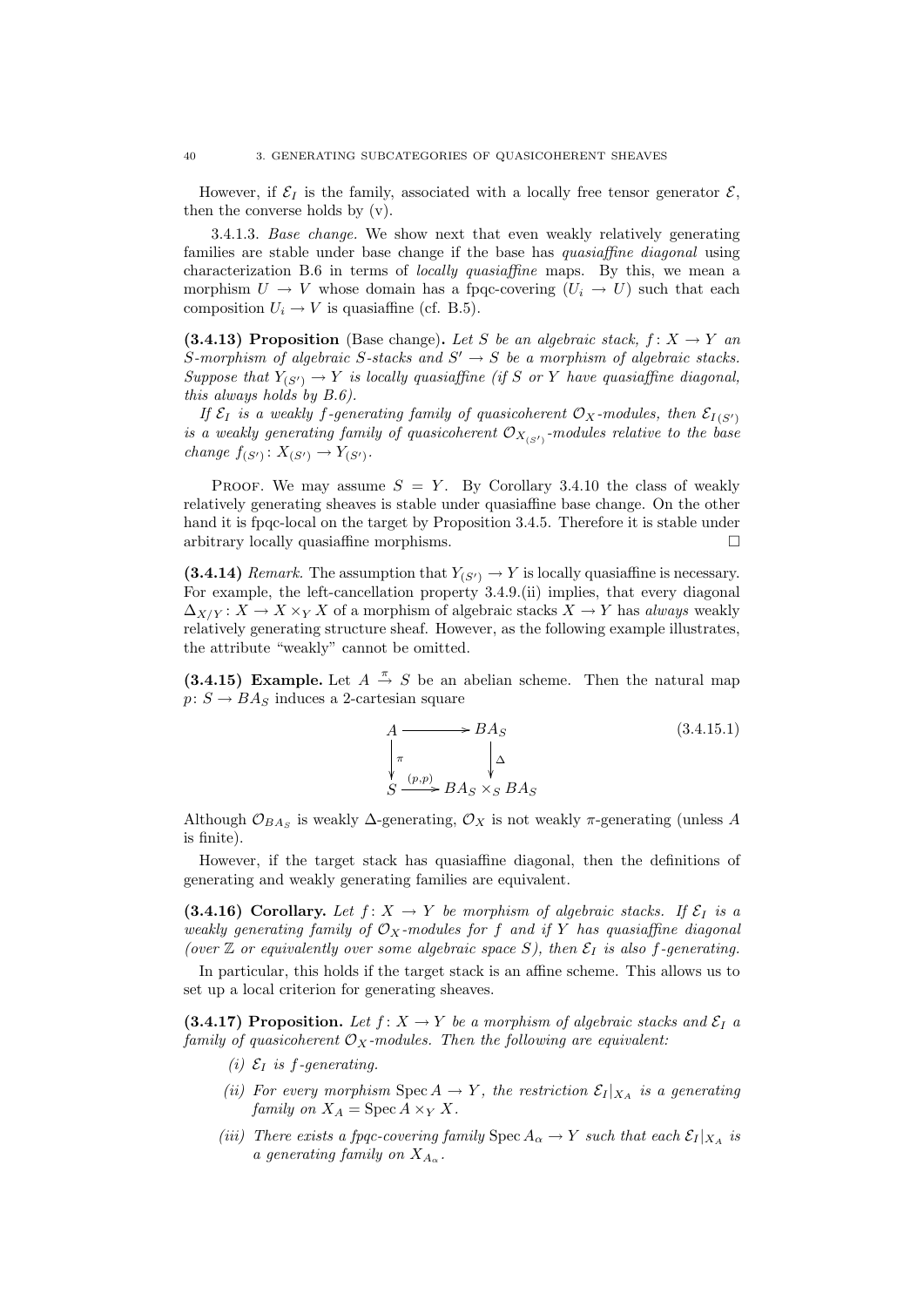However, if $\mathcal{E}_I$ is the family, associated with a locally free tensor generator $\mathcal{E}$, then the converse holds by (v).

3.4.1.3. *Base change.* We show next that even weakly relatively generating families are stable under base change if the base has *quasiaffine diagonal* using characterization B.6 in terms of *locally quasiaffine* maps. By this, we mean a morphism $U \to V$ whose domain has a fpqc-covering $(U_i \to U)$ such that each composition $U_i \to V$ is quasiaffine (cf. B.5).

**(3.4.13) Proposition** (Base change)**.** *Let $S$ be an algebraic stack, $f\colon X \to Y$ an $S$-morphism of algebraic $S$-stacks and $S' \to S$ be a morphism of algebraic stacks. Suppose that $Y_{(S')} \to Y$ is locally quasiaffine (if $S$ or $Y$ have quasiaffine diagonal, this always holds by B.6).*

*If $\mathcal{E}_I$ is a weakly $f$-generating family of quasicoherent $\mathcal{O}_X$-modules, then $\mathcal{E}_{I(S')}$ is a weakly generating family of quasicoherent $\mathcal{O}_{X_{(S')}}$-modules relative to the base change $f_{(S')}\colon X_{(S')} \to Y_{(S')}$.*

Proof. We may assume $S = Y$. By Corollary 3.4.10 the class of weakly relatively generating sheaves is stable under quasiaffine base change. On the other hand it is fpqc-local on the target by Proposition 3.4.5. Therefore it is stable under arbitrary locally quasiaffine morphisms. □

**(3.4.14)** *Remark.* The assumption that $Y_{(S')} \to Y$ is locally quasiaffine is necessary. For example, the left-cancellation property 3.4.9.(ii) implies, that every diagonal $\Delta_{X/Y}\colon X \to X \times_Y X$ of a morphism of algebraic stacks $X \to Y$ has *always* weakly relatively generating structure sheaf. However, as the following example illustrates, the attribute "weakly" cannot be omitted.

**(3.4.15) Example.** Let $A \xrightarrow{\pi} S$ be an abelian scheme. Then the natural map $p\colon S \to BA_S$ induces a 2-cartesian square

$$\begin{array}{ccc} A & \longrightarrow & BA_S \\ \downarrow{\scriptstyle \pi} & & \downarrow{\scriptstyle \Delta} \\ S & \xrightarrow{(p,p)} & BA_S \times_S BA_S \end{array} \qquad (3.4.15.1)$$

Although $\mathcal{O}_{BA_S}$ is weakly $\Delta$-generating, $\mathcal{O}_X$ is not weakly $\pi$-generating (unless $A$ is finite).

However, if the target stack has quasiaffine diagonal, then the definitions of generating and weakly generating families are equivalent.

**(3.4.16) Corollary.** *Let $f\colon X \to Y$ be morphism of algebraic stacks. If $\mathcal{E}_I$ is a weakly generating family of $\mathcal{O}_X$-modules for $f$ and if $Y$ has quasiaffine diagonal (over $\mathbb{Z}$ or equivalently over some algebraic space $S$), then $\mathcal{E}_I$ is also $f$-generating.*

In particular, this holds if the target stack is an affine scheme. This allows us to set up a local criterion for generating sheaves.

**(3.4.17) Proposition.** *Let $f\colon X \to Y$ be a morphism of algebraic stacks and $\mathcal{E}_I$ a family of quasicoherent $\mathcal{O}_X$-modules. Then the following are equivalent:*

- *(i) $\mathcal{E}_I$ is $f$-generating.*
- *(ii) For every morphism $\operatorname{Spec} A \to Y$, the restriction $\mathcal{E}_I|_{X_A}$ is a generating family on $X_A = \operatorname{Spec} A \times_Y X$.*
- *(iii) There exists a fpqc-covering family $\operatorname{Spec} A_\alpha \to Y$ such that each $\mathcal{E}_I|_{X_A}$ is a generating family on $X_{A_\alpha}$.*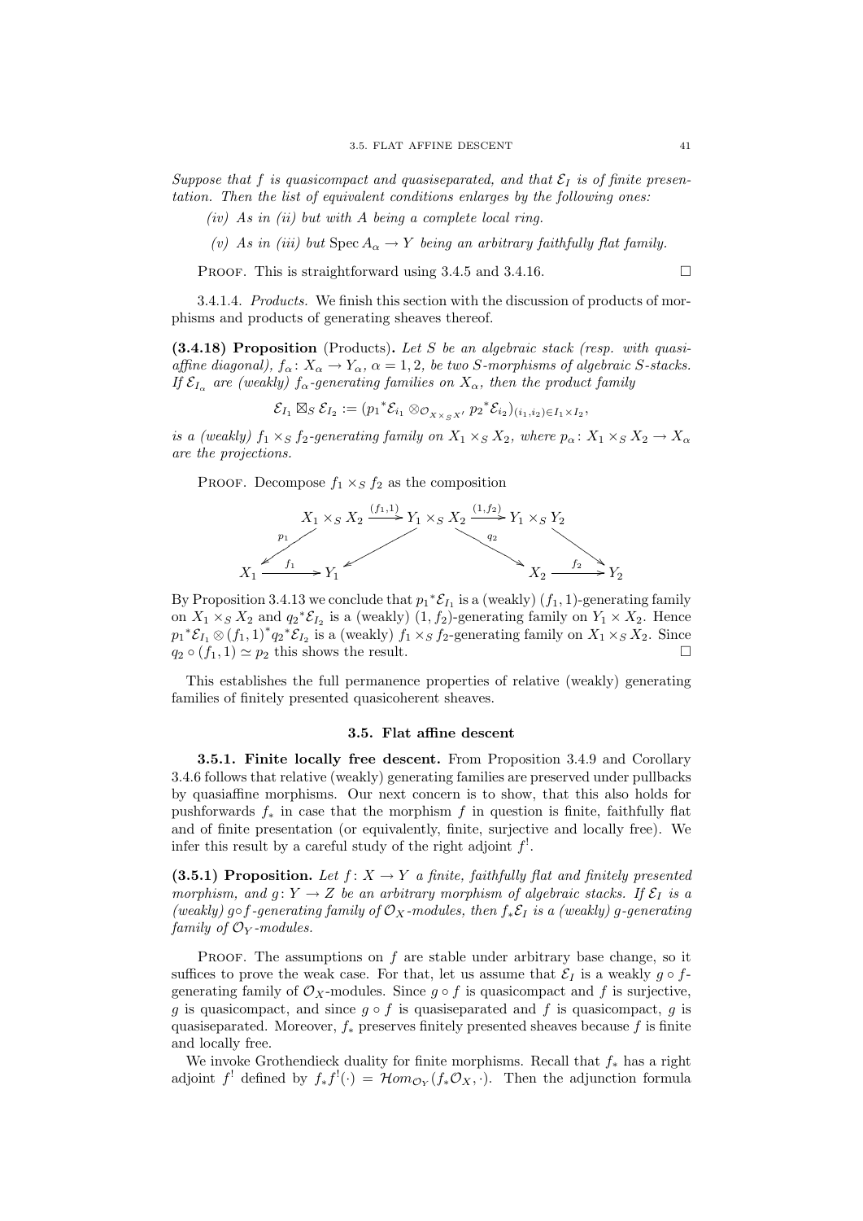*Suppose that $f$ is quasicompact and quasiseparated, and that $\mathcal{E}_I$ is of finite presentation. Then the list of equivalent conditions enlarges by the following ones:*

*(iv) As in (ii) but with $A$ being a complete local ring.*

*(v) As in (iii) but $\operatorname{Spec} A_\alpha \to Y$ being an arbitrary faithfully flat family.*

Proof. This is straightforward using 3.4.5 and 3.4.16. $\square$

3.4.1.4. *Products.* We finish this section with the discussion of products of morphisms and products of generating sheaves thereof.

**(3.4.18) Proposition** (Products)**.** *Let $S$ be an algebraic stack (resp. with quasi-affine diagonal), $f_\alpha\colon X_\alpha \to Y_\alpha$, $\alpha = 1, 2$, be two $S$-morphisms of algebraic $S$-stacks. If $\mathcal{E}_{I_\alpha}$ are (weakly) $f_\alpha$-generating families on $X_\alpha$, then the product family*

$$\mathcal{E}_{I_1} \boxtimes_S \mathcal{E}_{I_2} := ({p_1}^*\mathcal{E}_{i_1} \otimes_{\mathcal{O}_{X \times_S X'}} {p_2}^*\mathcal{E}_{i_2})_{(i_1,i_2)\in I_1 \times I_2},$$

*is a (weakly) $f_1 \times_S f_2$-generating family on $X_1 \times_S X_2$, where $p_\alpha\colon X_1 \times_S X_2 \to X_\alpha$ are the projections.*

Proof. Decompose $f_1 \times_S f_2$ as the composition

$$\begin{array}{ccccc} X_1 \times_S X_2 & \xrightarrow{(f_1,1)} & Y_1 \times_S X_2 & \xrightarrow{(1,f_2)} & Y_1 \times_S Y_2 \\ \swarrow p_1 & & \swarrow \quad \searrow q_2 & & \searrow \\ X_1 \xrightarrow{f_1} Y_1 & & & & X_2 \xrightarrow{f_2} Y_2 \end{array}$$

By Proposition 3.4.13 we conclude that ${p_1}^*\mathcal{E}_{I_1}$ is a (weakly) $(f_1, 1)$-generating family on $X_1 \times_S X_2$ and ${q_2}^*\mathcal{E}_{I_2}$ is a (weakly) $(1, f_2)$-generating family on $Y_1 \times X_2$. Hence ${p_1}^*\mathcal{E}_{I_1} \otimes (f_1, 1)^*{q_2}^*\mathcal{E}_{I_2}$ is a (weakly) $f_1 \times_S f_2$-generating family on $X_1 \times_S X_2$. Since $q_2 \circ (f_1, 1) \simeq p_2$ this shows the result. $\square$

This establishes the full permanence properties of relative (weakly) generating families of finitely presented quasicoherent sheaves.

## 3.5. Flat affine descent

**3.5.1. Finite locally free descent.** From Proposition 3.4.9 and Corollary 3.4.6 follows that relative (weakly) generating families are preserved under pullbacks by quasiaffine morphisms. Our next concern is to show, that this also holds for pushforwards $f_*$ in case that the morphism $f$ in question is finite, faithfully flat and of finite presentation (or equivalently, finite, surjective and locally free). We infer this result by a careful study of the right adjoint $f^!$.

**(3.5.1) Proposition.** *Let $f\colon X \to Y$ a finite, faithfully flat and finitely presented morphism, and $g\colon Y \to Z$ be an arbitrary morphism of algebraic stacks. If $\mathcal{E}_I$ is a (weakly) $g \circ f$-generating family of $\mathcal{O}_X$-modules, then $f_*\mathcal{E}_I$ is a (weakly) $g$-generating family of $\mathcal{O}_Y$-modules.*

Proof. The assumptions on $f$ are stable under arbitrary base change, so it suffices to prove the weak case. For that, let us assume that $\mathcal{E}_I$ is a weakly $g \circ f$-generating family of $\mathcal{O}_X$-modules. Since $g \circ f$ is quasicompact and $f$ is surjective, $g$ is quasicompact, and since $g \circ f$ is quasiseparated and $f$ is quasicompact, $g$ is quasiseparated. Moreover, $f_*$ preserves finitely presented sheaves because $f$ is finite and locally free.

We invoke Grothendieck duality for finite morphisms. Recall that $f_*$ has a right adjoint $f^!$ defined by $f_*f^!(\cdot) = \mathcal{H}om_{\mathcal{O}_Y}(f_*\mathcal{O}_X, \cdot)$. Then the adjunction formula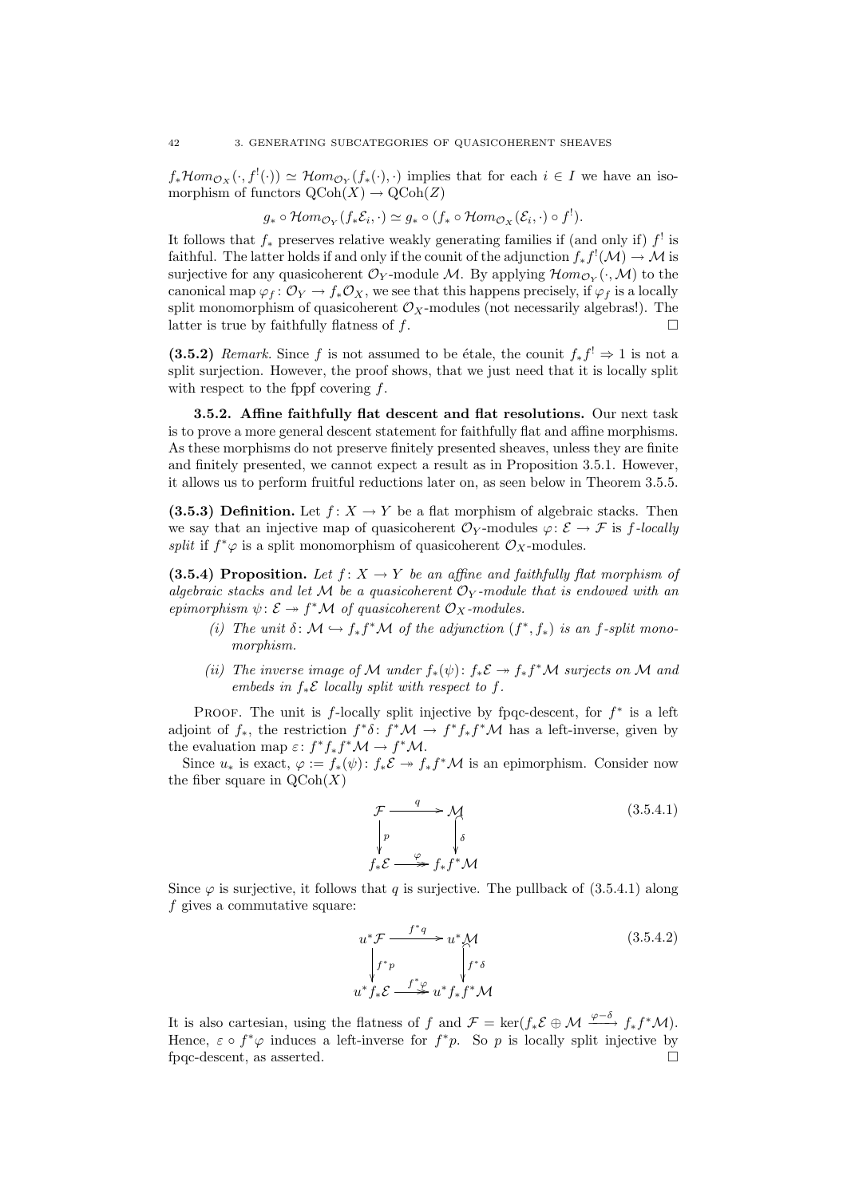$f_*\mathcal{H}om_{\mathcal{O}_X}(\cdot, f^!(\cdot)) \simeq \mathcal{H}om_{\mathcal{O}_Y}(f_*(\cdot), \cdot)$ implies that for each $i \in I$ we have an isomorphism of functors $\mathrm{QCoh}(X) \to \mathrm{QCoh}(Z)$

$$g_* \circ \mathcal{H}om_{\mathcal{O}_Y}(f_*\mathcal{E}_i, \cdot) \simeq g_* \circ (f_* \circ \mathcal{H}om_{\mathcal{O}_X}(\mathcal{E}_i, \cdot) \circ f^!).$$

It follows that $f_*$ preserves relative weakly generating families if (and only if) $f^!$ is faithful. The latter holds if and only if the counit of the adjunction $f_*f^!(\mathcal{M}) \to \mathcal{M}$ is surjective for any quasicoherent $\mathcal{O}_Y$-module $\mathcal{M}$. By applying $\mathcal{H}om_{\mathcal{O}_Y}(\cdot, \mathcal{M})$ to the canonical map $\varphi_f : \mathcal{O}_Y \to f_*\mathcal{O}_X$, we see that this happens precisely, if $\varphi_f$ is a locally split monomorphism of quasicoherent $\mathcal{O}_X$-modules (not necessarily algebras!). The latter is true by faithfully flatness of $f$. $\square$

**(3.5.2)** *Remark.* Since $f$ is not assumed to be étale, the counit $f_*f^! \Rightarrow 1$ is not a split surjection. However, the proof shows, that we just need that it is locally split with respect to the fppf covering $f$.

### 3.5.2. Affine faithfully flat descent and flat resolutions.

Our next task is to prove a more general descent statement for faithfully flat and affine morphisms. As these morphisms do not preserve finitely presented sheaves, unless they are finite and finitely presented, we cannot expect a result as in Proposition 3.5.1. However, it allows us to perform fruitful reductions later on, as seen below in Theorem 3.5.5.

**(3.5.3) Definition.** Let $f : X \to Y$ be a flat morphism of algebraic stacks. Then we say that an injective map of quasicoherent $\mathcal{O}_Y$-modules $\varphi : \mathcal{E} \to \mathcal{F}$ is *$f$-locally split* if $f^*\varphi$ is a split monomorphism of quasicoherent $\mathcal{O}_X$-modules.

**(3.5.4) Proposition.** *Let $f : X \to Y$ be an affine and faithfully flat morphism of algebraic stacks and let $\mathcal{M}$ be a quasicoherent $\mathcal{O}_Y$-module that is endowed with an epimorphism $\psi : \mathcal{E} \twoheadrightarrow f^*\mathcal{M}$ of quasicoherent $\mathcal{O}_X$-modules.*

- *(i) The unit $\delta : \mathcal{M} \hookrightarrow f_*f^*\mathcal{M}$ of the adjunction $(f^*, f_*)$ is an $f$-split monomorphism.*
- *(ii) The inverse image of $\mathcal{M}$ under $f_*(\psi) : f_*\mathcal{E} \twoheadrightarrow f_*f^*\mathcal{M}$ surjects on $\mathcal{M}$ and embeds in $f_*\mathcal{E}$ locally split with respect to $f$.*

Proof. The unit is $f$-locally split injective by fpqc-descent, for $f^*$ is a left adjoint of $f_*$, the restriction $f^*\delta : f^*\mathcal{M} \to f^*f_*f^*\mathcal{M}$ has a left-inverse, given by the evaluation map $\varepsilon : f^*f_*f^*\mathcal{M} \to f^*\mathcal{M}$.

Since $u_*$ is exact, $\varphi := f_*(\psi) : f_*\mathcal{E} \twoheadrightarrow f_*f^*\mathcal{M}$ is an epimorphism. Consider now the fiber square in $\mathrm{QCoh}(X)$

$$\begin{array}{ccc} \mathcal{F} & \xrightarrow{q} & \mathcal{M} \\ \downarrow{\scriptstyle p} & & \downarrow{\scriptstyle \delta} \\ f_*\mathcal{E} & \xrightarrow{\varphi} & f_*f^*\mathcal{M} \end{array} \tag{3.5.4.1}$$

Since $\varphi$ is surjective, it follows that $q$ is surjective. The pullback of (3.5.4.1) along $f$ gives a commutative square:

$$\begin{array}{ccc} u^*\mathcal{F} & \xrightarrow{f^*q} & u^*\mathcal{M} \\ \downarrow{\scriptstyle f^*p} & & \downarrow{\scriptstyle f^*\delta} \\ u^*f_*\mathcal{E} & \xrightarrow{f^*\varphi} & u^*f_*f^*\mathcal{M} \end{array} \tag{3.5.4.2}$$

It is also cartesian, using the flatness of $f$ and $\mathcal{F} = \ker(f_*\mathcal{E} \oplus \mathcal{M} \xrightarrow{\varphi - \delta} f_*f^*\mathcal{M})$. Hence, $\varepsilon \circ f^*\varphi$ induces a left-inverse for $f^*p$. So $p$ is locally split injective by fpqc-descent, as asserted. $\square$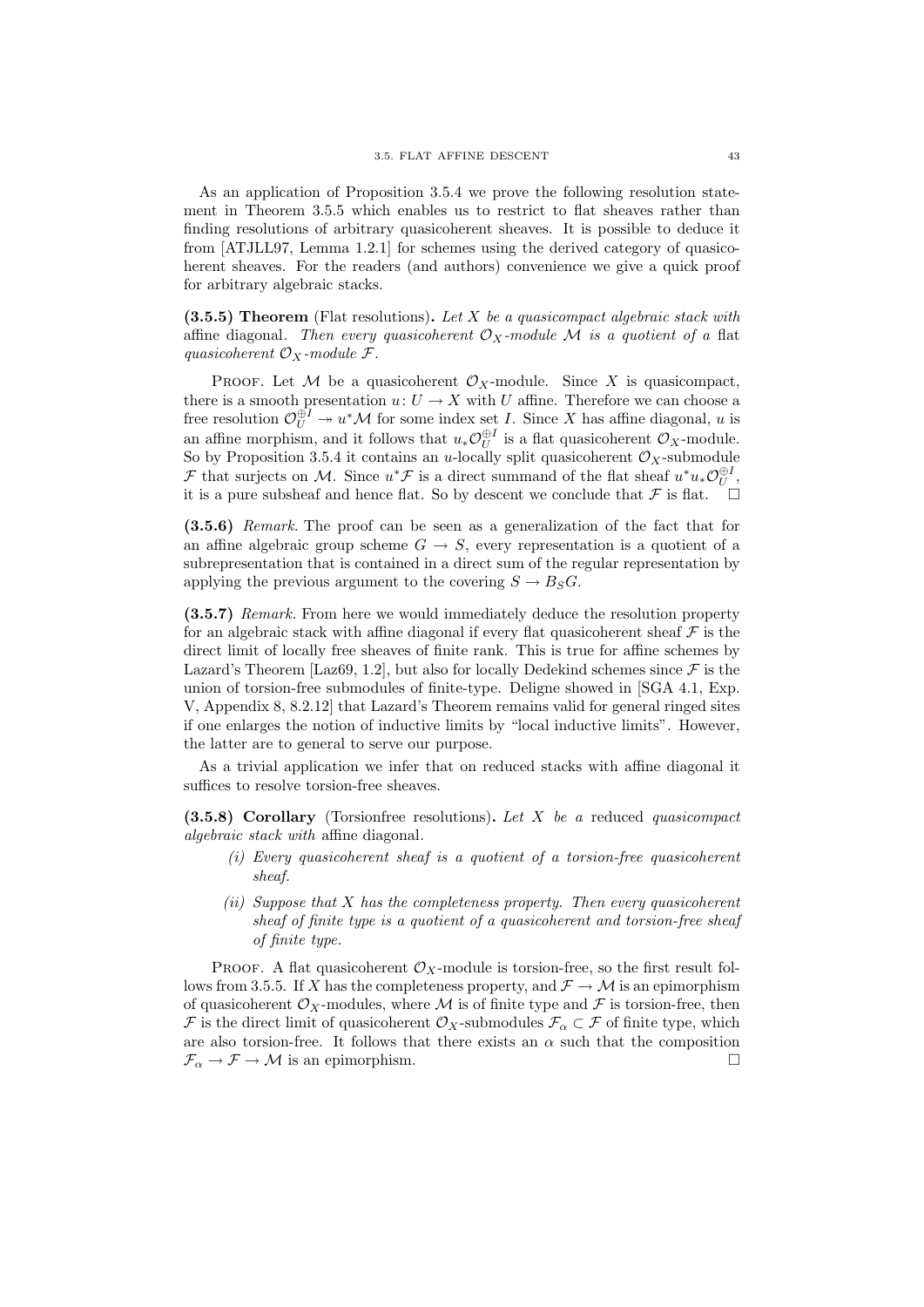As an application of Proposition 3.5.4 we prove the following resolution statement in Theorem 3.5.5 which enables us to restrict to flat sheaves rather than finding resolutions of arbitrary quasicoherent sheaves. It is possible to deduce it from [ATJLL97, Lemma 1.2.1] for schemes using the derived category of quasicoherent sheaves. For the readers (and authors) convenience we give a quick proof for arbitrary algebraic stacks.

**(3.5.5) Theorem** (Flat resolutions)**.** *Let $X$ be a quasicompact algebraic stack with* affine diagonal*. Then every quasicoherent $\mathcal{O}_X$-module $\mathcal{M}$ is a quotient of a* flat *quasicoherent $\mathcal{O}_X$-module $\mathcal{F}$.*

Proof. Let $\mathcal{M}$ be a quasicoherent $\mathcal{O}_X$-module. Since $X$ is quasicompact, there is a smooth presentation $u \colon U \to X$ with $U$ affine. Therefore we can choose a free resolution $\mathcal{O}_U^{\oplus I} \twoheadrightarrow u^*\mathcal{M}$ for some index set $I$. Since $X$ has affine diagonal, $u$ is an affine morphism, and it follows that $u_*\mathcal{O}_U^{\oplus I}$ is a flat quasicoherent $\mathcal{O}_X$-module. So by Proposition 3.5.4 it contains an $u$-locally split quasicoherent $\mathcal{O}_X$-submodule $\mathcal{F}$ that surjects on $\mathcal{M}$. Since $u^*\mathcal{F}$ is a direct summand of the flat sheaf $u^*u_*\mathcal{O}_U^{\oplus I}$, it is a pure subsheaf and hence flat. So by descent we conclude that $\mathcal{F}$ is flat. □

**(3.5.6)** *Remark.* The proof can be seen as a generalization of the fact that for an affine algebraic group scheme $G \to S$, every representation is a quotient of a subrepresentation that is contained in a direct sum of the regular representation by applying the previous argument to the covering $S \to B_S G$.

**(3.5.7)** *Remark.* From here we would immediately deduce the resolution property for an algebraic stack with affine diagonal if every flat quasicoherent sheaf $\mathcal{F}$ is the direct limit of locally free sheaves of finite rank. This is true for affine schemes by Lazard's Theorem [Laz69, 1.2], but also for locally Dedekind schemes since $\mathcal{F}$ is the union of torsion-free submodules of finite-type. Deligne showed in [SGA 4.1, Exp. V, Appendix 8, 8.2.12] that Lazard's Theorem remains valid for general ringed sites if one enlarges the notion of inductive limits by "local inductive limits". However, the latter are to general to serve our purpose.

As a trivial application we infer that on reduced stacks with affine diagonal it suffices to resolve torsion-free sheaves.

**(3.5.8) Corollary** (Torsionfree resolutions)**.** *Let $X$ be a* reduced *quasicompact algebraic stack with* affine diagonal*.*

- *(i) Every quasicoherent sheaf is a quotient of a torsion-free quasicoherent sheaf.*
- *(ii) Suppose that $X$ has the completeness property. Then every quasicoherent sheaf of finite type is a quotient of a quasicoherent and torsion-free sheaf of finite type.*

Proof. A flat quasicoherent $\mathcal{O}_X$-module is torsion-free, so the first result follows from 3.5.5. If $X$ has the completeness property, and $\mathcal{F} \to \mathcal{M}$ is an epimorphism of quasicoherent $\mathcal{O}_X$-modules, where $\mathcal{M}$ is of finite type and $\mathcal{F}$ is torsion-free, then $\mathcal{F}$ is the direct limit of quasicoherent $\mathcal{O}_X$-submodules $\mathcal{F}_\alpha \subset \mathcal{F}$ of finite type, which are also torsion-free. It follows that there exists an $\alpha$ such that the composition $\mathcal{F}_\alpha \to \mathcal{F} \to \mathcal{M}$ is an epimorphism. □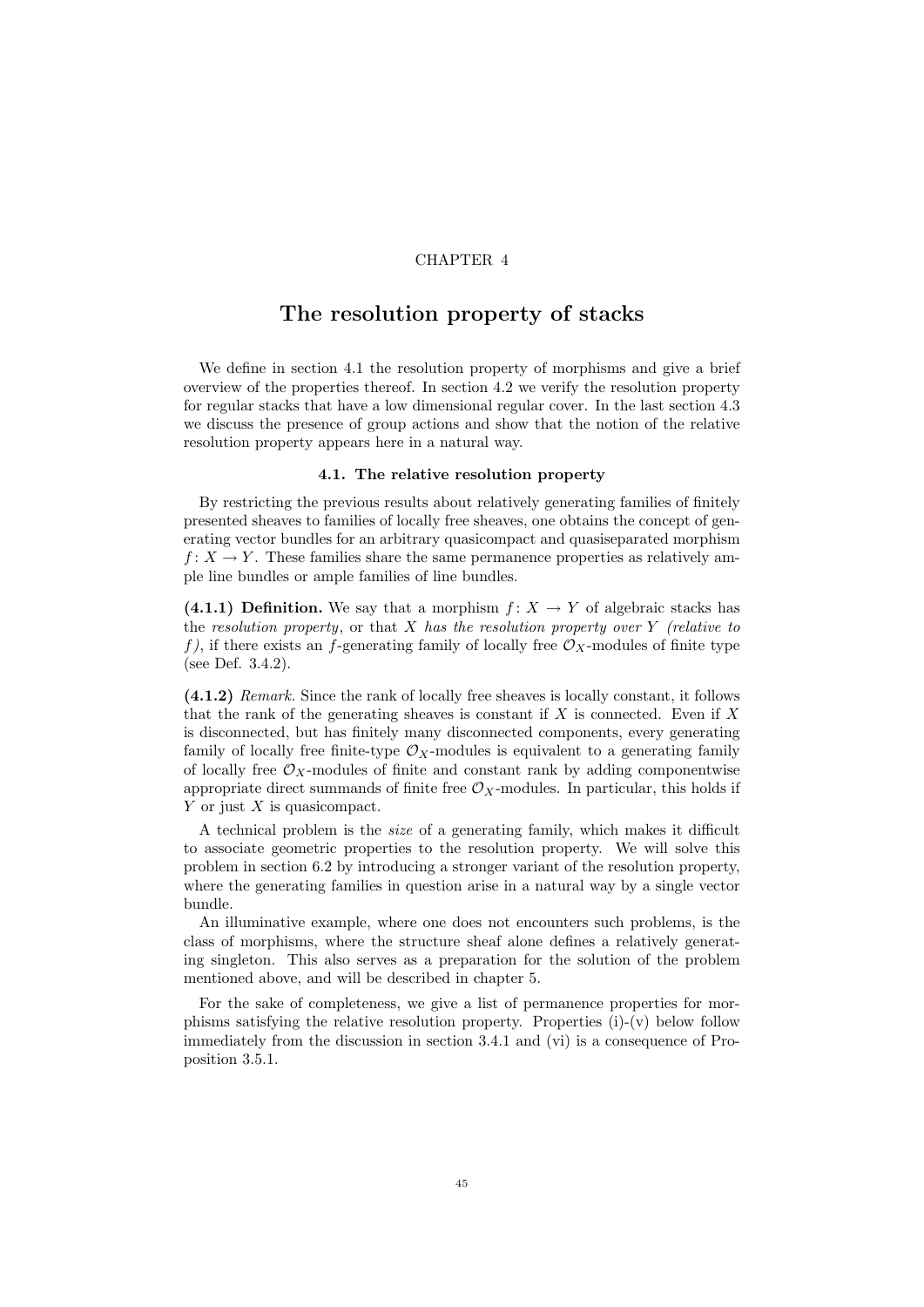CHAPTER 4

# The resolution property of stacks

We define in section 4.1 the resolution property of morphisms and give a brief overview of the properties thereof. In section 4.2 we verify the resolution property for regular stacks that have a low dimensional regular cover. In the last section 4.3 we discuss the presence of group actions and show that the notion of the relative resolution property appears here in a natural way.

## 4.1. The relative resolution property

By restricting the previous results about relatively generating families of finitely presented sheaves to families of locally free sheaves, one obtains the concept of generating vector bundles for an arbitrary quasicompact and quasiseparated morphism $f\colon X \to Y$. These families share the same permanence properties as relatively ample line bundles or ample families of line bundles.

**(4.1.1) Definition.** We say that a morphism $f\colon X \to Y$ of algebraic stacks has the *resolution property*, or that $X$ *has the resolution property over* $Y$ *(relative to* $f$*)*, if there exists an $f$-generating family of locally free $\mathcal{O}_X$-modules of finite type (see Def. 3.4.2).

**(4.1.2)** *Remark.* Since the rank of locally free sheaves is locally constant, it follows that the rank of the generating sheaves is constant if $X$ is connected. Even if $X$ is disconnected, but has finitely many disconnected components, every generating family of locally free finite-type $\mathcal{O}_X$-modules is equivalent to a generating family of locally free $\mathcal{O}_X$-modules of finite and constant rank by adding componentwise appropriate direct summands of finite free $\mathcal{O}_X$-modules. In particular, this holds if $Y$ or just $X$ is quasicompact.

A technical problem is the *size* of a generating family, which makes it difficult to associate geometric properties to the resolution property. We will solve this problem in section 6.2 by introducing a stronger variant of the resolution property, where the generating families in question arise in a natural way by a single vector bundle.

An illuminative example, where one does not encounters such problems, is the class of morphisms, where the structure sheaf alone defines a relatively generating singleton. This also serves as a preparation for the solution of the problem mentioned above, and will be described in chapter 5.

For the sake of completeness, we give a list of permanence properties for morphisms satisfying the relative resolution property. Properties (i)-(v) below follow immediately from the discussion in section 3.4.1 and (vi) is a consequence of Proposition 3.5.1.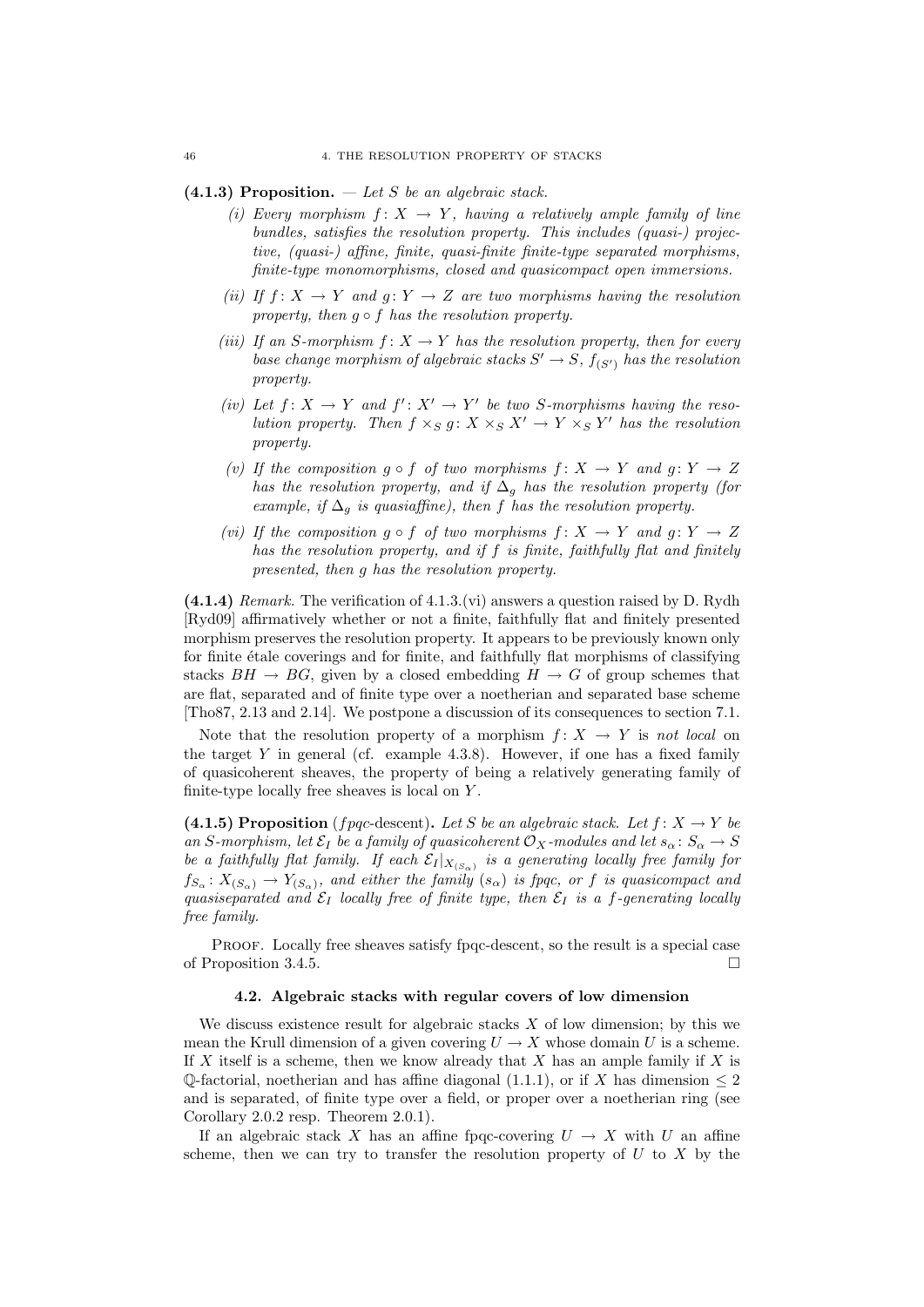**(4.1.3) Proposition.** — *Let $S$ be an algebraic stack.*

*(i) Every morphism $f: X \to Y$, having a relatively ample family of line bundles, satisfies the resolution property. This includes (quasi-) projective, (quasi-) affine, finite, quasi-finite finite-type separated morphisms, finite-type monomorphisms, closed and quasicompact open immersions.*

*(ii) If $f: X \to Y$ and $g: Y \to Z$ are two morphisms having the resolution property, then $g \circ f$ has the resolution property.*

*(iii) If an $S$-morphism $f: X \to Y$ has the resolution property, then for every base change morphism of algebraic stacks $S' \to S$, $f_{(S')}$ has the resolution property.*

*(iv) Let $f: X \to Y$ and $f': X' \to Y'$ be two $S$-morphisms having the resolution property. Then $f \times_S g: X \times_S X' \to Y \times_S Y'$ has the resolution property.*

*(v) If the composition $g \circ f$ of two morphisms $f: X \to Y$ and $g: Y \to Z$ has the resolution property, and if $\Delta_g$ has the resolution property (for example, if $\Delta_g$ is quasiaffine), then $f$ has the resolution property.*

*(vi) If the composition $g \circ f$ of two morphisms $f: X \to Y$ and $g: Y \to Z$ has the resolution property, and if $f$ is finite, faithfully flat and finitely presented, then $g$ has the resolution property.*

**(4.1.4)** *Remark.* The verification of 4.1.3.(vi) answers a question raised by D. Rydh [Ryd09] affirmatively whether or not a finite, faithfully flat and finitely presented morphism preserves the resolution property. It appears to be previously known only for finite étale coverings and for finite, and faithfully flat morphisms of classifying stacks $BH \to BG$, given by a closed embedding $H \to G$ of group schemes that are flat, separated and of finite type over a noetherian and separated base scheme [Tho87, 2.13 and 2.14]. We postpone a discussion of its consequences to section 7.1.

Note that the resolution property of a morphism $f: X \to Y$ is *not local* on the target $Y$ in general (cf. example 4.3.8). However, if one has a fixed family of quasicoherent sheaves, the property of being a relatively generating family of finite-type locally free sheaves is local on $Y$.

**(4.1.5) Proposition** (*fpqc*-descent)**.** *Let $S$ be an algebraic stack. Let $f: X \to Y$ be an $S$-morphism, let $\mathcal{E}_I$ be a family of quasicoherent $\mathcal{O}_X$-modules and let $s_\alpha: S_\alpha \to S$ be a faithfully flat family. If each $\mathcal{E}_I|_{X_{(S_\alpha)}}$ is a generating locally free family for $f_{S_\alpha}: X_{(S_\alpha)} \to Y_{(S_\alpha)}$, and either the family $(s_\alpha)$ is fpqc, or $f$ is quasicompact and quasiseparated and $\mathcal{E}_I$ locally free of finite type, then $\mathcal{E}_I$ is a $f$-generating locally free family.*

Proof. Locally free sheaves satisfy fpqc-descent, so the result is a special case of Proposition 3.4.5. □

## 4.2. Algebraic stacks with regular covers of low dimension

We discuss existence result for algebraic stacks $X$ of low dimension; by this we mean the Krull dimension of a given covering $U \to X$ whose domain $U$ is a scheme. If $X$ itself is a scheme, then we know already that $X$ has an ample family if $X$ is $\mathbb{Q}$-factorial, noetherian and has affine diagonal (1.1.1), or if $X$ has dimension $\leq 2$ and is separated, of finite type over a field, or proper over a noetherian ring (see Corollary 2.0.2 resp. Theorem 2.0.1).

If an algebraic stack $X$ has an affine fpqc-covering $U \to X$ with $U$ an affine scheme, then we can try to transfer the resolution property of $U$ to $X$ by the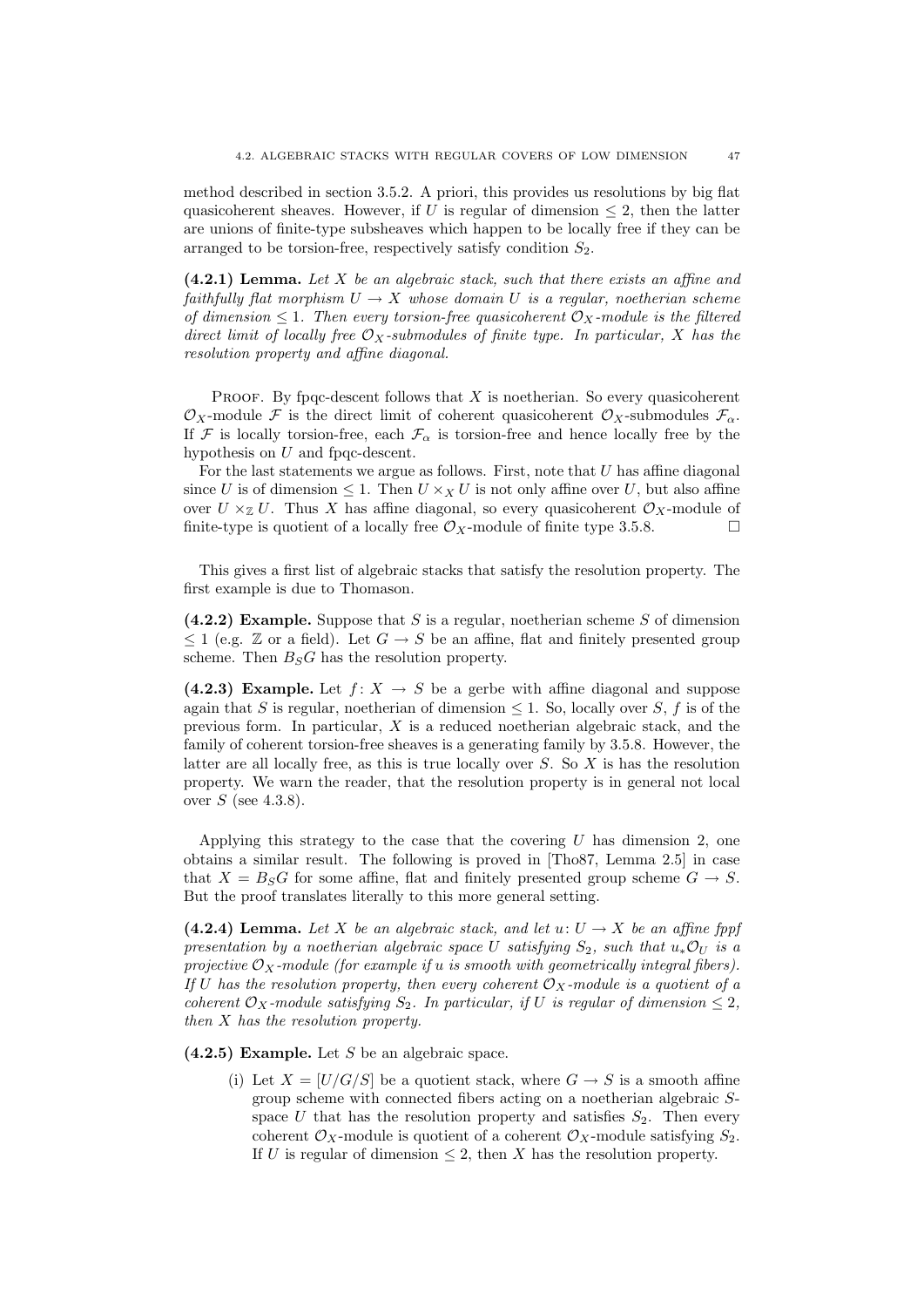method described in section 3.5.2. A priori, this provides us resolutions by big flat quasicoherent sheaves. However, if $U$ is regular of dimension $\leq 2$, then the latter are unions of finite-type subsheaves which happen to be locally free if they can be arranged to be torsion-free, respectively satisfy condition $S_2$.

**(4.2.1) Lemma.** *Let $X$ be an algebraic stack, such that there exists an affine and faithfully flat morphism $U \to X$ whose domain $U$ is a regular, noetherian scheme of dimension $\leq 1$. Then every torsion-free quasicoherent $\mathcal{O}_X$-module is the filtered direct limit of locally free $\mathcal{O}_X$-submodules of finite type. In particular, $X$ has the resolution property and affine diagonal.*

Proof. By fpqc-descent follows that $X$ is noetherian. So every quasicoherent $\mathcal{O}_X$-module $\mathcal{F}$ is the direct limit of coherent quasicoherent $\mathcal{O}_X$-submodules $\mathcal{F}_\alpha$. If $\mathcal{F}$ is locally torsion-free, each $\mathcal{F}_\alpha$ is torsion-free and hence locally free by the hypothesis on $U$ and fpqc-descent.

For the last statements we argue as follows. First, note that $U$ has affine diagonal since $U$ is of dimension $\leq 1$. Then $U \times_X U$ is not only affine over $U$, but also affine over $U \times_{\mathbb{Z}} U$. Thus $X$ has affine diagonal, so every quasicoherent $\mathcal{O}_X$-module of finite-type is quotient of a locally free $\mathcal{O}_X$-module of finite type 3.5.8. □

This gives a first list of algebraic stacks that satisfy the resolution property. The first example is due to Thomason.

**(4.2.2) Example.** Suppose that $S$ is a regular, noetherian scheme $S$ of dimension $\leq 1$ (e.g. $\mathbb{Z}$ or a field). Let $G \to S$ be an affine, flat and finitely presented group scheme. Then $B_S G$ has the resolution property.

**(4.2.3) Example.** Let $f\colon X \to S$ be a gerbe with affine diagonal and suppose again that $S$ is regular, noetherian of dimension $\leq 1$. So, locally over $S$, $f$ is of the previous form. In particular, $X$ is a reduced noetherian algebraic stack, and the family of coherent torsion-free sheaves is a generating family by 3.5.8. However, the latter are all locally free, as this is true locally over $S$. So $X$ is has the resolution property. We warn the reader, that the resolution property is in general not local over $S$ (see 4.3.8).

Applying this strategy to the case that the covering $U$ has dimension 2, one obtains a similar result. The following is proved in [Tho87, Lemma 2.5] in case that $X = B_S G$ for some affine, flat and finitely presented group scheme $G \to S$. But the proof translates literally to this more general setting.

**(4.2.4) Lemma.** *Let $X$ be an algebraic stack, and let $u\colon U \to X$ be an affine fppf presentation by a noetherian algebraic space $U$ satisfying $S_2$, such that $u_*\mathcal{O}_U$ is a projective $\mathcal{O}_X$-module (for example if $u$ is smooth with geometrically integral fibers). If $U$ has the resolution property, then every coherent $\mathcal{O}_X$-module is a quotient of a coherent $\mathcal{O}_X$-module satisfying $S_2$. In particular, if $U$ is regular of dimension $\leq 2$, then $X$ has the resolution property.*

**(4.2.5) Example.** Let $S$ be an algebraic space.

(i) Let $X = [U/G/S]$ be a quotient stack, where $G \to S$ is a smooth affine group scheme with connected fibers acting on a noetherian algebraic $S$-space $U$ that has the resolution property and satisfies $S_2$. Then every coherent $\mathcal{O}_X$-module is quotient of a coherent $\mathcal{O}_X$-module satisfying $S_2$. If $U$ is regular of dimension $\leq 2$, then $X$ has the resolution property.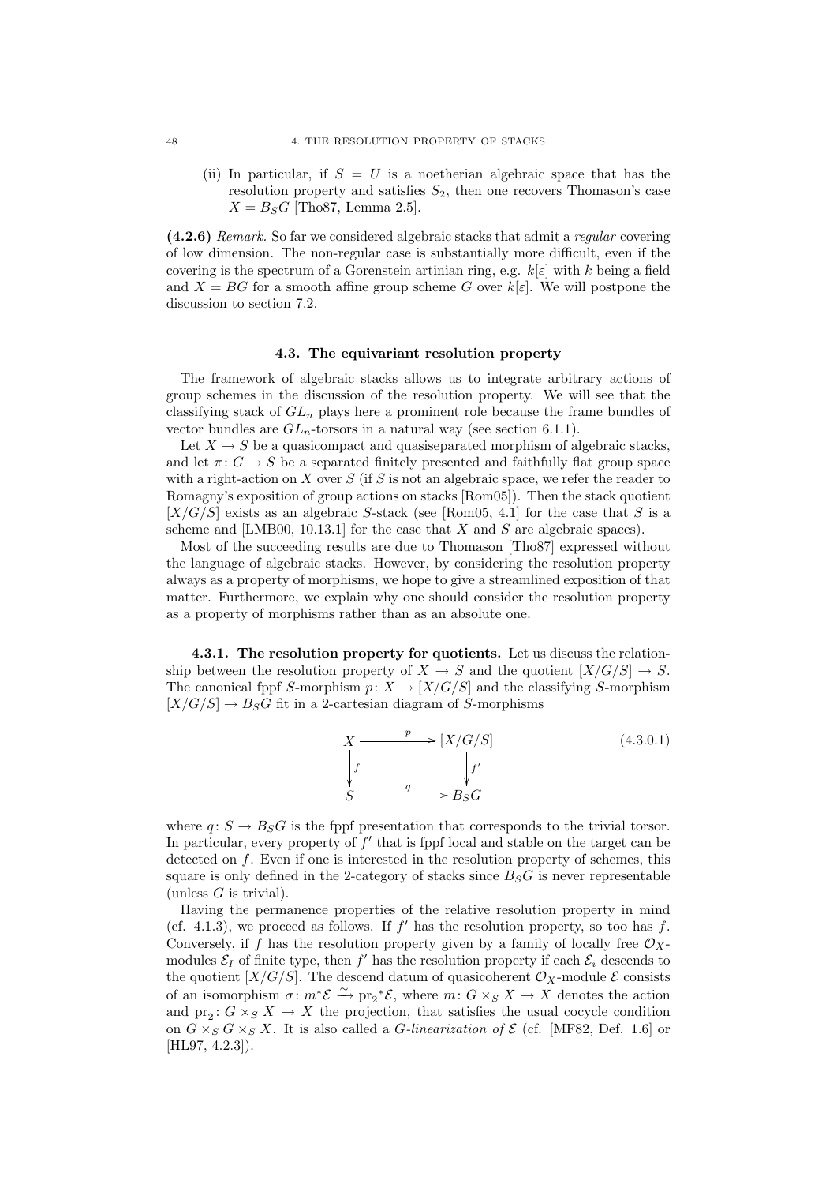(ii) In particular, if $S = U$ is a noetherian algebraic space that has the resolution property and satisfies $S_2$, then one recovers Thomason's case $X = B_S G$ [Tho87, Lemma 2.5].

**(4.2.6)** *Remark.* So far we considered algebraic stacks that admit a *regular* covering of low dimension. The non-regular case is substantially more difficult, even if the covering is the spectrum of a Gorenstein artinian ring, e.g. $k[\varepsilon]$ with $k$ being a field and $X = BG$ for a smooth affine group scheme $G$ over $k[\varepsilon]$. We will postpone the discussion to section 7.2.

### 4.3. The equivariant resolution property

The framework of algebraic stacks allows us to integrate arbitrary actions of group schemes in the discussion of the resolution property. We will see that the classifying stack of $GL_n$ plays here a prominent role because the frame bundles of vector bundles are $GL_n$-torsors in a natural way (see section 6.1.1).

Let $X \to S$ be a quasicompact and quasiseparated morphism of algebraic stacks, and let $\pi \colon G \to S$ be a separated finitely presented and faithfully flat group space with a right-action on $X$ over $S$ (if $S$ is not an algebraic space, we refer the reader to Romagny's exposition of group actions on stacks [Rom05]). Then the stack quotient $[X/G/S]$ exists as an algebraic $S$-stack (see [Rom05, 4.1] for the case that $S$ is a scheme and [LMB00, 10.13.1] for the case that $X$ and $S$ are algebraic spaces).

Most of the succeeding results are due to Thomason [Tho87] expressed without the language of algebraic stacks. However, by considering the resolution property always as a property of morphisms, we hope to give a streamlined exposition of that matter. Furthermore, we explain why one should consider the resolution property as a property of morphisms rather than as an absolute one.

**4.3.1. The resolution property for quotients.** Let us discuss the relationship between the resolution property of $X \to S$ and the quotient $[X/G/S] \to S$. The canonical fppf $S$-morphism $p \colon X \to [X/G/S]$ and the classifying $S$-morphism $[X/G/S] \to B_S G$ fit in a 2-cartesian diagram of $S$-morphisms

$$\begin{array}{ccc} X & \xrightarrow{\quad p \quad} & [X/G/S] \\ \Big\downarrow f & & \Big\downarrow f' \\ S & \xrightarrow{\quad q \quad} & B_S G \end{array} \tag{4.3.0.1}$$

where $q \colon S \to B_S G$ is the fppf presentation that corresponds to the trivial torsor. In particular, every property of $f'$ that is fppf local and stable on the target can be detected on $f$. Even if one is interested in the resolution property of schemes, this square is only defined in the 2-category of stacks since $B_S G$ is never representable (unless $G$ is trivial).

Having the permanence properties of the relative resolution property in mind (cf. 4.1.3), we proceed as follows. If $f'$ has the resolution property, so too has $f$. Conversely, if $f$ has the resolution property given by a family of locally free $\mathcal{O}_X$-modules $\mathcal{E}_I$ of finite type, then $f'$ has the resolution property if each $\mathcal{E}_i$ descends to the quotient $[X/G/S]$. The descend datum of quasicoherent $\mathcal{O}_X$-module $\mathcal{E}$ consists of an isomorphism $\sigma \colon m^*\mathcal{E} \xrightarrow{\sim} {\mathrm{pr}_2}^*\mathcal{E}$, where $m \colon G \times_S X \to X$ denotes the action and $\mathrm{pr}_2 \colon G \times_S X \to X$ the projection, that satisfies the usual cocycle condition on $G \times_S G \times_S X$. It is also called a *$G$-linearization of $\mathcal{E}$* (cf. [MF82, Def. 1.6] or [HL97, 4.2.3]).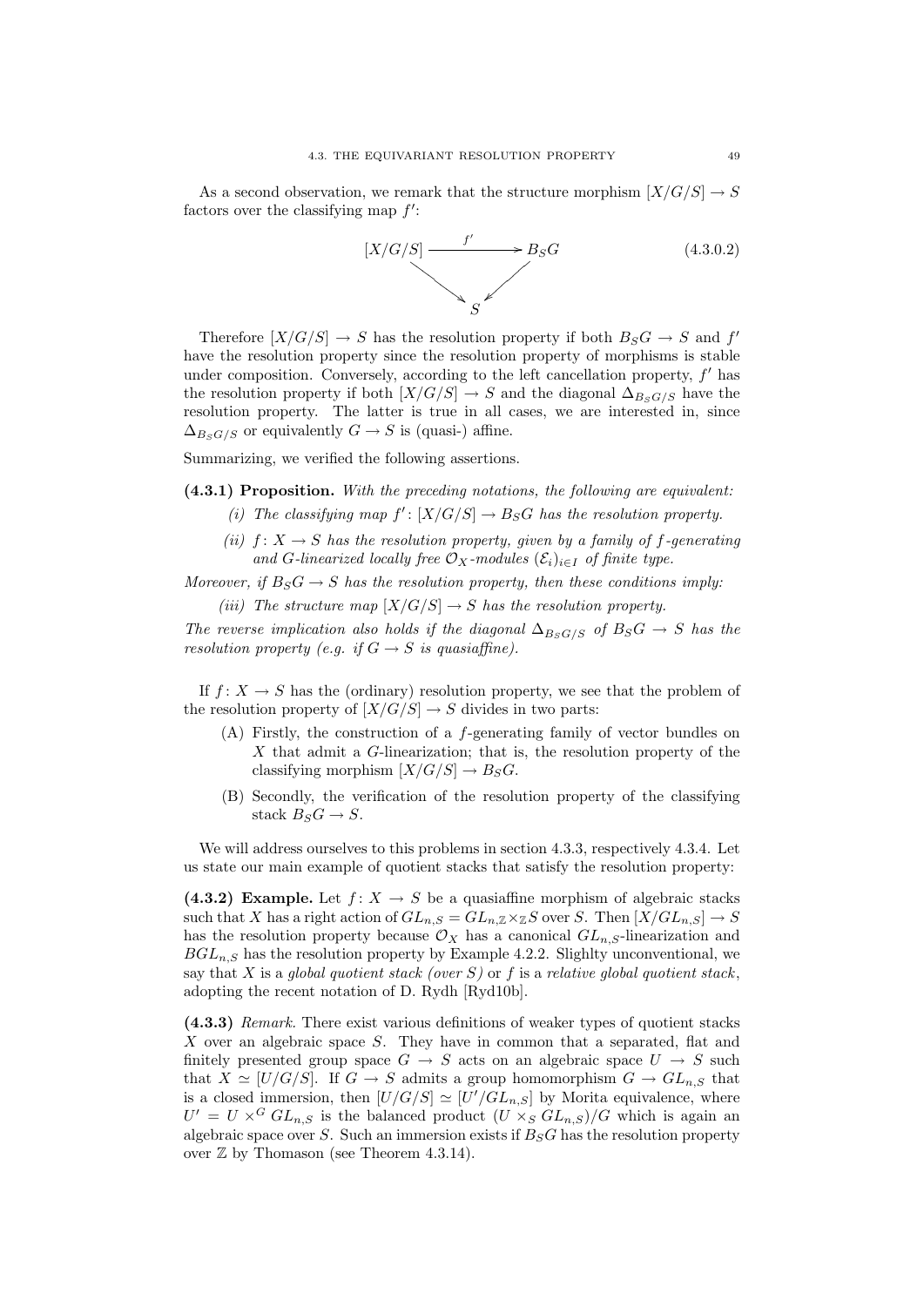As a second observation, we remark that the structure morphism $[X/G/S] \to S$ factors over the classifying map $f'$:

$$\begin{array}{ccc} [X/G/S] & \xrightarrow{f'} & B_S G \\ & \searrow \quad \swarrow & \\ & S & \end{array} \tag{4.3.0.2}$$

Therefore $[X/G/S] \to S$ has the resolution property if both $B_SG \to S$ and $f'$ have the resolution property since the resolution property of morphisms is stable under composition. Conversely, according to the left cancellation property, $f'$ has the resolution property if both $[X/G/S] \to S$ and the diagonal $\Delta_{B_SG/S}$ have the resolution property. The latter is true in all cases, we are interested in, since $\Delta_{B_SG/S}$ or equivalently $G \to S$ is (quasi-) affine.

Summarizing, we verified the following assertions.

**(4.3.1) Proposition.** *With the preceding notations, the following are equivalent:*

*(i) The classifying map $f' : [X/G/S] \to B_SG$ has the resolution property.*

*(ii) $f : X \to S$ has the resolution property, given by a family of $f$-generating and $G$-linearized locally free $\mathcal{O}_X$-modules $(\mathcal{E}_i)_{i \in I}$ of finite type.*

*Moreover, if $B_SG \to S$ has the resolution property, then these conditions imply:*

*(iii) The structure map $[X/G/S] \to S$ has the resolution property.*

*The reverse implication also holds if the diagonal $\Delta_{B_SG/S}$ of $B_SG \to S$ has the resolution property (e.g. if $G \to S$ is quasiaffine).*

If $f : X \to S$ has the (ordinary) resolution property, we see that the problem of the resolution property of $[X/G/S] \to S$ divides in two parts:

(A) Firstly, the construction of a $f$-generating family of vector bundles on $X$ that admit a $G$-linearization; that is, the resolution property of the classifying morphism $[X/G/S] \to B_SG$.

(B) Secondly, the verification of the resolution property of the classifying stack $B_SG \to S$.

We will address ourselves to this problems in section 4.3.3, respectively 4.3.4. Let us state our main example of quotient stacks that satisfy the resolution property:

**(4.3.2) Example.** Let $f : X \to S$ be a quasiaffine morphism of algebraic stacks such that $X$ has a right action of $GL_{n,S} = GL_{n,\mathbb{Z}} \times_{\mathbb{Z}} S$ over $S$. Then $[X/GL_{n,S}] \to S$ has the resolution property because $\mathcal{O}_X$ has a canonical $GL_{n,S}$-linearization and $BGL_{n,S}$ has the resolution property by Example 4.2.2. Slighlty unconventional, we say that $X$ is a *global quotient stack (over $S$)* or $f$ is a *relative global quotient stack*, adopting the recent notation of D. Rydh [Ryd10b].

**(4.3.3)** *Remark.* There exist various definitions of weaker types of quotient stacks $X$ over an algebraic space $S$. They have in common that a separated, flat and finitely presented group space $G \to S$ acts on an algebraic space $U \to S$ such that $X \simeq [U/G/S]$. If $G \to S$ admits a group homomorphism $G \to GL_{n,S}$ that is a closed immersion, then $[U/G/S] \simeq [U'/GL_{n,S}]$ by Morita equivalence, where $U' = U \times^G GL_{n,S}$ is the balanced product $(U \times_S GL_{n,S})/G$ which is again an algebraic space over $S$. Such an immersion exists if $B_SG$ has the resolution property over $\mathbb{Z}$ by Thomason (see Theorem 4.3.14).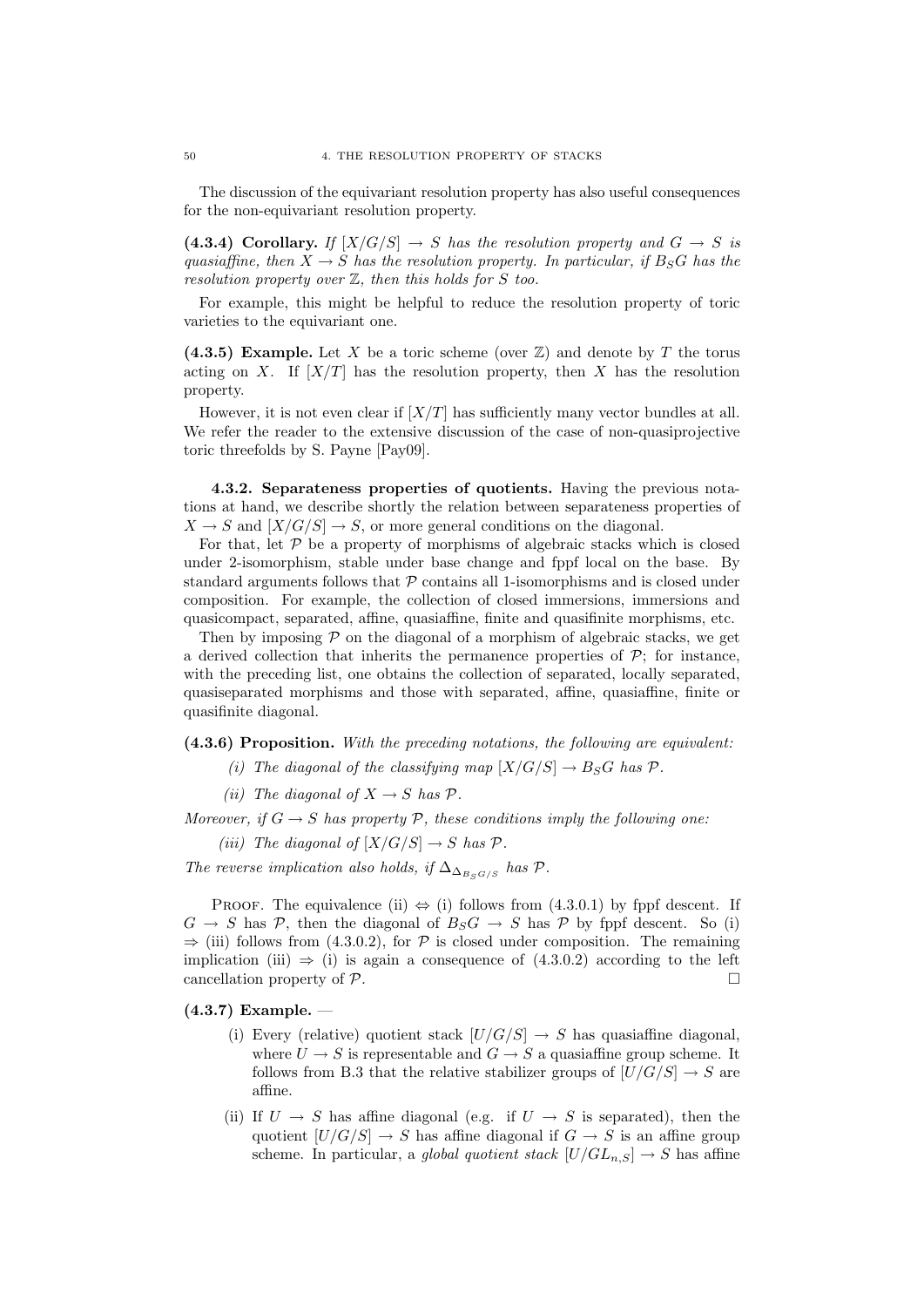The discussion of the equivariant resolution property has also useful consequences for the non-equivariant resolution property.

**(4.3.4) Corollary.** *If $[X/G/S] \to S$ has the resolution property and $G \to S$ is quasiaffine, then $X \to S$ has the resolution property. In particular, if $B_S G$ has the resolution property over $\mathbb{Z}$, then this holds for $S$ too.*

For example, this might be helpful to reduce the resolution property of toric varieties to the equivariant one.

**(4.3.5) Example.** Let $X$ be a toric scheme (over $\mathbb{Z}$) and denote by $T$ the torus acting on $X$. If $[X/T]$ has the resolution property, then $X$ has the resolution property.

However, it is not even clear if $[X/T]$ has sufficiently many vector bundles at all. We refer the reader to the extensive discussion of the case of non-quasiprojective toric threefolds by S. Payne [Pay09].

### 4.3.2. Separateness properties of quotients.

Having the previous notations at hand, we describe shortly the relation between separateness properties of $X \to S$ and $[X/G/S] \to S$, or more general conditions on the diagonal.

For that, let $\mathcal{P}$ be a property of morphisms of algebraic stacks which is closed under 2-isomorphism, stable under base change and fppf local on the base. By standard arguments follows that $\mathcal{P}$ contains all 1-isomorphisms and is closed under composition. For example, the collection of closed immersions, immersions and quasicompact, separated, affine, quasiaffine, finite and quasifinite morphisms, etc.

Then by imposing $\mathcal{P}$ on the diagonal of a morphism of algebraic stacks, we get a derived collection that inherits the permanence properties of $\mathcal{P}$; for instance, with the preceding list, one obtains the collection of separated, locally separated, quasiseparated morphisms and those with separated, affine, quasiaffine, finite or quasifinite diagonal.

**(4.3.6) Proposition.** *With the preceding notations, the following are equivalent:*

*(i) The diagonal of the classifying map $[X/G/S] \to B_S G$ has $\mathcal{P}$.*

*(ii) The diagonal of $X \to S$ has $\mathcal{P}$.*

*Moreover, if $G \to S$ has property $\mathcal{P}$, these conditions imply the following one:*

*(iii) The diagonal of $[X/G/S] \to S$ has $\mathcal{P}$.*

*The reverse implication also holds, if $\Delta_{\Delta_{B_S G/S}}$ has $\mathcal{P}$.*

Proof. The equivalence (ii) $\Leftrightarrow$ (i) follows from (4.3.0.1) by fppf descent. If $G \to S$ has $\mathcal{P}$, then the diagonal of $B_S G \to S$ has $\mathcal{P}$ by fppf descent. So (i) $\Rightarrow$ (iii) follows from (4.3.0.2), for $\mathcal{P}$ is closed under composition. The remaining implication (iii) $\Rightarrow$ (i) is again a consequence of (4.3.0.2) according to the left cancellation property of $\mathcal{P}$. □

**(4.3.7) Example.** —

(i) Every (relative) quotient stack $[U/G/S] \to S$ has quasiaffine diagonal, where $U \to S$ is representable and $G \to S$ a quasiaffine group scheme. It follows from B.3 that the relative stabilizer groups of $[U/G/S] \to S$ are affine.

(ii) If $U \to S$ has affine diagonal (e.g. if $U \to S$ is separated), then the quotient $[U/G/S] \to S$ has affine diagonal if $G \to S$ is an affine group scheme. In particular, a *global quotient stack* $[U/GL_{n,S}] \to S$ has affine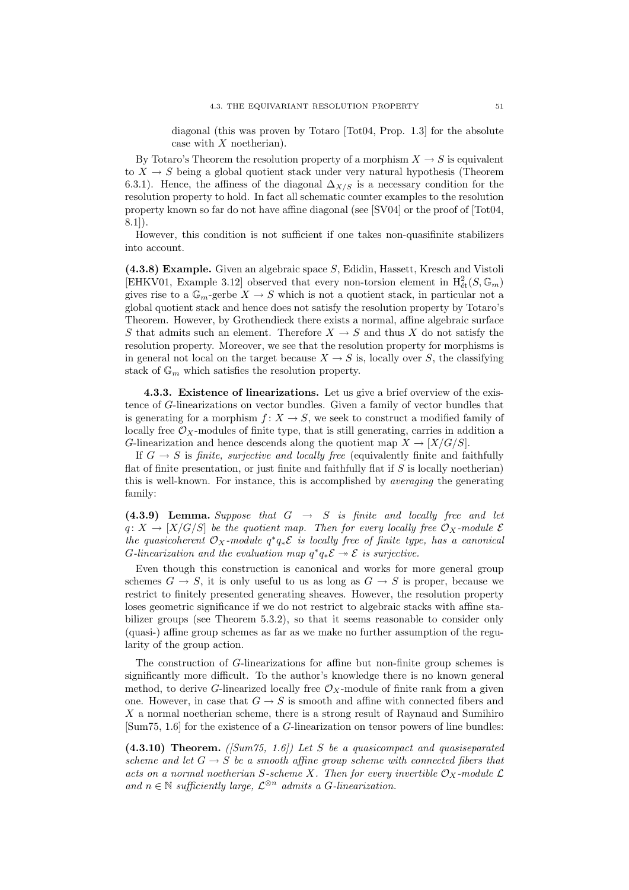diagonal (this was proven by Totaro [Tot04, Prop. 1.3] for the absolute case with $X$ noetherian).

By Totaro's Theorem the resolution property of a morphism $X \to S$ is equivalent to $X \to S$ being a global quotient stack under very natural hypothesis (Theorem 6.3.1). Hence, the affiness of the diagonal $\Delta_{X/S}$ is a necessary condition for the resolution property to hold. In fact all schematic counter examples to the resolution property known so far do not have affine diagonal (see [SV04] or the proof of [Tot04, 8.1]).

However, this condition is not sufficient if one takes non-quasifinite stabilizers into account.

**(4.3.8) Example.** Given an algebraic space $S$, Edidin, Hassett, Kresch and Vistoli [EHKV01, Example 3.12] observed that every non-torsion element in $\mathrm{H}^2_{\text{ét}}(S, \mathbb{G}_m)$ gives rise to a $\mathbb{G}_m$-gerbe $X \to S$ which is not a quotient stack, in particular not a global quotient stack and hence does not satisfy the resolution property by Totaro's Theorem. However, by Grothendieck there exists a normal, affine algebraic surface $S$ that admits such an element. Therefore $X \to S$ and thus $X$ do not satisfy the resolution property. Moreover, we see that the resolution property for morphisms is in general not local on the target because $X \to S$ is, locally over $S$, the classifying stack of $\mathbb{G}_m$ which satisfies the resolution property.

### 4.3.3. Existence of linearizations.

Let us give a brief overview of the existence of $G$-linearizations on vector bundles. Given a family of vector bundles that is generating for a morphism $f\colon X \to S$, we seek to construct a modified family of locally free $\mathcal{O}_X$-modules of finite type, that is still generating, carries in addition a $G$-linearization and hence descends along the quotient map $X \to [X/G/S]$.

If $G \to S$ is *finite, surjective and locally free* (equivalently finite and faithfully flat of finite presentation, or just finite and faithfully flat if $S$ is locally noetherian) this is well-known. For instance, this is accomplished by *averaging* the generating family:

**(4.3.9) Lemma.** *Suppose that $G \to S$ is finite and locally free and let $q\colon X \to [X/G/S]$ be the quotient map. Then for every locally free $\mathcal{O}_X$-module $\mathcal{E}$ the quasicoherent $\mathcal{O}_X$-module $q^*q_*\mathcal{E}$ is locally free of finite type, has a canonical $G$-linearization and the evaluation map $q^*q_*\mathcal{E} \twoheadrightarrow \mathcal{E}$ is surjective.*

Even though this construction is canonical and works for more general group schemes $G \to S$, it is only useful to us as long as $G \to S$ is proper, because we restrict to finitely presented generating sheaves. However, the resolution property loses geometric significance if we do not restrict to algebraic stacks with affine stabilizer groups (see Theorem 5.3.2), so that it seems reasonable to consider only (quasi-) affine group schemes as far as we make no further assumption of the regularity of the group action.

The construction of $G$-linearizations for affine but non-finite group schemes is significantly more difficult. To the author's knowledge there is no known general method, to derive $G$-linearized locally free $\mathcal{O}_X$-module of finite rank from a given one. However, in case that $G \to S$ is smooth and affine with connected fibers and $X$ a normal noetherian scheme, there is a strong result of Raynaud and Sumihiro [Sum75, 1.6] for the existence of a $G$-linearization on tensor powers of line bundles:

**(4.3.10) Theorem.** *([Sum75, 1.6]) Let $S$ be a quasicompact and quasiseparated scheme and let $G \to S$ be a smooth affine group scheme with connected fibers that acts on a normal noetherian $S$-scheme $X$. Then for every invertible $\mathcal{O}_X$-module $\mathcal{L}$ and $n \in \mathbb{N}$ sufficiently large, $\mathcal{L}^{\otimes n}$ admits a $G$-linearization.*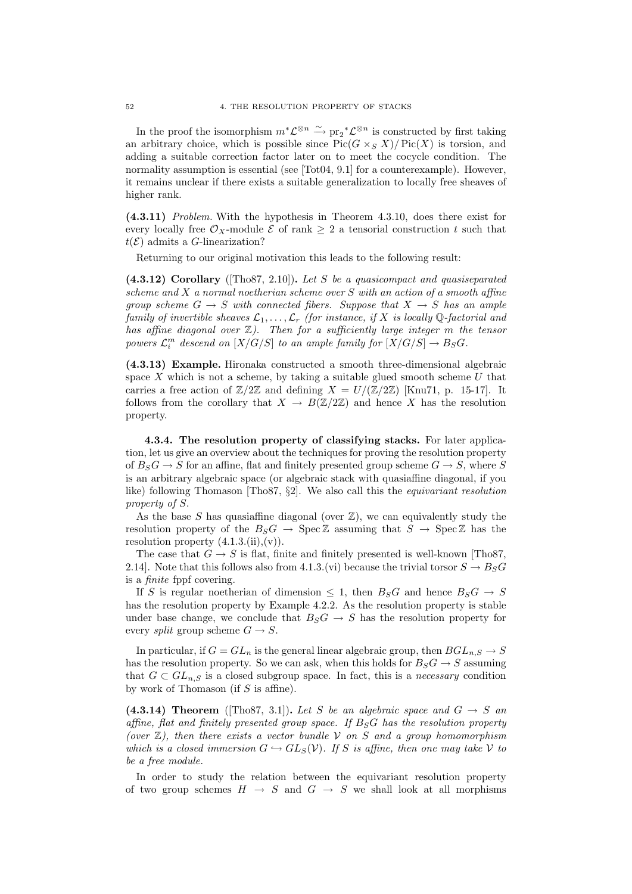In the proof the isomorphism $m^*\mathcal{L}^{\otimes n} \xrightarrow{\sim} \mathrm{pr}_2{}^*\mathcal{L}^{\otimes n}$ is constructed by first taking an arbitrary choice, which is possible since $\mathrm{Pic}(G \times_S X)/\mathrm{Pic}(X)$ is torsion, and adding a suitable correction factor later on to meet the cocycle condition. The normality assumption is essential (see [Tot04, 9.1] for a counterexample). However, it remains unclear if there exists a suitable generalization to locally free sheaves of higher rank.

**(4.3.11)** *Problem.* With the hypothesis in Theorem 4.3.10, does there exist for every locally free $\mathcal{O}_X$-module $\mathcal{E}$ of rank $\geq 2$ a tensorial construction $t$ such that $t(\mathcal{E})$ admits a $G$-linearization?

Returning to our original motivation this leads to the following result:

**(4.3.12) Corollary** ([Tho87, 2.10]). *Let $S$ be a quasicompact and quasiseparated scheme and $X$ a normal noetherian scheme over $S$ with an action of a smooth affine group scheme $G \to S$ with connected fibers. Suppose that $X \to S$ has an ample family of invertible sheaves $\mathcal{L}_1, \ldots, \mathcal{L}_r$ (for instance, if $X$ is locally $\mathbb{Q}$-factorial and has affine diagonal over $\mathbb{Z}$). Then for a sufficiently large integer $m$ the tensor powers $\mathcal{L}_i^m$ descend on $[X/G/S]$ to an ample family for $[X/G/S] \to B_S G$.*

**(4.3.13) Example.** Hironaka constructed a smooth three-dimensional algebraic space $X$ which is not a scheme, by taking a suitable glued smooth scheme $U$ that carries a free action of $\mathbb{Z}/2\mathbb{Z}$ and defining $X = U/(\mathbb{Z}/2\mathbb{Z})$ [Knu71, p. 15-17]. It follows from the corollary that $X \to B(\mathbb{Z}/2\mathbb{Z})$ and hence $X$ has the resolution property.

### 4.3.4. The resolution property of classifying stacks.

For later application, let us give an overview about the techniques for proving the resolution property of $B_S G \to S$ for an affine, flat and finitely presented group scheme $G \to S$, where $S$ is an arbitrary algebraic space (or algebraic stack with quasiaffine diagonal, if you like) following Thomason [Tho87, §2]. We also call this the *equivariant resolution property of $S$*.

As the base $S$ has quasiaffine diagonal (over $\mathbb{Z}$), we can equivalently study the resolution property of the $B_S G \to \operatorname{Spec} \mathbb{Z}$ assuming that $S \to \operatorname{Spec} \mathbb{Z}$ has the resolution property (4.1.3.(ii),(v)).

The case that $G \to S$ is flat, finite and finitely presented is well-known [Tho87, 2.14]. Note that this follows also from 4.1.3.(vi) because the trivial torsor $S \to B_S G$ is a *finite* fppf covering.

If $S$ is regular noetherian of dimension $\leq 1$, then $B_S G$ and hence $B_S G \to S$ has the resolution property by Example 4.2.2. As the resolution property is stable under base change, we conclude that $B_S G \to S$ has the resolution property for every *split* group scheme $G \to S$.

In particular, if $G = GL_n$ is the general linear algebraic group, then $BGL_{n,S} \to S$ has the resolution property. So we can ask, when this holds for $B_S G \to S$ assuming that $G \subset GL_{n,S}$ is a closed subgroup space. In fact, this is a *necessary* condition by work of Thomason (if $S$ is affine).

**(4.3.14) Theorem** ([Tho87, 3.1]). *Let $S$ be an algebraic space and $G \to S$ an affine, flat and finitely presented group space. If $B_S G$ has the resolution property (over $\mathbb{Z}$), then there exists a vector bundle $\mathcal{V}$ on $S$ and a group homomorphism which is a closed immersion $G \hookrightarrow GL_S(\mathcal{V})$. If $S$ is affine, then one may take $\mathcal{V}$ to be a free module.*

In order to study the relation between the equivariant resolution property of two group schemes $H \to S$ and $G \to S$ we shall look at all morphisms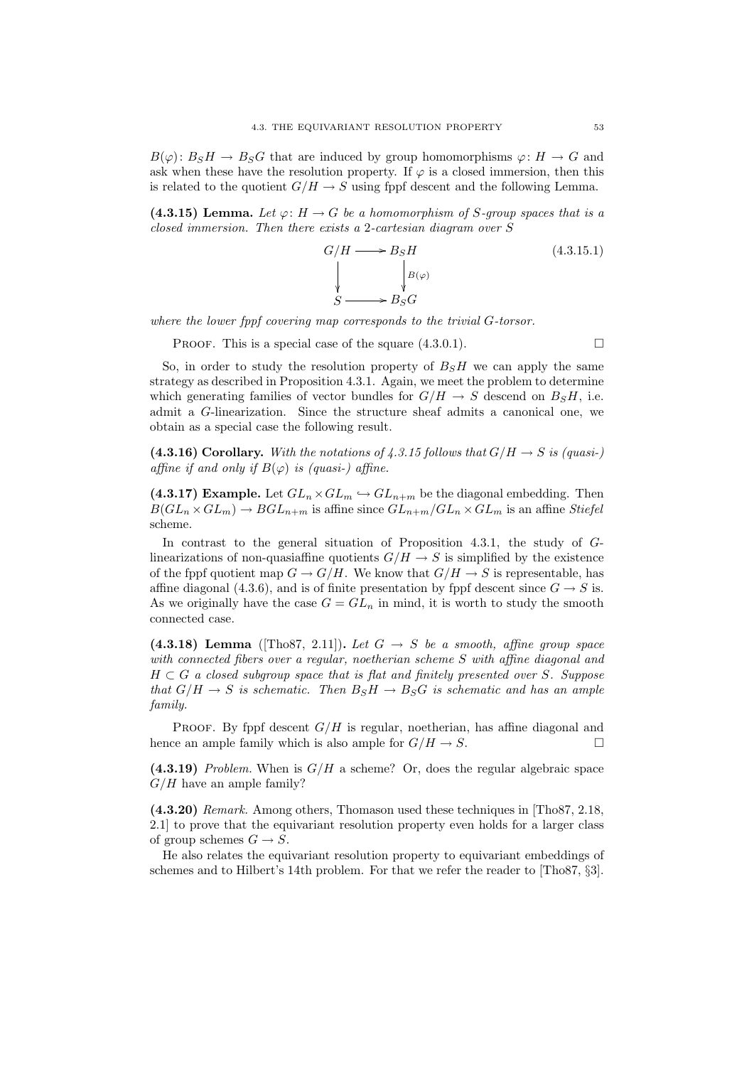$B(\varphi)\colon B_S H \to B_S G$ that are induced by group homomorphisms $\varphi\colon H \to G$ and ask when these have the resolution property. If $\varphi$ is a closed immersion, then this is related to the quotient $G/H \to S$ using fppf descent and the following Lemma.

**(4.3.15) Lemma.** *Let $\varphi\colon H \to G$ be a homomorphism of $S$-group spaces that is a closed immersion. Then there exists a 2-cartesian diagram over $S$*

$$\begin{array}{ccc} G/H & \longrightarrow & B_S H \\ \big\downarrow & & \big\downarrow{\scriptstyle B(\varphi)} \\ S & \longrightarrow & B_S G \end{array} \qquad (4.3.15.1)$$

*where the lower fppf covering map corresponds to the trivial $G$-torsor.*

Proof. This is a special case of the square (4.3.0.1). □

So, in order to study the resolution property of $B_S H$ we can apply the same strategy as described in Proposition 4.3.1. Again, we meet the problem to determine which generating families of vector bundles for $G/H \to S$ descend on $B_S H$, i.e. admit a $G$-linearization. Since the structure sheaf admits a canonical one, we obtain as a special case the following result.

**(4.3.16) Corollary.** *With the notations of 4.3.15 follows that $G/H \to S$ is (quasi-) affine if and only if $B(\varphi)$ is (quasi-) affine.*

**(4.3.17) Example.** Let $GL_n \times GL_m \hookrightarrow GL_{n+m}$ be the diagonal embedding. Then $B(GL_n \times GL_m) \to BGL_{n+m}$ is affine since $GL_{n+m}/GL_n \times GL_m$ is an affine *Stiefel* scheme.

In contrast to the general situation of Proposition 4.3.1, the study of $G$-linearizations of non-quasiaffine quotients $G/H \to S$ is simplified by the existence of the fppf quotient map $G \to G/H$. We know that $G/H \to S$ is representable, has affine diagonal (4.3.6), and is of finite presentation by fppf descent since $G \to S$ is. As we originally have the case $G = GL_n$ in mind, it is worth to study the smooth connected case.

**(4.3.18) Lemma** ([Tho87, 2.11])**.** *Let $G \to S$ be a smooth, affine group space with connected fibers over a regular, noetherian scheme $S$ with affine diagonal and $H \subset G$ a closed subgroup space that is flat and finitely presented over $S$. Suppose that $G/H \to S$ is schematic. Then $B_S H \to B_S G$ is schematic and has an ample family.*

Proof. By fppf descent $G/H$ is regular, noetherian, has affine diagonal and hence an ample family which is also ample for $G/H \to S$. □

**(4.3.19)** *Problem.* When is $G/H$ a scheme? Or, does the regular algebraic space $G/H$ have an ample family?

**(4.3.20)** *Remark.* Among others, Thomason used these techniques in [Tho87, 2.18, 2.1] to prove that the equivariant resolution property even holds for a larger class of group schemes $G \to S$.

He also relates the equivariant resolution property to equivariant embeddings of schemes and to Hilbert's 14th problem. For that we refer the reader to [Tho87, §3].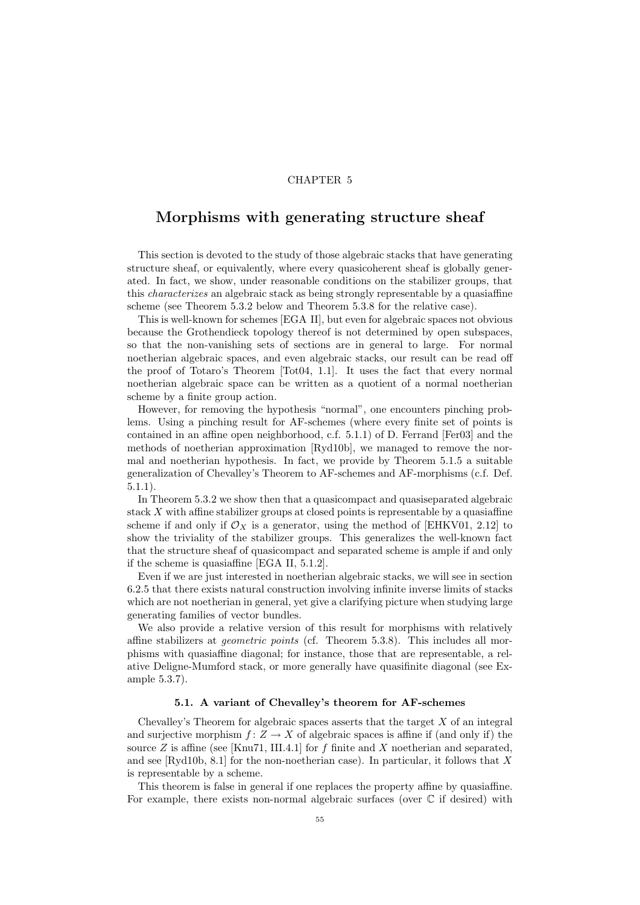CHAPTER 5

# Morphisms with generating structure sheaf

This section is devoted to the study of those algebraic stacks that have generating structure sheaf, or equivalently, where every quasicoherent sheaf is globally generated. In fact, we show, under reasonable conditions on the stabilizer groups, that this *characterizes* an algebraic stack as being strongly representable by a quasiaffine scheme (see Theorem 5.3.2 below and Theorem 5.3.8 for the relative case).

This is well-known for schemes [EGA II], but even for algebraic spaces not obvious because the Grothendieck topology thereof is not determined by open subspaces, so that the non-vanishing sets of sections are in general to large. For normal noetherian algebraic spaces, and even algebraic stacks, our result can be read off the proof of Totaro's Theorem [Tot04, 1.1]. It uses the fact that every normal noetherian algebraic space can be written as a quotient of a normal noetherian scheme by a finite group action.

However, for removing the hypothesis "normal", one encounters pinching problems. Using a pinching result for AF-schemes (where every finite set of points is contained in an affine open neighborhood, c.f. 5.1.1) of D. Ferrand [Fer03] and the methods of noetherian approximation [Ryd10b], we managed to remove the normal and noetherian hypothesis. In fact, we provide by Theorem 5.1.5 a suitable generalization of Chevalley's Theorem to AF-schemes and AF-morphisms (c.f. Def. 5.1.1).

In Theorem 5.3.2 we show then that a quasicompact and quasiseparated algebraic stack $X$ with affine stabilizer groups at closed points is representable by a quasiaffine scheme if and only if $\mathcal{O}_X$ is a generator, using the method of [EHKV01, 2.12] to show the triviality of the stabilizer groups. This generalizes the well-known fact that the structure sheaf of quasicompact and separated scheme is ample if and only if the scheme is quasiaffine [EGA II, 5.1.2].

Even if we are just interested in noetherian algebraic stacks, we will see in section 6.2.5 that there exists natural construction involving infinite inverse limits of stacks which are not noetherian in general, yet give a clarifying picture when studying large generating families of vector bundles.

We also provide a relative version of this result for morphisms with relatively affine stabilizers at *geometric points* (cf. Theorem 5.3.8). This includes all morphisms with quasiaffine diagonal; for instance, those that are representable, a relative Deligne-Mumford stack, or more generally have quasifinite diagonal (see Example 5.3.7).

### 5.1. A variant of Chevalley's theorem for AF-schemes

Chevalley's Theorem for algebraic spaces asserts that the target $X$ of an integral and surjective morphism $f\colon Z \to X$ of algebraic spaces is affine if (and only if) the source $Z$ is affine (see [Knu71, III.4.1] for $f$ finite and $X$ noetherian and separated, and see [Ryd10b, 8.1] for the non-noetherian case). In particular, it follows that $X$ is representable by a scheme.

This theorem is false in general if one replaces the property affine by quasiaffine. For example, there exists non-normal algebraic surfaces (over $\mathbb{C}$ if desired) with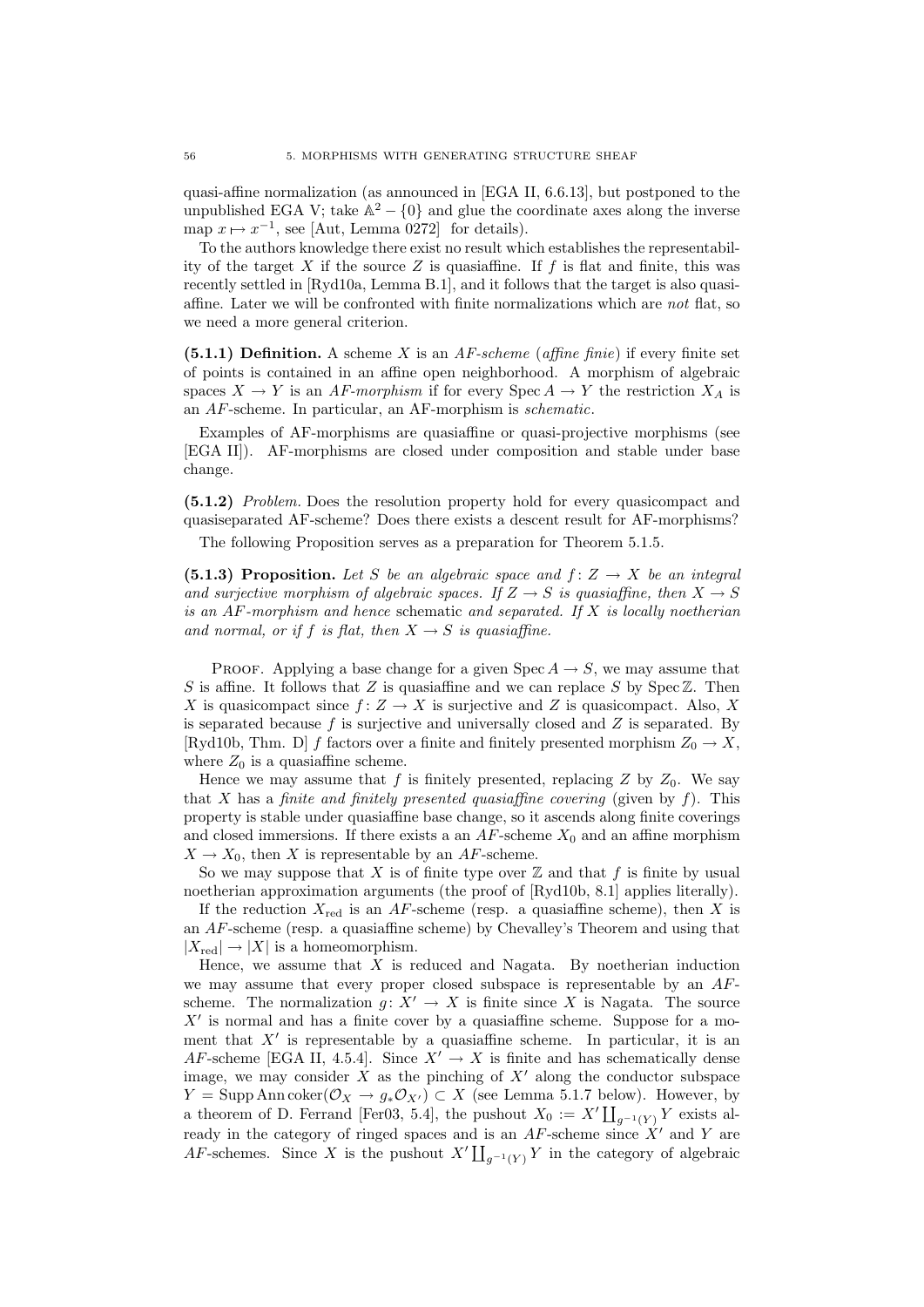quasi-affine normalization (as announced in [EGA II, 6.6.13], but postponed to the unpublished EGA V; take $\mathbb{A}^2 - \{0\}$ and glue the coordinate axes along the inverse map $x \mapsto x^{-1}$, see [Aut, Lemma 0272] for details).

To the authors knowledge there exist no result which establishes the representability of the target $X$ if the source $Z$ is quasiaffine. If $f$ is flat and finite, this was recently settled in [Ryd10a, Lemma B.1], and it follows that the target is also quasiaffine. Later we will be confronted with finite normalizations which are *not* flat, so we need a more general criterion.

**(5.1.1) Definition.** A scheme $X$ is an *AF-scheme* (*affine finie*) if every finite set of points is contained in an affine open neighborhood. A morphism of algebraic spaces $X \to Y$ is an *AF-morphism* if for every $\operatorname{Spec} A \to Y$ the restriction $X_A$ is an *AF*-scheme. In particular, an AF-morphism is *schematic*.

Examples of AF-morphisms are quasiaffine or quasi-projective morphisms (see [EGA II]). AF-morphisms are closed under composition and stable under base change.

**(5.1.2)** *Problem.* Does the resolution property hold for every quasicompact and quasiseparated AF-scheme? Does there exists a descent result for AF-morphisms?

The following Proposition serves as a preparation for Theorem 5.1.5.

**(5.1.3) Proposition.** *Let $S$ be an algebraic space and $f\colon Z \to X$ be an integral and surjective morphism of algebraic spaces. If $Z \to S$ is quasiaffine, then $X \to S$ is an AF-morphism and hence* schematic *and separated. If $X$ is locally noetherian and normal, or if $f$ is flat, then $X \to S$ is quasiaffine.*

Proof. Applying a base change for a given $\operatorname{Spec} A \to S$, we may assume that $S$ is affine. It follows that $Z$ is quasiaffine and we can replace $S$ by $\operatorname{Spec} \mathbb{Z}$. Then $X$ is quasicompact since $f\colon Z \to X$ is surjective and $Z$ is quasicompact. Also, $X$ is separated because $f$ is surjective and universally closed and $Z$ is separated. By [Ryd10b, Thm. D] $f$ factors over a finite and finitely presented morphism $Z_0 \to X$, where $Z_0$ is a quasiaffine scheme.

Hence we may assume that $f$ is finitely presented, replacing $Z$ by $Z_0$. We say that $X$ has a *finite and finitely presented quasiaffine covering* (given by $f$). This property is stable under quasiaffine base change, so it ascends along finite coverings and closed immersions. If there exists a an *AF*-scheme $X_0$ and an affine morphism $X \to X_0$, then $X$ is representable by an *AF*-scheme.

So we may suppose that $X$ is of finite type over $\mathbb{Z}$ and that $f$ is finite by usual noetherian approximation arguments (the proof of [Ryd10b, 8.1] applies literally).

If the reduction $X_{\mathrm{red}}$ is an *AF*-scheme (resp. a quasiaffine scheme), then $X$ is an *AF*-scheme (resp. a quasiaffine scheme) by Chevalley's Theorem and using that $|X_{\mathrm{red}}| \to |X|$ is a homeomorphism.

Hence, we assume that $X$ is reduced and Nagata. By noetherian induction we may assume that every proper closed subspace is representable by an *AF*-scheme. The normalization $g\colon X' \to X$ is finite since $X$ is Nagata. The source $X'$ is normal and has a finite cover by a quasiaffine scheme. Suppose for a moment that $X'$ is representable by a quasiaffine scheme. In particular, it is an *AF*-scheme [EGA II, 4.5.4]. Since $X' \to X$ is finite and has schematically dense image, we may consider $X$ as the pinching of $X'$ along the conductor subspace $Y = \operatorname{Supp} \operatorname{Ann} \operatorname{coker}(\mathcal{O}_X \to g_*\mathcal{O}_{X'}) \subset X$ (see Lemma 5.1.7 below). However, by a theorem of D. Ferrand [Fer03, 5.4], the pushout $X_0 := X' \coprod_{g^{-1}(Y)} Y$ exists already in the category of ringed spaces and is an *AF*-scheme since $X'$ and $Y$ are *AF*-schemes. Since $X$ is the pushout $X' \coprod_{g^{-1}(Y)} Y$ in the category of algebraic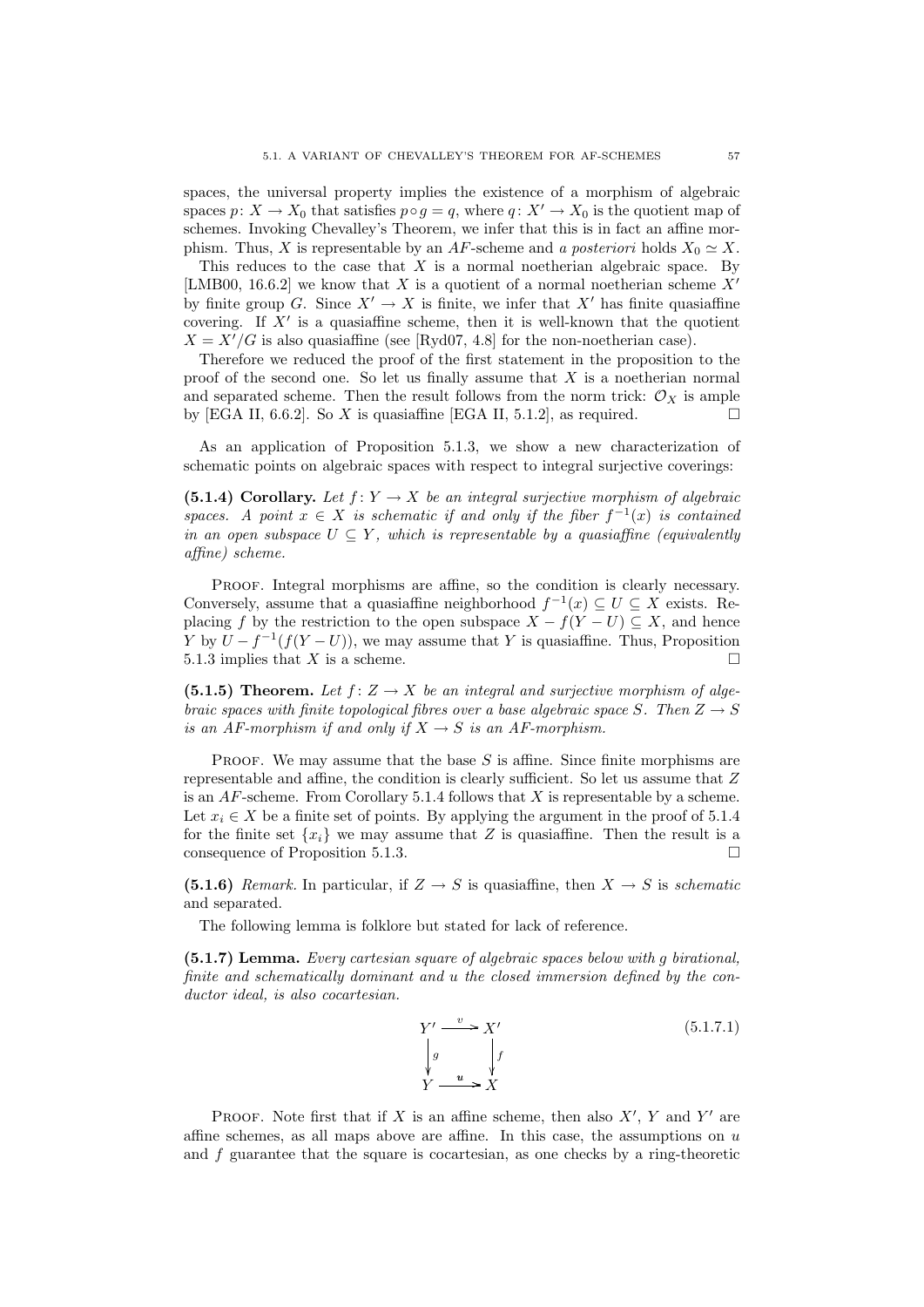spaces, the universal property implies the existence of a morphism of algebraic spaces $p\colon X \to X_0$ that satisfies $p \circ g = q$, where $q\colon X' \to X_0$ is the quotient map of schemes. Invoking Chevalley's Theorem, we infer that this is in fact an affine morphism. Thus, $X$ is representable by an $AF$-scheme and *a posteriori* holds $X_0 \simeq X$.

This reduces to the case that $X$ is a normal noetherian algebraic space. By [LMB00, 16.6.2] we know that $X$ is a quotient of a normal noetherian scheme $X'$ by finite group $G$. Since $X' \to X$ is finite, we infer that $X'$ has finite quasiaffine covering. If $X'$ is a quasiaffine scheme, then it is well-known that the quotient $X = X'/G$ is also quasiaffine (see [Ryd07, 4.8] for the non-noetherian case).

Therefore we reduced the proof of the first statement in the proposition to the proof of the second one. So let us finally assume that $X$ is a noetherian normal and separated scheme. Then the result follows from the norm trick: $\mathcal{O}_X$ is ample by [EGA II, 6.6.2]. So $X$ is quasiaffine [EGA II, 5.1.2], as required. □

As an application of Proposition 5.1.3, we show a new characterization of schematic points on algebraic spaces with respect to integral surjective coverings:

**(5.1.4) Corollary.** *Let $f\colon Y \to X$ be an integral surjective morphism of algebraic spaces. A point $x \in X$ is schematic if and only if the fiber $f^{-1}(x)$ is contained in an open subspace $U \subseteq Y$, which is representable by a quasiaffine (equivalently affine) scheme.*

Proof. Integral morphisms are affine, so the condition is clearly necessary. Conversely, assume that a quasiaffine neighborhood $f^{-1}(x) \subseteq U \subseteq X$ exists. Replacing $f$ by the restriction to the open subspace $X - f(Y - U) \subseteq X$, and hence $Y$ by $U - f^{-1}(f(Y - U))$, we may assume that $Y$ is quasiaffine. Thus, Proposition 5.1.3 implies that $X$ is a scheme. □

**(5.1.5) Theorem.** *Let $f\colon Z \to X$ be an integral and surjective morphism of algebraic spaces with finite topological fibres over a base algebraic space $S$. Then $Z \to S$ is an $AF$-morphism if and only if $X \to S$ is an $AF$-morphism.*

Proof. We may assume that the base $S$ is affine. Since finite morphisms are representable and affine, the condition is clearly sufficient. So let us assume that $Z$ is an $AF$-scheme. From Corollary 5.1.4 follows that $X$ is representable by a scheme. Let $x_i \in X$ be a finite set of points. By applying the argument in the proof of 5.1.4 for the finite set $\{x_i\}$ we may assume that $Z$ is quasiaffine. Then the result is a consequence of Proposition 5.1.3. □

**(5.1.6)** *Remark.* In particular, if $Z \to S$ is quasiaffine, then $X \to S$ is *schematic* and separated.

The following lemma is folklore but stated for lack of reference.

**(5.1.7) Lemma.** *Every cartesian square of algebraic spaces below with $g$ birational, finite and schematically dominant and $u$ the closed immersion defined by the conductor ideal, is also cocartesian.*

$$\begin{array}{ccc} Y' & \xrightarrow{v} & X' \\ \Big\downarrow{\scriptstyle g} & & \Big\downarrow{\scriptstyle f} \\ Y & \xrightarrow{u} & X \end{array} \tag{5.1.7.1}$$

Proof. Note first that if $X$ is an affine scheme, then also $X'$, $Y$ and $Y'$ are affine schemes, as all maps above are affine. In this case, the assumptions on $u$ and $f$ guarantee that the square is cocartesian, as one checks by a ring-theoretic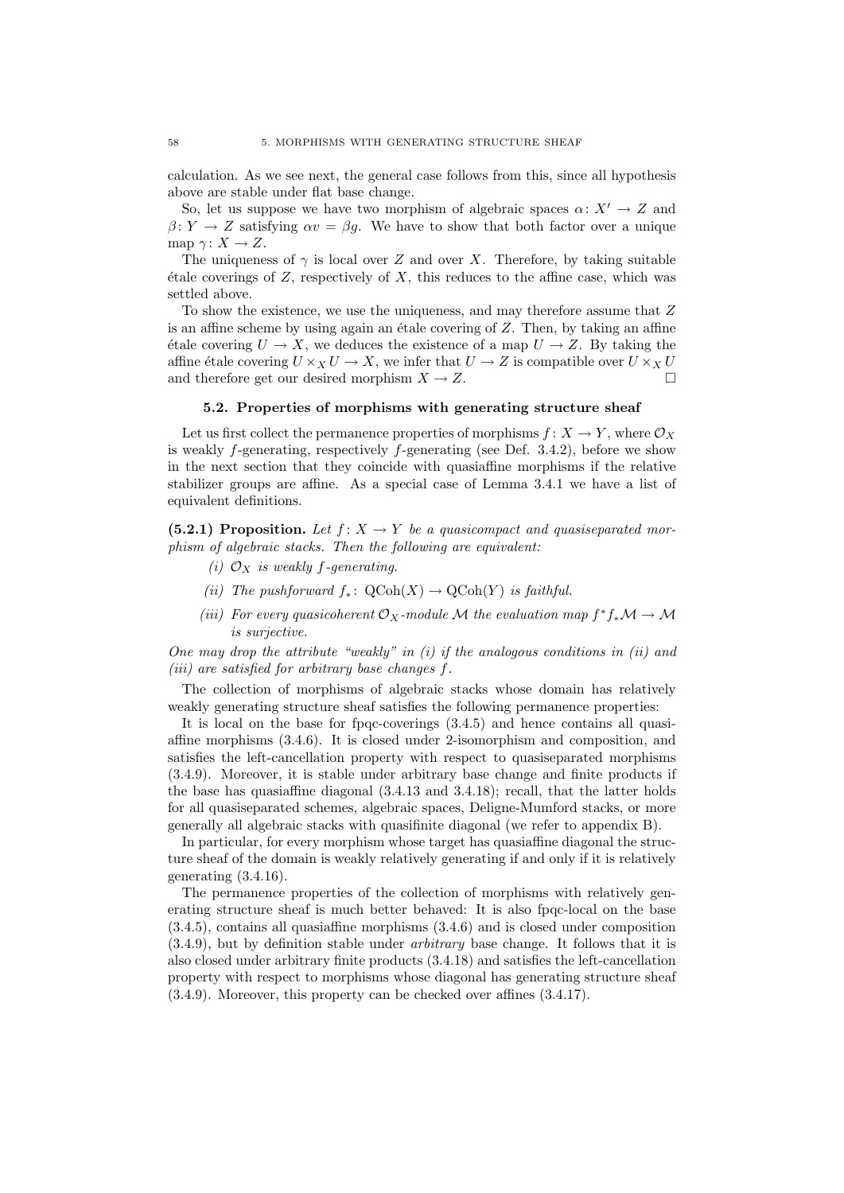calculation. As we see next, the general case follows from this, since all hypothesis above are stable under flat base change.

So, let us suppose we have two morphism of algebraic spaces $\alpha\colon X' \to Z$ and $\beta\colon Y \to Z$ satisfying $\alpha v = \beta g$. We have to show that both factor over a unique map $\gamma\colon X \to Z$.

The uniqueness of $\gamma$ is local over $Z$ and over $X$. Therefore, by taking suitable étale coverings of $Z$, respectively of $X$, this reduces to the affine case, which was settled above.

To show the existence, we use the uniqueness, and may therefore assume that $Z$ is an affine scheme by using again an étale covering of $Z$. Then, by taking an affine étale covering $U \to X$, we deduces the existence of a map $U \to Z$. By taking the affine étale covering $U \times_X U \to X$, we infer that $U \to Z$ is compatible over $U \times_X U$ and therefore get our desired morphism $X \to Z$. □

## 5.2. Properties of morphisms with generating structure sheaf

Let us first collect the permanence properties of morphisms $f\colon X \to Y$, where $\mathcal{O}_X$ is weakly $f$-generating, respectively $f$-generating (see Def. 3.4.2), before we show in the next section that they coincide with quasiaffine morphisms if the relative stabilizer groups are affine. As a special case of Lemma 3.4.1 we have a list of equivalent definitions.

**(5.2.1) Proposition.** *Let $f\colon X \to Y$ be a quasicompact and quasiseparated morphism of algebraic stacks. Then the following are equivalent:*

- *(i) $\mathcal{O}_X$ is weakly $f$-generating.*
- *(ii) The pushforward $f_*\colon \mathrm{QCoh}(X) \to \mathrm{QCoh}(Y)$ is faithful.*
- *(iii) For every quasicoherent $\mathcal{O}_X$-module $\mathcal{M}$ the evaluation map $f^*f_*\mathcal{M} \to \mathcal{M}$ is surjective.*

*One may drop the attribute "weakly" in (i) if the analogous conditions in (ii) and (iii) are satisfied for arbitrary base changes $f$.*

The collection of morphisms of algebraic stacks whose domain has relatively weakly generating structure sheaf satisfies the following permanence properties:

It is local on the base for fpqc-coverings (3.4.5) and hence contains all quasiaffine morphisms (3.4.6). It is closed under 2-isomorphism and composition, and satisfies the left-cancellation property with respect to quasiseparated morphisms (3.4.9). Moreover, it is stable under arbitrary base change and finite products if the base has quasiaffine diagonal (3.4.13 and 3.4.18); recall, that the latter holds for all quasiseparated schemes, algebraic spaces, Deligne-Mumford stacks, or more generally all algebraic stacks with quasifinite diagonal (we refer to appendix B).

In particular, for every morphism whose target has quasiaffine diagonal the structure sheaf of the domain is weakly relatively generating if and only if it is relatively generating (3.4.16).

The permanence properties of the collection of morphisms with relatively generating structure sheaf is much better behaved: It is also fpqc-local on the base (3.4.5), contains all quasiaffine morphisms (3.4.6) and is closed under composition (3.4.9), but by definition stable under *arbitrary* base change. It follows that it is also closed under arbitrary finite products (3.4.18) and satisfies the left-cancellation property with respect to morphisms whose diagonal has generating structure sheaf (3.4.9). Moreover, this property can be checked over affines (3.4.17).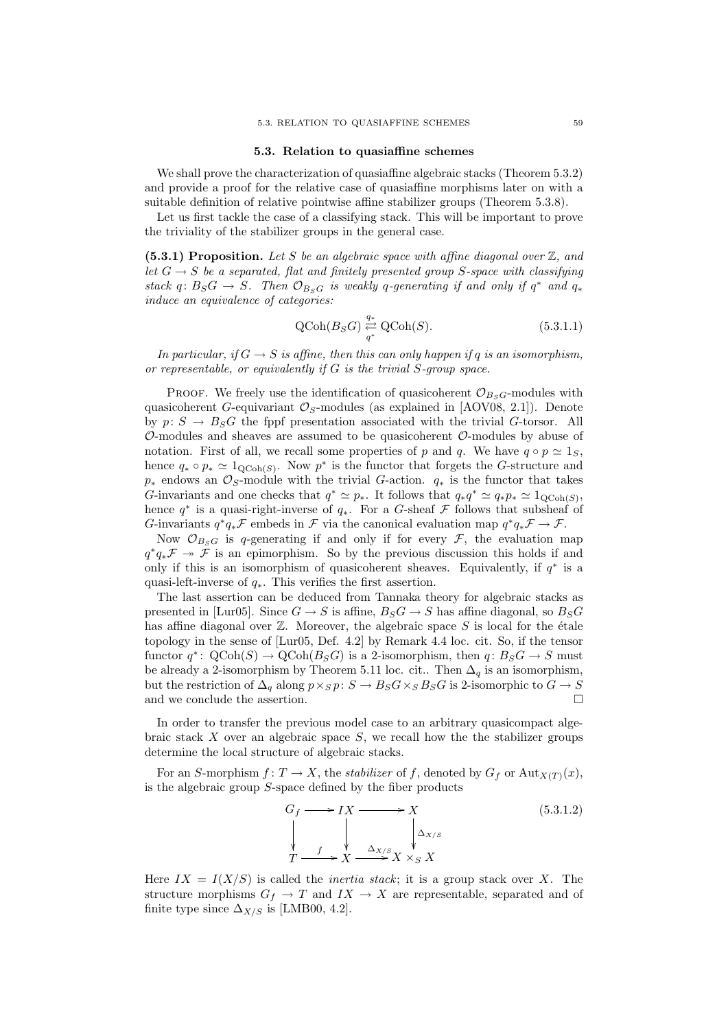### 5.3. Relation to quasiaffine schemes

We shall prove the characterization of quasiaffine algebraic stacks (Theorem 5.3.2) and provide a proof for the relative case of quasiaffine morphisms later on with a suitable definition of relative pointwise affine stabilizer groups (Theorem 5.3.8).

Let us first tackle the case of a classifying stack. This will be important to prove the triviality of the stabilizer groups in the general case.

**(5.3.1) Proposition.** *Let $S$ be an algebraic space with affine diagonal over $\mathbb{Z}$, and let $G \to S$ be a separated, flat and finitely presented group $S$-space with classifying stack $q\colon B_SG \to S$. Then $\mathcal{O}_{B_SG}$ is weakly $q$-generating if and only if $q^*$ and $q_*$ induce an equivalence of categories:*

$$\mathrm{QCoh}(B_SG) \underset{q^*}{\overset{q_*}{\rightleftarrows}} \mathrm{QCoh}(S). \tag{5.3.1.1}$$

*In particular, if $G \to S$ is affine, then this can only happen if $q$ is an isomorphism, or representable, or equivalently if $G$ is the trivial $S$-group space.*

Proof. We freely use the identification of quasicoherent $\mathcal{O}_{B_SG}$-modules with quasicoherent $G$-equivariant $\mathcal{O}_S$-modules (as explained in [AOV08, 2.1]). Denote by $p\colon S \to B_SG$ the fppf presentation associated with the trivial $G$-torsor. All $\mathcal{O}$-modules and sheaves are assumed to be quasicoherent $\mathcal{O}$-modules by abuse of notation. First of all, we recall some properties of $p$ and $q$. We have $q \circ p \simeq 1_S$, hence $q_* \circ p_* \simeq 1_{\mathrm{QCoh}(S)}$. Now $p^*$ is the functor that forgets the $G$-structure and $p_*$ endows an $\mathcal{O}_S$-module with the trivial $G$-action. $q_*$ is the functor that takes $G$-invariants and one checks that $q^* \simeq p_*$. It follows that $q_*q^* \simeq q_*p_* \simeq 1_{\mathrm{QCoh}(S)}$, hence $q^*$ is a quasi-right-inverse of $q_*$. For a $G$-sheaf $\mathcal{F}$ follows that subsheaf of $G$-invariants $q^*q_*\mathcal{F}$ embeds in $\mathcal{F}$ via the canonical evaluation map $q^*q_*\mathcal{F} \to \mathcal{F}$.

Now $\mathcal{O}_{B_SG}$ is $q$-generating if and only if for every $\mathcal{F}$, the evaluation map $q^*q_*\mathcal{F} \twoheadrightarrow \mathcal{F}$ is an epimorphism. So by the previous discussion this holds if and only if this is an isomorphism of quasicoherent sheaves. Equivalently, if $q^*$ is a quasi-left-inverse of $q_*$. This verifies the first assertion.

The last assertion can be deduced from Tannaka theory for algebraic stacks as presented in [Lur05]. Since $G \to S$ is affine, $B_SG \to S$ has affine diagonal, so $B_SG$ has affine diagonal over $\mathbb{Z}$. Moreover, the algebraic space $S$ is local for the étale topology in the sense of [Lur05, Def. 4.2] by Remark 4.4 loc. cit. So, if the tensor functor $q^*\colon \mathrm{QCoh}(S) \to \mathrm{QCoh}(B_SG)$ is a 2-isomorphism, then $q\colon B_SG \to S$ must be already a 2-isomorphism by Theorem 5.11 loc. cit.. Then $\Delta_q$ is an isomorphism, but the restriction of $\Delta_q$ along $p \times_S p\colon S \to B_SG \times_S B_SG$ is 2-isomorphic to $G \to S$ and we conclude the assertion. $\square$

In order to transfer the previous model case to an arbitrary quasicompact algebraic stack $X$ over an algebraic space $S$, we recall how the the stabilizer groups determine the local structure of algebraic stacks.

For an $S$-morphism $f\colon T \to X$, the *stabilizer* of $f$, denoted by $G_f$ or $\mathrm{Aut}_{X(T)}(x)$, is the algebraic group $S$-space defined by the fiber products

$$\begin{array}{ccccc} G_f & \longrightarrow & IX & \longrightarrow & X \\ \downarrow & & \downarrow & & \downarrow{\scriptstyle \Delta_{X/S}} \\ T & \xrightarrow{f} & X & \xrightarrow{\Delta_{X/S}} & X \times_S X \end{array} \tag{5.3.1.2}$$

Here $IX = I(X/S)$ is called the *inertia stack*; it is a group stack over $X$. The structure morphisms $G_f \to T$ and $IX \to X$ are representable, separated and of finite type since $\Delta_{X/S}$ is [LMB00, 4.2].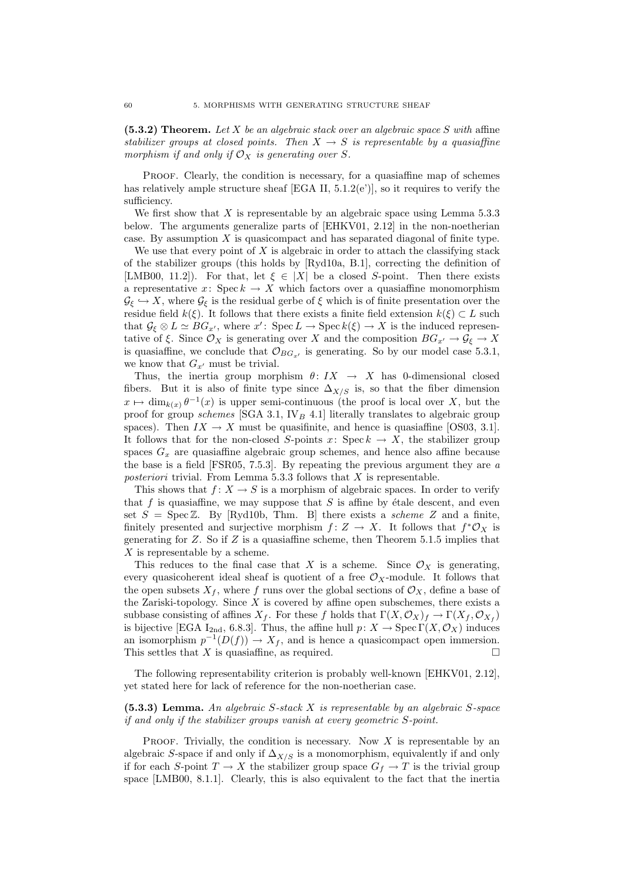**(5.3.2) Theorem.** *Let $X$ be an algebraic stack over an algebraic space $S$ with* affine *stabilizer groups at closed points. Then $X \to S$ is representable by a quasiaffine morphism if and only if $\mathcal{O}_X$ is generating over $S$.*

Proof. Clearly, the condition is necessary, for a quasiaffine map of schemes has relatively ample structure sheaf [EGA II, 5.1.2(e')], so it requires to verify the sufficiency.

We first show that $X$ is representable by an algebraic space using Lemma 5.3.3 below. The arguments generalize parts of [EHKV01, 2.12] in the non-noetherian case. By assumption $X$ is quasicompact and has separated diagonal of finite type.

We use that every point of $X$ is algebraic in order to attach the classifying stack of the stabilizer groups (this holds by [Ryd10a, B.1], correcting the definition of [LMB00, 11.2]). For that, let $\xi \in |X|$ be a closed $S$-point. Then there exists a representative $x\colon \operatorname{Spec} k \to X$ which factors over a quasiaffine monomorphism $\mathcal{G}_\xi \hookrightarrow X$, where $\mathcal{G}_\xi$ is the residual gerbe of $\xi$ which is of finite presentation over the residue field $k(\xi)$. It follows that there exists a finite field extension $k(\xi) \subset L$ such that $\mathcal{G}_\xi \otimes L \simeq BG_{x'}$, where $x'\colon \operatorname{Spec} L \to \operatorname{Spec} k(\xi) \to X$ is the induced representative of $\xi$. Since $\mathcal{O}_X$ is generating over $X$ and the composition $BG_{x'} \to \mathcal{G}_\xi \to X$ is quasiaffine, we conclude that $\mathcal{O}_{BG_{x'}}$ is generating. So by our model case 5.3.1, we know that $G_{x'}$ must be trivial.

Thus, the inertia group morphism $\theta\colon IX \to X$ has 0-dimensional closed fibers. But it is also of finite type since $\Delta_{X/S}$ is, so that the fiber dimension $x \mapsto \dim_{k(x)} \theta^{-1}(x)$ is upper semi-continuous (the proof is local over $X$, but the proof for group *schemes* [SGA 3.1, IV$_B$ 4.1] literally translates to algebraic group spaces). Then $IX \to X$ must be quasifinite, and hence is quasiaffine [OS03, 3.1]. It follows that for the non-closed $S$-points $x\colon \operatorname{Spec} k \to X$, the stabilizer group spaces $G_x$ are quasiaffine algebraic group schemes, and hence also affine because the base is a field [FSR05, 7.5.3]. By repeating the previous argument they are *a posteriori* trivial. From Lemma 5.3.3 follows that $X$ is representable.

This shows that $f\colon X \to S$ is a morphism of algebraic spaces. In order to verify that $f$ is quasiaffine, we may suppose that $S$ is affine by étale descent, and even set $S = \operatorname{Spec} \mathbb{Z}$. By [Ryd10b, Thm. B] there exists a *scheme* $Z$ and a finite, finitely presented and surjective morphism $f\colon Z \to X$. It follows that $f^*\mathcal{O}_X$ is generating for $Z$. So if $Z$ is a quasiaffine scheme, then Theorem 5.1.5 implies that $X$ is representable by a scheme.

This reduces to the final case that $X$ is a scheme. Since $\mathcal{O}_X$ is generating, every quasicoherent ideal sheaf is quotient of a free $\mathcal{O}_X$-module. It follows that the open subsets $X_f$, where $f$ runs over the global sections of $\mathcal{O}_X$, define a base of the Zariski-topology. Since $X$ is covered by affine open subschemes, there exists a subbase consisting of affines $X_f$. For these $f$ holds that $\Gamma(X, \mathcal{O}_X)_f \to \Gamma(X_f, \mathcal{O}_{X_f})$ is bijective [EGA I$_{2\text{nd}}$, 6.8.3]. Thus, the affine hull $p\colon X \to \operatorname{Spec} \Gamma(X, \mathcal{O}_X)$ induces an isomorphism $p^{-1}(D(f)) \to X_f$, and is hence a quasicompact open immersion. This settles that $X$ is quasiaffine, as required. $\square$

The following representability criterion is probably well-known [EHKV01, 2.12], yet stated here for lack of reference for the non-noetherian case.

**(5.3.3) Lemma.** *An algebraic $S$-stack $X$ is representable by an algebraic $S$-space if and only if the stabilizer groups vanish at every geometric $S$-point.*

Proof. Trivially, the condition is necessary. Now $X$ is representable by an algebraic $S$-space if and only if $\Delta_{X/S}$ is a monomorphism, equivalently if and only if for each $S$-point $T \to X$ the stabilizer group space $G_f \to T$ is the trivial group space [LMB00, 8.1.1]. Clearly, this is also equivalent to the fact that the inertia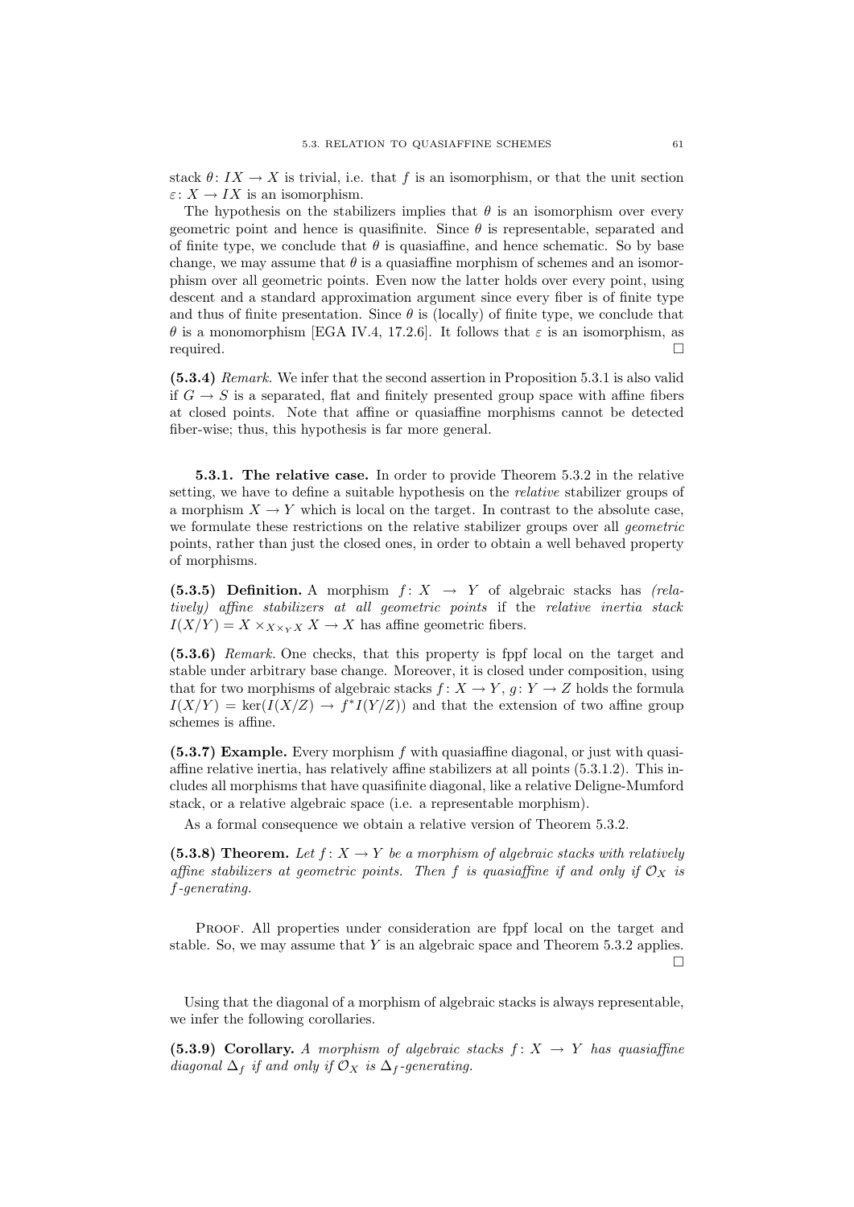stack $\theta\colon IX \to X$ is trivial, i.e. that $f$ is an isomorphism, or that the unit section $\varepsilon\colon X \to IX$ is an isomorphism.

The hypothesis on the stabilizers implies that $\theta$ is an isomorphism over every geometric point and hence is quasifinite. Since $\theta$ is representable, separated and of finite type, we conclude that $\theta$ is quasiaffine, and hence schematic. So by base change, we may assume that $\theta$ is a quasiaffine morphism of schemes and an isomorphism over all geometric points. Even now the latter holds over every point, using descent and a standard approximation argument since every fiber is of finite type and thus of finite presentation. Since $\theta$ is (locally) of finite type, we conclude that $\theta$ is a monomorphism [EGA IV.4, 17.2.6]. It follows that $\varepsilon$ is an isomorphism, as required. $\square$

**(5.3.4)** *Remark.* We infer that the second assertion in Proposition 5.3.1 is also valid if $G \to S$ is a separated, flat and finitely presented group space with affine fibers at closed points. Note that affine or quasiaffine morphisms cannot be detected fiber-wise; thus, this hypothesis is far more general.

### 5.3.1. The relative case.

In order to provide Theorem 5.3.2 in the relative setting, we have to define a suitable hypothesis on the *relative* stabilizer groups of a morphism $X \to Y$ which is local on the target. In contrast to the absolute case, we formulate these restrictions on the relative stabilizer groups over all *geometric* points, rather than just the closed ones, in order to obtain a well behaved property of morphisms.

**(5.3.5) Definition.** A morphism $f\colon X \to Y$ of algebraic stacks has *(relatively) affine stabilizers at all geometric points* if the *relative inertia stack* $I(X/Y) = X \times_{X\times_Y X} X \to X$ has affine geometric fibers.

**(5.3.6)** *Remark.* One checks, that this property is fppf local on the target and stable under arbitrary base change. Moreover, it is closed under composition, using that for two morphisms of algebraic stacks $f\colon X \to Y$, $g\colon Y \to Z$ holds the formula $I(X/Y) = \ker(I(X/Z) \to f^*I(Y/Z))$ and that the extension of two affine group schemes is affine.

**(5.3.7) Example.** Every morphism $f$ with quasiaffine diagonal, or just with quasiaffine relative inertia, has relatively affine stabilizers at all points (5.3.1.2). This includes all morphisms that have quasifinite diagonal, like a relative Deligne-Mumford stack, or a relative algebraic space (i.e. a representable morphism).

As a formal consequence we obtain a relative version of Theorem 5.3.2.

**(5.3.8) Theorem.** *Let $f\colon X \to Y$ be a morphism of algebraic stacks with relatively affine stabilizers at geometric points. Then $f$ is quasiaffine if and only if $\mathcal{O}_X$ is $f$-generating.*

Proof. All properties under consideration are fppf local on the target and stable. So, we may assume that $Y$ is an algebraic space and Theorem 5.3.2 applies. $\square$

Using that the diagonal of a morphism of algebraic stacks is always representable, we infer the following corollaries.

**(5.3.9) Corollary.** *A morphism of algebraic stacks $f\colon X \to Y$ has quasiaffine diagonal $\Delta_f$ if and only if $\mathcal{O}_X$ is $\Delta_f$-generating.*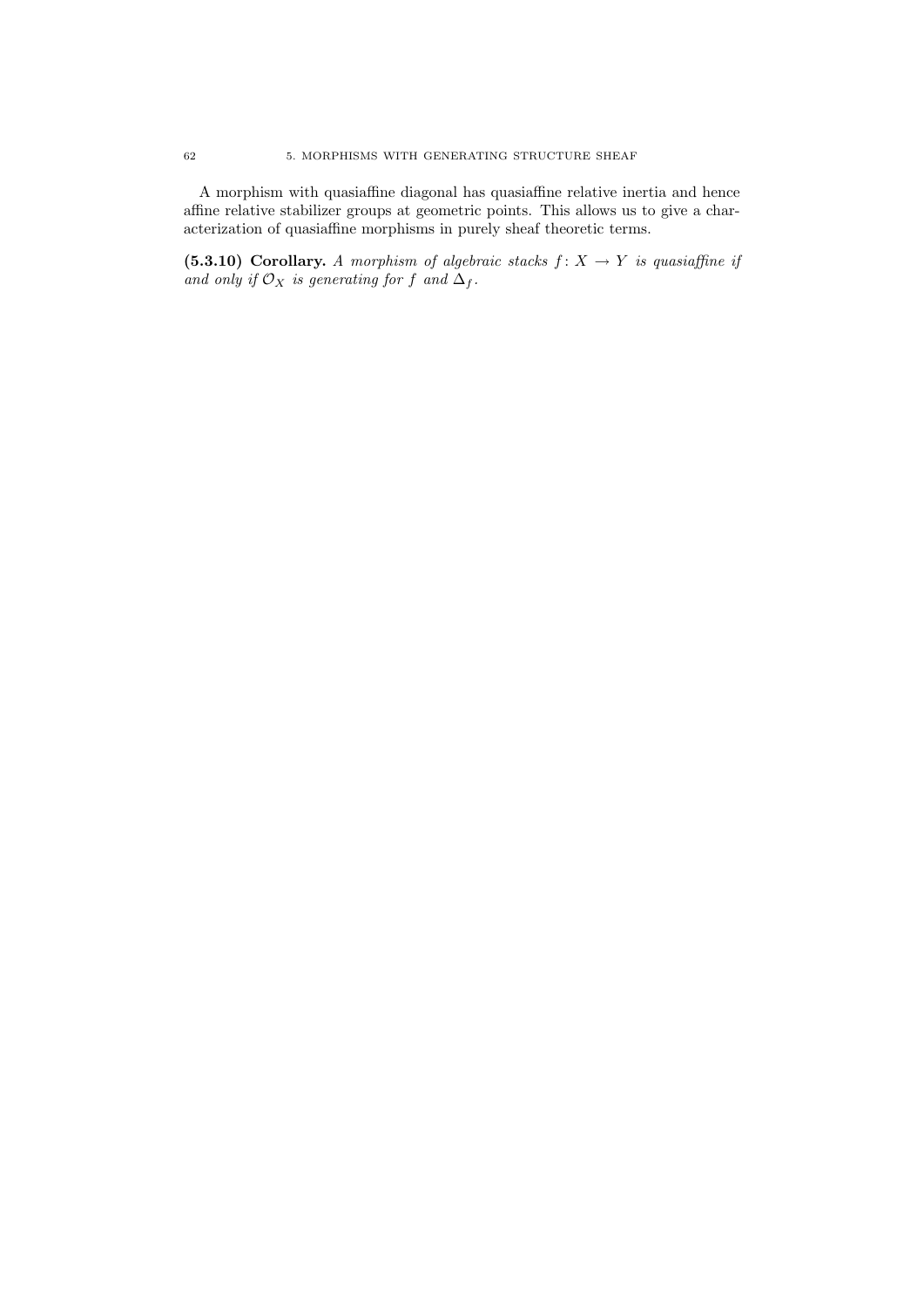A morphism with quasiaffine diagonal has quasiaffine relative inertia and hence affine relative stabilizer groups at geometric points. This allows us to give a characterization of quasiaffine morphisms in purely sheaf theoretic terms.

**(5.3.10) Corollary.** *A morphism of algebraic stacks $f\colon X \to Y$ is quasiaffine if and only if $\mathcal{O}_X$ is generating for $f$ and $\Delta_f$.*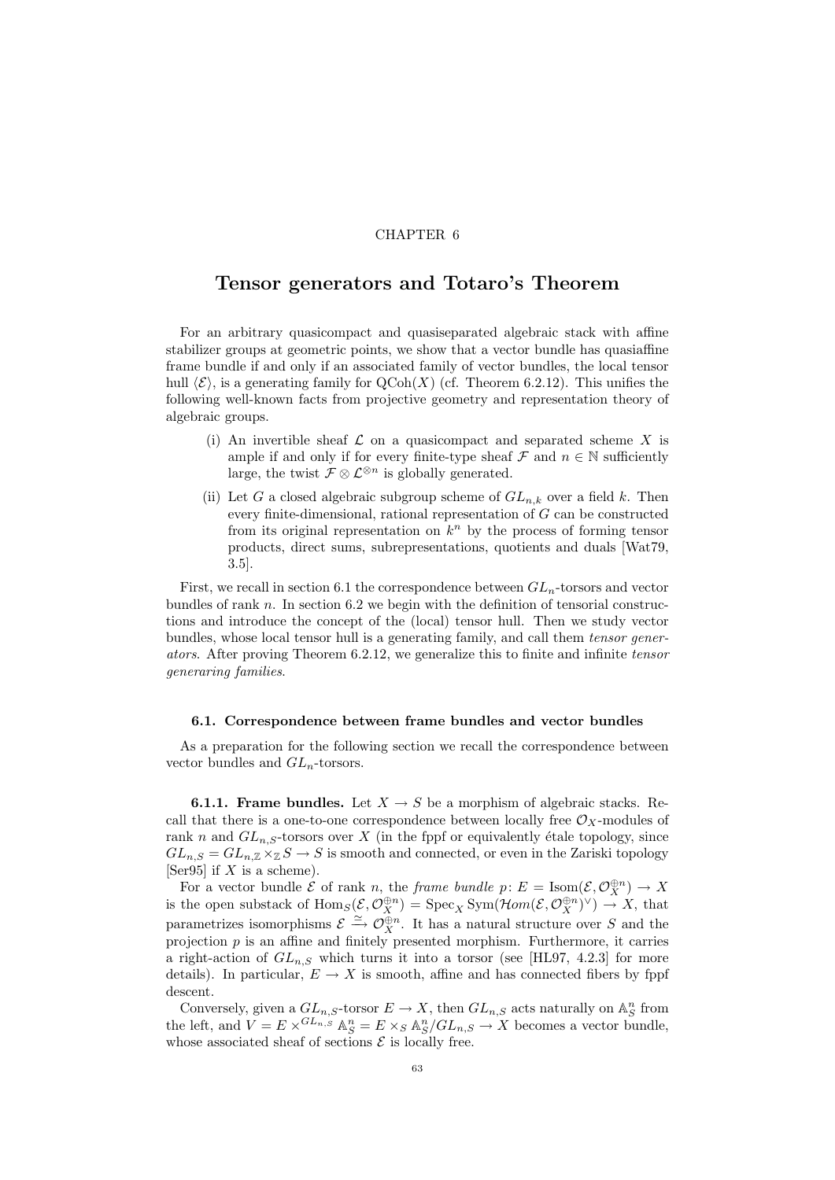CHAPTER 6

# Tensor generators and Totaro's Theorem

For an arbitrary quasicompact and quasiseparated algebraic stack with affine stabilizer groups at geometric points, we show that a vector bundle has quasiaffine frame bundle if and only if an associated family of vector bundles, the local tensor hull $\langle \mathcal{E} \rangle$, is a generating family for $\mathrm{QCoh}(X)$ (cf. Theorem 6.2.12). This unifies the following well-known facts from projective geometry and representation theory of algebraic groups.

(i) An invertible sheaf $\mathcal{L}$ on a quasicompact and separated scheme $X$ is ample if and only if for every finite-type sheaf $\mathcal{F}$ and $n \in \mathbb{N}$ sufficiently large, the twist $\mathcal{F} \otimes \mathcal{L}^{\otimes n}$ is globally generated.

(ii) Let $G$ a closed algebraic subgroup scheme of $GL_{n,k}$ over a field $k$. Then every finite-dimensional, rational representation of $G$ can be constructed from its original representation on $k^n$ by the process of forming tensor products, direct sums, subrepresentations, quotients and duals [Wat79, 3.5].

First, we recall in section 6.1 the correspondence between $GL_n$-torsors and vector bundles of rank $n$. In section 6.2 we begin with the definition of tensorial constructions and introduce the concept of the (local) tensor hull. Then we study vector bundles, whose local tensor hull is a generating family, and call them *tensor generators*. After proving Theorem 6.2.12, we generalize this to finite and infinite *tensor generaring families*.

## 6.1. Correspondence between frame bundles and vector bundles

As a preparation for the following section we recall the correspondence between vector bundles and $GL_n$-torsors.

**6.1.1. Frame bundles.** Let $X \to S$ be a morphism of algebraic stacks. Recall that there is a one-to-one correspondence between locally free $\mathcal{O}_X$-modules of rank $n$ and $GL_{n,S}$-torsors over $X$ (in the fppf or equivalently étale topology, since $GL_{n,S} = GL_{n,\mathbb{Z}} \times_{\mathbb{Z}} S \to S$ is smooth and connected, or even in the Zariski topology [Ser95] if $X$ is a scheme).

For a vector bundle $\mathcal{E}$ of rank $n$, the *frame bundle* $p \colon E = \mathrm{Isom}(\mathcal{E}, \mathcal{O}_X^{\oplus n}) \to X$ is the open substack of $\mathrm{Hom}_S(\mathcal{E}, \mathcal{O}_X^{\oplus n}) = \mathrm{Spec}_X \mathrm{Sym}(\mathcal{H}om(\mathcal{E}, \mathcal{O}_X^{\oplus n})^\vee) \to X$, that parametrizes isomorphisms $\mathcal{E} \xrightarrow{\simeq} \mathcal{O}_X^{\oplus n}$. It has a natural structure over $S$ and the projection $p$ is an affine and finitely presented morphism. Furthermore, it carries a right-action of $GL_{n,S}$ which turns it into a torsor (see [HL97, 4.2.3] for more details). In particular, $E \to X$ is smooth, affine and has connected fibers by fppf descent.

Conversely, given a $GL_{n,S}$-torsor $E \to X$, then $GL_{n,S}$ acts naturally on $\mathbb{A}^n_S$ from the left, and $V = E \times^{GL_{n,S}} \mathbb{A}^n_S = E \times_S \mathbb{A}^n_S / GL_{n,S} \to X$ becomes a vector bundle, whose associated sheaf of sections $\mathcal{E}$ is locally free.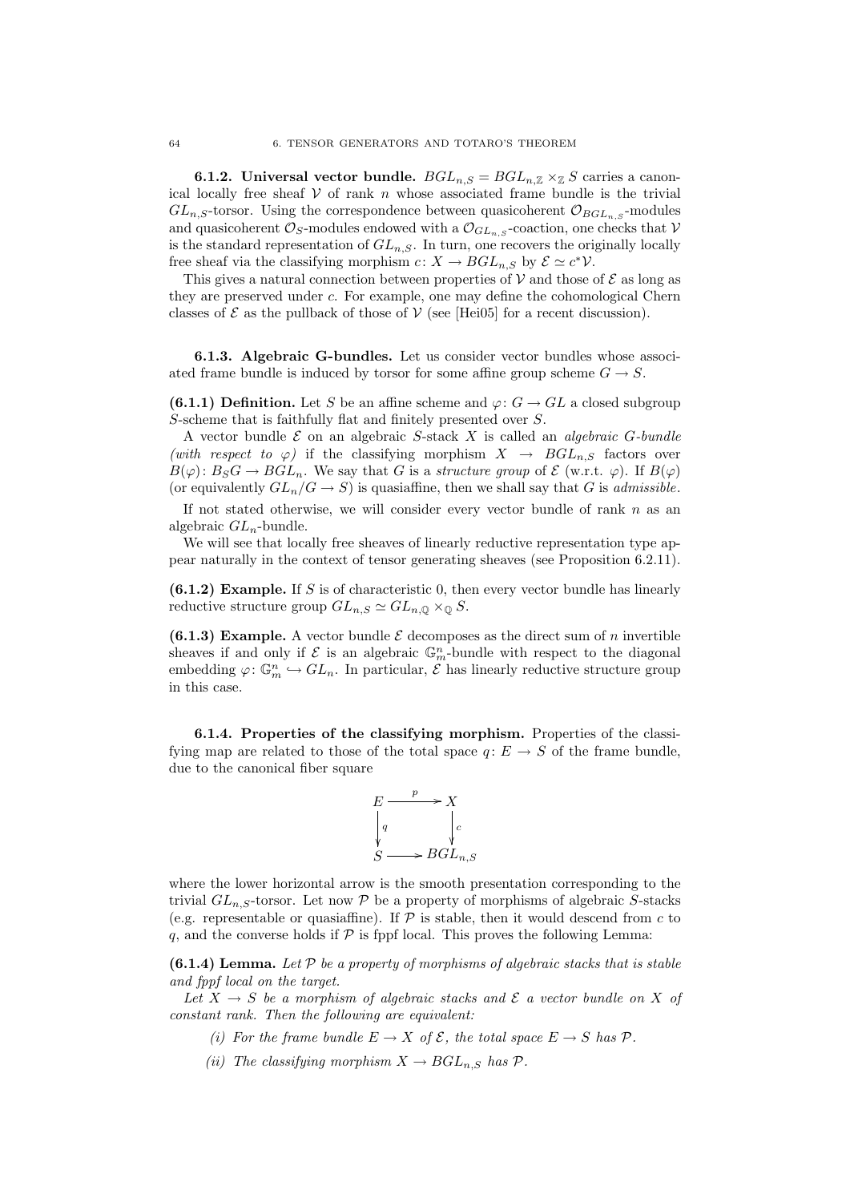**6.1.2. Universal vector bundle.** $BGL_{n,S} = BGL_{n,\mathbb{Z}} \times_{\mathbb{Z}} S$ carries a canonical locally free sheaf $\mathcal{V}$ of rank $n$ whose associated frame bundle is the trivial $GL_{n,S}$-torsor. Using the correspondence between quasicoherent $\mathcal{O}_{BGL_{n,S}}$-modules and quasicoherent $\mathcal{O}_S$-modules endowed with a $\mathcal{O}_{GL_{n,S}}$-coaction, one checks that $\mathcal{V}$ is the standard representation of $GL_{n,S}$. In turn, one recovers the originally locally free sheaf via the classifying morphism $c\colon X \to BGL_{n,S}$ by $\mathcal{E} \simeq c^*\mathcal{V}$.

This gives a natural connection between properties of $\mathcal{V}$ and those of $\mathcal{E}$ as long as they are preserved under $c$. For example, one may define the cohomological Chern classes of $\mathcal{E}$ as the pullback of those of $\mathcal{V}$ (see [Hei05] for a recent discussion).

**6.1.3. Algebraic G-bundles.** Let us consider vector bundles whose associated frame bundle is induced by torsor for some affine group scheme $G \to S$.

**(6.1.1) Definition.** Let $S$ be an affine scheme and $\varphi\colon G \to GL$ a closed subgroup $S$-scheme that is faithfully flat and finitely presented over $S$.

A vector bundle $\mathcal{E}$ on an algebraic $S$-stack $X$ is called an *algebraic $G$-bundle (with respect to $\varphi$)* if the classifying morphism $X \to BGL_{n,S}$ factors over $B(\varphi)\colon B_S G \to BGL_n$. We say that $G$ is a *structure group* of $\mathcal{E}$ (w.r.t. $\varphi$). If $B(\varphi)$ (or equivalently $GL_n/G \to S$) is quasiaffine, then we shall say that $G$ is *admissible*.

If not stated otherwise, we will consider every vector bundle of rank $n$ as an algebraic $GL_n$-bundle.

We will see that locally free sheaves of linearly reductive representation type appear naturally in the context of tensor generating sheaves (see Proposition 6.2.11).

**(6.1.2) Example.** If $S$ is of characteristic 0, then every vector bundle has linearly reductive structure group $GL_{n,S} \simeq GL_{n,\mathbb{Q}} \times_{\mathbb{Q}} S$.

**(6.1.3) Example.** A vector bundle $\mathcal{E}$ decomposes as the direct sum of $n$ invertible sheaves if and only if $\mathcal{E}$ is an algebraic $\mathbb{G}_m^n$-bundle with respect to the diagonal embedding $\varphi\colon \mathbb{G}_m^n \hookrightarrow GL_n$. In particular, $\mathcal{E}$ has linearly reductive structure group in this case.

**6.1.4. Properties of the classifying morphism.** Properties of the classifying map are related to those of the total space $q\colon E \to S$ of the frame bundle, due to the canonical fiber square

$$
\begin{array}{ccc}
E & \xrightarrow{\;p\;} & X \\
\big\downarrow q & & \big\downarrow c \\
S & \longrightarrow & BGL_{n,S}
\end{array}
$$

where the lower horizontal arrow is the smooth presentation corresponding to the trivial $GL_{n,S}$-torsor. Let now $\mathcal{P}$ be a property of morphisms of algebraic $S$-stacks (e.g. representable or quasiaffine). If $\mathcal{P}$ is stable, then it would descend from $c$ to $q$, and the converse holds if $\mathcal{P}$ is fppf local. This proves the following Lemma:

**(6.1.4) Lemma.** *Let $\mathcal{P}$ be a property of morphisms of algebraic stacks that is stable and fppf local on the target.*

*Let $X \to S$ be a morphism of algebraic stacks and $\mathcal{E}$ a vector bundle on $X$ of constant rank. Then the following are equivalent:*

- (i) *For the frame bundle $E \to X$ of $\mathcal{E}$, the total space $E \to S$ has $\mathcal{P}$.*
- (ii) *The classifying morphism $X \to BGL_{n,S}$ has $\mathcal{P}$.*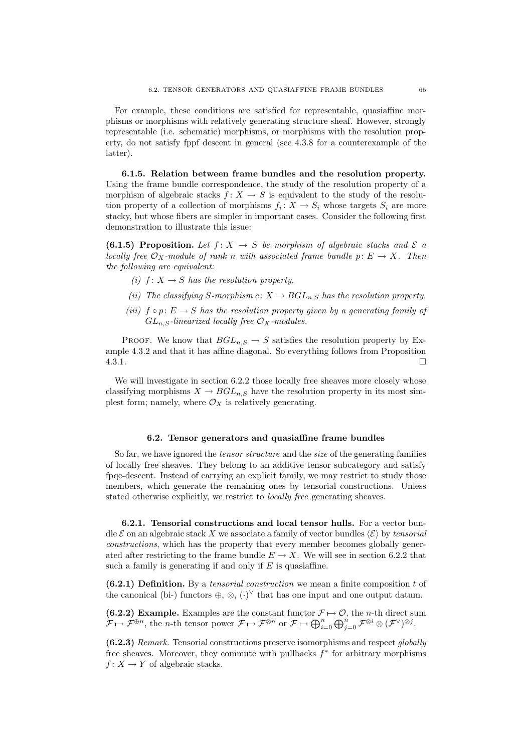For example, these conditions are satisfied for representable, quasiaffine morphisms or morphisms with relatively generating structure sheaf. However, strongly representable (i.e. schematic) morphisms, or morphisms with the resolution property, do not satisfy fppf descent in general (see 4.3.8 for a counterexample of the latter).

**6.1.5. Relation between frame bundles and the resolution property.** Using the frame bundle correspondence, the study of the resolution property of a morphism of algebraic stacks $f\colon X \to S$ is equivalent to the study of the resolution property of a collection of morphisms $f_i\colon X \to S_i$ whose targets $S_i$ are more stacky, but whose fibers are simpler in important cases. Consider the following first demonstration to illustrate this issue:

**(6.1.5) Proposition.** *Let $f\colon X \to S$ be morphism of algebraic stacks and $\mathcal{E}$ a locally free $\mathcal{O}_X$-module of rank $n$ with associated frame bundle $p\colon E \to X$. Then the following are equivalent:*

- *(i) $f\colon X \to S$ has the resolution property.*
- *(ii) The classifying $S$-morphism $c\colon X \to BGL_{n,S}$ has the resolution property.*
- *(iii) $f \circ p\colon E \to S$ has the resolution property given by a generating family of $GL_{n,S}$-linearized locally free $\mathcal{O}_X$-modules.*

Proof. We know that $BGL_{n,S} \to S$ satisfies the resolution property by Example 4.3.2 and that it has affine diagonal. So everything follows from Proposition 4.3.1. □

We will investigate in section 6.2.2 those locally free sheaves more closely whose classifying morphisms $X \to BGL_{n,S}$ have the resolution property in its most simplest form; namely, where $\mathcal{O}_X$ is relatively generating.

## 6.2. Tensor generators and quasiaffine frame bundles

So far, we have ignored the *tensor structure* and the *size* of the generating families of locally free sheaves. They belong to an additive tensor subcategory and satisfy fpqc-descent. Instead of carrying an explicit family, we may restrict to study those members, which generate the remaining ones by tensorial constructions. Unless stated otherwise explicitly, we restrict to *locally free* generating sheaves.

**6.2.1. Tensorial constructions and local tensor hulls.** For a vector bundle $\mathcal{E}$ on an algebraic stack $X$ we associate a family of vector bundles $\langle \mathcal{E} \rangle$ by *tensorial constructions*, which has the property that every member becomes globally generated after restricting to the frame bundle $E \to X$. We will see in section 6.2.2 that such a family is generating if and only if $E$ is quasiaffine.

**(6.2.1) Definition.** By a *tensorial construction* we mean a finite composition $t$ of the canonical (bi-) functors $\oplus$, $\otimes$, $(\cdot)^\vee$ that has one input and one output datum.

**(6.2.2) Example.** Examples are the constant functor $\mathcal{F} \mapsto \mathcal{O}$, the $n$-th direct sum $\mathcal{F} \mapsto \mathcal{F}^{\oplus n}$, the $n$-th tensor power $\mathcal{F} \mapsto \mathcal{F}^{\otimes n}$ or $\mathcal{F} \mapsto \bigoplus_{i=0}^{n} \bigoplus_{j=0}^{n} \mathcal{F}^{\otimes i} \otimes (\mathcal{F}^\vee)^{\otimes j}$.

**(6.2.3)** *Remark.* Tensorial constructions preserve isomorphisms and respect *globally* free sheaves. Moreover, they commute with pullbacks $f^*$ for arbitrary morphisms $f\colon X \to Y$ of algebraic stacks.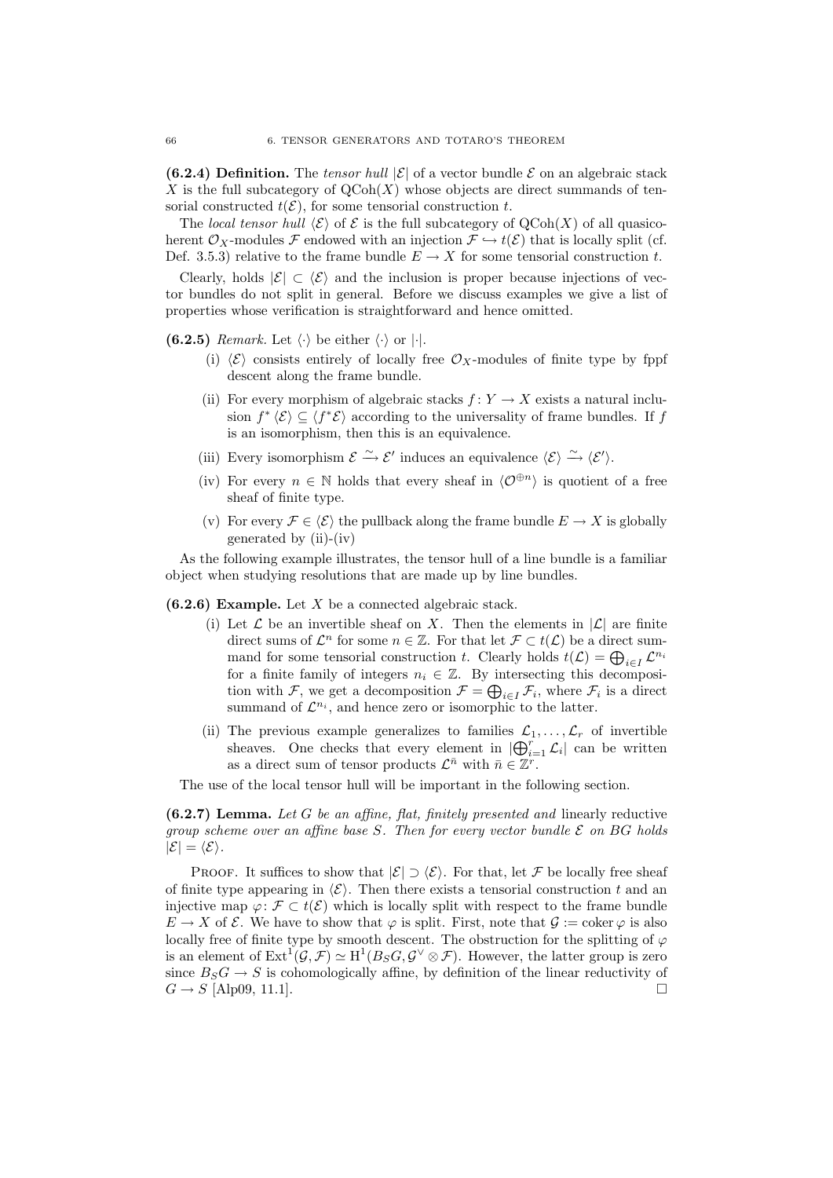**(6.2.4) Definition.** The *tensor hull* $|\mathcal{E}|$ of a vector bundle $\mathcal{E}$ on an algebraic stack $X$ is the full subcategory of $\mathrm{QCoh}(X)$ whose objects are direct summands of tensorial constructed $t(\mathcal{E})$, for some tensorial construction $t$.

The *local tensor hull* $\langle\mathcal{E}\rangle$ of $\mathcal{E}$ is the full subcategory of $\mathrm{QCoh}(X)$ of all quasicoherent $\mathcal{O}_X$-modules $\mathcal{F}$ endowed with an injection $\mathcal{F} \hookrightarrow t(\mathcal{E})$ that is locally split (cf. Def. 3.5.3) relative to the frame bundle $E \to X$ for some tensorial construction $t$.

Clearly, holds $|\mathcal{E}| \subset \langle\mathcal{E}\rangle$ and the inclusion is proper because injections of vector bundles do not split in general. Before we discuss examples we give a list of properties whose verification is straightforward and hence omitted.

**(6.2.5)** *Remark.* Let $\langle\cdot\rangle$ be either $\langle\cdot\rangle$ or $|\cdot|$.

- (i) $\langle\mathcal{E}\rangle$ consists entirely of locally free $\mathcal{O}_X$-modules of finite type by fppf descent along the frame bundle.
- (ii) For every morphism of algebraic stacks $f\colon Y \to X$ exists a natural inclusion $f^*\langle\mathcal{E}\rangle \subseteq \langle f^*\mathcal{E}\rangle$ according to the universality of frame bundles. If $f$ is an isomorphism, then this is an equivalence.
- (iii) Every isomorphism $\mathcal{E} \xrightarrow{\sim} \mathcal{E}'$ induces an equivalence $\langle\mathcal{E}\rangle \xrightarrow{\sim} \langle\mathcal{E}'\rangle$.
- (iv) For every $n \in \mathbb{N}$ holds that every sheaf in $\langle\mathcal{O}^{\oplus n}\rangle$ is quotient of a free sheaf of finite type.
- (v) For every $\mathcal{F} \in \langle\mathcal{E}\rangle$ the pullback along the frame bundle $E \to X$ is globally generated by (ii)-(iv)

As the following example illustrates, the tensor hull of a line bundle is a familiar object when studying resolutions that are made up by line bundles.

**(6.2.6) Example.** Let $X$ be a connected algebraic stack.

- (i) Let $\mathcal{L}$ be an invertible sheaf on $X$. Then the elements in $|\mathcal{L}|$ are finite direct sums of $\mathcal{L}^n$ for some $n \in \mathbb{Z}$. For that let $\mathcal{F} \subset t(\mathcal{L})$ be a direct summand for some tensorial construction $t$. Clearly holds $t(\mathcal{L}) = \bigoplus_{i\in I} \mathcal{L}^{n_i}$ for a finite family of integers $n_i \in \mathbb{Z}$. By intersecting this decomposition with $\mathcal{F}$, we get a decomposition $\mathcal{F} = \bigoplus_{i\in I} \mathcal{F}_i$, where $\mathcal{F}_i$ is a direct summand of $\mathcal{L}^{n_i}$, and hence zero or isomorphic to the latter.
- (ii) The previous example generalizes to families $\mathcal{L}_1, \ldots, \mathcal{L}_r$ of invertible sheaves. One checks that every element in $|\bigoplus_{i=1}^r \mathcal{L}_i|$ can be written as a direct sum of tensor products $\mathcal{L}^{\bar{n}}$ with $\bar{n} \in \mathbb{Z}^r$.

The use of the local tensor hull will be important in the following section.

**(6.2.7) Lemma.** *Let $G$ be an affine, flat, finitely presented and* linearly reductive *group scheme over an affine base $S$. Then for every vector bundle $\mathcal{E}$ on $BG$ holds $|\mathcal{E}| = \langle\mathcal{E}\rangle$.*

Proof. It suffices to show that $|\mathcal{E}| \supset \langle\mathcal{E}\rangle$. For that, let $\mathcal{F}$ be locally free sheaf of finite type appearing in $\langle\mathcal{E}\rangle$. Then there exists a tensorial construction $t$ and an injective map $\varphi\colon \mathcal{F} \subset t(\mathcal{E})$ which is locally split with respect to the frame bundle $E \to X$ of $\mathcal{E}$. We have to show that $\varphi$ is split. First, note that $\mathcal{G} := \operatorname{coker}\varphi$ is also locally free of finite type by smooth descent. The obstruction for the splitting of $\varphi$ is an element of $\operatorname{Ext}^1(\mathcal{G}, \mathcal{F}) \simeq \mathrm{H}^1(B_S G, \mathcal{G}^\vee \otimes \mathcal{F})$. However, the latter group is zero since $B_S G \to S$ is cohomologically affine, by definition of the linear reductivity of $G \to S$ [Alp09, 11.1]. □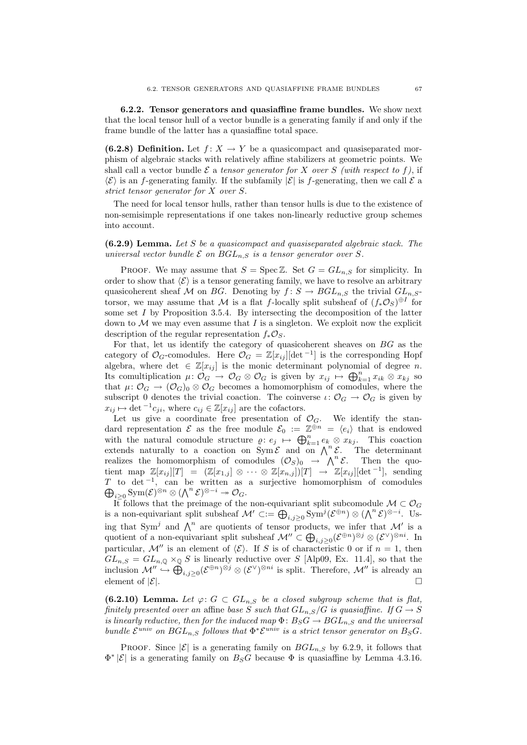### 6.2.2. Tensor generators and quasiaffine frame bundles.

We show next that the local tensor hull of a vector bundle is a generating family if and only if the frame bundle of the latter has a quasiaffine total space.

**(6.2.8) Definition.** Let $f\colon X \to Y$ be a quasicompact and quasiseparated morphism of algebraic stacks with relatively affine stabilizers at geometric points. We shall call a vector bundle $\mathcal{E}$ a *tensor generator for $X$ over $S$ (with respect to $f$)*, if $\langle \mathcal{E} \rangle$ is an $f$-generating family. If the subfamily $|\mathcal{E}|$ is $f$-generating, then we call $\mathcal{E}$ a *strict tensor generator for $X$ over $S$*.

The need for local tensor hulls, rather than tensor hulls is due to the existence of non-semisimple representations if one takes non-linearly reductive group schemes into account.

**(6.2.9) Lemma.** *Let $S$ be a quasicompact and quasiseparated algebraic stack. The universal vector bundle $\mathcal{E}$ on $BGL_{n,S}$ is a tensor generator over $S$.*

Proof. We may assume that $S = \operatorname{Spec} \mathbb{Z}$. Set $G = GL_{n,S}$ for simplicity. In order to show that $\langle \mathcal{E} \rangle$ is a tensor generating family, we have to resolve an arbitrary quasicoherent sheaf $\mathcal{M}$ on $BG$. Denoting by $f\colon S \to BGL_{n,S}$ the trivial $GL_{n,S}$-torsor, we may assume that $\mathcal{M}$ is a flat $f$-locally split subsheaf of $(f_*\mathcal{O}_S)^{\oplus I}$ for some set $I$ by Proposition 3.5.4. By intersecting the decomposition of the latter down to $\mathcal{M}$ we may even assume that $I$ is a singleton. We exploit now the explicit description of the regular representation $f_*\mathcal{O}_S$.

For that, let us identify the category of quasicoherent sheaves on $BG$ as the category of $\mathcal{O}_G$-comodules. Here $\mathcal{O}_G = \mathbb{Z}[x_{ij}][\det^{-1}]$ is the corresponding Hopf algebra, where $\det \in \mathbb{Z}[x_{ij}]$ is the monic determinant polynomial of degree $n$. Its comultiplication $\mu\colon \mathcal{O}_G \to \mathcal{O}_G \otimes \mathcal{O}_G$ is given by $x_{ij} \mapsto \bigoplus_{k=1}^n x_{ik} \otimes x_{kj}$ so that $\mu\colon \mathcal{O}_G \to (\mathcal{O}_G)_0 \otimes \mathcal{O}_G$ becomes a homomorphism of comodules, where the subscript 0 denotes the trivial coaction. The coinverse $\iota\colon \mathcal{O}_G \to \mathcal{O}_G$ is given by $x_{ij} \mapsto \det^{-1} c_{ji}$, where $c_{ij} \in \mathbb{Z}[x_{ij}]$ are the cofactors.

Let us give a coordinate free presentation of $\mathcal{O}_G$. We identify the standard representation $\mathcal{E}$ as the free module $\mathcal{E}_0 := \mathbb{Z}^{\oplus n} = \langle e_i \rangle$ that is endowed with the natural comodule structure $\varrho\colon e_j \mapsto \bigoplus_{k=1}^n e_k \otimes x_{kj}$. This coaction extends naturally to a coaction on $\operatorname{Sym} \mathcal{E}$ and on $\bigwedge^n \mathcal{E}$. The determinant realizes the homomorphism of comodules $(\mathcal{O}_S)_0 \to \bigwedge^n \mathcal{E}$. Then the quotient map $\mathbb{Z}[x_{ij}][T] = (\mathbb{Z}[x_{1,j}] \otimes \cdots \otimes \mathbb{Z}[x_{n,j}])[T] \to \mathbb{Z}[x_{ij}][\det^{-1}]$, sending $T$ to $\det^{-1}$, can be written as a surjective homomorphism of comodules $\bigoplus_{i \geq 0} \operatorname{Sym}(\mathcal{E})^{\otimes n} \otimes (\bigwedge^n \mathcal{E})^{\otimes -i} \twoheadrightarrow \mathcal{O}_G$.

It follows that the preimage of the non-equivariant split subcomodule $\mathcal{M} \subset \mathcal{O}_G$ is a non-equivariant split subsheaf $\mathcal{M}' \subset := \bigoplus_{i,j \geq 0} \operatorname{Sym}^j(\mathcal{E}^{\oplus n}) \otimes (\bigwedge^n \mathcal{E})^{\otimes -i}$. Using that $\operatorname{Sym}^j$ and $\bigwedge^n$ are quotients of tensor products, we infer that $\mathcal{M}'$ is a quotient of a non-equivariant split subsheaf $\mathcal{M}'' \subset \bigoplus_{i,j \geq 0} (\mathcal{E}^{\oplus n})^{\otimes j} \otimes (\mathcal{E}^\vee)^{\otimes ni}$. In particular, $\mathcal{M}''$ is an element of $\langle \mathcal{E} \rangle$. If $S$ is of characteristic 0 or if $n = 1$, then $GL_{n,S} = GL_{n,\mathbb{Q}} \times_{\mathbb{Q}} S$ is linearly reductive over $S$ [Alp09, Ex. 11.4], so that the inclusion $\mathcal{M}'' \hookrightarrow \bigoplus_{i,j \geq 0} (\mathcal{E}^{\oplus n})^{\otimes j} \otimes (\mathcal{E}^\vee)^{\otimes ni}$ is split. Therefore, $\mathcal{M}''$ is already an element of $|\mathcal{E}|$. $\square$

**(6.2.10) Lemma.** *Let $\varphi\colon G \subset GL_{n,S}$ be a closed subgroup scheme that is flat, finitely presented over an affine base $S$ such that $GL_{n,S}/G$ is quasiaffine. If $G \to S$ is linearly reductive, then for the induced map $\Phi\colon B_S G \to BGL_{n,S}$ and the universal bundle $\mathcal{E}^{univ}$ on $BGL_{n,S}$ follows that $\Phi^*\mathcal{E}^{univ}$ is a strict tensor generator on $B_S G$.*

Proof. Since $|\mathcal{E}|$ is a generating family on $BGL_{n,S}$ by 6.2.9, it follows that $\Phi^* |\mathcal{E}|$ is a generating family on $B_S G$ because $\Phi$ is quasiaffine by Lemma 4.3.16.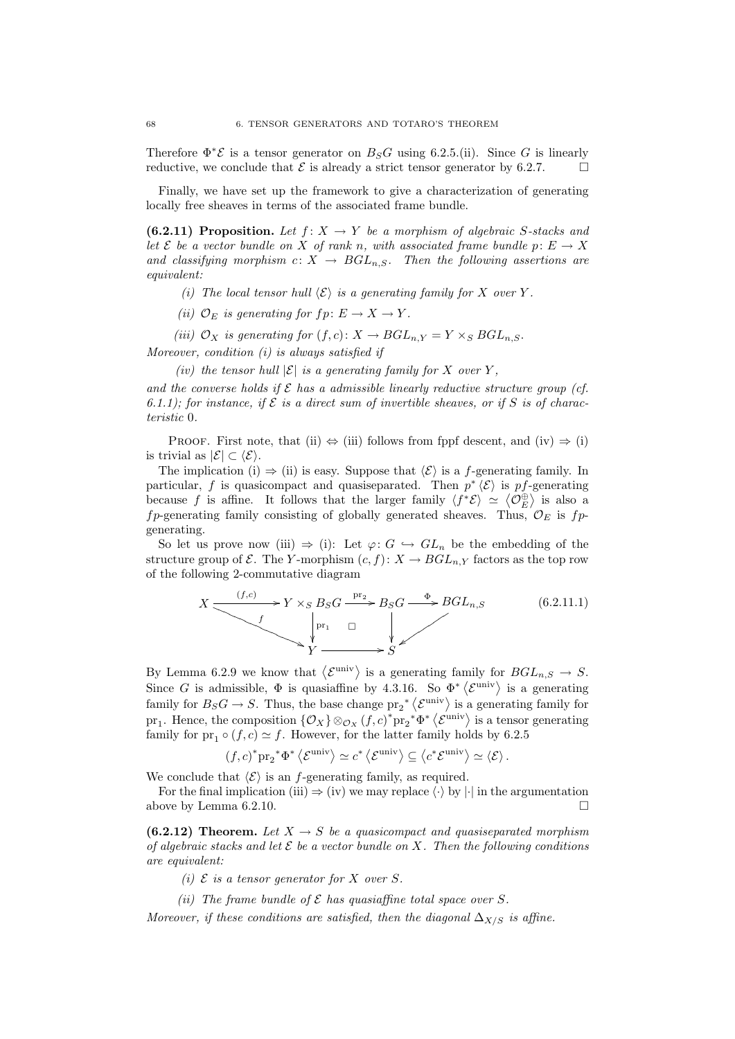Therefore $\Phi^*\mathcal{E}$ is a tensor generator on $B_SG$ using 6.2.5.(ii). Since $G$ is linearly reductive, we conclude that $\mathcal{E}$ is already a strict tensor generator by 6.2.7. $\square$

Finally, we have set up the framework to give a characterization of generating locally free sheaves in terms of the associated frame bundle.

**(6.2.11) Proposition.** *Let $f\colon X \to Y$ be a morphism of algebraic $S$-stacks and let $\mathcal{E}$ be a vector bundle on $X$ of rank $n$, with associated frame bundle $p\colon E \to X$ and classifying morphism $c\colon X \to BGL_{n,S}$. Then the following assertions are equivalent:*

- *(i) The local tensor hull $\langle \mathcal{E} \rangle$ is a generating family for $X$ over $Y$.*
- *(ii) $\mathcal{O}_E$ is generating for $fp\colon E \to X \to Y$.*
- *(iii) $\mathcal{O}_X$ is generating for $(f,c)\colon X \to BGL_{n,Y} = Y \times_S BGL_{n,S}$.*

*Moreover, condition (i) is always satisfied if*

- *(iv) the tensor hull $|\mathcal{E}|$ is a generating family for $X$ over $Y$,*

*and the converse holds if $\mathcal{E}$ has a admissible linearly reductive structure group (cf. 6.1.1); for instance, if $\mathcal{E}$ is a direct sum of invertible sheaves, or if $S$ is of characteristic 0.*

Proof. First note, that (ii) $\Leftrightarrow$ (iii) follows from fppf descent, and (iv) $\Rightarrow$ (i) is trivial as $|\mathcal{E}| \subset \langle \mathcal{E} \rangle$.

The implication (i) $\Rightarrow$ (ii) is easy. Suppose that $\langle \mathcal{E} \rangle$ is a $f$-generating family. In particular, $f$ is quasicompact and quasiseparated. Then $p^* \langle \mathcal{E} \rangle$ is $pf$-generating because $f$ is affine. It follows that the larger family $\langle f^*\mathcal{E} \rangle \simeq \left\langle \mathcal{O}_E^{\oplus} \right\rangle$ is also a $fp$-generating family consisting of globally generated sheaves. Thus, $\mathcal{O}_E$ is $fp$-generating.

So let us prove now (iii) $\Rightarrow$ (i): Let $\varphi\colon G \hookrightarrow GL_n$ be the embedding of the structure group of $\mathcal{E}$. The $Y$-morphism $(c,f)\colon X \to BGL_{n,Y}$ factors as the top row of the following 2-commutative diagram

$$\begin{array}{ccccccc} X & \xrightarrow{(f,c)} & Y \times_S B_SG & \xrightarrow{\mathrm{pr}_2} & B_SG & \xrightarrow{\Phi} & BGL_{n,S} \\ & \searrow^{f} & \downarrow{\scriptstyle \mathrm{pr}_1} & \square & \downarrow & \swarrow & \\ & & Y & \longrightarrow & S & & \end{array} \qquad (6.2.11.1)$$

By Lemma 6.2.9 we know that $\left\langle \mathcal{E}^{\mathrm{univ}} \right\rangle$ is a generating family for $BGL_{n,S} \to S$. Since $G$ is admissible, $\Phi$ is quasiaffine by 4.3.16. So $\Phi^* \left\langle \mathcal{E}^{\mathrm{univ}} \right\rangle$ is a generating family for $B_SG \to S$. Thus, the base change ${\mathrm{pr}_2}^* \left\langle \mathcal{E}^{\mathrm{univ}} \right\rangle$ is a generating family for $\mathrm{pr}_1$. Hence, the composition $\{\mathcal{O}_X\} \otimes_{\mathcal{O}_X} (f,c)^* {\mathrm{pr}_2}^* \Phi^* \left\langle \mathcal{E}^{\mathrm{univ}} \right\rangle$ is a tensor generating family for $\mathrm{pr}_1 \circ (f,c) \simeq f$. However, for the latter family holds by 6.2.5

$$(f,c)^* {\mathrm{pr}_2}^* \Phi^* \left\langle \mathcal{E}^{\mathrm{univ}} \right\rangle \simeq c^* \left\langle \mathcal{E}^{\mathrm{univ}} \right\rangle \subseteq \left\langle c^* \mathcal{E}^{\mathrm{univ}} \right\rangle \simeq \langle \mathcal{E} \rangle .$$

We conclude that $\langle \mathcal{E} \rangle$ is an $f$-generating family, as required.

For the final implication (iii) $\Rightarrow$ (iv) we may replace $\langle \cdot \rangle$ by $|\cdot|$ in the argumentation above by Lemma 6.2.10. $\square$

**(6.2.12) Theorem.** *Let $X \to S$ be a quasicompact and quasiseparated morphism of algebraic stacks and let $\mathcal{E}$ be a vector bundle on $X$. Then the following conditions are equivalent:*

- *(i) $\mathcal{E}$ is a tensor generator for $X$ over $S$.*
- *(ii) The frame bundle of $\mathcal{E}$ has quasiaffine total space over $S$.*

*Moreover, if these conditions are satisfied, then the diagonal $\Delta_{X/S}$ is affine.*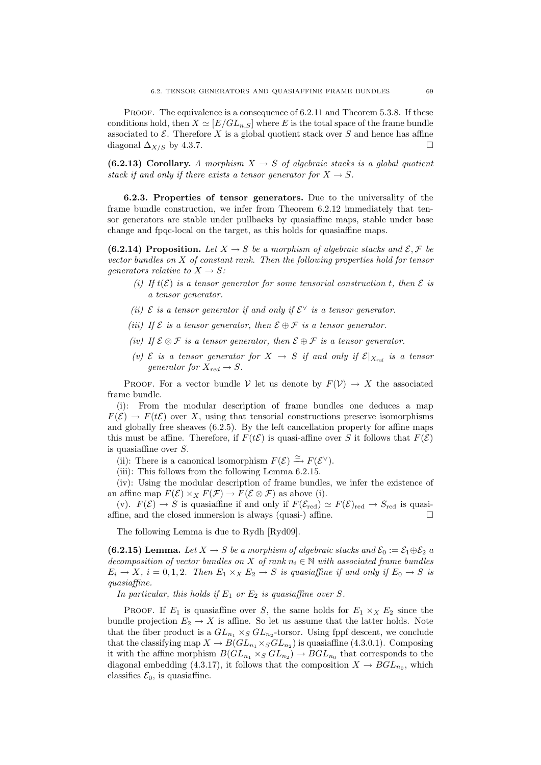PROOF. The equivalence is a consequence of 6.2.11 and Theorem 5.3.8. If these conditions hold, then $X \simeq [E/GL_{n,S}]$ where $E$ is the total space of the frame bundle associated to $\mathcal{E}$. Therefore $X$ is a global quotient stack over $S$ and hence has affine diagonal $\Delta_{X/S}$ by 4.3.7. □

**(6.2.13) Corollary.** *A morphism $X \to S$ of algebraic stacks is a global quotient stack if and only if there exists a tensor generator for $X \to S$.*

### 6.2.3. Properties of tensor generators.

Due to the universality of the frame bundle construction, we infer from Theorem 6.2.12 immediately that tensor generators are stable under pullbacks by quasiaffine maps, stable under base change and fpqc-local on the target, as this holds for quasiaffine maps.

**(6.2.14) Proposition.** *Let $X \to S$ be a morphism of algebraic stacks and $\mathcal{E}, \mathcal{F}$ be vector bundles on $X$ of constant rank. Then the following properties hold for tensor generators relative to $X \to S$:*

- *(i) If $t(\mathcal{E})$ is a tensor generator for some tensorial construction $t$, then $\mathcal{E}$ is a tensor generator.*
- *(ii) $\mathcal{E}$ is a tensor generator if and only if $\mathcal{E}^\vee$ is a tensor generator.*
- *(iii) If $\mathcal{E}$ is a tensor generator, then $\mathcal{E} \oplus \mathcal{F}$ is a tensor generator.*
- *(iv) If $\mathcal{E} \otimes \mathcal{F}$ is a tensor generator, then $\mathcal{E} \oplus \mathcal{F}$ is a tensor generator.*
- *(v) $\mathcal{E}$ is a tensor generator for $X \to S$ if and only if $\mathcal{E}|_{X_{red}}$ is a tensor generator for $X_{red} \to S$.*

PROOF. For a vector bundle $\mathcal{V}$ let us denote by $F(\mathcal{V}) \to X$ the associated frame bundle.

(i): From the modular description of frame bundles one deduces a map $F(\mathcal{E}) \to F(t\mathcal{E})$ over $X$, using that tensorial constructions preserve isomorphisms and globally free sheaves (6.2.5). By the left cancellation property for affine maps this must be affine. Therefore, if $F(t\mathcal{E})$ is quasi-affine over $S$ it follows that $F(\mathcal{E})$ is quasiaffine over $S$.

(ii): There is a canonical isomorphism $F(\mathcal{E}) \xrightarrow{\simeq} F(\mathcal{E}^\vee)$.

(iii): This follows from the following Lemma 6.2.15.

(iv): Using the modular description of frame bundles, we infer the existence of an affine map $F(\mathcal{E}) \times_X F(\mathcal{F}) \to F(\mathcal{E} \otimes \mathcal{F})$ as above (i).

(v). $F(\mathcal{E}) \to S$ is quasiaffine if and only if $F(\mathcal{E}_{\mathrm{red}}) \simeq F(\mathcal{E})_{\mathrm{red}} \to S_{\mathrm{red}}$ is quasiaffine, and the closed immersion is always (quasi-) affine. □

The following Lemma is due to Rydh [Ryd09].

**(6.2.15) Lemma.** *Let $X \to S$ be a morphism of algebraic stacks and $\mathcal{E}_0 := \mathcal{E}_1 \oplus \mathcal{E}_2$ a decomposition of vector bundles on $X$ of rank $n_i \in \mathbb{N}$ with associated frame bundles $E_i \to X$, $i = 0, 1, 2$. Then $E_1 \times_X E_2 \to S$ is quasiaffine if and only if $E_0 \to S$ is quasiaffine.*

*In particular, this holds if $E_1$ or $E_2$ is quasiaffine over $S$.*

PROOF. If $E_1$ is quasiaffine over $S$, the same holds for $E_1 \times_X E_2$ since the bundle projection $E_2 \to X$ is affine. So let us assume that the latter holds. Note that the fiber product is a $GL_{n_1} \times_S GL_{n_2}$-torsor. Using fppf descent, we conclude that the classifying map $X \to B(GL_{n_1} \times_S GL_{n_2})$ is quasiaffine (4.3.0.1). Composing it with the affine morphism $B(GL_{n_1} \times_S GL_{n_2}) \to BGL_{n_0}$ that corresponds to the diagonal embedding (4.3.17), it follows that the composition $X \to BGL_{n_0}$, which classifies $\mathcal{E}_0$, is quasiaffine.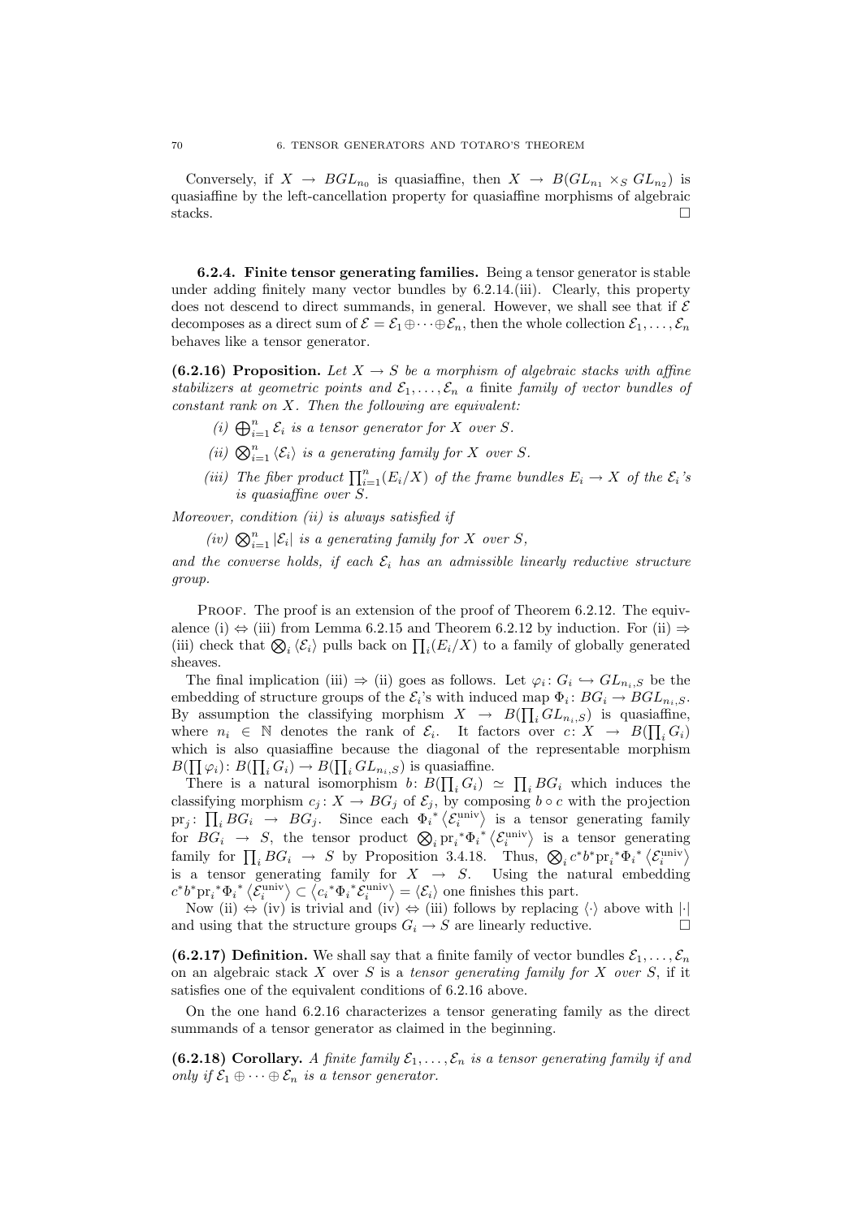Conversely, if $X \to BGL_{n_0}$ is quasiaffine, then $X \to B(GL_{n_1} \times_S GL_{n_2})$ is quasiaffine by the left-cancellation property for quasiaffine morphisms of algebraic stacks. $\square$

**6.2.4. Finite tensor generating families.** Being a tensor generator is stable under adding finitely many vector bundles by 6.2.14.(iii). Clearly, this property does not descend to direct summands, in general. However, we shall see that if $\mathcal{E}$ decomposes as a direct sum of $\mathcal{E} = \mathcal{E}_1 \oplus \cdots \oplus \mathcal{E}_n$, then the whole collection $\mathcal{E}_1, \ldots, \mathcal{E}_n$ behaves like a tensor generator.

**(6.2.16) Proposition.** *Let $X \to S$ be a morphism of algebraic stacks with affine stabilizers at geometric points and $\mathcal{E}_1, \ldots, \mathcal{E}_n$ a finite family of vector bundles of constant rank on $X$. Then the following are equivalent:*

*(i) $\bigoplus_{i=1}^n \mathcal{E}_i$ is a tensor generator for $X$ over $S$.*

*(ii) $\bigotimes_{i=1}^n \langle \mathcal{E}_i \rangle$ is a generating family for $X$ over $S$.*

*(iii) The fiber product $\prod_{i=1}^n (E_i/X)$ of the frame bundles $E_i \to X$ of the $\mathcal{E}_i$'s is quasiaffine over $S$.*

*Moreover, condition (ii) is always satisfied if*

*(iv) $\bigotimes_{i=1}^n |\mathcal{E}_i|$ is a generating family for $X$ over $S$,*

*and the converse holds, if each $\mathcal{E}_i$ has an admissible linearly reductive structure group.*

Proof. The proof is an extension of the proof of Theorem 6.2.12. The equivalence (i) $\Leftrightarrow$ (iii) from Lemma 6.2.15 and Theorem 6.2.12 by induction. For (ii) $\Rightarrow$ (iii) check that $\bigotimes_i \langle \mathcal{E}_i \rangle$ pulls back on $\prod_i (E_i/X)$ to a family of globally generated sheaves.

The final implication (iii) $\Rightarrow$ (ii) goes as follows. Let $\varphi_i \colon G_i \hookrightarrow GL_{n_i,S}$ be the embedding of structure groups of the $\mathcal{E}_i$'s with induced map $\Phi_i \colon BG_i \to BGL_{n_i,S}$. By assumption the classifying morphism $X \to B(\prod_i GL_{n_i,S})$ is quasiaffine, where $n_i \in \mathbb{N}$ denotes the rank of $\mathcal{E}_i$. It factors over $c \colon X \to B(\prod_i G_i)$ which is also quasiaffine because the diagonal of the representable morphism $B(\prod \varphi_i) \colon B(\prod_i G_i) \to B(\prod_i GL_{n_i,S})$ is quasiaffine.

There is a natural isomorphism $b \colon B(\prod_i G_i) \simeq \prod_i BG_i$ which induces the classifying morphism $c_j \colon X \to BG_j$ of $\mathcal{E}_j$, by composing $b \circ c$ with the projection $\mathrm{pr}_j \colon \prod_i BG_i \to BG_j$. Since each $\Phi_i{}^* \langle \mathcal{E}_i^{\mathrm{univ}} \rangle$ is a tensor generating family for $BG_i \to S$, the tensor product $\bigotimes_i \mathrm{pr}_i{}^* \Phi_i{}^* \langle \mathcal{E}_i^{\mathrm{univ}} \rangle$ is a tensor generating family for $\prod_i BG_i \to S$ by Proposition 3.4.18. Thus, $\bigotimes_i c^* b^* \mathrm{pr}_i{}^* \Phi_i{}^* \langle \mathcal{E}_i^{\mathrm{univ}} \rangle$ is a tensor generating family for $X \to S$. Using the natural embedding $c^* b^* \mathrm{pr}_i{}^* \Phi_i{}^* \langle \mathcal{E}_i^{\mathrm{univ}} \rangle \subset \langle c_i{}^* \Phi_i{}^* \mathcal{E}_i^{\mathrm{univ}} \rangle = \langle \mathcal{E}_i \rangle$ one finishes this part.

Now (ii) $\Leftrightarrow$ (iv) is trivial and (iv) $\Leftrightarrow$ (iii) follows by replacing $\langle \cdot \rangle$ above with $|\cdot|$ and using that the structure groups $G_i \to S$ are linearly reductive. $\square$

**(6.2.17) Definition.** We shall say that a finite family of vector bundles $\mathcal{E}_1, \ldots, \mathcal{E}_n$ on an algebraic stack $X$ over $S$ is a *tensor generating family for $X$ over $S$*, if it satisfies one of the equivalent conditions of 6.2.16 above.

On the one hand 6.2.16 characterizes a tensor generating family as the direct summands of a tensor generator as claimed in the beginning.

**(6.2.18) Corollary.** *A finite family $\mathcal{E}_1, \ldots, \mathcal{E}_n$ is a tensor generating family if and only if $\mathcal{E}_1 \oplus \cdots \oplus \mathcal{E}_n$ is a tensor generator.*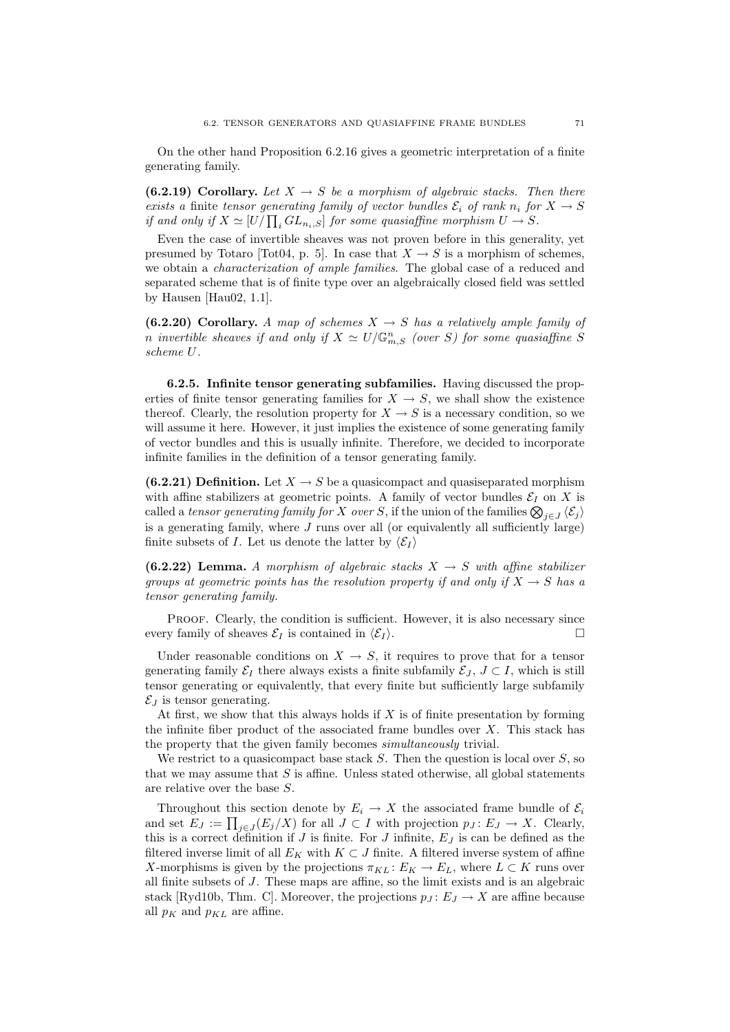On the other hand Proposition 6.2.16 gives a geometric interpretation of a finite generating family.

**(6.2.19) Corollary.** *Let $X \to S$ be a morphism of algebraic stacks. Then there exists a* finite *tensor generating family of vector bundles $\mathcal{E}_i$ of rank $n_i$ for $X \to S$ if and only if $X \simeq [U/\prod_i GL_{n_i,S}]$ for some quasiaffine morphism $U \to S$.*

Even the case of invertible sheaves was not proven before in this generality, yet presumed by Totaro [Tot04, p. 5]. In case that $X \to S$ is a morphism of schemes, we obtain a *characterization of ample families*. The global case of a reduced and separated scheme that is of finite type over an algebraically closed field was settled by Hausen [Hau02, 1.1].

**(6.2.20) Corollary.** *A map of schemes $X \to S$ has a relatively ample family of $n$ invertible sheaves if and only if $X \simeq U/\mathbb{G}^n_{m,S}$ (over $S$) for some quasiaffine $S$ scheme $U$.*

### 6.2.5. Infinite tensor generating subfamilies.

Having discussed the properties of finite tensor generating families for $X \to S$, we shall show the existence thereof. Clearly, the resolution property for $X \to S$ is a necessary condition, so we will assume it here. However, it just implies the existence of some generating family of vector bundles and this is usually infinite. Therefore, we decided to incorporate infinite families in the definition of a tensor generating family.

**(6.2.21) Definition.** Let $X \to S$ be a quasicompact and quasiseparated morphism with affine stabilizers at geometric points. A family of vector bundles $\mathcal{E}_I$ on $X$ is called a *tensor generating family for $X$ over $S$*, if the union of the families $\bigotimes_{j \in J} \langle \mathcal{E}_j \rangle$ is a generating family, where $J$ runs over all (or equivalently all sufficiently large) finite subsets of $I$. Let us denote the latter by $\langle \mathcal{E}_I \rangle$

**(6.2.22) Lemma.** *A morphism of algebraic stacks $X \to S$ with affine stabilizer groups at geometric points has the resolution property if and only if $X \to S$ has a tensor generating family.*

Proof. Clearly, the condition is sufficient. However, it is also necessary since every family of sheaves $\mathcal{E}_I$ is contained in $\langle \mathcal{E}_I \rangle$. □

Under reasonable conditions on $X \to S$, it requires to prove that for a tensor generating family $\mathcal{E}_I$ there always exists a finite subfamily $\mathcal{E}_J$, $J \subset I$, which is still tensor generating or equivalently, that every finite but sufficiently large subfamily $\mathcal{E}_J$ is tensor generating.

At first, we show that this always holds if $X$ is of finite presentation by forming the infinite fiber product of the associated frame bundles over $X$. This stack has the property that the given family becomes *simultaneously* trivial.

We restrict to a quasicompact base stack $S$. Then the question is local over $S$, so that we may assume that $S$ is affine. Unless stated otherwise, all global statements are relative over the base $S$.

Throughout this section denote by $E_i \to X$ the associated frame bundle of $\mathcal{E}_i$ and set $E_J := \prod_{j \in J}(E_j/X)$ for all $J \subset I$ with projection $p_J : E_J \to X$. Clearly, this is a correct definition if $J$ is finite. For $J$ infinite, $E_J$ is can be defined as the filtered inverse limit of all $E_K$ with $K \subset J$ finite. A filtered inverse system of affine $X$-morphisms is given by the projections $\pi_{KL} : E_K \to E_L$, where $L \subset K$ runs over all finite subsets of $J$. These maps are affine, so the limit exists and is an algebraic stack [Ryd10b, Thm. C]. Moreover, the projections $p_J : E_J \to X$ are affine because all $p_K$ and $p_{KL}$ are affine.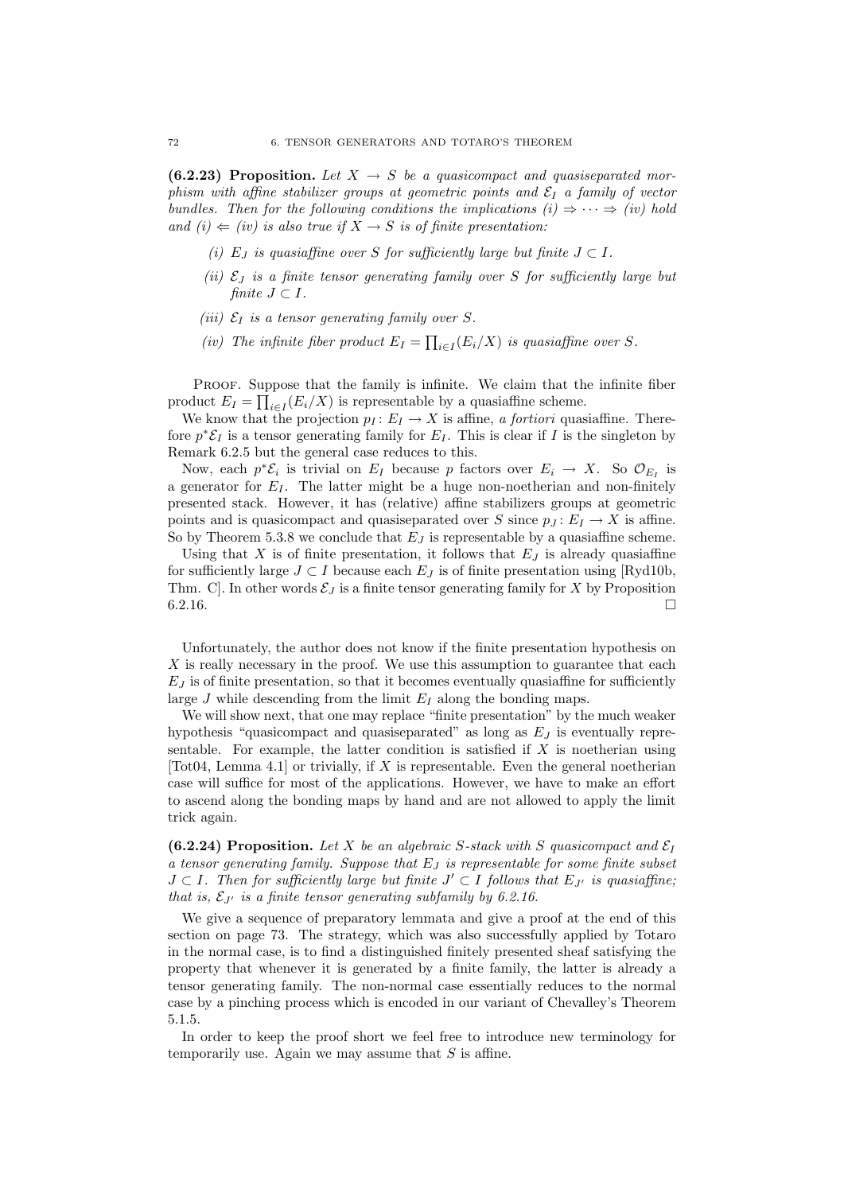**(6.2.23) Proposition.** *Let $X \to S$ be a quasicompact and quasiseparated morphism with affine stabilizer groups at geometric points and $\mathcal{E}_I$ a family of vector bundles. Then for the following conditions the implications (i) $\Rightarrow \cdots \Rightarrow$ (iv) hold and (i) $\Leftarrow$ (iv) is also true if $X \to S$ is of finite presentation:*

- *(i) $E_J$ is quasiaffine over $S$ for sufficiently large but finite $J \subset I$.*
- *(ii) $\mathcal{E}_J$ is a finite tensor generating family over $S$ for sufficiently large but finite $J \subset I$.*
- *(iii) $\mathcal{E}_I$ is a tensor generating family over $S$.*
- *(iv) The infinite fiber product $E_I = \prod_{i \in I}(E_i/X)$ is quasiaffine over $S$.*

Proof. Suppose that the family is infinite. We claim that the infinite fiber product $E_I = \prod_{i \in I}(E_i/X)$ is representable by a quasiaffine scheme.

We know that the projection $p_I \colon E_I \to X$ is affine, *a fortiori* quasiaffine. Therefore $p^*\mathcal{E}_I$ is a tensor generating family for $E_I$. This is clear if $I$ is the singleton by Remark 6.2.5 but the general case reduces to this.

Now, each $p^*\mathcal{E}_i$ is trivial on $E_I$ because $p$ factors over $E_i \to X$. So $\mathcal{O}_{E_I}$ is a generator for $E_I$. The latter might be a huge non-noetherian and non-finitely presented stack. However, it has (relative) affine stabilizers groups at geometric points and is quasicompact and quasiseparated over $S$ since $p_J \colon E_I \to X$ is affine. So by Theorem 5.3.8 we conclude that $E_J$ is representable by a quasiaffine scheme.

Using that $X$ is of finite presentation, it follows that $E_J$ is already quasiaffine for sufficiently large $J \subset I$ because each $E_J$ is of finite presentation using [Ryd10b, Thm. C]. In other words $\mathcal{E}_J$ is a finite tensor generating family for $X$ by Proposition 6.2.16. $\square$

Unfortunately, the author does not know if the finite presentation hypothesis on $X$ is really necessary in the proof. We use this assumption to guarantee that each $E_J$ is of finite presentation, so that it becomes eventually quasiaffine for sufficiently large $J$ while descending from the limit $E_I$ along the bonding maps.

We will show next, that one may replace "finite presentation" by the much weaker hypothesis "quasicompact and quasiseparated" as long as $E_J$ is eventually representable. For example, the latter condition is satisfied if $X$ is noetherian using [Tot04, Lemma 4.1] or trivially, if $X$ is representable. Even the general noetherian case will suffice for most of the applications. However, we have to make an effort to ascend along the bonding maps by hand and are not allowed to apply the limit trick again.

**(6.2.24) Proposition.** *Let $X$ be an algebraic $S$-stack with $S$ quasicompact and $\mathcal{E}_I$ a tensor generating family. Suppose that $E_J$ is representable for some finite subset $J \subset I$. Then for sufficiently large but finite $J' \subset I$ follows that $E_{J'}$ is quasiaffine; that is, $\mathcal{E}_{J'}$ is a finite tensor generating subfamily by 6.2.16.*

We give a sequence of preparatory lemmata and give a proof at the end of this section on page 73. The strategy, which was also successfully applied by Totaro in the normal case, is to find a distinguished finitely presented sheaf satisfying the property that whenever it is generated by a finite family, the latter is already a tensor generating family. The non-normal case essentially reduces to the normal case by a pinching process which is encoded in our variant of Chevalley's Theorem 5.1.5.

In order to keep the proof short we feel free to introduce new terminology for temporarily use. Again we may assume that $S$ is affine.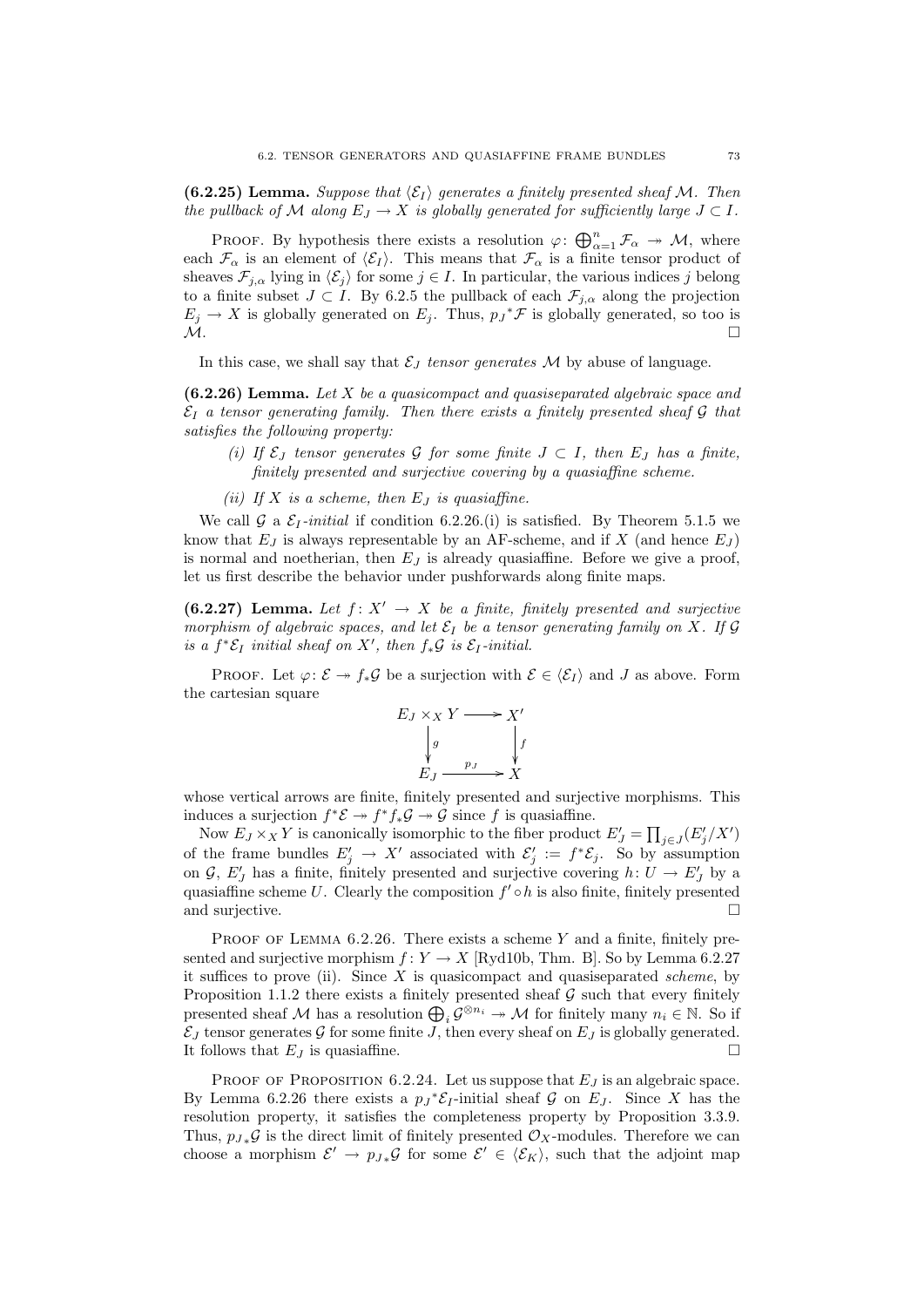**(6.2.25) Lemma.** *Suppose that $\langle \mathcal{E}_I \rangle$ generates a finitely presented sheaf $\mathcal{M}$. Then the pullback of $\mathcal{M}$ along $E_J \to X$ is globally generated for sufficiently large $J \subset I$.*

Proof. By hypothesis there exists a resolution $\varphi\colon \bigoplus_{\alpha=1}^n \mathcal{F}_\alpha \twoheadrightarrow \mathcal{M}$, where each $\mathcal{F}_\alpha$ is an element of $\langle \mathcal{E}_I \rangle$. This means that $\mathcal{F}_\alpha$ is a finite tensor product of sheaves $\mathcal{F}_{j,\alpha}$ lying in $\langle \mathcal{E}_j \rangle$ for some $j \in I$. In particular, the various indices $j$ belong to a finite subset $J \subset I$. By 6.2.5 the pullback of each $\mathcal{F}_{j,\alpha}$ along the projection $E_j \to X$ is globally generated on $E_j$. Thus, ${p_J}^*\mathcal{F}$ is globally generated, so too is $\mathcal{M}$. □

In this case, we shall say that $\mathcal{E}_J$ *tensor generates* $\mathcal{M}$ by abuse of language.

**(6.2.26) Lemma.** *Let $X$ be a quasicompact and quasiseparated algebraic space and $\mathcal{E}_I$ a tensor generating family. Then there exists a finitely presented sheaf $\mathcal{G}$ that satisfies the following property:*

- *(i) If $\mathcal{E}_J$ tensor generates $\mathcal{G}$ for some finite $J \subset I$, then $E_J$ has a finite, finitely presented and surjective covering by a quasiaffine scheme.*
- *(ii) If $X$ is a scheme, then $E_J$ is quasiaffine.*

We call $\mathcal{G}$ a $\mathcal{E}_I$*-initial* if condition 6.2.26.(i) is satisfied. By Theorem 5.1.5 we know that $E_J$ is always representable by an AF-scheme, and if $X$ (and hence $E_J$) is normal and noetherian, then $E_J$ is already quasiaffine. Before we give a proof, let us first describe the behavior under pushforwards along finite maps.

**(6.2.27) Lemma.** *Let $f\colon X' \to X$ be a finite, finitely presented and surjective morphism of algebraic spaces, and let $\mathcal{E}_I$ be a tensor generating family on $X$. If $\mathcal{G}$ is a $f^*\mathcal{E}_I$ initial sheaf on $X'$, then $f_*\mathcal{G}$ is $\mathcal{E}_I$-initial.*

Proof. Let $\varphi\colon \mathcal{E} \twoheadrightarrow f_*\mathcal{G}$ be a surjection with $\mathcal{E} \in \langle \mathcal{E}_I \rangle$ and $J$ as above. Form the cartesian square

$$\begin{array}{ccc} E_J \times_X Y & \longrightarrow & X' \\ \Big\downarrow g & & \Big\downarrow f \\ E_J & \xrightarrow{\;p_J\;} & X \end{array}$$

whose vertical arrows are finite, finitely presented and surjective morphisms. This induces a surjection $f^*\mathcal{E} \twoheadrightarrow f^*f_*\mathcal{G} \twoheadrightarrow \mathcal{G}$ since $f$ is quasiaffine.

Now $E_J \times_X Y$ is canonically isomorphic to the fiber product $E'_J = \prod_{j\in J}(E'_j/X')$ of the frame bundles $E'_j \to X'$ associated with $\mathcal{E}'_j := f^*\mathcal{E}_j$. So by assumption on $\mathcal{G}$, $E'_J$ has a finite, finitely presented and surjective covering $h\colon U \to E'_J$ by a quasiaffine scheme $U$. Clearly the composition $f' \circ h$ is also finite, finitely presented and surjective. □

Proof of Lemma 6.2.26. There exists a scheme $Y$ and a finite, finitely presented and surjective morphism $f\colon Y \to X$ [Ryd10b, Thm. B]. So by Lemma 6.2.27 it suffices to prove (ii). Since $X$ is quasicompact and quasiseparated *scheme*, by Proposition 1.1.2 there exists a finitely presented sheaf $\mathcal{G}$ such that every finitely presented sheaf $\mathcal{M}$ has a resolution $\bigoplus_i \mathcal{G}^{\otimes n_i} \twoheadrightarrow \mathcal{M}$ for finitely many $n_i \in \mathbb{N}$. So if $\mathcal{E}_J$ tensor generates $\mathcal{G}$ for some finite $J$, then every sheaf on $E_J$ is globally generated. It follows that $E_J$ is quasiaffine. □

Proof of Proposition 6.2.24. Let us suppose that $E_J$ is an algebraic space. By Lemma 6.2.26 there exists a ${p_J}^*\mathcal{E}_I$-initial sheaf $\mathcal{G}$ on $E_J$. Since $X$ has the resolution property, it satisfies the completeness property by Proposition 3.3.9. Thus, ${p_J}_*\mathcal{G}$ is the direct limit of finitely presented $\mathcal{O}_X$-modules. Therefore we can choose a morphism $\mathcal{E}' \to {p_J}_*\mathcal{G}$ for some $\mathcal{E}' \in \langle \mathcal{E}_K \rangle$, such that the adjoint map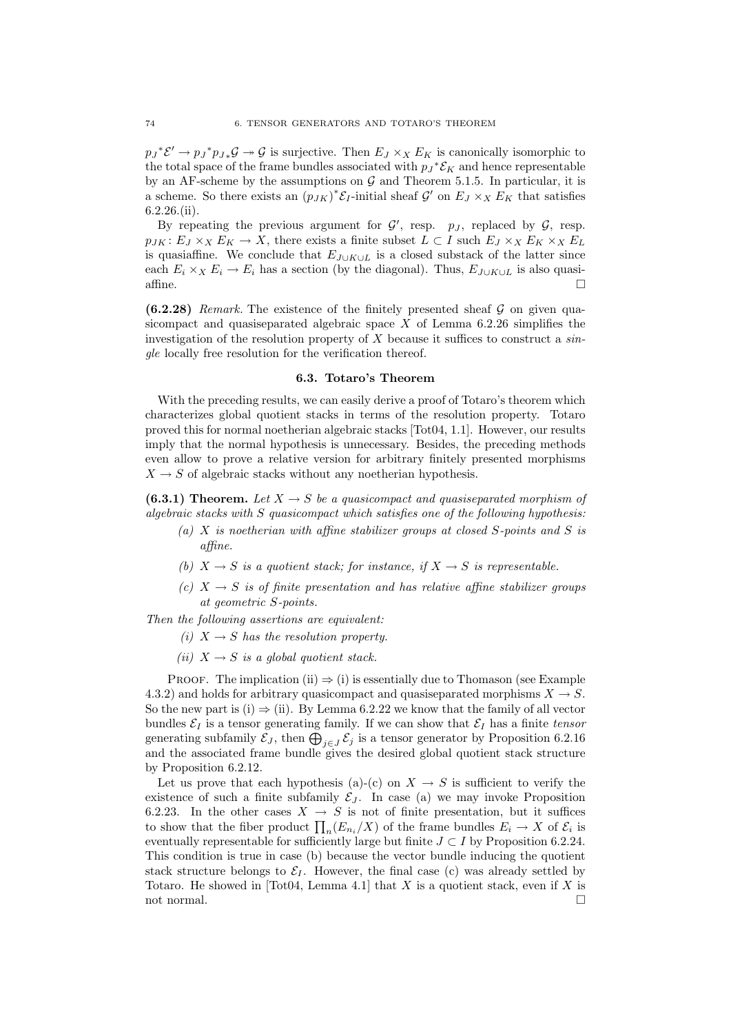${p_J}^*\mathcal{E}' \to {p_J}^* {p_J}_* \mathcal{G} \twoheadrightarrow \mathcal{G}$ is surjective. Then $E_J \times_X E_K$ is canonically isomorphic to the total space of the frame bundles associated with ${p_J}^*\mathcal{E}_K$ and hence representable by an AF-scheme by the assumptions on $\mathcal{G}$ and Theorem 5.1.5. In particular, it is a scheme. So there exists an $(p_{JK})^*\mathcal{E}_I$-initial sheaf $\mathcal{G}'$ on $E_J \times_X E_K$ that satisfies 6.2.26.(ii).

By repeating the previous argument for $\mathcal{G}'$, resp. $p_J$, replaced by $\mathcal{G}$, resp. $p_{JK}\colon E_J \times_X E_K \to X$, there exists a finite subset $L \subset I$ such $E_J \times_X E_K \times_X E_L$ is quasiaffine. We conclude that $E_{J\cup K\cup L}$ is a closed substack of the latter since each $E_i \times_X E_i \to E_i$ has a section (by the diagonal). Thus, $E_{J\cup K\cup L}$ is also quasiaffine. □

**(6.2.28)** *Remark.* The existence of the finitely presented sheaf $\mathcal{G}$ on given quasicompact and quasiseparated algebraic space $X$ of Lemma 6.2.26 simplifies the investigation of the resolution property of $X$ because it suffices to construct a *single* locally free resolution for the verification thereof.

## 6.3. Totaro's Theorem

With the preceding results, we can easily derive a proof of Totaro's theorem which characterizes global quotient stacks in terms of the resolution property. Totaro proved this for normal noetherian algebraic stacks [Tot04, 1.1]. However, our results imply that the normal hypothesis is unnecessary. Besides, the preceding methods even allow to prove a relative version for arbitrary finitely presented morphisms $X \to S$ of algebraic stacks without any noetherian hypothesis.

**(6.3.1) Theorem.** *Let $X \to S$ be a quasicompact and quasiseparated morphism of algebraic stacks with $S$ quasicompact which satisfies one of the following hypothesis:*

- *(a) $X$ is noetherian with affine stabilizer groups at closed $S$-points and $S$ is affine.*
- *(b) $X \to S$ is a quotient stack; for instance, if $X \to S$ is representable.*
- *(c) $X \to S$ is of finite presentation and has relative affine stabilizer groups at geometric $S$-points.*

*Then the following assertions are equivalent:*

- *(i) $X \to S$ has the resolution property.*
- *(ii) $X \to S$ is a global quotient stack.*

Proof. The implication (ii) ⇒ (i) is essentially due to Thomason (see Example 4.3.2) and holds for arbitrary quasicompact and quasiseparated morphisms $X \to S$. So the new part is (i) ⇒ (ii). By Lemma 6.2.22 we know that the family of all vector bundles $\mathcal{E}_I$ is a tensor generating family. If we can show that $\mathcal{E}_I$ has a finite *tensor* generating subfamily $\mathcal{E}_J$, then $\bigoplus_{j\in J} \mathcal{E}_j$ is a tensor generator by Proposition 6.2.16 and the associated frame bundle gives the desired global quotient stack structure by Proposition 6.2.12.

Let us prove that each hypothesis (a)-(c) on $X \to S$ is sufficient to verify the existence of such a finite subfamily $\mathcal{E}_J$. In case (a) we may invoke Proposition 6.2.23. In the other cases $X \to S$ is not of finite presentation, but it suffices to show that the fiber product $\prod_n (E_{n_i}/X)$ of the frame bundles $E_i \to X$ of $\mathcal{E}_i$ is eventually representable for sufficiently large but finite $J \subset I$ by Proposition 6.2.24. This condition is true in case (b) because the vector bundle inducing the quotient stack structure belongs to $\mathcal{E}_I$. However, the final case (c) was already settled by Totaro. He showed in [Tot04, Lemma 4.1] that $X$ is a quotient stack, even if $X$ is not normal. □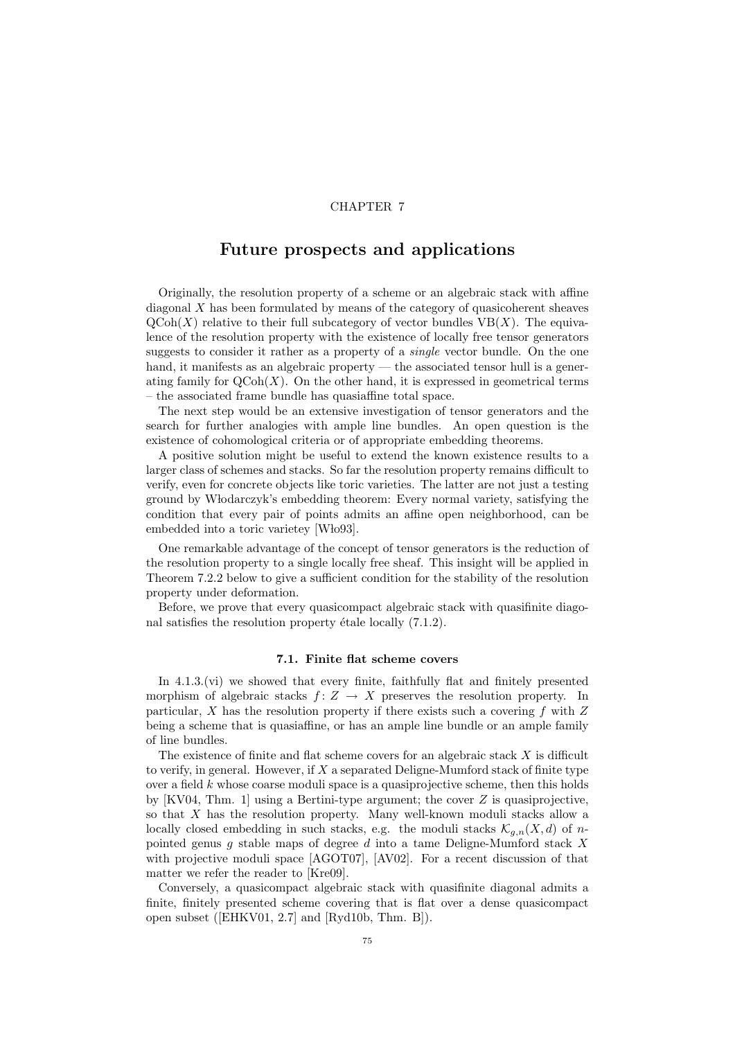CHAPTER 7

# Future prospects and applications

Originally, the resolution property of a scheme or an algebraic stack with affine diagonal $X$ has been formulated by means of the category of quasicoherent sheaves $\mathrm{QCoh}(X)$ relative to their full subcategory of vector bundles $\mathrm{VB}(X)$. The equivalence of the resolution property with the existence of locally free tensor generators suggests to consider it rather as a property of a *single* vector bundle. On the one hand, it manifests as an algebraic property — the associated tensor hull is a generating family for $\mathrm{QCoh}(X)$. On the other hand, it is expressed in geometrical terms – the associated frame bundle has quasiaffine total space.

The next step would be an extensive investigation of tensor generators and the search for further analogies with ample line bundles. An open question is the existence of cohomological criteria or of appropriate embedding theorems.

A positive solution might be useful to extend the known existence results to a larger class of schemes and stacks. So far the resolution property remains difficult to verify, even for concrete objects like toric varieties. The latter are not just a testing ground by Włodarczyk's embedding theorem: Every normal variety, satisfying the condition that every pair of points admits an affine open neighborhood, can be embedded into a toric varietey [Wło93].

One remarkable advantage of the concept of tensor generators is the reduction of the resolution property to a single locally free sheaf. This insight will be applied in Theorem 7.2.2 below to give a sufficient condition for the stability of the resolution property under deformation.

Before, we prove that every quasicompact algebraic stack with quasifinite diagonal satisfies the resolution property étale locally (7.1.2).

## 7.1. Finite flat scheme covers

In 4.1.3.(vi) we showed that every finite, faithfully flat and finitely presented morphism of algebraic stacks $f\colon Z \to X$ preserves the resolution property. In particular, $X$ has the resolution property if there exists such a covering $f$ with $Z$ being a scheme that is quasiaffine, or has an ample line bundle or an ample family of line bundles.

The existence of finite and flat scheme covers for an algebraic stack $X$ is difficult to verify, in general. However, if $X$ a separated Deligne-Mumford stack of finite type over a field $k$ whose coarse moduli space is a quasiprojective scheme, then this holds by [KV04, Thm. 1] using a Bertini-type argument; the cover $Z$ is quasiprojective, so that $X$ has the resolution property. Many well-known moduli stacks allow a locally closed embedding in such stacks, e.g. the moduli stacks $\mathcal{K}_{g,n}(X, d)$ of $n$-pointed genus $g$ stable maps of degree $d$ into a tame Deligne-Mumford stack $X$ with projective moduli space [AGOT07], [AV02]. For a recent discussion of that matter we refer the reader to [Kre09].

Conversely, a quasicompact algebraic stack with quasifinite diagonal admits a finite, finitely presented scheme covering that is flat over a dense quasicompact open subset ([EHKV01, 2.7] and [Ryd10b, Thm. B]).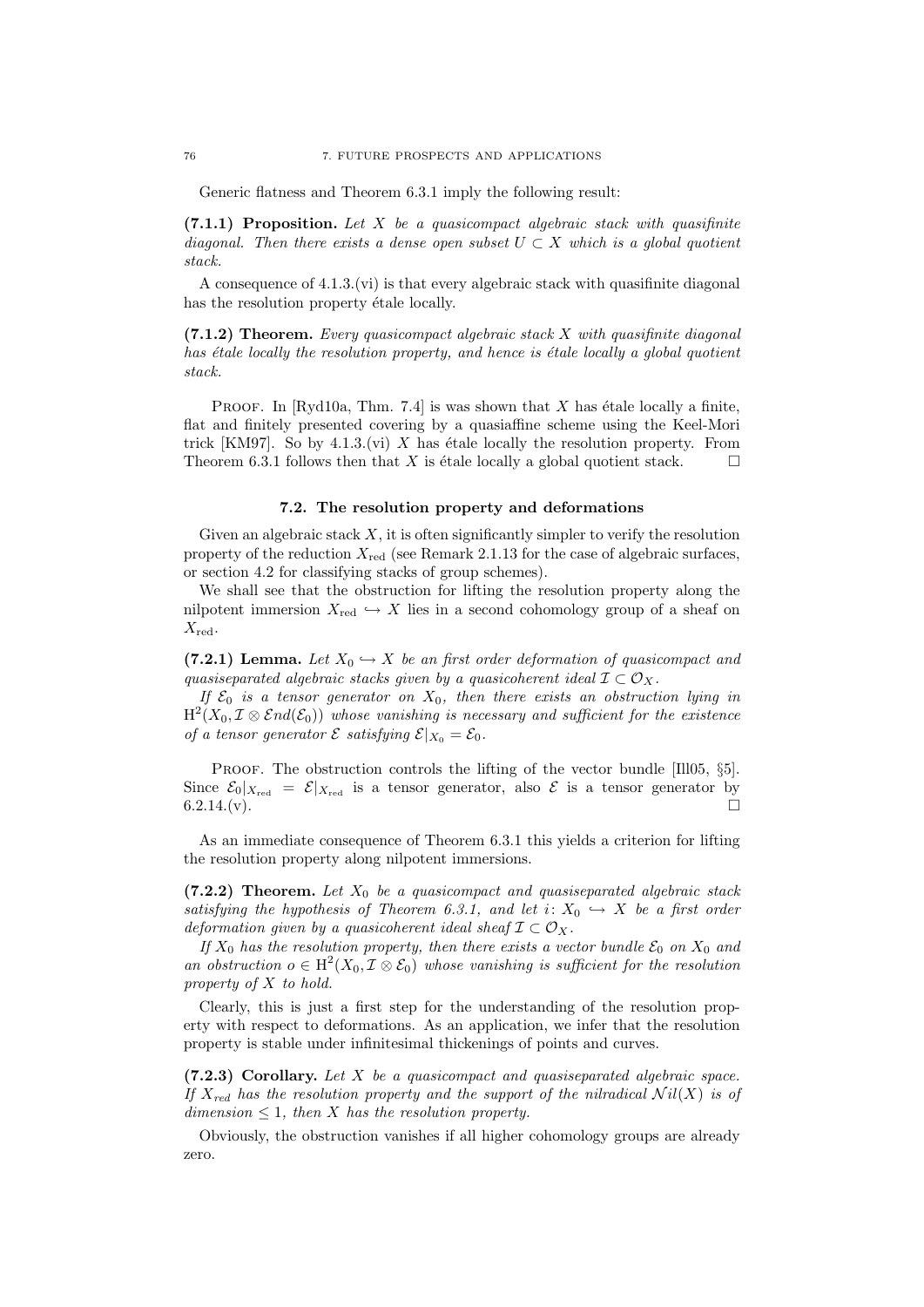Generic flatness and Theorem 6.3.1 imply the following result:

**(7.1.1) Proposition.** *Let $X$ be a quasicompact algebraic stack with quasifinite diagonal. Then there exists a dense open subset $U \subset X$ which is a global quotient stack.*

A consequence of 4.1.3.(vi) is that every algebraic stack with quasifinite diagonal has the resolution property étale locally.

**(7.1.2) Theorem.** *Every quasicompact algebraic stack $X$ with quasifinite diagonal has étale locally the resolution property, and hence is étale locally a global quotient stack.*

Proof. In [Ryd10a, Thm. 7.4] is was shown that $X$ has étale locally a finite, flat and finitely presented covering by a quasiaffine scheme using the Keel-Mori trick [KM97]. So by 4.1.3.(vi) $X$ has étale locally the resolution property. From Theorem 6.3.1 follows then that $X$ is étale locally a global quotient stack. □

### 7.2. The resolution property and deformations

Given an algebraic stack $X$, it is often significantly simpler to verify the resolution property of the reduction $X_{\text{red}}$ (see Remark 2.1.13 for the case of algebraic surfaces, or section 4.2 for classifying stacks of group schemes).

We shall see that the obstruction for lifting the resolution property along the nilpotent immersion $X_{\text{red}} \hookrightarrow X$ lies in a second cohomology group of a sheaf on $X_{\text{red}}$.

**(7.2.1) Lemma.** *Let $X_0 \hookrightarrow X$ be an first order deformation of quasicompact and quasiseparated algebraic stacks given by a quasicoherent ideal $\mathcal{I} \subset \mathcal{O}_X$.*

*If $\mathcal{E}_0$ is a tensor generator on $X_0$, then there exists an obstruction lying in $\mathrm{H}^2(X_0, \mathcal{I} \otimes \mathcal{E}nd(\mathcal{E}_0))$ whose vanishing is necessary and sufficient for the existence of a tensor generator $\mathcal{E}$ satisfying $\mathcal{E}|_{X_0} = \mathcal{E}_0$.*

Proof. The obstruction controls the lifting of the vector bundle [Ill05, §5]. Since $\mathcal{E}_0|_{X_{\text{red}}} = \mathcal{E}|_{X_{\text{red}}}$ is a tensor generator, also $\mathcal{E}$ is a tensor generator by 6.2.14.(v). □

As an immediate consequence of Theorem 6.3.1 this yields a criterion for lifting the resolution property along nilpotent immersions.

**(7.2.2) Theorem.** *Let $X_0$ be a quasicompact and quasiseparated algebraic stack satisfying the hypothesis of Theorem 6.3.1, and let $i\colon X_0 \hookrightarrow X$ be a first order deformation given by a quasicoherent ideal sheaf $\mathcal{I} \subset \mathcal{O}_X$.*

*If $X_0$ has the resolution property, then there exists a vector bundle $\mathcal{E}_0$ on $X_0$ and an obstruction $o \in \mathrm{H}^2(X_0, \mathcal{I} \otimes \mathcal{E}_0)$ whose vanishing is sufficient for the resolution property of $X$ to hold.*

Clearly, this is just a first step for the understanding of the resolution property with respect to deformations. As an application, we infer that the resolution property is stable under infinitesimal thickenings of points and curves.

**(7.2.3) Corollary.** *Let $X$ be a quasicompact and quasiseparated algebraic space. If $X_{red}$ has the resolution property and the support of the nilradical $\mathcal{N}il(X)$ is of dimension $\leq 1$, then $X$ has the resolution property.*

Obviously, the obstruction vanishes if all higher cohomology groups are already zero.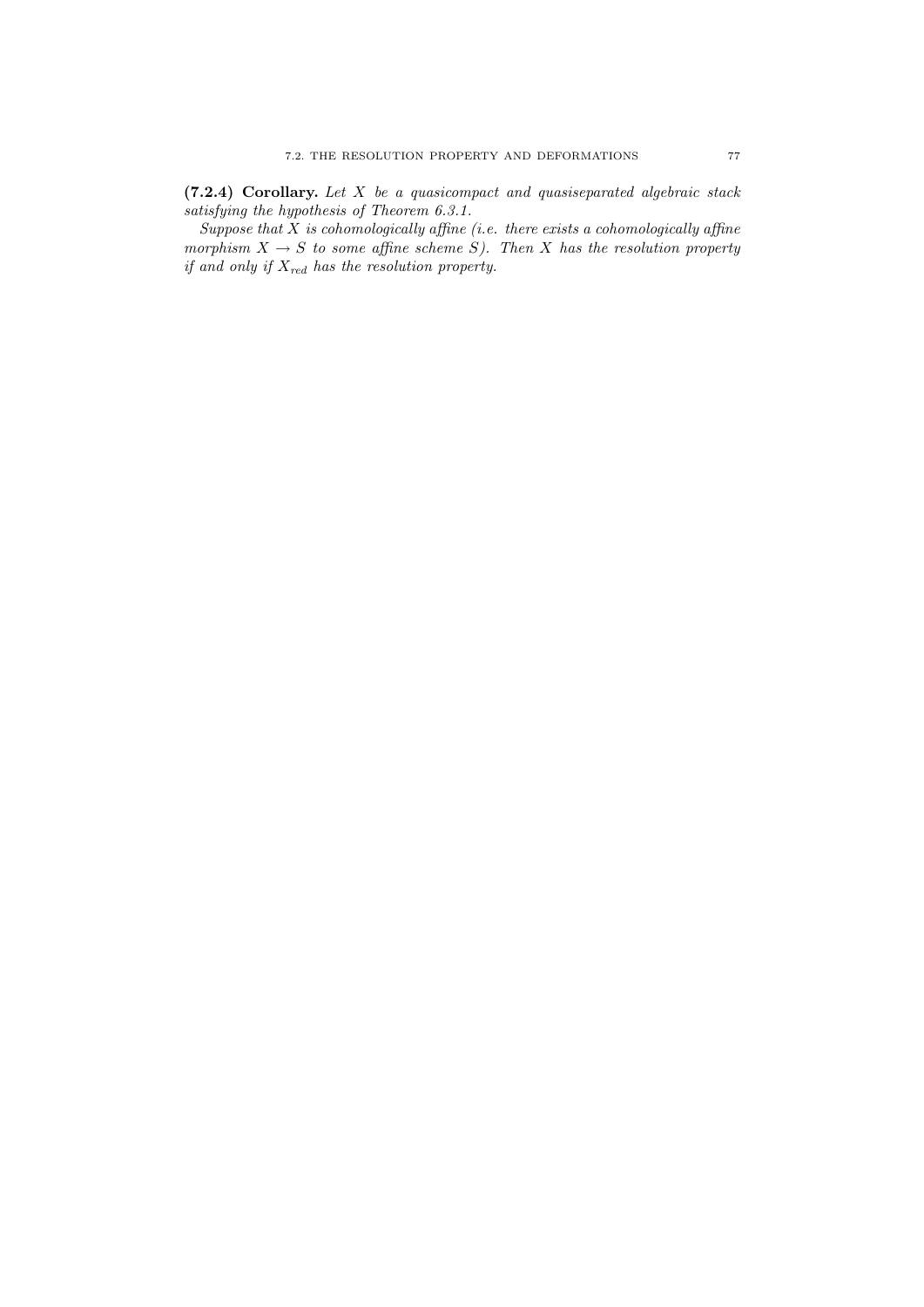**(7.2.4) Corollary.** *Let $X$ be a quasicompact and quasiseparated algebraic stack satisfying the hypothesis of Theorem 6.3.1.*

*Suppose that $X$ is cohomologically affine (i.e. there exists a cohomologically affine morphism $X \to S$ to some affine scheme $S$). Then $X$ has the resolution property if and only if $X_{red}$ has the resolution property.*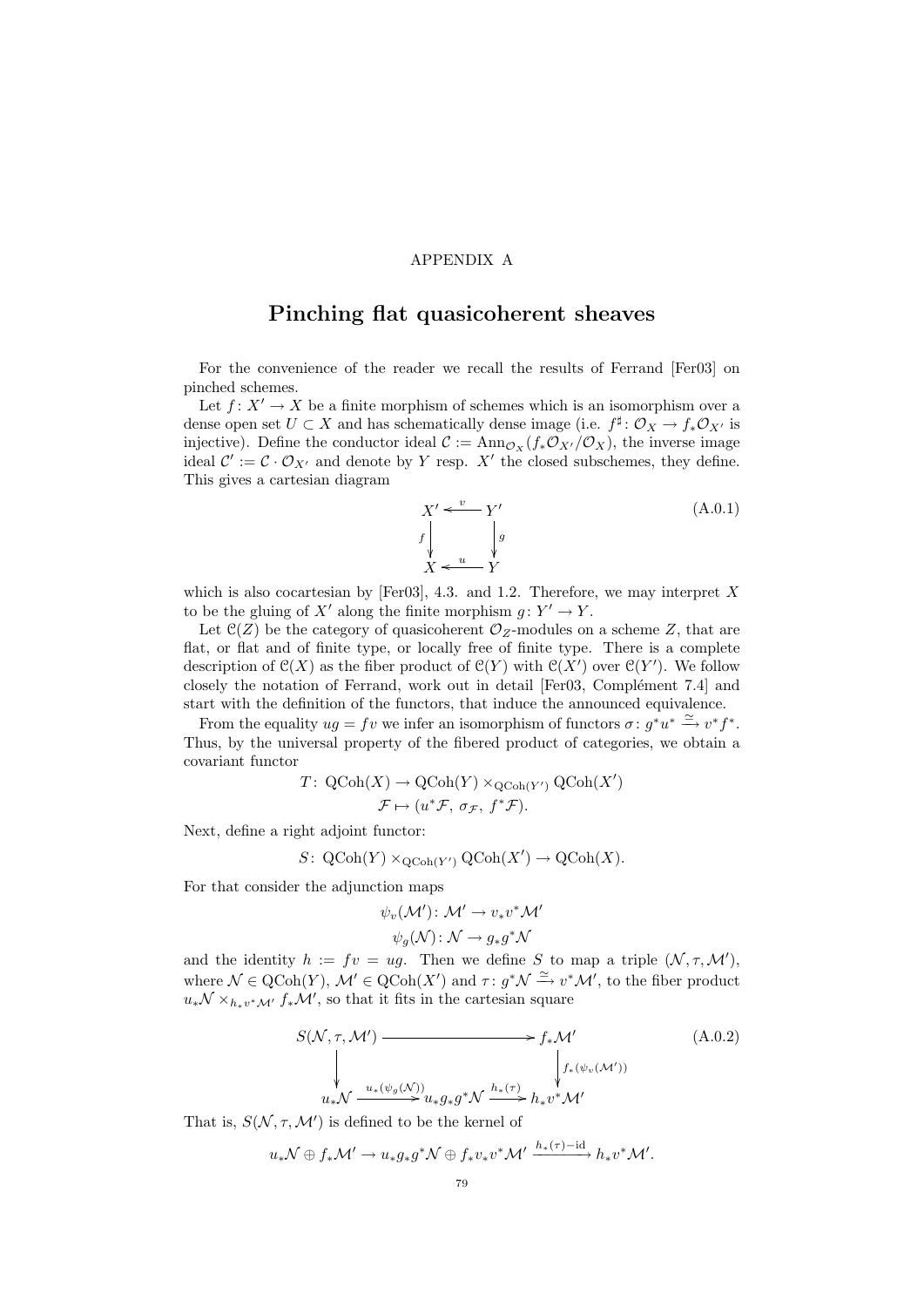APPENDIX A

# Pinching flat quasicoherent sheaves

For the convenience of the reader we recall the results of Ferrand [Fer03] on pinched schemes.

Let $f\colon X' \to X$ be a finite morphism of schemes which is an isomorphism over a dense open set $U \subset X$ and has schematically dense image (i.e. $f^\sharp\colon \mathcal{O}_X \to f_*\mathcal{O}_{X'}$ is injective). Define the conductor ideal $\mathcal{C} := \operatorname{Ann}_{\mathcal{O}_X}(f_*\mathcal{O}_{X'}/\mathcal{O}_X)$, the inverse image ideal $\mathcal{C}' := \mathcal{C}\cdot\mathcal{O}_{X'}$ and denote by $Y$ resp. $X'$ the closed subschemes, they define. This gives a cartesian diagram

$$\begin{array}{ccc} X' & \xleftarrow{\;v\;} & Y' \\ {\scriptstyle f}\big\downarrow & & \big\downarrow{\scriptstyle g} \\ X & \xleftarrow{\;u\;} & Y \end{array} \tag{A.0.1}$$

which is also cocartesian by [Fer03], 4.3. and 1.2. Therefore, we may interpret $X$ to be the gluing of $X'$ along the finite morphism $g\colon Y' \to Y$.

Let $\mathcal{C}(Z)$ be the category of quasicoherent $\mathcal{O}_Z$-modules on a scheme $Z$, that are flat, or flat and of finite type, or locally free of finite type. There is a complete description of $\mathcal{C}(X)$ as the fiber product of $\mathcal{C}(Y)$ with $\mathcal{C}(X')$ over $\mathcal{C}(Y')$. We follow closely the notation of Ferrand, work out in detail [Fer03, Complément 7.4] and start with the definition of the functors, that induce the announced equivalence.

From the equality $ug = fv$ we infer an isomorphism of functors $\sigma\colon g^*u^* \xrightarrow{\simeq} v^*f^*$. Thus, by the universal property of the fibered product of categories, we obtain a covariant functor

$$\begin{aligned} T\colon \operatorname{QCoh}(X) &\to \operatorname{QCoh}(Y) \times_{\operatorname{QCoh}(Y')} \operatorname{QCoh}(X') \\ \mathcal{F} &\mapsto (u^*\mathcal{F},\ \sigma_{\mathcal{F}},\ f^*\mathcal{F}). \end{aligned}$$

Next, define a right adjoint functor:

$$S\colon \operatorname{QCoh}(Y) \times_{\operatorname{QCoh}(Y')} \operatorname{QCoh}(X') \to \operatorname{QCoh}(X).$$

For that consider the adjunction maps

$$\psi_v(\mathcal{M}')\colon \mathcal{M}' \to v_*v^*\mathcal{M}'$$
$$\psi_g(\mathcal{N})\colon \mathcal{N} \to g_*g^*\mathcal{N}$$

and the identity $h := fv = ug$. Then we define $S$ to map a triple $(\mathcal{N}, \tau, \mathcal{M}')$, where $\mathcal{N} \in \operatorname{QCoh}(Y)$, $\mathcal{M}' \in \operatorname{QCoh}(X')$ and $\tau\colon g^*\mathcal{N} \xrightarrow{\simeq} v^*\mathcal{M}'$, to the fiber product $u_*\mathcal{N} \times_{h_*v^*\mathcal{M}'} f_*\mathcal{M}'$, so that it fits in the cartesian square

$$\begin{array}{ccccc} S(\mathcal{N},\tau,\mathcal{M}') & \longrightarrow & & & f_*\mathcal{M}' \\ \big\downarrow & & & & \big\downarrow{\scriptstyle f_*(\psi_v(\mathcal{M}'))} \\ u_*\mathcal{N} & \xrightarrow{u_*(\psi_g(\mathcal{N}))} & u_*g_*g^*\mathcal{N} & \xrightarrow{h_*(\tau)} & h_*v^*\mathcal{M}' \end{array} \tag{A.0.2}$$

That is, $S(\mathcal{N},\tau,\mathcal{M}')$ is defined to be the kernel of

$$u_*\mathcal{N} \oplus f_*\mathcal{M}' \to u_*g_*g^*\mathcal{N} \oplus f_*v_*v^*\mathcal{M}' \xrightarrow{h_*(\tau)-\mathrm{id}} h_*v^*\mathcal{M}'.$$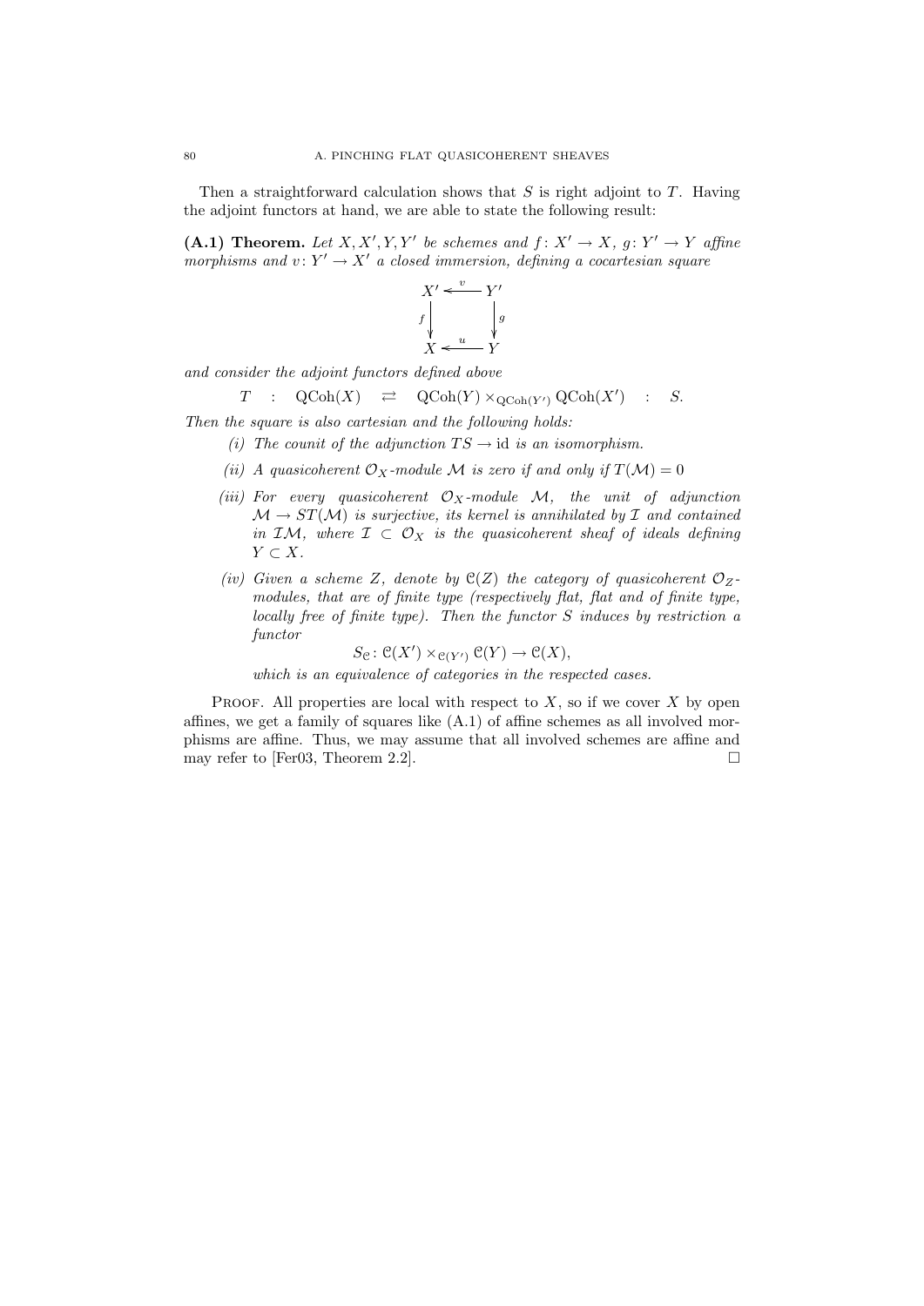Then a straightforward calculation shows that $S$ is right adjoint to $T$. Having the adjoint functors at hand, we are able to state the following result:

**(A.1) Theorem.** *Let $X, X', Y, Y'$ be schemes and $f\colon X' \to X$, $g\colon Y' \to Y$ affine morphisms and $v\colon Y' \to X'$ a closed immersion, defining a cocartesian square*

$$\begin{array}{ccc} X' & \xleftarrow{\;v\;} & Y' \\ {\scriptstyle f}\downarrow & & \downarrow{\scriptstyle g} \\ X & \xleftarrow{\;u\;} & Y \end{array}$$

*and consider the adjoint functors defined above*

$$T \quad : \quad \mathrm{QCoh}(X) \quad \rightleftarrows \quad \mathrm{QCoh}(Y) \times_{\mathrm{QCoh}(Y')} \mathrm{QCoh}(X') \quad : \quad S.$$

*Then the square is also cartesian and the following holds:*

*(i) The counit of the adjunction $TS \to \mathrm{id}$ is an isomorphism.*

*(ii) A quasicoherent $\mathcal{O}_X$-module $\mathcal{M}$ is zero if and only if $T(\mathcal{M}) = 0$*

*(iii) For every quasicoherent $\mathcal{O}_X$-module $\mathcal{M}$, the unit of adjunction $\mathcal{M} \to ST(\mathcal{M})$ is surjective, its kernel is annihilated by $\mathcal{I}$ and contained in $\mathcal{I}\mathcal{M}$, where $\mathcal{I} \subset \mathcal{O}_X$ is the quasicoherent sheaf of ideals defining $Y \subset X$.*

*(iv) Given a scheme $Z$, denote by $\mathcal{C}(Z)$ the category of quasicoherent $\mathcal{O}_Z$-modules, that are of finite type (respectively flat, flat and of finite type, locally free of finite type). Then the functor $S$ induces by restriction a functor*

$$S_{\mathcal{C}}\colon \mathcal{C}(X') \times_{\mathcal{C}(Y')} \mathcal{C}(Y) \to \mathcal{C}(X),$$

*which is an equivalence of categories in the respected cases.*

Proof. All properties are local with respect to $X$, so if we cover $X$ by open affines, we get a family of squares like (A.1) of affine schemes as all involved morphisms are affine. Thus, we may assume that all involved schemes are affine and may refer to [Fer03, Theorem 2.2]. □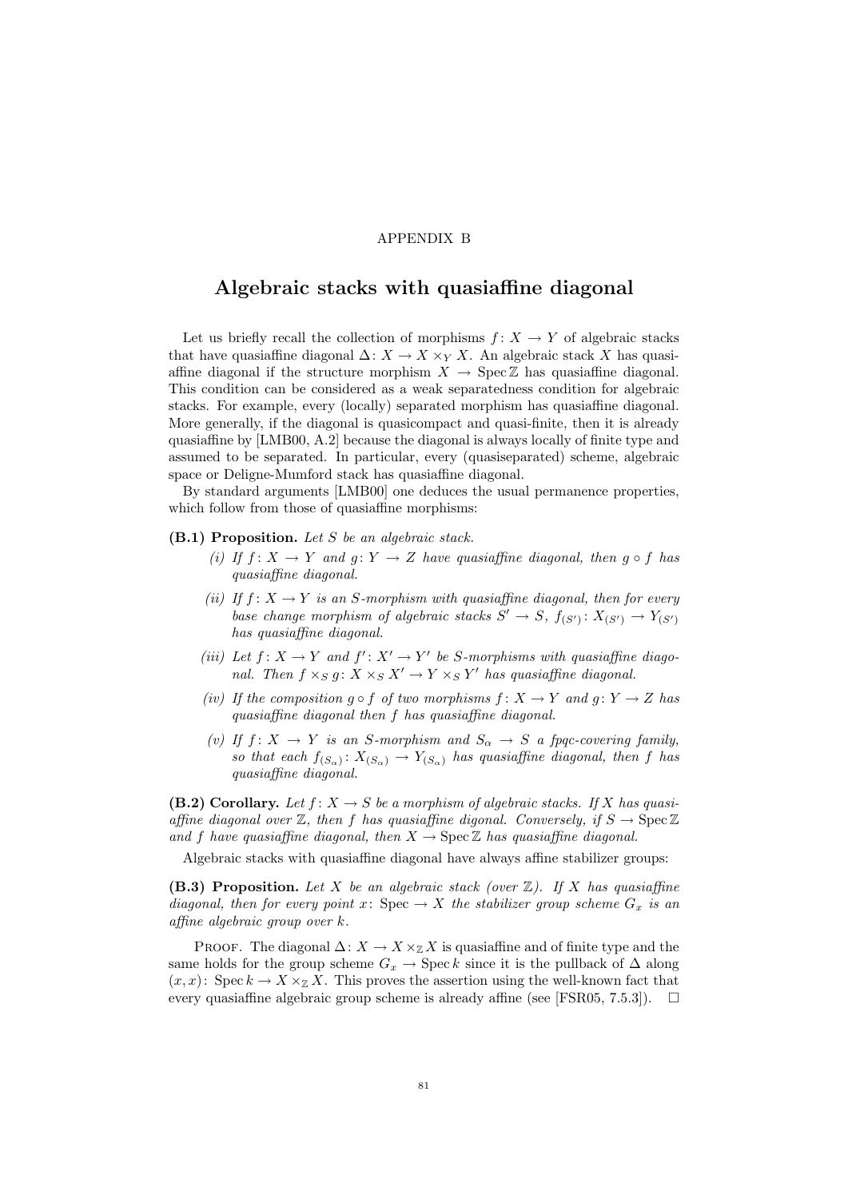APPENDIX B

# Algebraic stacks with quasiaffine diagonal

Let us briefly recall the collection of morphisms $f\colon X \to Y$ of algebraic stacks that have quasiaffine diagonal $\Delta\colon X \to X \times_Y X$. An algebraic stack $X$ has quasiaffine diagonal if the structure morphism $X \to \operatorname{Spec}\mathbb{Z}$ has quasiaffine diagonal. This condition can be considered as a weak separatedness condition for algebraic stacks. For example, every (locally) separated morphism has quasiaffine diagonal. More generally, if the diagonal is quasicompact and quasi-finite, then it is already quasiaffine by [LMB00, A.2] because the diagonal is always locally of finite type and assumed to be separated. In particular, every (quasiseparated) scheme, algebraic space or Deligne-Mumford stack has quasiaffine diagonal.

By standard arguments [LMB00] one deduces the usual permanence properties, which follow from those of quasiaffine morphisms:

**(B.1) Proposition.** *Let $S$ be an algebraic stack.*

*(i) If $f\colon X \to Y$ and $g\colon Y \to Z$ have quasiaffine diagonal, then $g \circ f$ has quasiaffine diagonal.*

*(ii) If $f\colon X \to Y$ is an $S$-morphism with quasiaffine diagonal, then for every base change morphism of algebraic stacks $S' \to S$, $f_{(S')}\colon X_{(S')} \to Y_{(S')}$ has quasiaffine diagonal.*

*(iii) Let $f\colon X \to Y$ and $f'\colon X' \to Y'$ be $S$-morphisms with quasiaffine diagonal. Then $f \times_S g\colon X \times_S X' \to Y \times_S Y'$ has quasiaffine diagonal.*

*(iv) If the composition $g \circ f$ of two morphisms $f\colon X \to Y$ and $g\colon Y \to Z$ has quasiaffine diagonal then $f$ has quasiaffine diagonal.*

*(v) If $f\colon X \to Y$ is an $S$-morphism and $S_\alpha \to S$ a fpqc-covering family, so that each $f_{(S_\alpha)}\colon X_{(S_\alpha)} \to Y_{(S_\alpha)}$ has quasiaffine diagonal, then $f$ has quasiaffine diagonal.*

**(B.2) Corollary.** *Let $f\colon X \to S$ be a morphism of algebraic stacks. If $X$ has quasiaffine diagonal over $\mathbb{Z}$, then $f$ has quasiaffine digonal. Conversely, if $S \to \operatorname{Spec}\mathbb{Z}$ and $f$ have quasiaffine diagonal, then $X \to \operatorname{Spec}\mathbb{Z}$ has quasiaffine diagonal.*

Algebraic stacks with quasiaffine diagonal have always affine stabilizer groups:

**(B.3) Proposition.** *Let $X$ be an algebraic stack (over $\mathbb{Z}$). If $X$ has quasiaffine diagonal, then for every point $x\colon \operatorname{Spec} \to X$ the stabilizer group scheme $G_x$ is an affine algebraic group over $k$.*

Proof. The diagonal $\Delta\colon X \to X \times_{\mathbb{Z}} X$ is quasiaffine and of finite type and the same holds for the group scheme $G_x \to \operatorname{Spec} k$ since it is the pullback of $\Delta$ along $(x, x)\colon \operatorname{Spec} k \to X \times_{\mathbb{Z}} X$. This proves the assertion using the well-known fact that every quasiaffine algebraic group scheme is already affine (see [FSR05, 7.5.3]). $\square$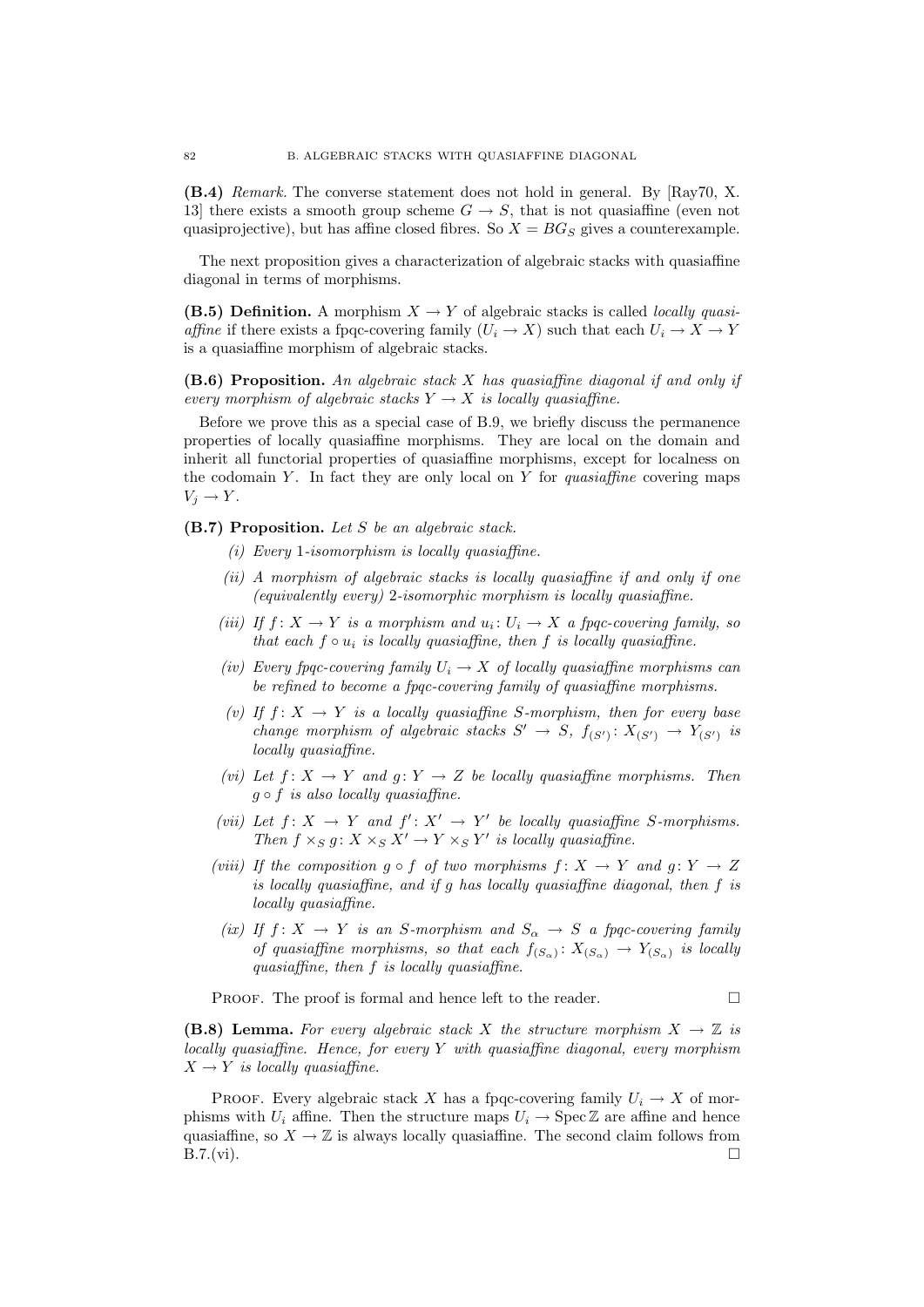**(B.4)** *Remark.* The converse statement does not hold in general. By [Ray70, X. 13] there exists a smooth group scheme $G \to S$, that is not quasiaffine (even not quasiprojective), but has affine closed fibres. So $X = BG_S$ gives a counterexample.

The next proposition gives a characterization of algebraic stacks with quasiaffine diagonal in terms of morphisms.

**(B.5) Definition.** A morphism $X \to Y$ of algebraic stacks is called *locally quasiaffine* if there exists a fpqc-covering family $(U_i \to X)$ such that each $U_i \to X \to Y$ is a quasiaffine morphism of algebraic stacks.

**(B.6) Proposition.** *An algebraic stack $X$ has quasiaffine diagonal if and only if every morphism of algebraic stacks $Y \to X$ is locally quasiaffine.*

Before we prove this as a special case of B.9, we briefly discuss the permanence properties of locally quasiaffine morphisms. They are local on the domain and inherit all functorial properties of quasiaffine morphisms, except for localness on the codomain $Y$. In fact they are only local on $Y$ for *quasiaffine* covering maps $V_j \to Y$.

**(B.7) Proposition.** *Let $S$ be an algebraic stack.*

- *(i) Every 1-isomorphism is locally quasiaffine.*
- *(ii) A morphism of algebraic stacks is locally quasiaffine if and only if one (equivalently every) 2-isomorphic morphism is locally quasiaffine.*
- *(iii) If $f: X \to Y$ is a morphism and $u_i: U_i \to X$ a fpqc-covering family, so that each $f \circ u_i$ is locally quasiaffine, then $f$ is locally quasiaffine.*
- *(iv) Every fpqc-covering family $U_i \to X$ of locally quasiaffine morphisms can be refined to become a fpqc-covering family of quasiaffine morphisms.*
- *(v) If $f: X \to Y$ is a locally quasiaffine $S$-morphism, then for every base change morphism of algebraic stacks $S' \to S$, $f_{(S')}: X_{(S')} \to Y_{(S')}$ is locally quasiaffine.*
- *(vi) Let $f: X \to Y$ and $g: Y \to Z$ be locally quasiaffine morphisms. Then $g \circ f$ is also locally quasiaffine.*
- *(vii) Let $f: X \to Y$ and $f': X' \to Y'$ be locally quasiaffine $S$-morphisms. Then $f \times_S g: X \times_S X' \to Y \times_S Y'$ is locally quasiaffine.*
- *(viii) If the composition $g \circ f$ of two morphisms $f: X \to Y$ and $g: Y \to Z$ is locally quasiaffine, and if $g$ has locally quasiaffine diagonal, then $f$ is locally quasiaffine.*
- *(ix) If $f: X \to Y$ is an $S$-morphism and $S_\alpha \to S$ a fpqc-covering family of quasiaffine morphisms, so that each $f_{(S_\alpha)}: X_{(S_\alpha)} \to Y_{(S_\alpha)}$ is locally quasiaffine, then $f$ is locally quasiaffine.*

Proof. The proof is formal and hence left to the reader. □

**(B.8) Lemma.** *For every algebraic stack $X$ the structure morphism $X \to \mathbb{Z}$ is locally quasiaffine. Hence, for every $Y$ with quasiaffine diagonal, every morphism $X \to Y$ is locally quasiaffine.*

Proof. Every algebraic stack $X$ has a fpqc-covering family $U_i \to X$ of morphisms with $U_i$ affine. Then the structure maps $U_i \to \operatorname{Spec} \mathbb{Z}$ are affine and hence quasiaffine, so $X \to \mathbb{Z}$ is always locally quasiaffine. The second claim follows from B.7.(vi). □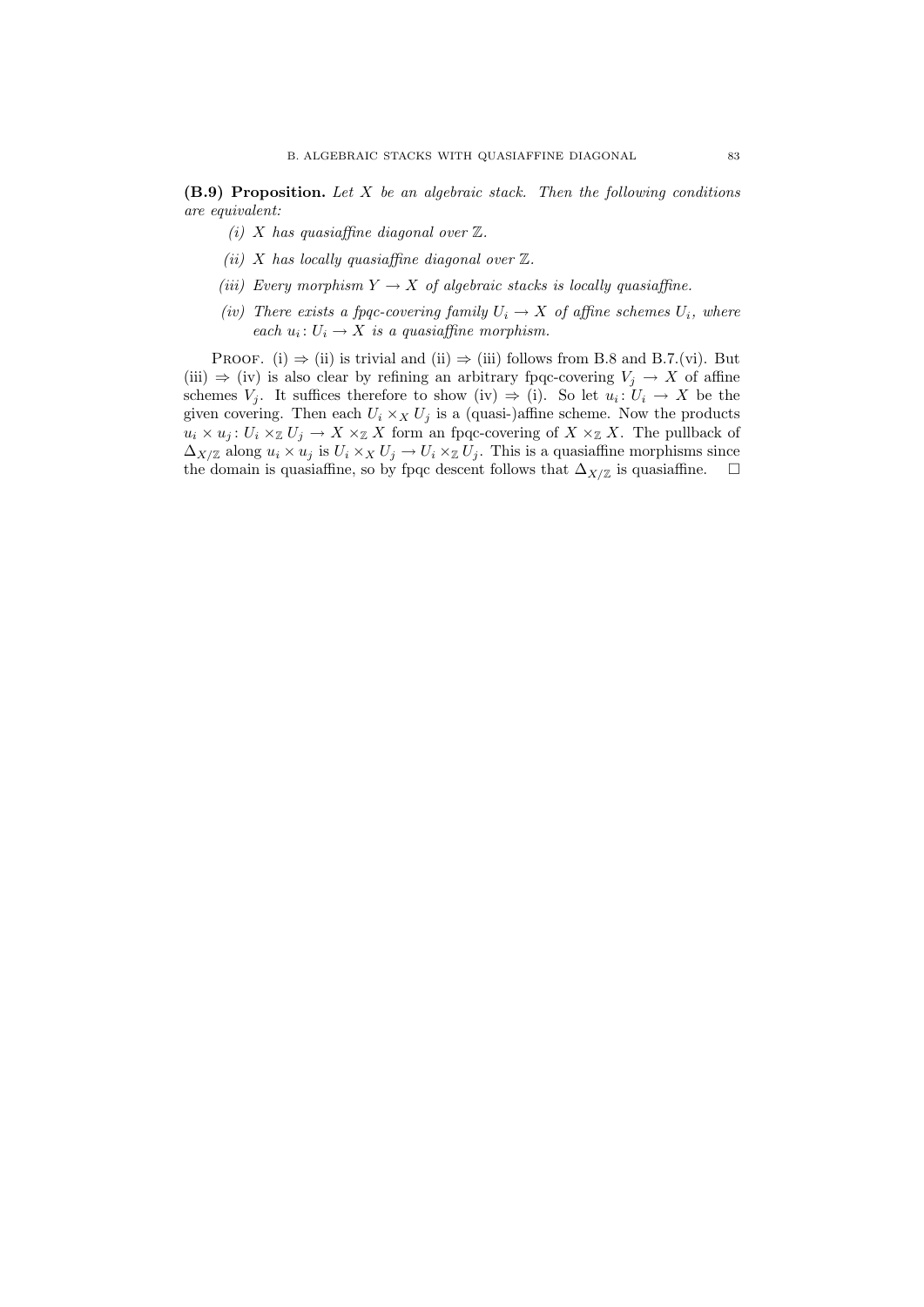**(B.9) Proposition.** *Let $X$ be an algebraic stack. Then the following conditions are equivalent:*

- *(i) $X$ has quasiaffine diagonal over $\mathbb{Z}$.*
- *(ii) $X$ has locally quasiaffine diagonal over $\mathbb{Z}$.*
- *(iii) Every morphism $Y \to X$ of algebraic stacks is locally quasiaffine.*
- *(iv) There exists a fpqc-covering family $U_i \to X$ of affine schemes $U_i$, where each $u_i \colon U_i \to X$ is a quasiaffine morphism.*

Proof. (i) $\Rightarrow$ (ii) is trivial and (ii) $\Rightarrow$ (iii) follows from B.8 and B.7.(vi). But (iii) $\Rightarrow$ (iv) is also clear by refining an arbitrary fpqc-covering $V_j \to X$ of affine schemes $V_j$. It suffices therefore to show (iv) $\Rightarrow$ (i). So let $u_i \colon U_i \to X$ be the given covering. Then each $U_i \times_X U_j$ is a (quasi-)affine scheme. Now the products $u_i \times u_j \colon U_i \times_{\mathbb{Z}} U_j \to X \times_{\mathbb{Z}} X$ form an fpqc-covering of $X \times_{\mathbb{Z}} X$. The pullback of $\Delta_{X/\mathbb{Z}}$ along $u_i \times u_j$ is $U_i \times_X U_j \to U_i \times_{\mathbb{Z}} U_j$. This is a quasiaffine morphisms since the domain is quasiaffine, so by fpqc descent follows that $\Delta_{X/\mathbb{Z}}$ is quasiaffine. $\square$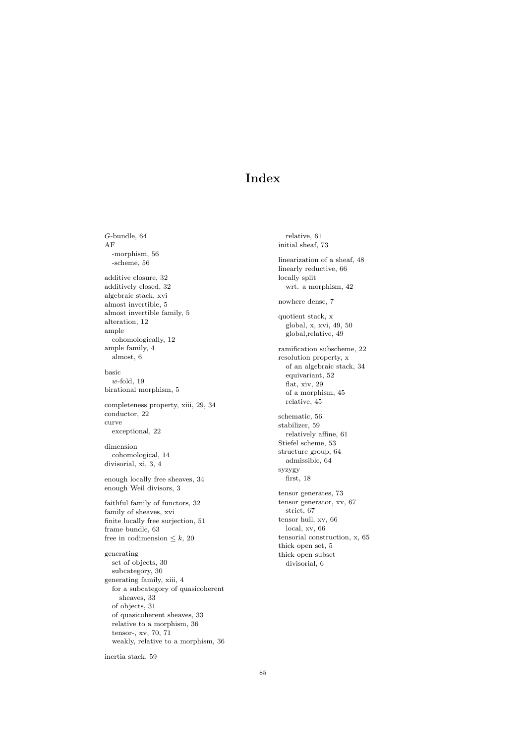# Index

$G$-bundle, 64
AF
  -morphism, 56
  -scheme, 56

additive closure, 32
additively closed, 32
algebraic stack, xvi
almost invertible, 5
almost invertible family, 5
alteration, 12
ample
  cohomologically, 12
ample family, 4
  almost, 6

basic
  $w$-fold, 19
birational morphism, 5

completeness property, xiii, 29, 34
conductor, 22
curve
  exceptional, 22

dimension
  cohomological, 14
divisorial, xi, 3, 4

enough locally free sheaves, 34
enough Weil divisors, 3

faithful family of functors, 32
family of sheaves, xvi
finite locally free surjection, 51
frame bundle, 63
free in codimension $\leq k$, 20

generating
  set of objects, 30
  subcategory, 30
generating family, xiii, 4
  for a subcategory of quasicoherent sheaves, 33
  of objects, 31
  of quasicoherent sheaves, 33
  relative to a morphism, 36
  tensor-, xv, 70, 71
  weakly, relative to a morphism, 36

inertia stack, 59
  relative, 61
initial sheaf, 73

linearization of a sheaf, 48
linearly reductive, 66
locally split
  wrt. a morphism, 42

nowhere dense, 7

quotient stack, x
  global, x, xvi, 49, 50
  global,relative, 49

ramification subscheme, 22
resolution property, x
  of an algebraic stack, 34
  equivariant, 52
  flat, xiv, 29
  of a morphism, 45
  relative, 45

schematic, 56
stabilizer, 59
  relatively affine, 61
Stiefel scheme, 53
structure group, 64
  admissible, 64
syzygy
  first, 18

tensor generates, 73
tensor generator, xv, 67
  strict, 67
tensor hull, xv, 66
  local, xv, 66
tensorial construction, x, 65
thick open set, 5
thick open subset
  divisorial, 6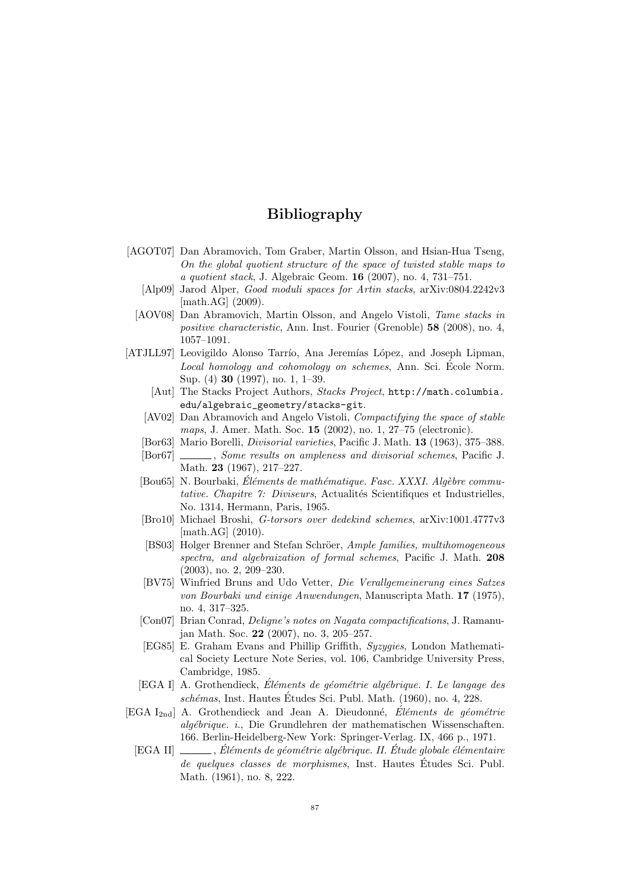# Bibliography

[AGOT07] Dan Abramovich, Tom Graber, Martin Olsson, and Hsian-Hua Tseng, *On the global quotient structure of the space of twisted stable maps to a quotient stack*, J. Algebraic Geom. **16** (2007), no. 4, 731–751.

[Alp09] Jarod Alper, *Good moduli spaces for Artin stacks*, arXiv:0804.2242v3 [math.AG] (2009).

[AOV08] Dan Abramovich, Martin Olsson, and Angelo Vistoli, *Tame stacks in positive characteristic*, Ann. Inst. Fourier (Grenoble) **58** (2008), no. 4, 1057–1091.

[ATJLL97] Leovigildo Alonso Tarrío, Ana Jeremías López, and Joseph Lipman, *Local homology and cohomology on schemes*, Ann. Sci. École Norm. Sup. (4) **30** (1997), no. 1, 1–39.

[Aut] The Stacks Project Authors, *Stacks Project*, `http://math.columbia.edu/algebraic_geometry/stacks-git`.

[AV02] Dan Abramovich and Angelo Vistoli, *Compactifying the space of stable maps*, J. Amer. Math. Soc. **15** (2002), no. 1, 27–75 (electronic).

[Bor63] Mario Borelli, *Divisorial varieties*, Pacific J. Math. **13** (1963), 375–388.

[Bor67] ______, *Some results on ampleness and divisorial schemes*, Pacific J. Math. **23** (1967), 217–227.

[Bou65] N. Bourbaki, *Éléments de mathématique. Fasc. XXXI. Algèbre commutative. Chapitre 7: Diviseurs*, Actualités Scientifiques et Industrielles, No. 1314, Hermann, Paris, 1965.

[Bro10] Michael Broshi, *G-torsors over dedekind schemes*, arXiv:1001.4777v3 [math.AG] (2010).

[BS03] Holger Brenner and Stefan Schröer, *Ample families, multihomogeneous spectra, and algebraization of formal schemes*, Pacific J. Math. **208** (2003), no. 2, 209–230.

[BV75] Winfried Bruns and Udo Vetter, *Die Verallgemeinerung eines Satzes von Bourbaki und einige Anwendungen*, Manuscripta Math. **17** (1975), no. 4, 317–325.

[Con07] Brian Conrad, *Deligne's notes on Nagata compactifications*, J. Ramanujan Math. Soc. **22** (2007), no. 3, 205–257.

[EG85] E. Graham Evans and Phillip Griffith, *Syzygies*, London Mathematical Society Lecture Note Series, vol. 106, Cambridge University Press, Cambridge, 1985.

[EGA I] A. Grothendieck, *Éléments de géométrie algébrique. I. Le langage des schémas*, Inst. Hautes Études Sci. Publ. Math. (1960), no. 4, 228.

[EGA $I_{2nd}$] A. Grothendieck and Jean A. Dieudonné, *Éléments de géométrie algébrique. i.*, Die Grundlehren der mathematischen Wissenschaften. 166. Berlin-Heidelberg-New York: Springer-Verlag. IX, 466 p., 1971.

[EGA II] ______, *Éléments de géométrie algébrique. II. Étude globale élémentaire de quelques classes de morphismes*, Inst. Hautes Études Sci. Publ. Math. (1961), no. 8, 222.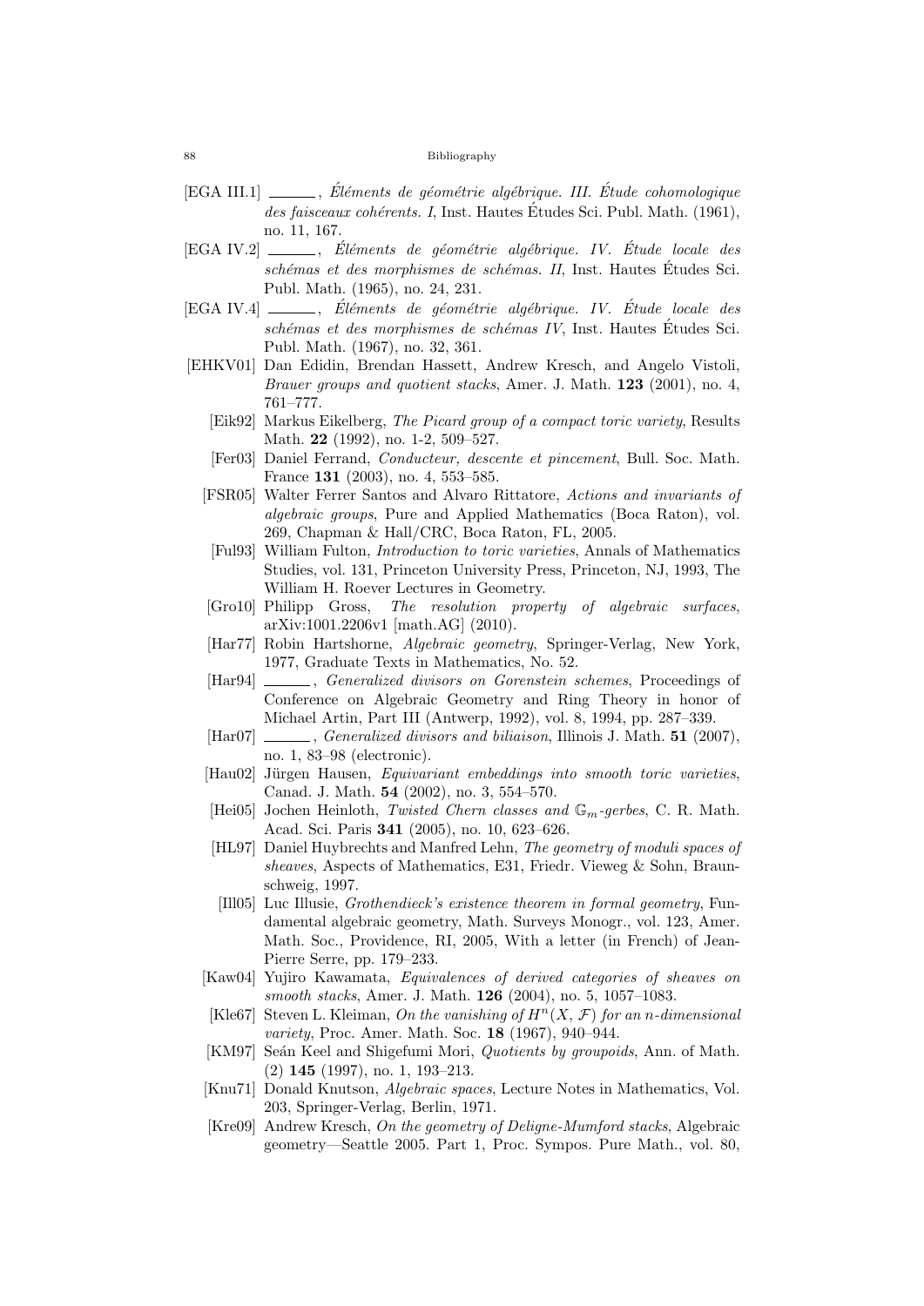[EGA III.1] ______, *Éléments de géométrie algébrique. III. Étude cohomologique des faisceaux cohérents. I*, Inst. Hautes Études Sci. Publ. Math. (1961), no. 11, 167.

[EGA IV.2] ______, *Éléments de géométrie algébrique. IV. Étude locale des schémas et des morphismes de schémas. II*, Inst. Hautes Études Sci. Publ. Math. (1965), no. 24, 231.

[EGA IV.4] ______, *Éléments de géométrie algébrique. IV. Étude locale des schémas et des morphismes de schémas IV*, Inst. Hautes Études Sci. Publ. Math. (1967), no. 32, 361.

[EHKV01] Dan Edidin, Brendan Hassett, Andrew Kresch, and Angelo Vistoli, *Brauer groups and quotient stacks*, Amer. J. Math. **123** (2001), no. 4, 761–777.

[Eik92] Markus Eikelberg, *The Picard group of a compact toric variety*, Results Math. **22** (1992), no. 1-2, 509–527.

[Fer03] Daniel Ferrand, *Conducteur, descente et pincement*, Bull. Soc. Math. France **131** (2003), no. 4, 553–585.

[FSR05] Walter Ferrer Santos and Alvaro Rittatore, *Actions and invariants of algebraic groups*, Pure and Applied Mathematics (Boca Raton), vol. 269, Chapman & Hall/CRC, Boca Raton, FL, 2005.

[Ful93] William Fulton, *Introduction to toric varieties*, Annals of Mathematics Studies, vol. 131, Princeton University Press, Princeton, NJ, 1993, The William H. Roever Lectures in Geometry.

[Gro10] Philipp Gross, *The resolution property of algebraic surfaces*, arXiv:1001.2206v1 [math.AG] (2010).

[Har77] Robin Hartshorne, *Algebraic geometry*, Springer-Verlag, New York, 1977, Graduate Texts in Mathematics, No. 52.

[Har94] ______, *Generalized divisors on Gorenstein schemes*, Proceedings of Conference on Algebraic Geometry and Ring Theory in honor of Michael Artin, Part III (Antwerp, 1992), vol. 8, 1994, pp. 287–339.

[Har07] ______, *Generalized divisors and biliaison*, Illinois J. Math. **51** (2007), no. 1, 83–98 (electronic).

[Hau02] Jürgen Hausen, *Equivariant embeddings into smooth toric varieties*, Canad. J. Math. **54** (2002), no. 3, 554–570.

[Hei05] Jochen Heinloth, *Twisted Chern classes and $\mathbb{G}_m$-gerbes*, C. R. Math. Acad. Sci. Paris **341** (2005), no. 10, 623–626.

[HL97] Daniel Huybrechts and Manfred Lehn, *The geometry of moduli spaces of sheaves*, Aspects of Mathematics, E31, Friedr. Vieweg & Sohn, Braunschweig, 1997.

[Ill05] Luc Illusie, *Grothendieck's existence theorem in formal geometry*, Fundamental algebraic geometry, Math. Surveys Monogr., vol. 123, Amer. Math. Soc., Providence, RI, 2005, With a letter (in French) of Jean-Pierre Serre, pp. 179–233.

[Kaw04] Yujiro Kawamata, *Equivalences of derived categories of sheaves on smooth stacks*, Amer. J. Math. **126** (2004), no. 5, 1057–1083.

[Kle67] Steven L. Kleiman, *On the vanishing of $H^n(X, \mathcal{F})$ for an $n$-dimensional variety*, Proc. Amer. Math. Soc. **18** (1967), 940–944.

[KM97] Seán Keel and Shigefumi Mori, *Quotients by groupoids*, Ann. of Math. (2) **145** (1997), no. 1, 193–213.

[Knu71] Donald Knutson, *Algebraic spaces*, Lecture Notes in Mathematics, Vol. 203, Springer-Verlag, Berlin, 1971.

[Kre09] Andrew Kresch, *On the geometry of Deligne-Mumford stacks*, Algebraic geometry—Seattle 2005. Part 1, Proc. Sympos. Pure Math., vol. 80,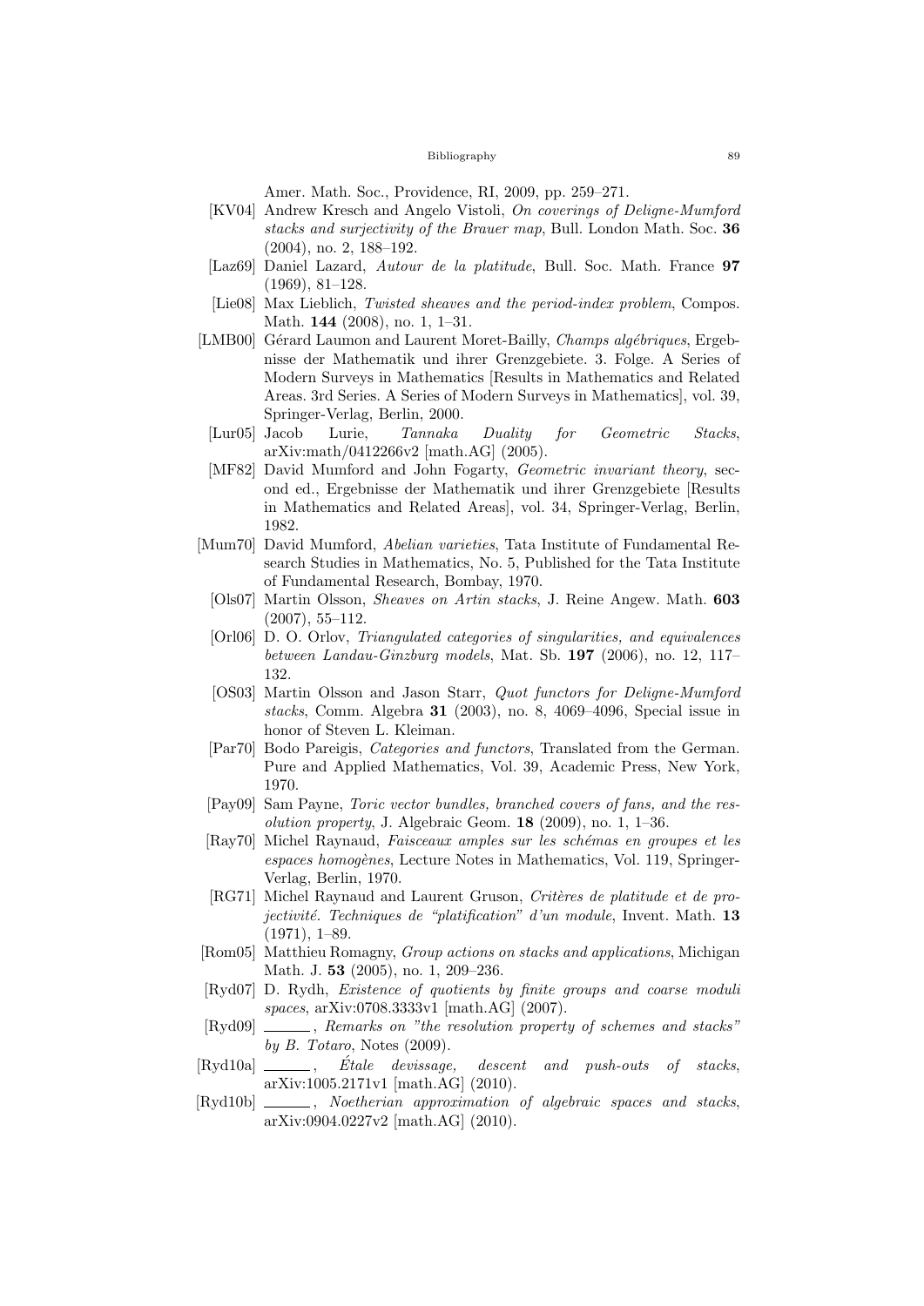Amer. Math. Soc., Providence, RI, 2009, pp. 259–271.

[KV04] Andrew Kresch and Angelo Vistoli, *On coverings of Deligne-Mumford stacks and surjectivity of the Brauer map*, Bull. London Math. Soc. **36** (2004), no. 2, 188–192.

[Laz69] Daniel Lazard, *Autour de la platitude*, Bull. Soc. Math. France **97** (1969), 81–128.

[Lie08] Max Lieblich, *Twisted sheaves and the period-index problem*, Compos. Math. **144** (2008), no. 1, 1–31.

[LMB00] Gérard Laumon and Laurent Moret-Bailly, *Champs algébriques*, Ergebnisse der Mathematik und ihrer Grenzgebiete. 3. Folge. A Series of Modern Surveys in Mathematics [Results in Mathematics and Related Areas. 3rd Series. A Series of Modern Surveys in Mathematics], vol. 39, Springer-Verlag, Berlin, 2000.

[Lur05] Jacob Lurie, *Tannaka Duality for Geometric Stacks*, arXiv:math/0412266v2 [math.AG] (2005).

[MF82] David Mumford and John Fogarty, *Geometric invariant theory*, second ed., Ergebnisse der Mathematik und ihrer Grenzgebiete [Results in Mathematics and Related Areas], vol. 34, Springer-Verlag, Berlin, 1982.

[Mum70] David Mumford, *Abelian varieties*, Tata Institute of Fundamental Research Studies in Mathematics, No. 5, Published for the Tata Institute of Fundamental Research, Bombay, 1970.

[Ols07] Martin Olsson, *Sheaves on Artin stacks*, J. Reine Angew. Math. **603** (2007), 55–112.

[Orl06] D. O. Orlov, *Triangulated categories of singularities, and equivalences between Landau-Ginzburg models*, Mat. Sb. **197** (2006), no. 12, 117–132.

[OS03] Martin Olsson and Jason Starr, *Quot functors for Deligne-Mumford stacks*, Comm. Algebra **31** (2003), no. 8, 4069–4096, Special issue in honor of Steven L. Kleiman.

[Par70] Bodo Pareigis, *Categories and functors*, Translated from the German. Pure and Applied Mathematics, Vol. 39, Academic Press, New York, 1970.

[Pay09] Sam Payne, *Toric vector bundles, branched covers of fans, and the resolution property*, J. Algebraic Geom. **18** (2009), no. 1, 1–36.

[Ray70] Michel Raynaud, *Faisceaux amples sur les schémas en groupes et les espaces homogènes*, Lecture Notes in Mathematics, Vol. 119, Springer-Verlag, Berlin, 1970.

[RG71] Michel Raynaud and Laurent Gruson, *Critères de platitude et de projectivité. Techniques de "platification" d'un module*, Invent. Math. **13** (1971), 1–89.

[Rom05] Matthieu Romagny, *Group actions on stacks and applications*, Michigan Math. J. **53** (2005), no. 1, 209–236.

[Ryd07] D. Rydh, *Existence of quotients by finite groups and coarse moduli spaces*, arXiv:0708.3333v1 [math.AG] (2007).

[Ryd09] ______, *Remarks on "the resolution property of schemes and stacks" by B. Totaro*, Notes (2009).

[Ryd10a] ______, *Étale devissage, descent and push-outs of stacks*, arXiv:1005.2171v1 [math.AG] (2010).

[Ryd10b] ______, *Noetherian approximation of algebraic spaces and stacks*, arXiv:0904.0227v2 [math.AG] (2010).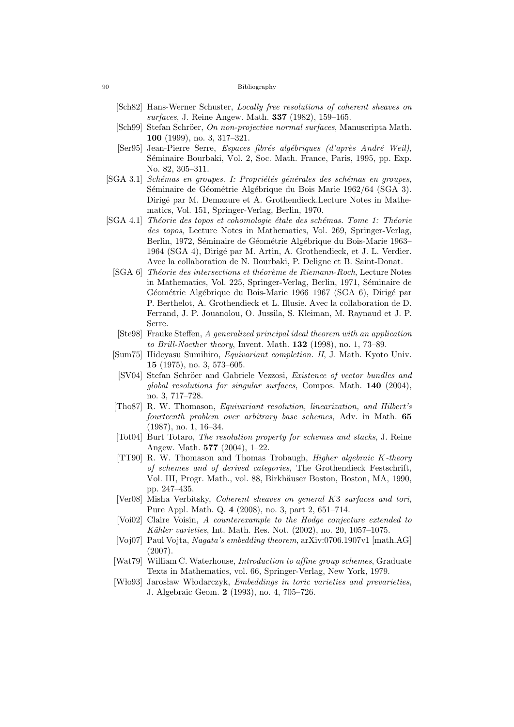[Sch82] Hans-Werner Schuster, *Locally free resolutions of coherent sheaves on surfaces*, J. Reine Angew. Math. **337** (1982), 159–165.

[Sch99] Stefan Schröer, *On non-projective normal surfaces*, Manuscripta Math. **100** (1999), no. 3, 317–321.

[Ser95] Jean-Pierre Serre, *Espaces fibrés algébriques (d'après André Weil)*, Séminaire Bourbaki, Vol. 2, Soc. Math. France, Paris, 1995, pp. Exp. No. 82, 305–311.

[SGA 3.1] *Schémas en groupes. I: Propriétés générales des schémas en groupes*, Séminaire de Géométrie Algébrique du Bois Marie 1962/64 (SGA 3). Dirigé par M. Demazure et A. Grothendieck.Lecture Notes in Mathematics, Vol. 151, Springer-Verlag, Berlin, 1970.

[SGA 4.1] *Théorie des topos et cohomologie étale des schémas. Tome 1: Théorie des topos*, Lecture Notes in Mathematics, Vol. 269, Springer-Verlag, Berlin, 1972, Séminaire de Géométrie Algébrique du Bois-Marie 1963–1964 (SGA 4), Dirigé par M. Artin, A. Grothendieck, et J. L. Verdier. Avec la collaboration de N. Bourbaki, P. Deligne et B. Saint-Donat.

[SGA 6] *Théorie des intersections et théorème de Riemann-Roch*, Lecture Notes in Mathematics, Vol. 225, Springer-Verlag, Berlin, 1971, Séminaire de Géométrie Algébrique du Bois-Marie 1966–1967 (SGA 6), Dirigé par P. Berthelot, A. Grothendieck et L. Illusie. Avec la collaboration de D. Ferrand, J. P. Jouanolou, O. Jussila, S. Kleiman, M. Raynaud et J. P. Serre.

[Ste98] Frauke Steffen, *A generalized principal ideal theorem with an application to Brill-Noether theory*, Invent. Math. **132** (1998), no. 1, 73–89.

[Sum75] Hideyasu Sumihiro, *Equivariant completion. II*, J. Math. Kyoto Univ. **15** (1975), no. 3, 573–605.

[SV04] Stefan Schröer and Gabriele Vezzosi, *Existence of vector bundles and global resolutions for singular surfaces*, Compos. Math. **140** (2004), no. 3, 717–728.

[Tho87] R. W. Thomason, *Equivariant resolution, linearization, and Hilbert's fourteenth problem over arbitrary base schemes*, Adv. in Math. **65** (1987), no. 1, 16–34.

[Tot04] Burt Totaro, *The resolution property for schemes and stacks*, J. Reine Angew. Math. **577** (2004), 1–22.

[TT90] R. W. Thomason and Thomas Trobaugh, *Higher algebraic K-theory of schemes and of derived categories*, The Grothendieck Festschrift, Vol. III, Progr. Math., vol. 88, Birkhäuser Boston, Boston, MA, 1990, pp. 247–435.

[Ver08] Misha Verbitsky, *Coherent sheaves on general K3 surfaces and tori*, Pure Appl. Math. Q. **4** (2008), no. 3, part 2, 651–714.

[Voi02] Claire Voisin, *A counterexample to the Hodge conjecture extended to Kähler varieties*, Int. Math. Res. Not. (2002), no. 20, 1057–1075.

[Voj07] Paul Vojta, *Nagata's embedding theorem*, arXiv:0706.1907v1 [math.AG] (2007).

[Wat79] William C. Waterhouse, *Introduction to affine group schemes*, Graduate Texts in Mathematics, vol. 66, Springer-Verlag, New York, 1979.

[Wło93] Jarosław Włodarczyk, *Embeddings in toric varieties and prevarieties*, J. Algebraic Geom. **2** (1993), no. 4, 705–726.